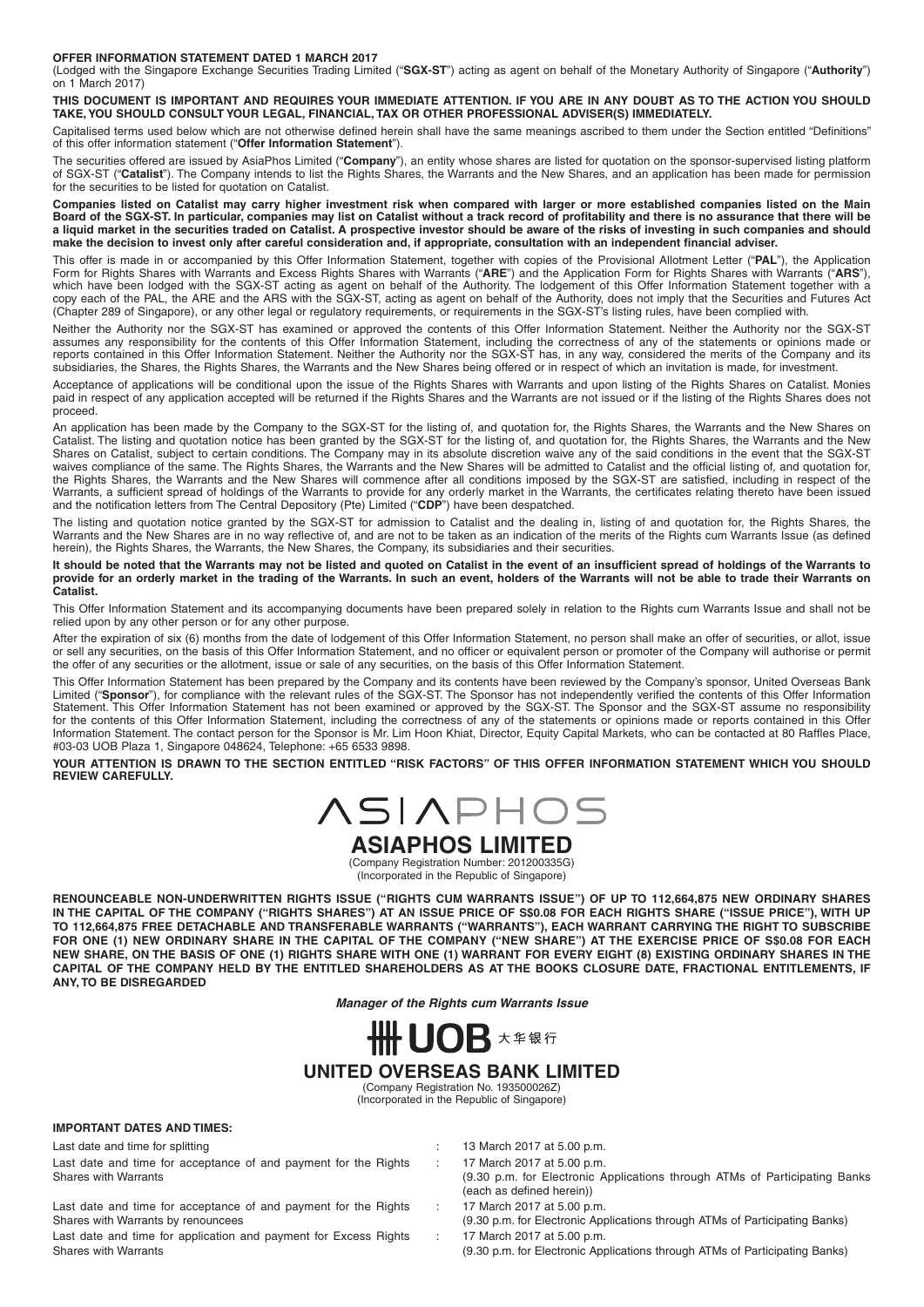**OFFER INFORMATION STATEMENT DATED 1 MARCH 2017**

(Lodged with the Singapore Exchange Securities Trading Limited ("**SGX-ST**") acting as agent on behalf of the Monetary Authority of Singapore ("**Authority**") on 1 March 2017)

**THIS DOCUMENT IS IMPORTANT AND REQUIRES YOUR IMMEDIATE ATTENTION. IF YOU ARE IN ANY DOUBT AS TO THE ACTION YOU SHOULD TAKE, YOU SHOULD CONSULT YOUR LEGAL, FINANCIAL, TAX OR OTHER PROFESSIONAL ADVISER(S) IMMEDIATELY.**

Capitalised terms used below which are not otherwise defined herein shall have the same meanings ascribed to them under the Section entitled "Definitions" of this offer information statement ("**Offer Information Statement**").

The securities offered are issued by AsiaPhos Limited ("**Company**"), an entity whose shares are listed for quotation on the sponsor-supervised listing platform of SGX-ST ("**Catalist**"). The Company intends to list the Rights Shares, the Warrants and the New Shares, and an application has been made for permission for the securities to be listed for quotation on Catalist.

**Companies listed on Catalist may carry higher investment risk when compared with larger or more established companies listed on the Main Board of the SGX-ST. In particular, companies may list on Catalist without a track record of profitability and there is no assurance that there will be a liquid market in the securities traded on Catalist. A prospective investor should be aware of the risks of investing in such companies and should make the decision to invest only after careful consideration and, if appropriate, consultation with an independent financial adviser.**

This offer is made in or accompanied by this Offer Information Statement, together with copies of the Provisional Allotment Letter ("**PAL**"), the Application Form for Rights Shares with Warrants and Excess Rights Shares with Warrants ("**ARE**") and the Application Form for Rights Shares with Warrants ("**ARS**"), which have been lodged with the SGX-ST acting as agent on behalf of the Authority. The lodgement of this Offer Information Statement together with a copy each of the PAL, the ARE and the ARS with the SGX-ST, acting as agent on behalf of the Authority, does not imply that the Securities and Futures Act (Chapter 289 of Singapore), or any other legal or regulatory requirements, or requirements in the SGX-ST's listing rules, have been complied with.

Neither the Authority nor the SGX-ST has examined or approved the contents of this Offer Information Statement. Neither the Authority nor the SGX-ST assumes any responsibility for the contents of this Offer Information Statement, including the correctness of any of the statements or opinions made or reports contained in this Offer Information Statement. Neither the Authority nor the SGX-ST has, in any way, considered the merits of the Company and its subsidiaries, the Shares, the Rights Shares, the Warrants and the New Shares being offered or in respect of which an invitation is made, for investment.

Acceptance of applications will be conditional upon the issue of the Rights Shares with Warrants and upon listing of the Rights Shares on Catalist. Monies paid in respect of any application accepted will be returned if the Rights Shares and the Warrants are not issued or if the listing of the Rights Shares does not proceed.

An application has been made by the Company to the SGX-ST for the listing of, and quotation for, the Rights Shares, the Warrants and the New Shares on Catalist. The listing and quotation notice has been granted by the SGX-ST for the listing of, and quotation for, the Rights Shares, the Warrants and the New Shares on Catalist, subject to certain conditions. The Company may in its absolute discretion waive any of the said conditions in the event that the SGX-ST waives compliance of the same. The Rights Shares, the Warrants and the New Shares will be admitted to Catalist and the official listing of, and quotation for, the Rights Shares, the Warrants and the New Shares will commence after all conditions imposed by the SGX-ST are satisfied, including in respect of the Warrants, a sufficient spread of holdings of the Warrants to provide for any orderly market in the Warrants, the certificates relating thereto have been issued and the notification letters from The Central Depository (Pte) Limited ("**CDP**") have been despatched.

The listing and quotation notice granted by the SGX-ST for admission to Catalist and the dealing in, listing of and quotation for, the Rights Shares, the Warrants and the New Shares are in no way reflective of, and are not to be taken as an indication of the merits of the Rights cum Warrants Issue (as defined herein), the Rights Shares, the Warrants, the New Shares, the Company, its subsidiaries and their securities.

**It should be noted that the Warrants may not be listed and quoted on Catalist in the event of an insufficient spread of holdings of the Warrants to provide for an orderly market in the trading of the Warrants. In such an event, holders of the Warrants will not be able to trade their Warrants on Catalist.**

This Offer Information Statement and its accompanying documents have been prepared solely in relation to the Rights cum Warrants Issue and shall not be relied upon by any other person or for any other purpose.

After the expiration of six (6) months from the date of lodgement of this Offer Information Statement, no person shall make an offer of securities, or allot, issue or sell any securities, on the basis of this Offer Information Statement, and no officer or equivalent person or promoter of the Company will authorise or permit the offer of any securities or the allotment, issue or sale of any securities, on the basis of this Offer Information Statement.

This Offer Information Statement has been prepared by the Company and its contents have been reviewed by the Company's sponsor, United Overseas Bank Limited ("**Sponsor**"), for compliance with the relevant rules of the SGX-ST. The Sponsor has not independently verified the contents of this Offer Information Statement. This Offer Information Statement has not been examined or approved by the SGX-ST. The Sponsor and the SGX-ST assume no responsibility for the contents of this Offer Information Statement, including the correctness of any of the statements or opinions made or reports contained in this Offer Information Statement. The contact person for the Sponsor is Mr. Lim Hoon Khiat, Director, Equity Capital Markets, who can be contacted at 80 Raffles Place, #03-03 UOB Plaza 1, Singapore 048624, Telephone: +65 6533 9898.

**YOUR ATTENTION IS DRAWN TO THE SECTION ENTITLED "RISK FACTORS" OF THIS OFFER INFORMATION STATEMENT WHICH YOU SHOULD REVIEW CAREFULLY.**

ASIAPHOS

# ASIAPHOS LIMITED

(Company Registration Number: 201200335G)
(Incorporated in the Republic of Singapore)

**RENOUNCEABLE NON-UNDERWRITTEN RIGHTS ISSUE ("RIGHTS CUM WARRANTS ISSUE") OF UP TO 112,664,875 NEW ORDINARY SHARES IN THE CAPITAL OF THE COMPANY ("RIGHTS SHARES") AT AN ISSUE PRICE OF S$0.08 FOR EACH RIGHTS SHARE ("ISSUE PRICE"), WITH UP TO 112,664,875 FREE DETACHABLE AND TRANSFERABLE WARRANTS ("WARRANTS"), EACH WARRANT CARRYING THE RIGHT TO SUBSCRIBE FOR ONE (1) NEW ORDINARY SHARE IN THE CAPITAL OF THE COMPANY ("NEW SHARE") AT THE EXERCISE PRICE OF S$0.08 FOR EACH NEW SHARE, ON THE BASIS OF ONE (1) RIGHTS SHARE WITH ONE (1) WARRANT FOR EVERY EIGHT (8) EXISTING ORDINARY SHARES IN THE CAPITAL OF THE COMPANY HELD BY THE ENTITLED SHAREHOLDERS AS AT THE BOOKS CLOSURE DATE, FRACTIONAL ENTITLEMENTS, IF ANY, TO BE DISREGARDED**

***Manager of the Rights cum Warrants Issue***

UOB 大华银行

## UNITED OVERSEAS BANK LIMITED

(Company Registration No. 193500026Z)
(Incorporated in the Republic of Singapore)

**IMPORTANT DATES AND TIMES:**

| | | |
|---|---|---|
| Last date and time for splitting | : | 13 March 2017 at 5.00 p.m. |
| Last date and time for acceptance of and payment for the Rights Shares with Warrants | : | 17 March 2017 at 5.00 p.m. (9.30 p.m. for Electronic Applications through ATMs of Participating Banks (each as defined herein)) |
| Last date and time for acceptance of and payment for the Rights Shares with Warrants by renouncees | : | 17 March 2017 at 5.00 p.m. (9.30 p.m. for Electronic Applications through ATMs of Participating Banks) |
| Last date and time for application and payment for Excess Rights Shares with Warrants | : | 17 March 2017 at 5.00 p.m. (9.30 p.m. for Electronic Applications through ATMs of Participating Banks) |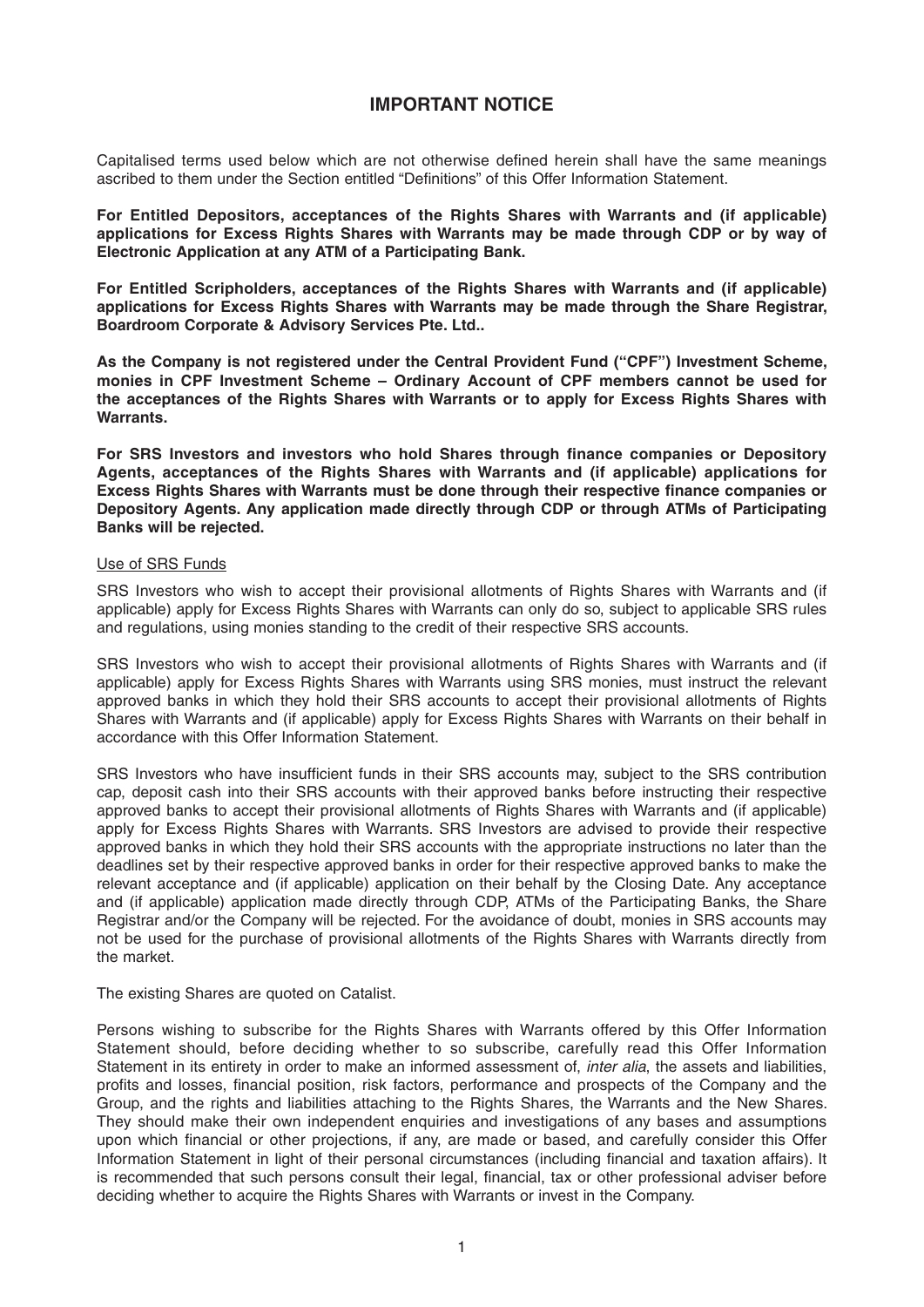# IMPORTANT NOTICE

Capitalised terms used below which are not otherwise defined herein shall have the same meanings ascribed to them under the Section entitled "Definitions" of this Offer Information Statement.

**For Entitled Depositors, acceptances of the Rights Shares with Warrants and (if applicable) applications for Excess Rights Shares with Warrants may be made through CDP or by way of Electronic Application at any ATM of a Participating Bank.**

**For Entitled Scripholders, acceptances of the Rights Shares with Warrants and (if applicable) applications for Excess Rights Shares with Warrants may be made through the Share Registrar, Boardroom Corporate & Advisory Services Pte. Ltd..**

**As the Company is not registered under the Central Provident Fund ("CPF") Investment Scheme, monies in CPF Investment Scheme – Ordinary Account of CPF members cannot be used for the acceptances of the Rights Shares with Warrants or to apply for Excess Rights Shares with Warrants.**

**For SRS Investors and investors who hold Shares through finance companies or Depository Agents, acceptances of the Rights Shares with Warrants and (if applicable) applications for Excess Rights Shares with Warrants must be done through their respective finance companies or Depository Agents. Any application made directly through CDP or through ATMs of Participating Banks will be rejected.**

Use of SRS Funds

SRS Investors who wish to accept their provisional allotments of Rights Shares with Warrants and (if applicable) apply for Excess Rights Shares with Warrants can only do so, subject to applicable SRS rules and regulations, using monies standing to the credit of their respective SRS accounts.

SRS Investors who wish to accept their provisional allotments of Rights Shares with Warrants and (if applicable) apply for Excess Rights Shares with Warrants using SRS monies, must instruct the relevant approved banks in which they hold their SRS accounts to accept their provisional allotments of Rights Shares with Warrants and (if applicable) apply for Excess Rights Shares with Warrants on their behalf in accordance with this Offer Information Statement.

SRS Investors who have insufficient funds in their SRS accounts may, subject to the SRS contribution cap, deposit cash into their SRS accounts with their approved banks before instructing their respective approved banks to accept their provisional allotments of Rights Shares with Warrants and (if applicable) apply for Excess Rights Shares with Warrants. SRS Investors are advised to provide their respective approved banks in which they hold their SRS accounts with the appropriate instructions no later than the deadlines set by their respective approved banks in order for their respective approved banks to make the relevant acceptance and (if applicable) application on their behalf by the Closing Date. Any acceptance and (if applicable) application made directly through CDP, ATMs of the Participating Banks, the Share Registrar and/or the Company will be rejected. For the avoidance of doubt, monies in SRS accounts may not be used for the purchase of provisional allotments of the Rights Shares with Warrants directly from the market.

The existing Shares are quoted on Catalist.

Persons wishing to subscribe for the Rights Shares with Warrants offered by this Offer Information Statement should, before deciding whether to so subscribe, carefully read this Offer Information Statement in its entirety in order to make an informed assessment of, *inter alia*, the assets and liabilities, profits and losses, financial position, risk factors, performance and prospects of the Company and the Group, and the rights and liabilities attaching to the Rights Shares, the Warrants and the New Shares. They should make their own independent enquiries and investigations of any bases and assumptions upon which financial or other projections, if any, are made or based, and carefully consider this Offer Information Statement in light of their personal circumstances (including financial and taxation affairs). It is recommended that such persons consult their legal, financial, tax or other professional adviser before deciding whether to acquire the Rights Shares with Warrants or invest in the Company.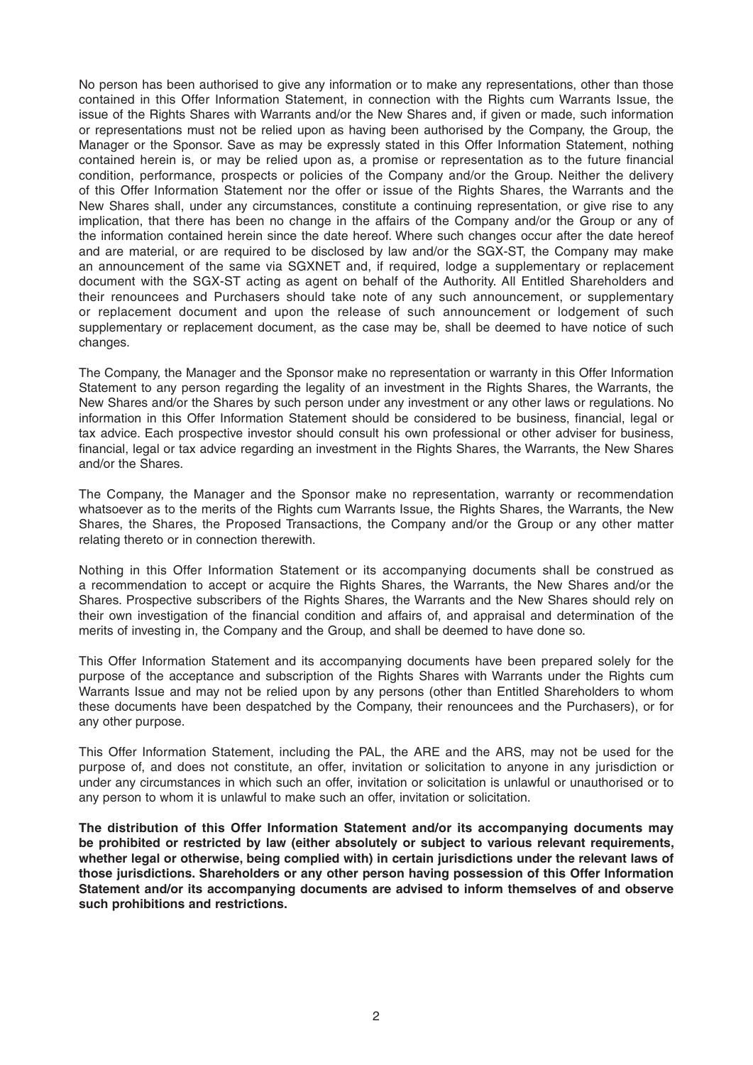No person has been authorised to give any information or to make any representations, other than those contained in this Offer Information Statement, in connection with the Rights cum Warrants Issue, the issue of the Rights Shares with Warrants and/or the New Shares and, if given or made, such information or representations must not be relied upon as having been authorised by the Company, the Group, the Manager or the Sponsor. Save as may be expressly stated in this Offer Information Statement, nothing contained herein is, or may be relied upon as, a promise or representation as to the future financial condition, performance, prospects or policies of the Company and/or the Group. Neither the delivery of this Offer Information Statement nor the offer or issue of the Rights Shares, the Warrants and the New Shares shall, under any circumstances, constitute a continuing representation, or give rise to any implication, that there has been no change in the affairs of the Company and/or the Group or any of the information contained herein since the date hereof. Where such changes occur after the date hereof and are material, or are required to be disclosed by law and/or the SGX-ST, the Company may make an announcement of the same via SGXNET and, if required, lodge a supplementary or replacement document with the SGX-ST acting as agent on behalf of the Authority. All Entitled Shareholders and their renouncees and Purchasers should take note of any such announcement, or supplementary or replacement document and upon the release of such announcement or lodgement of such supplementary or replacement document, as the case may be, shall be deemed to have notice of such changes.

The Company, the Manager and the Sponsor make no representation or warranty in this Offer Information Statement to any person regarding the legality of an investment in the Rights Shares, the Warrants, the New Shares and/or the Shares by such person under any investment or any other laws or regulations. No information in this Offer Information Statement should be considered to be business, financial, legal or tax advice. Each prospective investor should consult his own professional or other adviser for business, financial, legal or tax advice regarding an investment in the Rights Shares, the Warrants, the New Shares and/or the Shares.

The Company, the Manager and the Sponsor make no representation, warranty or recommendation whatsoever as to the merits of the Rights cum Warrants Issue, the Rights Shares, the Warrants, the New Shares, the Shares, the Proposed Transactions, the Company and/or the Group or any other matter relating thereto or in connection therewith.

Nothing in this Offer Information Statement or its accompanying documents shall be construed as a recommendation to accept or acquire the Rights Shares, the Warrants, the New Shares and/or the Shares. Prospective subscribers of the Rights Shares, the Warrants and the New Shares should rely on their own investigation of the financial condition and affairs of, and appraisal and determination of the merits of investing in, the Company and the Group, and shall be deemed to have done so.

This Offer Information Statement and its accompanying documents have been prepared solely for the purpose of the acceptance and subscription of the Rights Shares with Warrants under the Rights cum Warrants Issue and may not be relied upon by any persons (other than Entitled Shareholders to whom these documents have been despatched by the Company, their renouncees and the Purchasers), or for any other purpose.

This Offer Information Statement, including the PAL, the ARE and the ARS, may not be used for the purpose of, and does not constitute, an offer, invitation or solicitation to anyone in any jurisdiction or under any circumstances in which such an offer, invitation or solicitation is unlawful or unauthorised or to any person to whom it is unlawful to make such an offer, invitation or solicitation.

**The distribution of this Offer Information Statement and/or its accompanying documents may be prohibited or restricted by law (either absolutely or subject to various relevant requirements, whether legal or otherwise, being complied with) in certain jurisdictions under the relevant laws of those jurisdictions. Shareholders or any other person having possession of this Offer Information Statement and/or its accompanying documents are advised to inform themselves of and observe such prohibitions and restrictions.**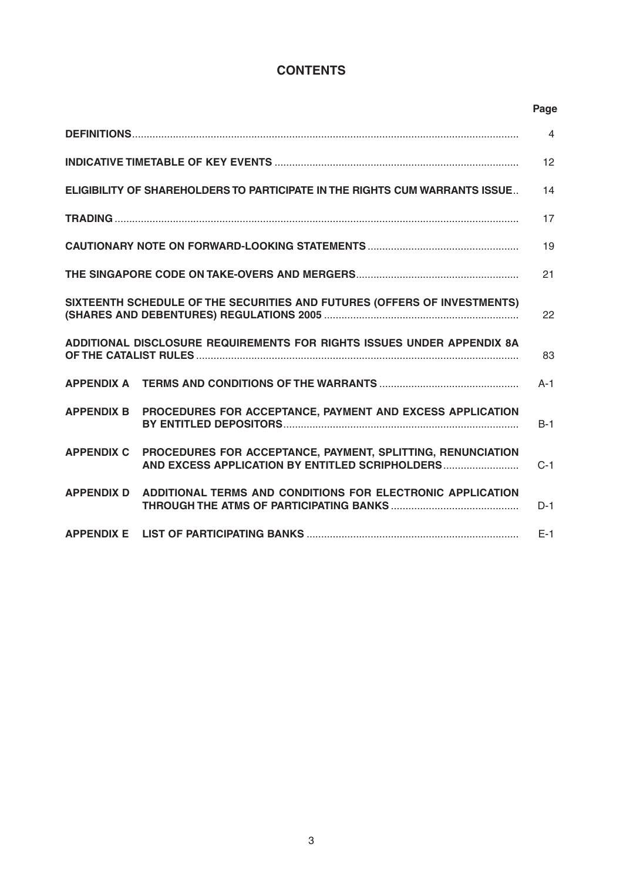# CONTENTS

| | | Page |
|---|---|---|
| **DEFINITIONS** | | 4 |
| **INDICATIVE TIMETABLE OF KEY EVENTS** | | 12 |
| **ELIGIBILITY OF SHAREHOLDERS TO PARTICIPATE IN THE RIGHTS CUM WARRANTS ISSUE** | | 14 |
| **TRADING** | | 17 |
| **CAUTIONARY NOTE ON FORWARD-LOOKING STATEMENTS** | | 19 |
| **THE SINGAPORE CODE ON TAKE-OVERS AND MERGERS** | | 21 |
| **SIXTEENTH SCHEDULE OF THE SECURITIES AND FUTURES (OFFERS OF INVESTMENTS) (SHARES AND DEBENTURES) REGULATIONS 2005** | | 22 |
| **ADDITIONAL DISCLOSURE REQUIREMENTS FOR RIGHTS ISSUES UNDER APPENDIX 8A OF THE CATALIST RULES** | | 83 |
| **APPENDIX A** | **TERMS AND CONDITIONS OF THE WARRANTS** | A-1 |
| **APPENDIX B** | **PROCEDURES FOR ACCEPTANCE, PAYMENT AND EXCESS APPLICATION BY ENTITLED DEPOSITORS** | B-1 |
| **APPENDIX C** | **PROCEDURES FOR ACCEPTANCE, PAYMENT, SPLITTING, RENUNCIATION AND EXCESS APPLICATION BY ENTITLED SCRIPHOLDERS** | C-1 |
| **APPENDIX D** | **ADDITIONAL TERMS AND CONDITIONS FOR ELECTRONIC APPLICATION THROUGH THE ATMS OF PARTICIPATING BANKS** | D-1 |
| **APPENDIX E** | **LIST OF PARTICIPATING BANKS** | E-1 |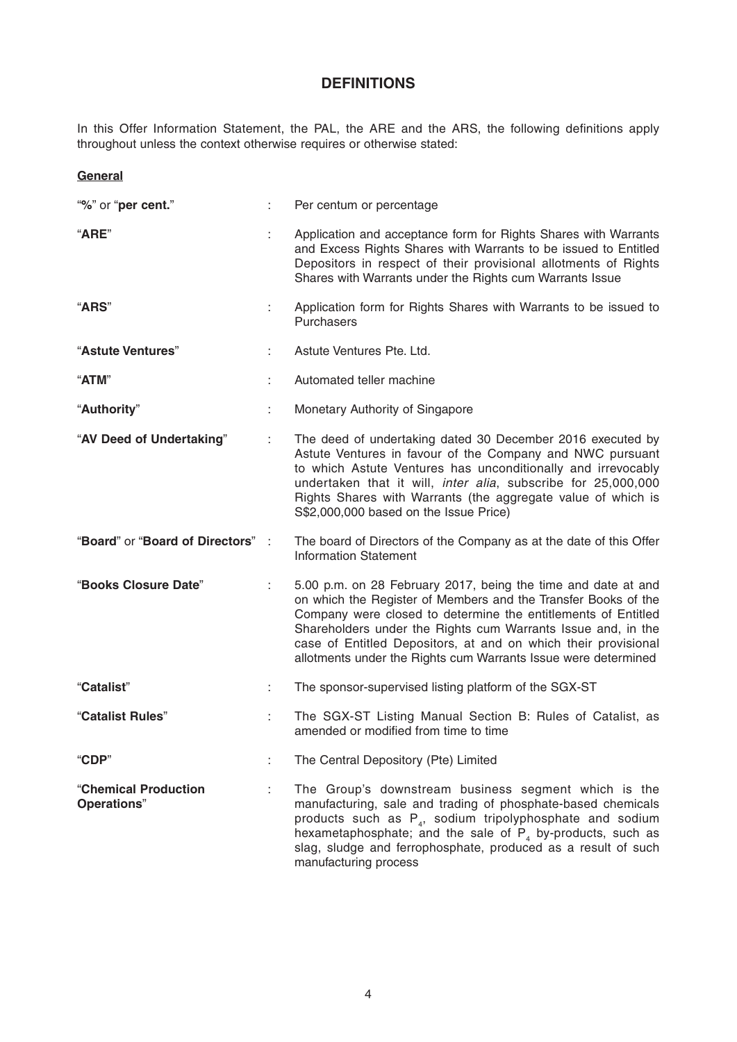# DEFINITIONS

In this Offer Information Statement, the PAL, the ARE and the ARS, the following definitions apply throughout unless the context otherwise requires or otherwise stated:

**General**

| | | |
|---|---|---|
| "**%**" or "**per cent.**" | : | Per centum or percentage |
| "**ARE**" | : | Application and acceptance form for Rights Shares with Warrants and Excess Rights Shares with Warrants to be issued to Entitled Depositors in respect of their provisional allotments of Rights Shares with Warrants under the Rights cum Warrants Issue |
| "**ARS**" | : | Application form for Rights Shares with Warrants to be issued to Purchasers |
| "**Astute Ventures**" | : | Astute Ventures Pte. Ltd. |
| "**ATM**" | : | Automated teller machine |
| "**Authority**" | : | Monetary Authority of Singapore |
| "**AV Deed of Undertaking**" | : | The deed of undertaking dated 30 December 2016 executed by Astute Ventures in favour of the Company and NWC pursuant to which Astute Ventures has unconditionally and irrevocably undertaken that it will, *inter alia*, subscribe for 25,000,000 Rights Shares with Warrants (the aggregate value of which is S$2,000,000 based on the Issue Price) |
| "**Board**" or "**Board of Directors**" | : | The board of Directors of the Company as at the date of this Offer Information Statement |
| "**Books Closure Date**" | : | 5.00 p.m. on 28 February 2017, being the time and date at and on which the Register of Members and the Transfer Books of the Company were closed to determine the entitlements of Entitled Shareholders under the Rights cum Warrants Issue and, in the case of Entitled Depositors, at and on which their provisional allotments under the Rights cum Warrants Issue were determined |
| "**Catalist**" | : | The sponsor-supervised listing platform of the SGX-ST |
| "**Catalist Rules**" | : | The SGX-ST Listing Manual Section B: Rules of Catalist, as amended or modified from time to time |
| "**CDP**" | : | The Central Depository (Pte) Limited |
| "**Chemical Production Operations**" | : | The Group's downstream business segment which is the manufacturing, sale and trading of phosphate-based chemicals products such as $P_4$, sodium tripolyphosphate and sodium hexametaphosphate; and the sale of $P_4$ by-products, such as slag, sludge and ferrophosphate, produced as a result of such manufacturing process |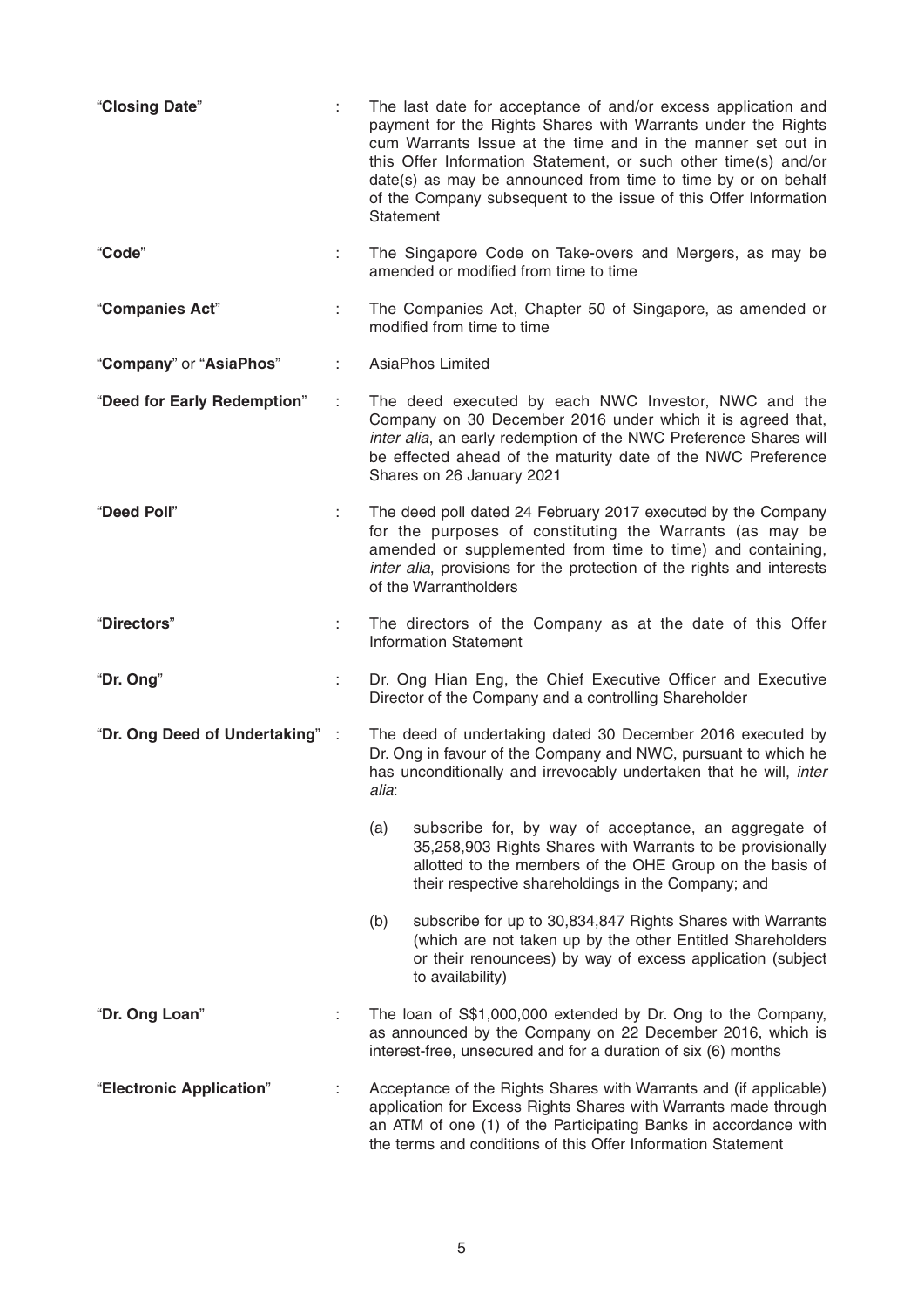| | | |
|---|---|---|
| "**Closing Date**" | : | The last date for acceptance of and/or excess application and payment for the Rights Shares with Warrants under the Rights cum Warrants Issue at the time and in the manner set out in this Offer Information Statement, or such other time(s) and/or date(s) as may be announced from time to time by or on behalf of the Company subsequent to the issue of this Offer Information Statement |
| "**Code**" | : | The Singapore Code on Take-overs and Mergers, as may be amended or modified from time to time |
| "**Companies Act**" | : | The Companies Act, Chapter 50 of Singapore, as amended or modified from time to time |
| "**Company**" or "**AsiaPhos**" | : | AsiaPhos Limited |
| "**Deed for Early Redemption**" | : | The deed executed by each NWC Investor, NWC and the Company on 30 December 2016 under which it is agreed that, *inter alia*, an early redemption of the NWC Preference Shares will be effected ahead of the maturity date of the NWC Preference Shares on 26 January 2021 |
| "**Deed Poll**" | : | The deed poll dated 24 February 2017 executed by the Company for the purposes of constituting the Warrants (as may be amended or supplemented from time to time) and containing, *inter alia*, provisions for the protection of the rights and interests of the Warrantholders |
| "**Directors**" | : | The directors of the Company as at the date of this Offer Information Statement |
| "**Dr. Ong**" | : | Dr. Ong Hian Eng, the Chief Executive Officer and Executive Director of the Company and a controlling Shareholder |
| "**Dr. Ong Deed of Undertaking**" | : | The deed of undertaking dated 30 December 2016 executed by Dr. Ong in favour of the Company and NWC, pursuant to which he has unconditionally and irrevocably undertaken that he will, *inter alia*:<br><br>(a) subscribe for, by way of acceptance, an aggregate of 35,258,903 Rights Shares with Warrants to be provisionally allotted to the members of the OHE Group on the basis of their respective shareholdings in the Company; and<br><br>(b) subscribe for up to 30,834,847 Rights Shares with Warrants (which are not taken up by the other Entitled Shareholders or their renouncees) by way of excess application (subject to availability) |
| "**Dr. Ong Loan**" | : | The loan of S$1,000,000 extended by Dr. Ong to the Company, as announced by the Company on 22 December 2016, which is interest-free, unsecured and for a duration of six (6) months |
| "**Electronic Application**" | : | Acceptance of the Rights Shares with Warrants and (if applicable) application for Excess Rights Shares with Warrants made through an ATM of one (1) of the Participating Banks in accordance with the terms and conditions of this Offer Information Statement |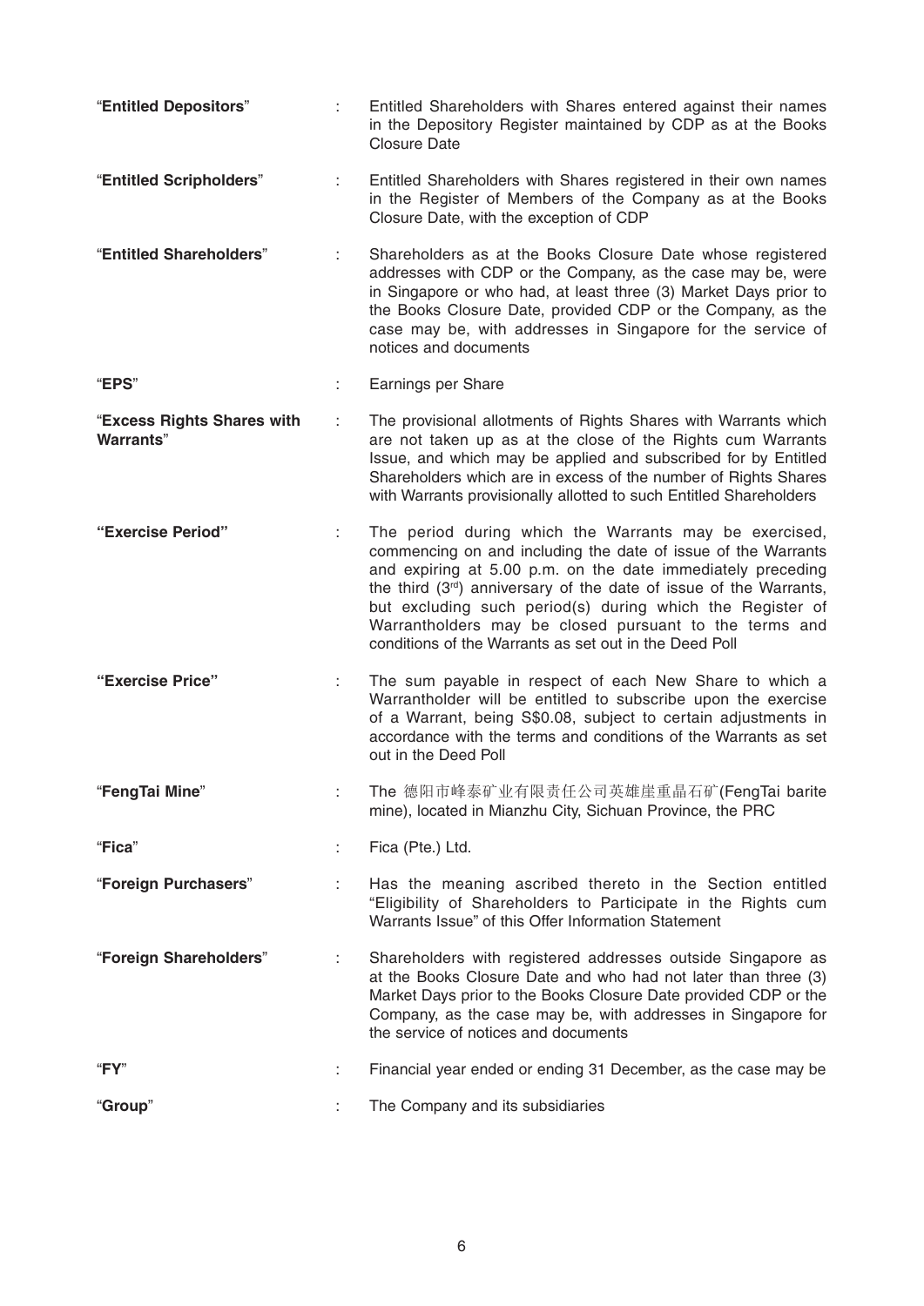| | | |
|---|---|---|
| "**Entitled Depositors**" | : | Entitled Shareholders with Shares entered against their names in the Depository Register maintained by CDP as at the Books Closure Date |
| "**Entitled Scripholders**" | : | Entitled Shareholders with Shares registered in their own names in the Register of Members of the Company as at the Books Closure Date, with the exception of CDP |
| "**Entitled Shareholders**" | : | Shareholders as at the Books Closure Date whose registered addresses with CDP or the Company, as the case may be, were in Singapore or who had, at least three (3) Market Days prior to the Books Closure Date, provided CDP or the Company, as the case may be, with addresses in Singapore for the service of notices and documents |
| "**EPS**" | : | Earnings per Share |
| "**Excess Rights Shares with Warrants**" | : | The provisional allotments of Rights Shares with Warrants which are not taken up as at the close of the Rights cum Warrants Issue, and which may be applied and subscribed for by Entitled Shareholders which are in excess of the number of Rights Shares with Warrants provisionally allotted to such Entitled Shareholders |
| "**Exercise Period**" | : | The period during which the Warrants may be exercised, commencing on and including the date of issue of the Warrants and expiring at 5.00 p.m. on the date immediately preceding the third (3rd) anniversary of the date of issue of the Warrants, but excluding such period(s) during which the Register of Warrantholders may be closed pursuant to the terms and conditions of the Warrants as set out in the Deed Poll |
| "**Exercise Price**" | : | The sum payable in respect of each New Share to which a Warrantholder will be entitled to subscribe upon the exercise of a Warrant, being S$0.08, subject to certain adjustments in accordance with the terms and conditions of the Warrants as set out in the Deed Poll |
| "**FengTai Mine**" | : | The 德阳市峰泰矿业有限责任公司英雄崖重晶石矿(FengTai barite mine), located in Mianzhu City, Sichuan Province, the PRC |
| "**Fica**" | : | Fica (Pte.) Ltd. |
| "**Foreign Purchasers**" | : | Has the meaning ascribed thereto in the Section entitled "Eligibility of Shareholders to Participate in the Rights cum Warrants Issue" of this Offer Information Statement |
| "**Foreign Shareholders**" | : | Shareholders with registered addresses outside Singapore as at the Books Closure Date and who had not later than three (3) Market Days prior to the Books Closure Date provided CDP or the Company, as the case may be, with addresses in Singapore for the service of notices and documents |
| "**FY**" | : | Financial year ended or ending 31 December, as the case may be |
| "**Group**" | : | The Company and its subsidiaries |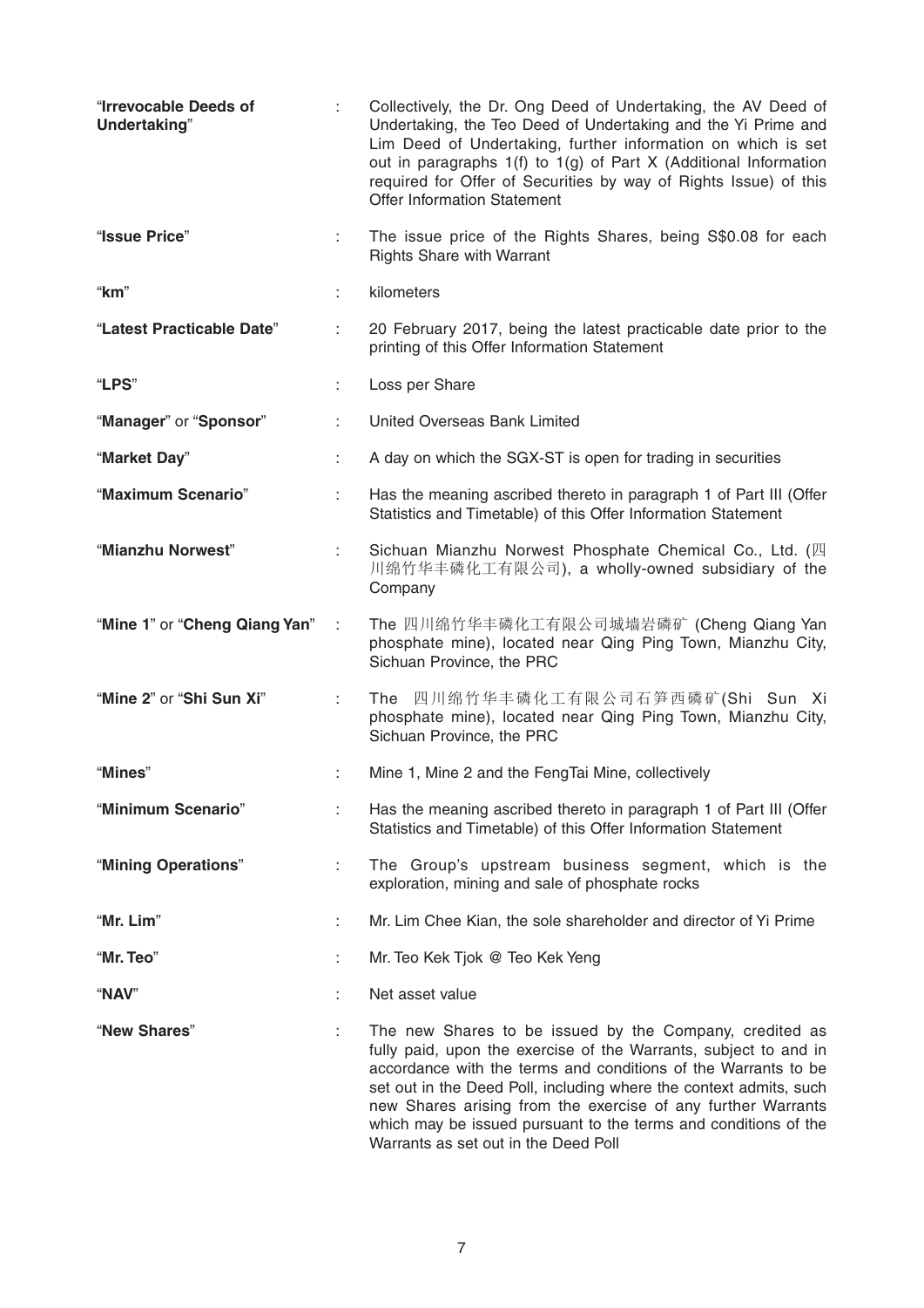| | | |
|---|---|---|
| "**Irrevocable Deeds of Undertaking**" | : | Collectively, the Dr. Ong Deed of Undertaking, the AV Deed of Undertaking, the Teo Deed of Undertaking and the Yi Prime and Lim Deed of Undertaking, further information on which is set out in paragraphs 1(f) to 1(g) of Part X (Additional Information required for Offer of Securities by way of Rights Issue) of this Offer Information Statement |
| "**Issue Price**" | : | The issue price of the Rights Shares, being S$0.08 for each Rights Share with Warrant |
| "**km**" | : | kilometers |
| "**Latest Practicable Date**" | : | 20 February 2017, being the latest practicable date prior to the printing of this Offer Information Statement |
| "**LPS**" | : | Loss per Share |
| "**Manager**" or "**Sponsor**" | : | United Overseas Bank Limited |
| "**Market Day**" | : | A day on which the SGX-ST is open for trading in securities |
| "**Maximum Scenario**" | : | Has the meaning ascribed thereto in paragraph 1 of Part III (Offer Statistics and Timetable) of this Offer Information Statement |
| "**Mianzhu Norwest**" | : | Sichuan Mianzhu Norwest Phosphate Chemical Co., Ltd. (四川绵竹华丰磷化工有限公司), a wholly-owned subsidiary of the Company |
| "**Mine 1**" or "**Cheng Qiang Yan**" | : | The 四川绵竹华丰磷化工有限公司城墙岩磷矿 (Cheng Qiang Yan phosphate mine), located near Qing Ping Town, Mianzhu City, Sichuan Province, the PRC |
| "**Mine 2**" or "**Shi Sun Xi**" | : | The 四川绵竹华丰磷化工有限公司石笋西磷矿(Shi Sun Xi phosphate mine), located near Qing Ping Town, Mianzhu City, Sichuan Province, the PRC |
| "**Mines**" | : | Mine 1, Mine 2 and the FengTai Mine, collectively |
| "**Minimum Scenario**" | : | Has the meaning ascribed thereto in paragraph 1 of Part III (Offer Statistics and Timetable) of this Offer Information Statement |
| "**Mining Operations**" | : | The Group's upstream business segment, which is the exploration, mining and sale of phosphate rocks |
| "**Mr. Lim**" | : | Mr. Lim Chee Kian, the sole shareholder and director of Yi Prime |
| "**Mr. Teo**" | : | Mr. Teo Kek Tjok @ Teo Kek Yeng |
| "**NAV**" | : | Net asset value |
| "**New Shares**" | : | The new Shares to be issued by the Company, credited as fully paid, upon the exercise of the Warrants, subject to and in accordance with the terms and conditions of the Warrants to be set out in the Deed Poll, including where the context admits, such new Shares arising from the exercise of any further Warrants which may be issued pursuant to the terms and conditions of the Warrants as set out in the Deed Poll |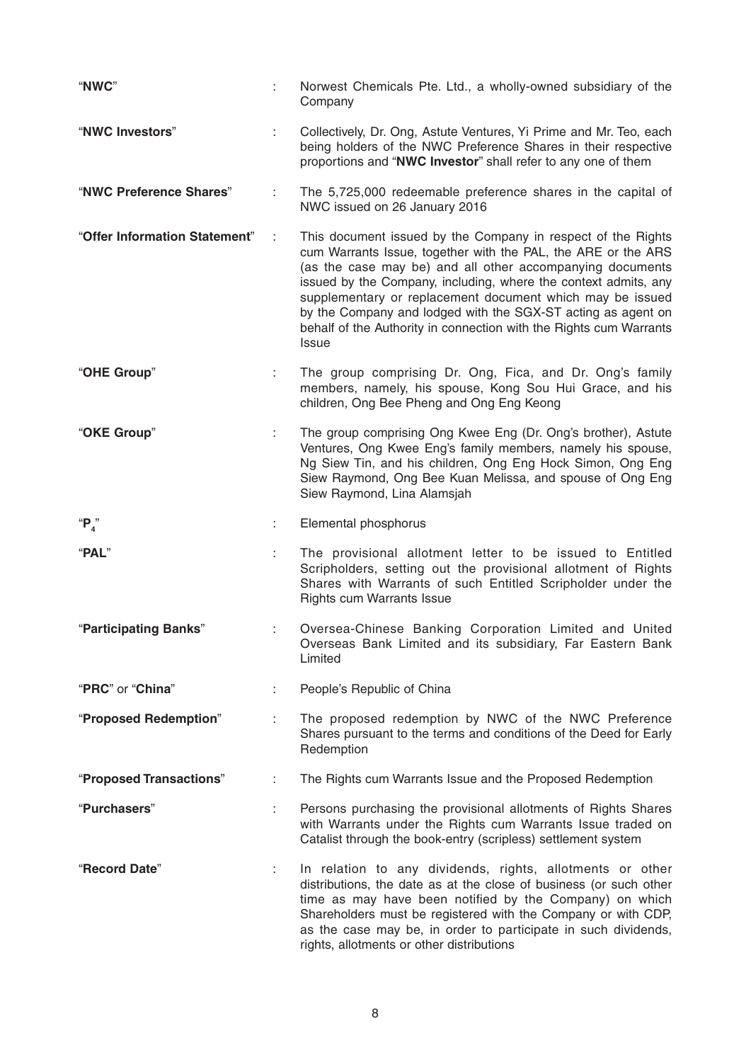| | | |
|---|---|---|
| "**NWC**" | : | Norwest Chemicals Pte. Ltd., a wholly-owned subsidiary of the Company |
| "**NWC Investors**" | : | Collectively, Dr. Ong, Astute Ventures, Yi Prime and Mr. Teo, each being holders of the NWC Preference Shares in their respective proportions and "**NWC Investor**" shall refer to any one of them |
| "**NWC Preference Shares**" | : | The 5,725,000 redeemable preference shares in the capital of NWC issued on 26 January 2016 |
| "**Offer Information Statement**" | : | This document issued by the Company in respect of the Rights cum Warrants Issue, together with the PAL, the ARE or the ARS (as the case may be) and all other accompanying documents issued by the Company, including, where the context admits, any supplementary or replacement document which may be issued by the Company and lodged with the SGX-ST acting as agent on behalf of the Authority in connection with the Rights cum Warrants Issue |
| "**OHE Group**" | : | The group comprising Dr. Ong, Fica, and Dr. Ong's family members, namely, his spouse, Kong Sou Hui Grace, and his children, Ong Bee Pheng and Ong Eng Keong |
| "**OKE Group**" | : | The group comprising Ong Kwee Eng (Dr. Ong's brother), Astute Ventures, Ong Kwee Eng's family members, namely his spouse, Ng Siew Tin, and his children, Ong Eng Hock Simon, Ong Eng Siew Raymond, Ong Bee Kuan Melissa, and spouse of Ong Eng Siew Raymond, Lina Alamsjah |
| "**$P_4$**" | : | Elemental phosphorus |
| "**PAL**" | : | The provisional allotment letter to be issued to Entitled Scripholders, setting out the provisional allotment of Rights Shares with Warrants of such Entitled Scripholder under the Rights cum Warrants Issue |
| "**Participating Banks**" | : | Oversea-Chinese Banking Corporation Limited and United Overseas Bank Limited and its subsidiary, Far Eastern Bank Limited |
| "**PRC**" or "**China**" | : | People's Republic of China |
| "**Proposed Redemption**" | : | The proposed redemption by NWC of the NWC Preference Shares pursuant to the terms and conditions of the Deed for Early Redemption |
| "**Proposed Transactions**" | : | The Rights cum Warrants Issue and the Proposed Redemption |
| "**Purchasers**" | : | Persons purchasing the provisional allotments of Rights Shares with Warrants under the Rights cum Warrants Issue traded on Catalist through the book-entry (scripless) settlement system |
| "**Record Date**" | : | In relation to any dividends, rights, allotments or other distributions, the date as at the close of business (or such other time as may have been notified by the Company) on which Shareholders must be registered with the Company or with CDP, as the case may be, in order to participate in such dividends, rights, allotments or other distributions |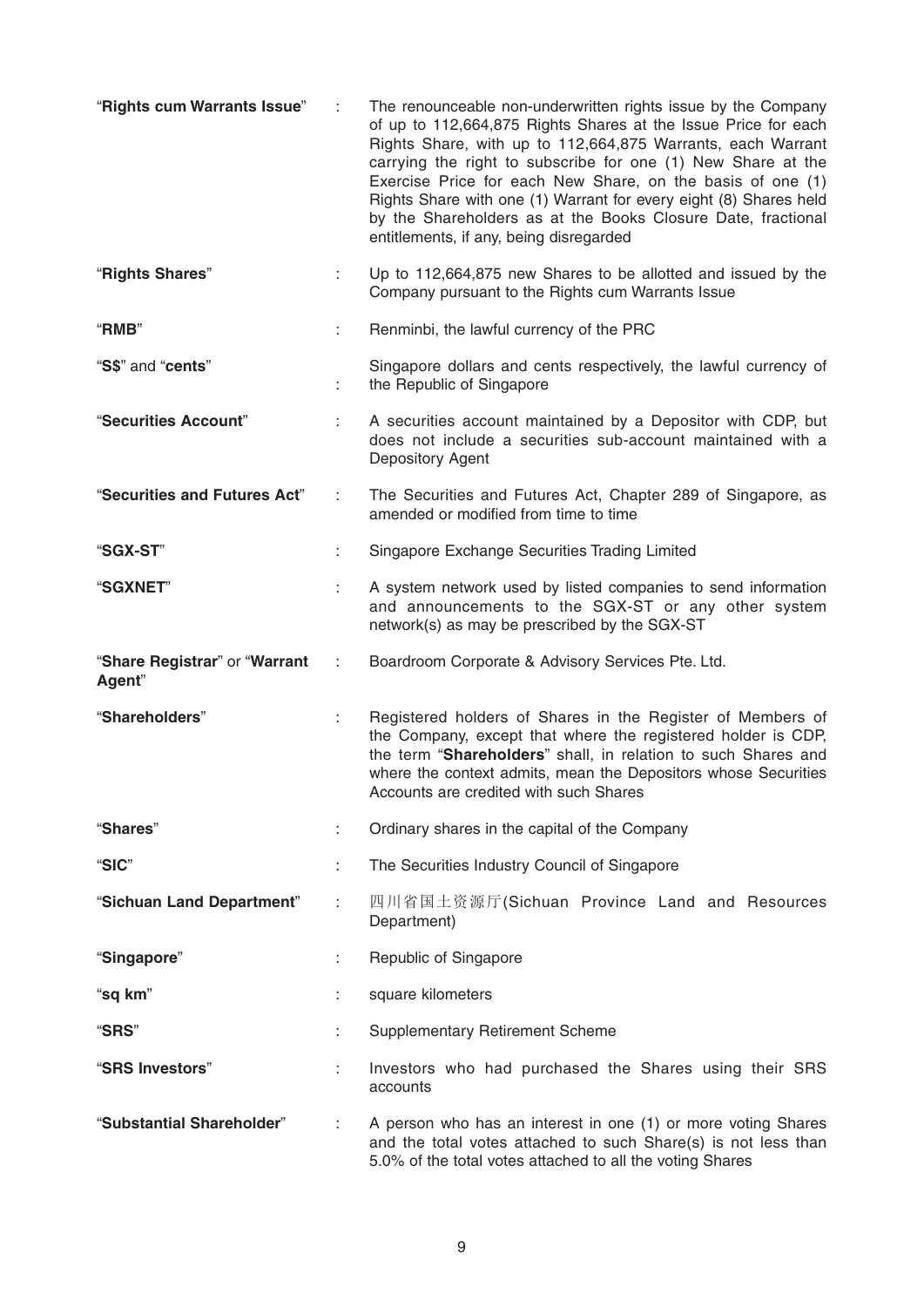| | | |
|---|---|---|
| "**Rights cum Warrants Issue**" | : | The renounceable non-underwritten rights issue by the Company of up to 112,664,875 Rights Shares at the Issue Price for each Rights Share, with up to 112,664,875 Warrants, each Warrant carrying the right to subscribe for one (1) New Share at the Exercise Price for each New Share, on the basis of one (1) Rights Share with one (1) Warrant for every eight (8) Shares held by the Shareholders as at the Books Closure Date, fractional entitlements, if any, being disregarded |
| "**Rights Shares**" | : | Up to 112,664,875 new Shares to be allotted and issued by the Company pursuant to the Rights cum Warrants Issue |
| "**RMB**" | : | Renminbi, the lawful currency of the PRC |
| "**S$**" and "**cents**" | : | Singapore dollars and cents respectively, the lawful currency of the Republic of Singapore |
| "**Securities Account**" | : | A securities account maintained by a Depositor with CDP, but does not include a securities sub-account maintained with a Depository Agent |
| "**Securities and Futures Act**" | : | The Securities and Futures Act, Chapter 289 of Singapore, as amended or modified from time to time |
| "**SGX-ST**" | : | Singapore Exchange Securities Trading Limited |
| "**SGXNET**" | : | A system network used by listed companies to send information and announcements to the SGX-ST or any other system network(s) as may be prescribed by the SGX-ST |
| "**Share Registrar**" or "**Warrant Agent**" | : | Boardroom Corporate & Advisory Services Pte. Ltd. |
| "**Shareholders**" | : | Registered holders of Shares in the Register of Members of the Company, except that where the registered holder is CDP, the term "**Shareholders**" shall, in relation to such Shares and where the context admits, mean the Depositors whose Securities Accounts are credited with such Shares |
| "**Shares**" | : | Ordinary shares in the capital of the Company |
| "**SIC**" | : | The Securities Industry Council of Singapore |
| "**Sichuan Land Department**" | : | 四川省国土资源厅(Sichuan Province Land and Resources Department) |
| "**Singapore**" | : | Republic of Singapore |
| "**sq km**" | : | square kilometers |
| "**SRS**" | : | Supplementary Retirement Scheme |
| "**SRS Investors**" | : | Investors who had purchased the Shares using their SRS accounts |
| "**Substantial Shareholder**" | : | A person who has an interest in one (1) or more voting Shares and the total votes attached to such Share(s) is not less than 5.0% of the total votes attached to all the voting Shares |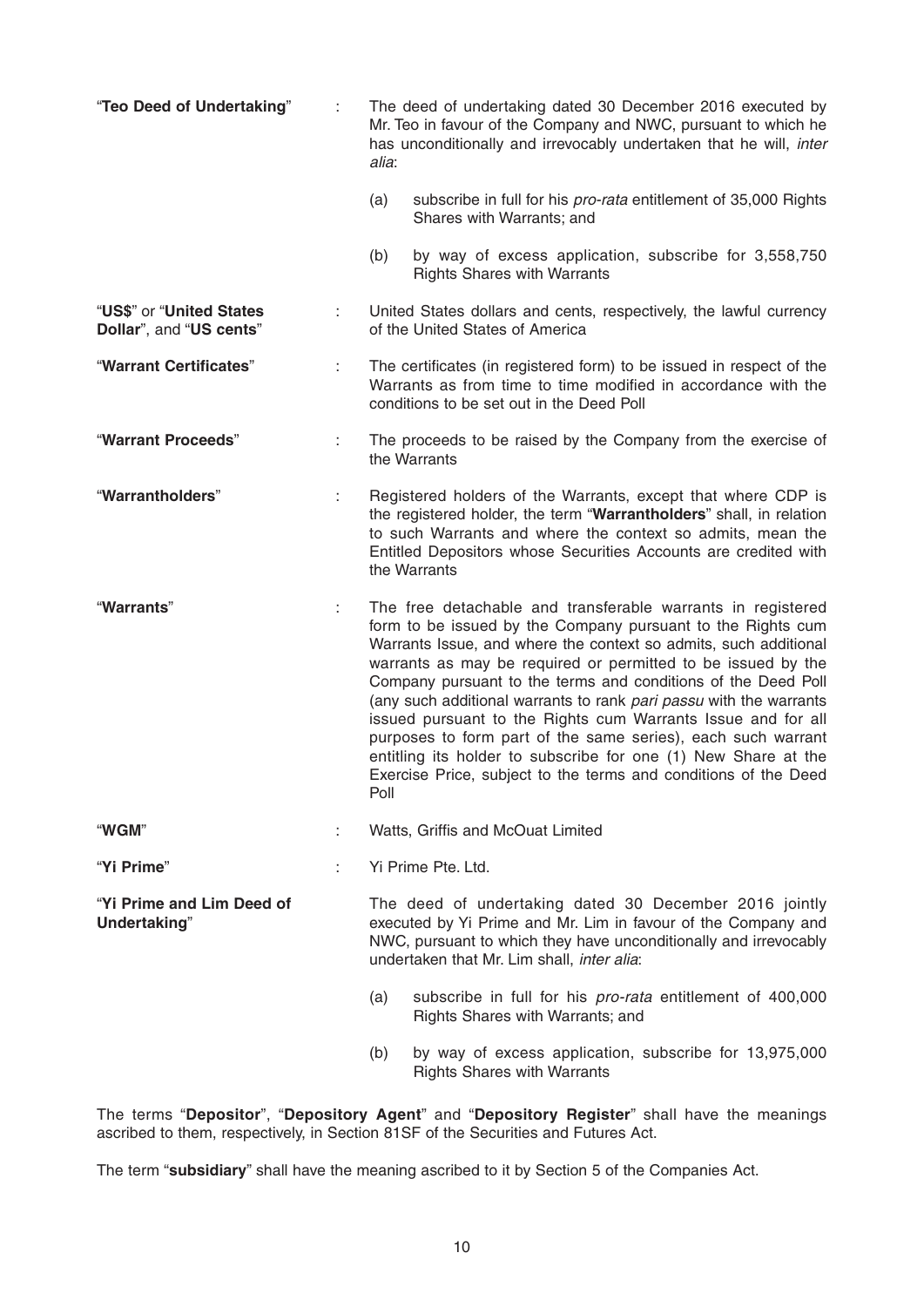**"Teo Deed of Undertaking"** : The deed of undertaking dated 30 December 2016 executed by Mr. Teo in favour of the Company and NWC, pursuant to which he has unconditionally and irrevocably undertaken that he will, *inter alia*:

(a) subscribe in full for his *pro-rata* entitlement of 35,000 Rights Shares with Warrants; and

(b) by way of excess application, subscribe for 3,558,750 Rights Shares with Warrants

**"US$"** or **"United States Dollar"**, and **"US cents"** : United States dollars and cents, respectively, the lawful currency of the United States of America

**"Warrant Certificates"** : The certificates (in registered form) to be issued in respect of the Warrants as from time to time modified in accordance with the conditions to be set out in the Deed Poll

**"Warrant Proceeds"** : The proceeds to be raised by the Company from the exercise of the Warrants

**"Warrantholders"** : Registered holders of the Warrants, except that where CDP is the registered holder, the term "**Warrantholders**" shall, in relation to such Warrants and where the context so admits, mean the Entitled Depositors whose Securities Accounts are credited with the Warrants

**"Warrants"** : The free detachable and transferable warrants in registered form to be issued by the Company pursuant to the Rights cum Warrants Issue, and where the context so admits, such additional warrants as may be required or permitted to be issued by the Company pursuant to the terms and conditions of the Deed Poll (any such additional warrants to rank *pari passu* with the warrants issued pursuant to the Rights cum Warrants Issue and for all purposes to form part of the same series), each such warrant entitling its holder to subscribe for one (1) New Share at the Exercise Price, subject to the terms and conditions of the Deed Poll

**"WGM"** : Watts, Griffis and McOuat Limited

**"Yi Prime"** : Yi Prime Pte. Ltd.

**"Yi Prime and Lim Deed of Undertaking"** : The deed of undertaking dated 30 December 2016 jointly executed by Yi Prime and Mr. Lim in favour of the Company and NWC, pursuant to which they have unconditionally and irrevocably undertaken that Mr. Lim shall, *inter alia*:

(a) subscribe in full for his *pro-rata* entitlement of 400,000 Rights Shares with Warrants; and

(b) by way of excess application, subscribe for 13,975,000 Rights Shares with Warrants

The terms "**Depositor**", "**Depository Agent**" and "**Depository Register**" shall have the meanings ascribed to them, respectively, in Section 81SF of the Securities and Futures Act.

The term "**subsidiary**" shall have the meaning ascribed to it by Section 5 of the Companies Act.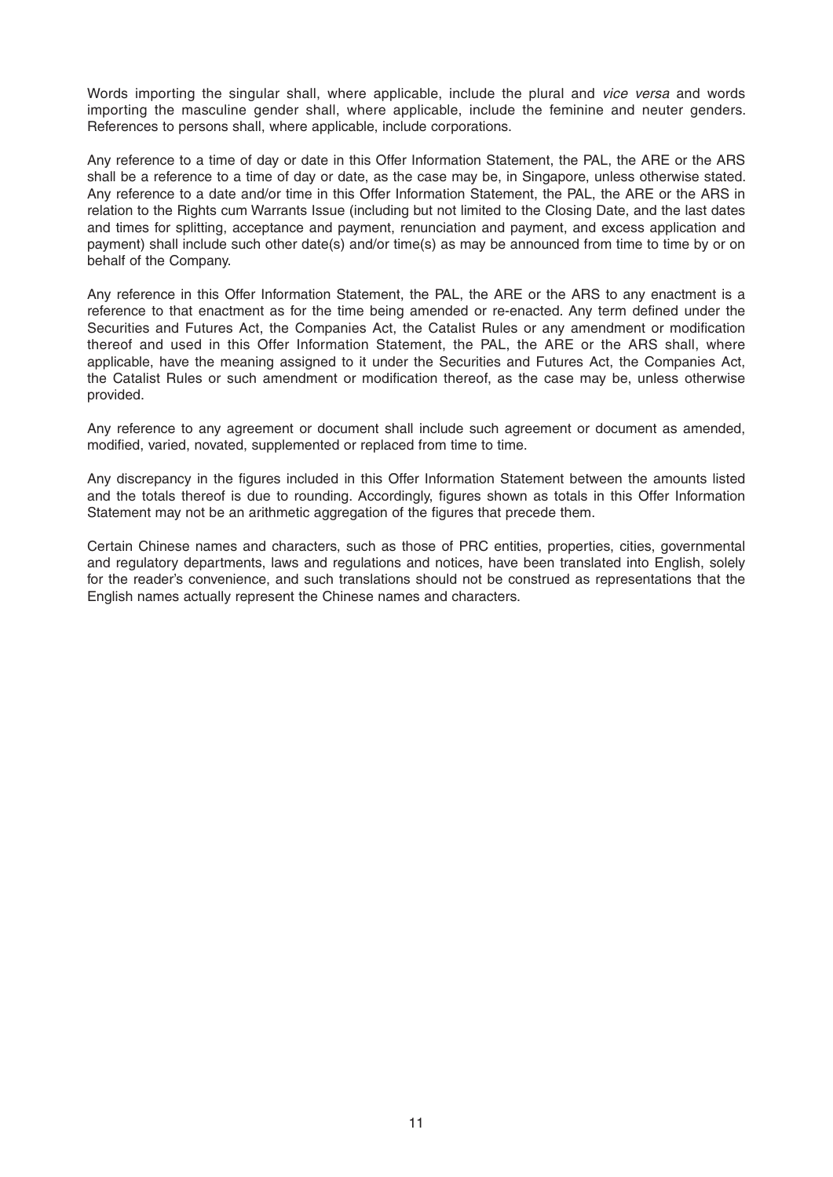Words importing the singular shall, where applicable, include the plural and *vice versa* and words importing the masculine gender shall, where applicable, include the feminine and neuter genders. References to persons shall, where applicable, include corporations.

Any reference to a time of day or date in this Offer Information Statement, the PAL, the ARE or the ARS shall be a reference to a time of day or date, as the case may be, in Singapore, unless otherwise stated. Any reference to a date and/or time in this Offer Information Statement, the PAL, the ARE or the ARS in relation to the Rights cum Warrants Issue (including but not limited to the Closing Date, and the last dates and times for splitting, acceptance and payment, renunciation and payment, and excess application and payment) shall include such other date(s) and/or time(s) as may be announced from time to time by or on behalf of the Company.

Any reference in this Offer Information Statement, the PAL, the ARE or the ARS to any enactment is a reference to that enactment as for the time being amended or re-enacted. Any term defined under the Securities and Futures Act, the Companies Act, the Catalist Rules or any amendment or modification thereof and used in this Offer Information Statement, the PAL, the ARE or the ARS shall, where applicable, have the meaning assigned to it under the Securities and Futures Act, the Companies Act, the Catalist Rules or such amendment or modification thereof, as the case may be, unless otherwise provided.

Any reference to any agreement or document shall include such agreement or document as amended, modified, varied, novated, supplemented or replaced from time to time.

Any discrepancy in the figures included in this Offer Information Statement between the amounts listed and the totals thereof is due to rounding. Accordingly, figures shown as totals in this Offer Information Statement may not be an arithmetic aggregation of the figures that precede them.

Certain Chinese names and characters, such as those of PRC entities, properties, cities, governmental and regulatory departments, laws and regulations and notices, have been translated into English, solely for the reader's convenience, and such translations should not be construed as representations that the English names actually represent the Chinese names and characters.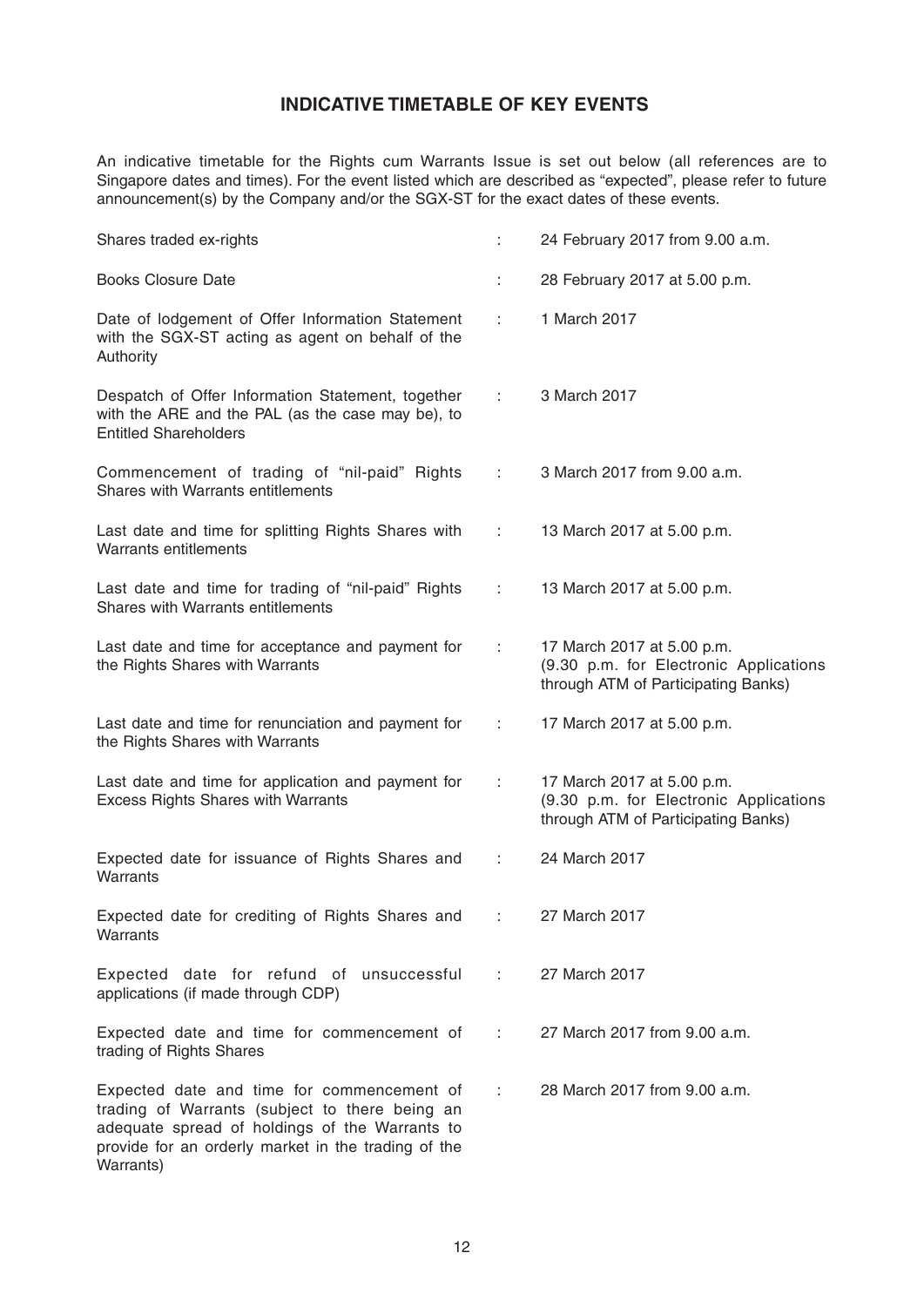## INDICATIVE TIMETABLE OF KEY EVENTS

An indicative timetable for the Rights cum Warrants Issue is set out below (all references are to Singapore dates and times). For the event listed which are described as "expected", please refer to future announcement(s) by the Company and/or the SGX-ST for the exact dates of these events.

| | | |
|---|---|---|
| Shares traded ex-rights | : | 24 February 2017 from 9.00 a.m. |
| Books Closure Date | : | 28 February 2017 at 5.00 p.m. |
| Date of lodgement of Offer Information Statement with the SGX-ST acting as agent on behalf of the Authority | : | 1 March 2017 |
| Despatch of Offer Information Statement, together with the ARE and the PAL (as the case may be), to Entitled Shareholders | : | 3 March 2017 |
| Commencement of trading of "nil-paid" Rights Shares with Warrants entitlements | : | 3 March 2017 from 9.00 a.m. |
| Last date and time for splitting Rights Shares with Warrants entitlements | : | 13 March 2017 at 5.00 p.m. |
| Last date and time for trading of "nil-paid" Rights Shares with Warrants entitlements | : | 13 March 2017 at 5.00 p.m. |
| Last date and time for acceptance and payment for the Rights Shares with Warrants | : | 17 March 2017 at 5.00 p.m. (9.30 p.m. for Electronic Applications through ATM of Participating Banks) |
| Last date and time for renunciation and payment for the Rights Shares with Warrants | : | 17 March 2017 at 5.00 p.m. |
| Last date and time for application and payment for Excess Rights Shares with Warrants | : | 17 March 2017 at 5.00 p.m. (9.30 p.m. for Electronic Applications through ATM of Participating Banks) |
| Expected date for issuance of Rights Shares and Warrants | : | 24 March 2017 |
| Expected date for crediting of Rights Shares and Warrants | : | 27 March 2017 |
| Expected date for refund of unsuccessful applications (if made through CDP) | : | 27 March 2017 |
| Expected date and time for commencement of trading of Rights Shares | : | 27 March 2017 from 9.00 a.m. |
| Expected date and time for commencement of trading of Warrants (subject to there being an adequate spread of holdings of the Warrants to provide for an orderly market in the trading of the Warrants) | : | 28 March 2017 from 9.00 a.m. |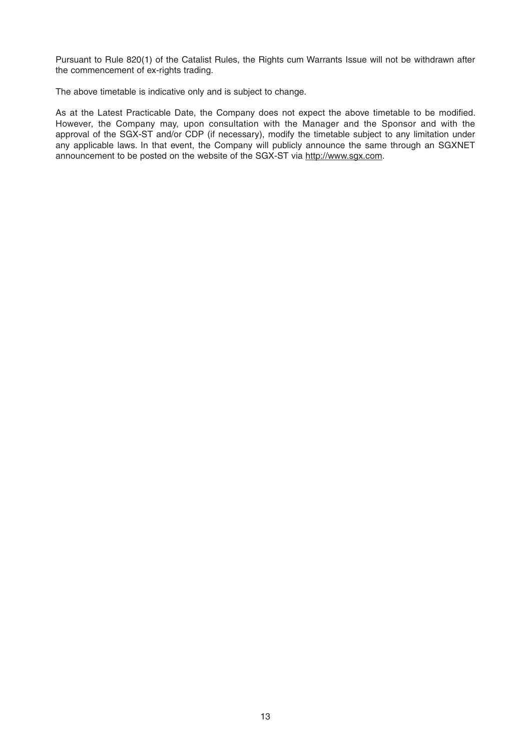Pursuant to Rule 820(1) of the Catalist Rules, the Rights cum Warrants Issue will not be withdrawn after the commencement of ex-rights trading.

The above timetable is indicative only and is subject to change.

As at the Latest Practicable Date, the Company does not expect the above timetable to be modified. However, the Company may, upon consultation with the Manager and the Sponsor and with the approval of the SGX-ST and/or CDP (if necessary), modify the timetable subject to any limitation under any applicable laws. In that event, the Company will publicly announce the same through an SGXNET announcement to be posted on the website of the SGX-ST via http://www.sgx.com.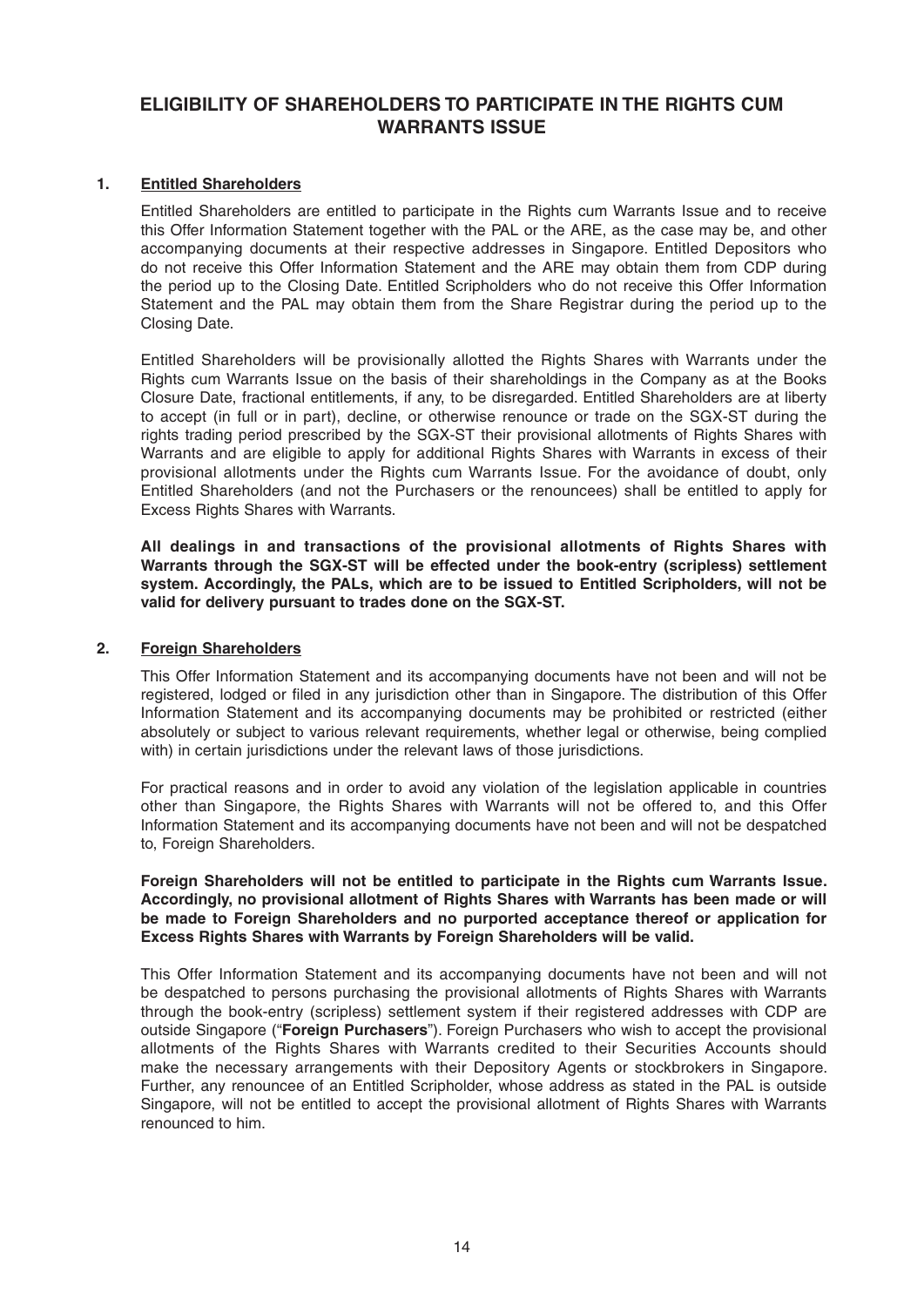# ELIGIBILITY OF SHAREHOLDERS TO PARTICIPATE IN THE RIGHTS CUM WARRANTS ISSUE

## 1. Entitled Shareholders

Entitled Shareholders are entitled to participate in the Rights cum Warrants Issue and to receive this Offer Information Statement together with the PAL or the ARE, as the case may be, and other accompanying documents at their respective addresses in Singapore. Entitled Depositors who do not receive this Offer Information Statement and the ARE may obtain them from CDP during the period up to the Closing Date. Entitled Scripholders who do not receive this Offer Information Statement and the PAL may obtain them from the Share Registrar during the period up to the Closing Date.

Entitled Shareholders will be provisionally allotted the Rights Shares with Warrants under the Rights cum Warrants Issue on the basis of their shareholdings in the Company as at the Books Closure Date, fractional entitlements, if any, to be disregarded. Entitled Shareholders are at liberty to accept (in full or in part), decline, or otherwise renounce or trade on the SGX-ST during the rights trading period prescribed by the SGX-ST their provisional allotments of Rights Shares with Warrants and are eligible to apply for additional Rights Shares with Warrants in excess of their provisional allotments under the Rights cum Warrants Issue. For the avoidance of doubt, only Entitled Shareholders (and not the Purchasers or the renouncees) shall be entitled to apply for Excess Rights Shares with Warrants.

**All dealings in and transactions of the provisional allotments of Rights Shares with Warrants through the SGX-ST will be effected under the book-entry (scripless) settlement system. Accordingly, the PALs, which are to be issued to Entitled Scripholders, will not be valid for delivery pursuant to trades done on the SGX-ST.**

## 2. Foreign Shareholders

This Offer Information Statement and its accompanying documents have not been and will not be registered, lodged or filed in any jurisdiction other than in Singapore. The distribution of this Offer Information Statement and its accompanying documents may be prohibited or restricted (either absolutely or subject to various relevant requirements, whether legal or otherwise, being complied with) in certain jurisdictions under the relevant laws of those jurisdictions.

For practical reasons and in order to avoid any violation of the legislation applicable in countries other than Singapore, the Rights Shares with Warrants will not be offered to, and this Offer Information Statement and its accompanying documents have not been and will not be despatched to, Foreign Shareholders.

**Foreign Shareholders will not be entitled to participate in the Rights cum Warrants Issue. Accordingly, no provisional allotment of Rights Shares with Warrants has been made or will be made to Foreign Shareholders and no purported acceptance thereof or application for Excess Rights Shares with Warrants by Foreign Shareholders will be valid.**

This Offer Information Statement and its accompanying documents have not been and will not be despatched to persons purchasing the provisional allotments of Rights Shares with Warrants through the book-entry (scripless) settlement system if their registered addresses with CDP are outside Singapore ("**Foreign Purchasers**"). Foreign Purchasers who wish to accept the provisional allotments of the Rights Shares with Warrants credited to their Securities Accounts should make the necessary arrangements with their Depository Agents or stockbrokers in Singapore. Further, any renouncee of an Entitled Scripholder, whose address as stated in the PAL is outside Singapore, will not be entitled to accept the provisional allotment of Rights Shares with Warrants renounced to him.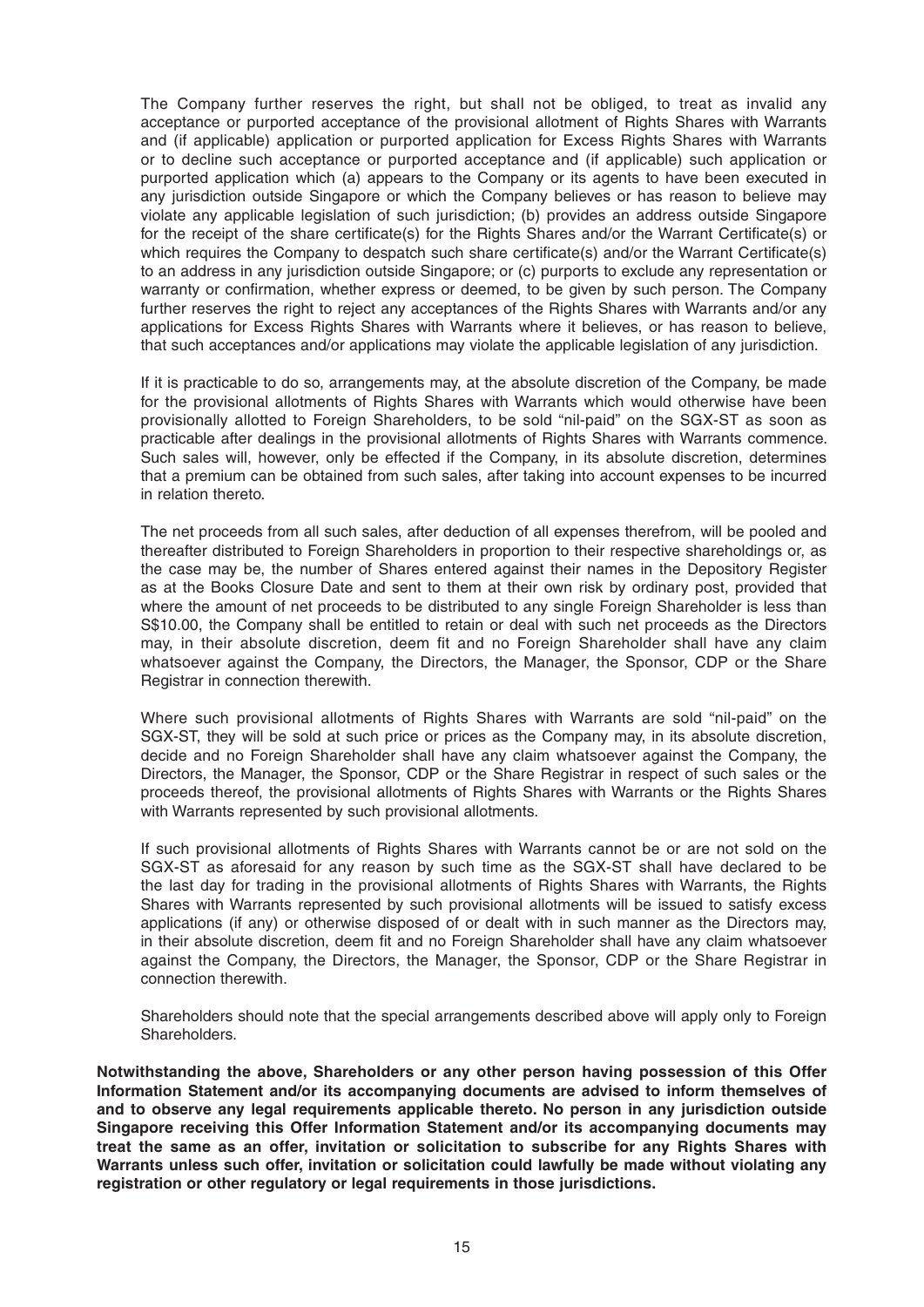The Company further reserves the right, but shall not be obliged, to treat as invalid any acceptance or purported acceptance of the provisional allotment of Rights Shares with Warrants and (if applicable) application or purported application for Excess Rights Shares with Warrants or to decline such acceptance or purported acceptance and (if applicable) such application or purported application which (a) appears to the Company or its agents to have been executed in any jurisdiction outside Singapore or which the Company believes or has reason to believe may violate any applicable legislation of such jurisdiction; (b) provides an address outside Singapore for the receipt of the share certificate(s) for the Rights Shares and/or the Warrant Certificate(s) or which requires the Company to despatch such share certificate(s) and/or the Warrant Certificate(s) to an address in any jurisdiction outside Singapore; or (c) purports to exclude any representation or warranty or confirmation, whether express or deemed, to be given by such person. The Company further reserves the right to reject any acceptances of the Rights Shares with Warrants and/or any applications for Excess Rights Shares with Warrants where it believes, or has reason to believe, that such acceptances and/or applications may violate the applicable legislation of any jurisdiction.

If it is practicable to do so, arrangements may, at the absolute discretion of the Company, be made for the provisional allotments of Rights Shares with Warrants which would otherwise have been provisionally allotted to Foreign Shareholders, to be sold "nil-paid" on the SGX-ST as soon as practicable after dealings in the provisional allotments of Rights Shares with Warrants commence. Such sales will, however, only be effected if the Company, in its absolute discretion, determines that a premium can be obtained from such sales, after taking into account expenses to be incurred in relation thereto.

The net proceeds from all such sales, after deduction of all expenses therefrom, will be pooled and thereafter distributed to Foreign Shareholders in proportion to their respective shareholdings or, as the case may be, the number of Shares entered against their names in the Depository Register as at the Books Closure Date and sent to them at their own risk by ordinary post, provided that where the amount of net proceeds to be distributed to any single Foreign Shareholder is less than S$10.00, the Company shall be entitled to retain or deal with such net proceeds as the Directors may, in their absolute discretion, deem fit and no Foreign Shareholder shall have any claim whatsoever against the Company, the Directors, the Manager, the Sponsor, CDP or the Share Registrar in connection therewith.

Where such provisional allotments of Rights Shares with Warrants are sold "nil-paid" on the SGX-ST, they will be sold at such price or prices as the Company may, in its absolute discretion, decide and no Foreign Shareholder shall have any claim whatsoever against the Company, the Directors, the Manager, the Sponsor, CDP or the Share Registrar in respect of such sales or the proceeds thereof, the provisional allotments of Rights Shares with Warrants or the Rights Shares with Warrants represented by such provisional allotments.

If such provisional allotments of Rights Shares with Warrants cannot be or are not sold on the SGX-ST as aforesaid for any reason by such time as the SGX-ST shall have declared to be the last day for trading in the provisional allotments of Rights Shares with Warrants, the Rights Shares with Warrants represented by such provisional allotments will be issued to satisfy excess applications (if any) or otherwise disposed of or dealt with in such manner as the Directors may, in their absolute discretion, deem fit and no Foreign Shareholder shall have any claim whatsoever against the Company, the Directors, the Manager, the Sponsor, CDP or the Share Registrar in connection therewith.

Shareholders should note that the special arrangements described above will apply only to Foreign Shareholders.

**Notwithstanding the above, Shareholders or any other person having possession of this Offer Information Statement and/or its accompanying documents are advised to inform themselves of and to observe any legal requirements applicable thereto. No person in any jurisdiction outside Singapore receiving this Offer Information Statement and/or its accompanying documents may treat the same as an offer, invitation or solicitation to subscribe for any Rights Shares with Warrants unless such offer, invitation or solicitation could lawfully be made without violating any registration or other regulatory or legal requirements in those jurisdictions.**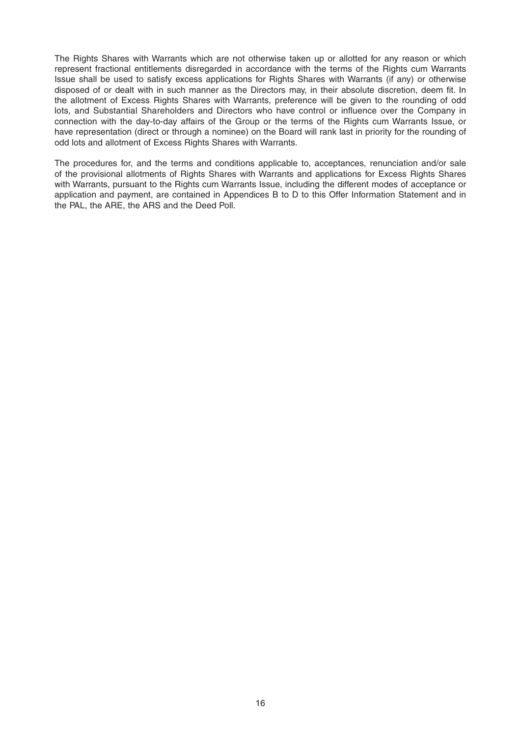The Rights Shares with Warrants which are not otherwise taken up or allotted for any reason or which represent fractional entitlements disregarded in accordance with the terms of the Rights cum Warrants Issue shall be used to satisfy excess applications for Rights Shares with Warrants (if any) or otherwise disposed of or dealt with in such manner as the Directors may, in their absolute discretion, deem fit. In the allotment of Excess Rights Shares with Warrants, preference will be given to the rounding of odd lots, and Substantial Shareholders and Directors who have control or influence over the Company in connection with the day-to-day affairs of the Group or the terms of the Rights cum Warrants Issue, or have representation (direct or through a nominee) on the Board will rank last in priority for the rounding of odd lots and allotment of Excess Rights Shares with Warrants.

The procedures for, and the terms and conditions applicable to, acceptances, renunciation and/or sale of the provisional allotments of Rights Shares with Warrants and applications for Excess Rights Shares with Warrants, pursuant to the Rights cum Warrants Issue, including the different modes of acceptance or application and payment, are contained in Appendices B to D to this Offer Information Statement and in the PAL, the ARE, the ARS and the Deed Poll.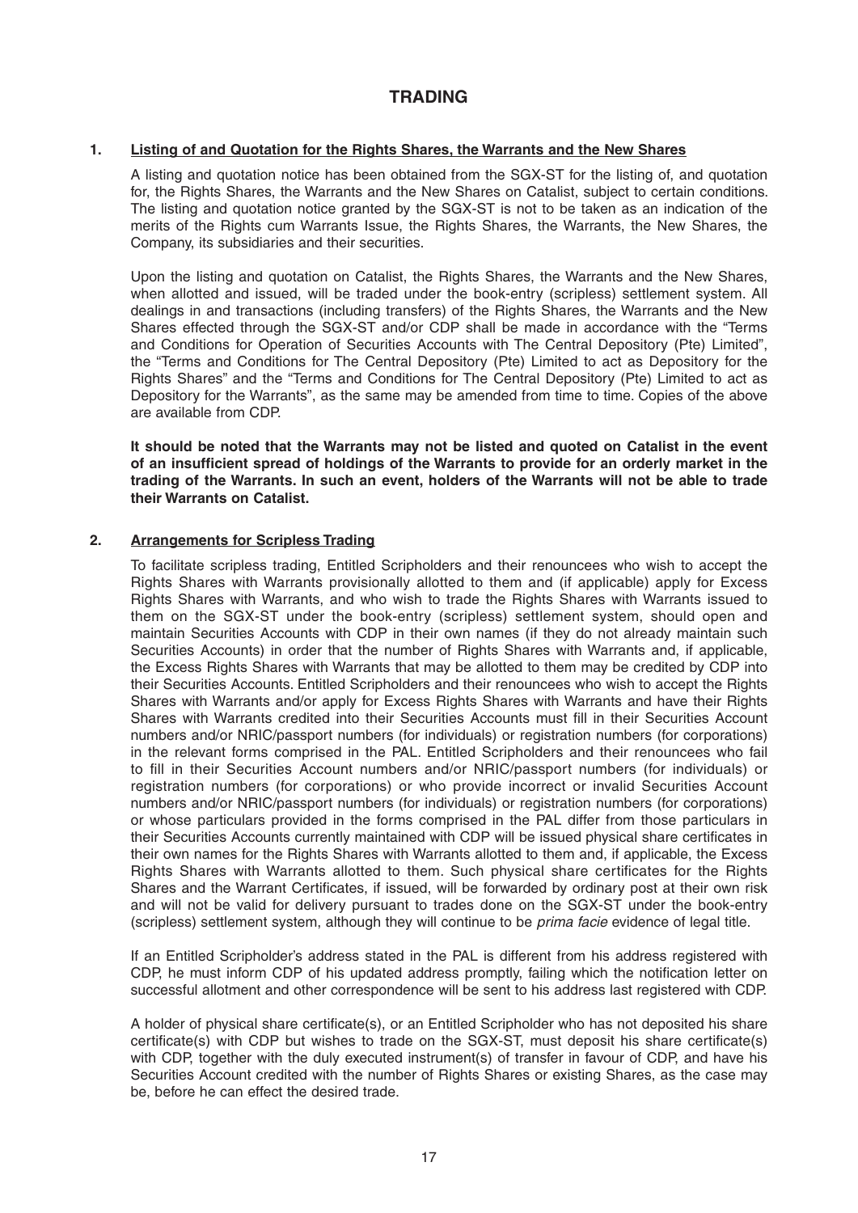# TRADING

## 1. Listing of and Quotation for the Rights Shares, the Warrants and the New Shares

A listing and quotation notice has been obtained from the SGX-ST for the listing of, and quotation for, the Rights Shares, the Warrants and the New Shares on Catalist, subject to certain conditions. The listing and quotation notice granted by the SGX-ST is not to be taken as an indication of the merits of the Rights cum Warrants Issue, the Rights Shares, the Warrants, the New Shares, the Company, its subsidiaries and their securities.

Upon the listing and quotation on Catalist, the Rights Shares, the Warrants and the New Shares, when allotted and issued, will be traded under the book-entry (scripless) settlement system. All dealings in and transactions (including transfers) of the Rights Shares, the Warrants and the New Shares effected through the SGX-ST and/or CDP shall be made in accordance with the "Terms and Conditions for Operation of Securities Accounts with The Central Depository (Pte) Limited", the "Terms and Conditions for The Central Depository (Pte) Limited to act as Depository for the Rights Shares" and the "Terms and Conditions for The Central Depository (Pte) Limited to act as Depository for the Warrants", as the same may be amended from time to time. Copies of the above are available from CDP.

**It should be noted that the Warrants may not be listed and quoted on Catalist in the event of an insufficient spread of holdings of the Warrants to provide for an orderly market in the trading of the Warrants. In such an event, holders of the Warrants will not be able to trade their Warrants on Catalist.**

## 2. Arrangements for Scripless Trading

To facilitate scripless trading, Entitled Scripholders and their renouncees who wish to accept the Rights Shares with Warrants provisionally allotted to them and (if applicable) apply for Excess Rights Shares with Warrants, and who wish to trade the Rights Shares with Warrants issued to them on the SGX-ST under the book-entry (scripless) settlement system, should open and maintain Securities Accounts with CDP in their own names (if they do not already maintain such Securities Accounts) in order that the number of Rights Shares with Warrants and, if applicable, the Excess Rights Shares with Warrants that may be allotted to them may be credited by CDP into their Securities Accounts. Entitled Scripholders and their renouncees who wish to accept the Rights Shares with Warrants and/or apply for Excess Rights Shares with Warrants and have their Rights Shares with Warrants credited into their Securities Accounts must fill in their Securities Account numbers and/or NRIC/passport numbers (for individuals) or registration numbers (for corporations) in the relevant forms comprised in the PAL. Entitled Scripholders and their renouncees who fail to fill in their Securities Account numbers and/or NRIC/passport numbers (for individuals) or registration numbers (for corporations) or who provide incorrect or invalid Securities Account numbers and/or NRIC/passport numbers (for individuals) or registration numbers (for corporations) or whose particulars provided in the forms comprised in the PAL differ from those particulars in their Securities Accounts currently maintained with CDP will be issued physical share certificates in their own names for the Rights Shares with Warrants allotted to them and, if applicable, the Excess Rights Shares with Warrants allotted to them. Such physical share certificates for the Rights Shares and the Warrant Certificates, if issued, will be forwarded by ordinary post at their own risk and will not be valid for delivery pursuant to trades done on the SGX-ST under the book-entry (scripless) settlement system, although they will continue to be *prima facie* evidence of legal title.

If an Entitled Scripholder's address stated in the PAL is different from his address registered with CDP, he must inform CDP of his updated address promptly, failing which the notification letter on successful allotment and other correspondence will be sent to his address last registered with CDP.

A holder of physical share certificate(s), or an Entitled Scripholder who has not deposited his share certificate(s) with CDP but wishes to trade on the SGX-ST, must deposit his share certificate(s) with CDP, together with the duly executed instrument(s) of transfer in favour of CDP, and have his Securities Account credited with the number of Rights Shares or existing Shares, as the case may be, before he can effect the desired trade.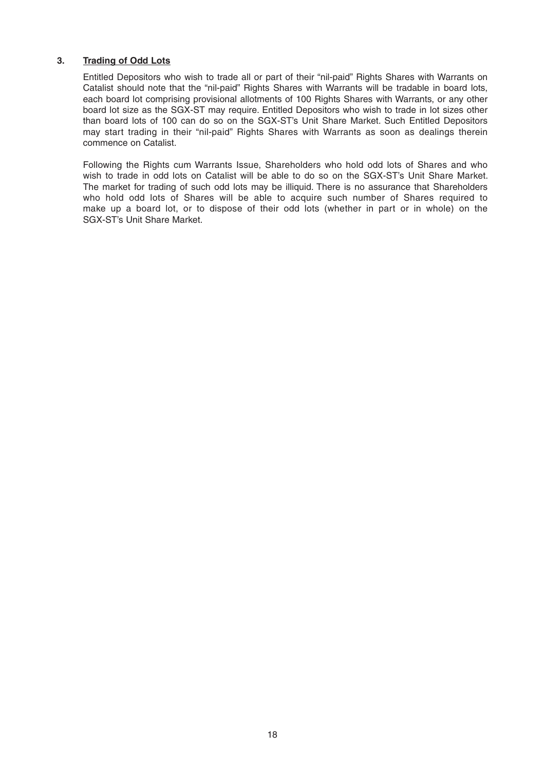### 3. <u>Trading of Odd Lots</u>

Entitled Depositors who wish to trade all or part of their "nil-paid" Rights Shares with Warrants on Catalist should note that the "nil-paid" Rights Shares with Warrants will be tradable in board lots, each board lot comprising provisional allotments of 100 Rights Shares with Warrants, or any other board lot size as the SGX-ST may require. Entitled Depositors who wish to trade in lot sizes other than board lots of 100 can do so on the SGX-ST's Unit Share Market. Such Entitled Depositors may start trading in their "nil-paid" Rights Shares with Warrants as soon as dealings therein commence on Catalist.

Following the Rights cum Warrants Issue, Shareholders who hold odd lots of Shares and who wish to trade in odd lots on Catalist will be able to do so on the SGX-ST's Unit Share Market. The market for trading of such odd lots may be illiquid. There is no assurance that Shareholders who hold odd lots of Shares will be able to acquire such number of Shares required to make up a board lot, or to dispose of their odd lots (whether in part or in whole) on the SGX-ST's Unit Share Market.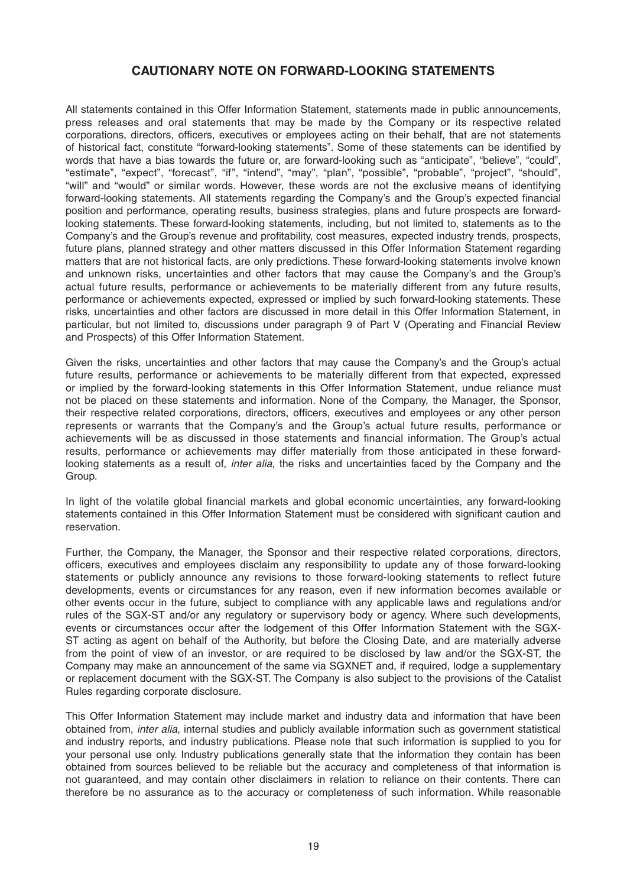## CAUTIONARY NOTE ON FORWARD-LOOKING STATEMENTS

All statements contained in this Offer Information Statement, statements made in public announcements, press releases and oral statements that may be made by the Company or its respective related corporations, directors, officers, executives or employees acting on their behalf, that are not statements of historical fact, constitute "forward-looking statements". Some of these statements can be identified by words that have a bias towards the future or, are forward-looking such as "anticipate", "believe", "could", "estimate", "expect", "forecast", "if", "intend", "may", "plan", "possible", "probable", "project", "should", "will" and "would" or similar words. However, these words are not the exclusive means of identifying forward-looking statements. All statements regarding the Company's and the Group's expected financial position and performance, operating results, business strategies, plans and future prospects are forward-looking statements. These forward-looking statements, including, but not limited to, statements as to the Company's and the Group's revenue and profitability, cost measures, expected industry trends, prospects, future plans, planned strategy and other matters discussed in this Offer Information Statement regarding matters that are not historical facts, are only predictions. These forward-looking statements involve known and unknown risks, uncertainties and other factors that may cause the Company's and the Group's actual future results, performance or achievements to be materially different from any future results, performance or achievements expected, expressed or implied by such forward-looking statements. These risks, uncertainties and other factors are discussed in more detail in this Offer Information Statement, in particular, but not limited to, discussions under paragraph 9 of Part V (Operating and Financial Review and Prospects) of this Offer Information Statement.

Given the risks, uncertainties and other factors that may cause the Company's and the Group's actual future results, performance or achievements to be materially different from that expected, expressed or implied by the forward-looking statements in this Offer Information Statement, undue reliance must not be placed on these statements and information. None of the Company, the Manager, the Sponsor, their respective related corporations, directors, officers, executives and employees or any other person represents or warrants that the Company's and the Group's actual future results, performance or achievements will be as discussed in those statements and financial information. The Group's actual results, performance or achievements may differ materially from those anticipated in these forward-looking statements as a result of, *inter alia*, the risks and uncertainties faced by the Company and the Group.

In light of the volatile global financial markets and global economic uncertainties, any forward-looking statements contained in this Offer Information Statement must be considered with significant caution and reservation.

Further, the Company, the Manager, the Sponsor and their respective related corporations, directors, officers, executives and employees disclaim any responsibility to update any of those forward-looking statements or publicly announce any revisions to those forward-looking statements to reflect future developments, events or circumstances for any reason, even if new information becomes available or other events occur in the future, subject to compliance with any applicable laws and regulations and/or rules of the SGX-ST and/or any regulatory or supervisory body or agency. Where such developments, events or circumstances occur after the lodgement of this Offer Information Statement with the SGX-ST acting as agent on behalf of the Authority, but before the Closing Date, and are materially adverse from the point of view of an investor, or are required to be disclosed by law and/or the SGX-ST, the Company may make an announcement of the same via SGXNET and, if required, lodge a supplementary or replacement document with the SGX-ST. The Company is also subject to the provisions of the Catalist Rules regarding corporate disclosure.

This Offer Information Statement may include market and industry data and information that have been obtained from, *inter alia,* internal studies and publicly available information such as government statistical and industry reports, and industry publications. Please note that such information is supplied to you for your personal use only. Industry publications generally state that the information they contain has been obtained from sources believed to be reliable but the accuracy and completeness of that information is not guaranteed, and may contain other disclaimers in relation to reliance on their contents. There can therefore be no assurance as to the accuracy or completeness of such information. While reasonable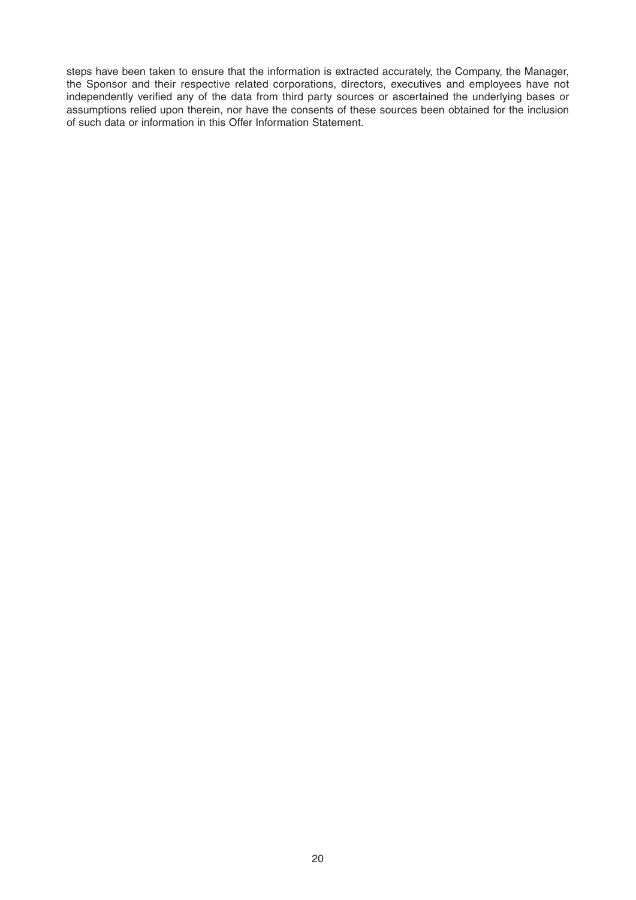steps have been taken to ensure that the information is extracted accurately, the Company, the Manager, the Sponsor and their respective related corporations, directors, executives and employees have not independently verified any of the data from third party sources or ascertained the underlying bases or assumptions relied upon therein, nor have the consents of these sources been obtained for the inclusion of such data or information in this Offer Information Statement.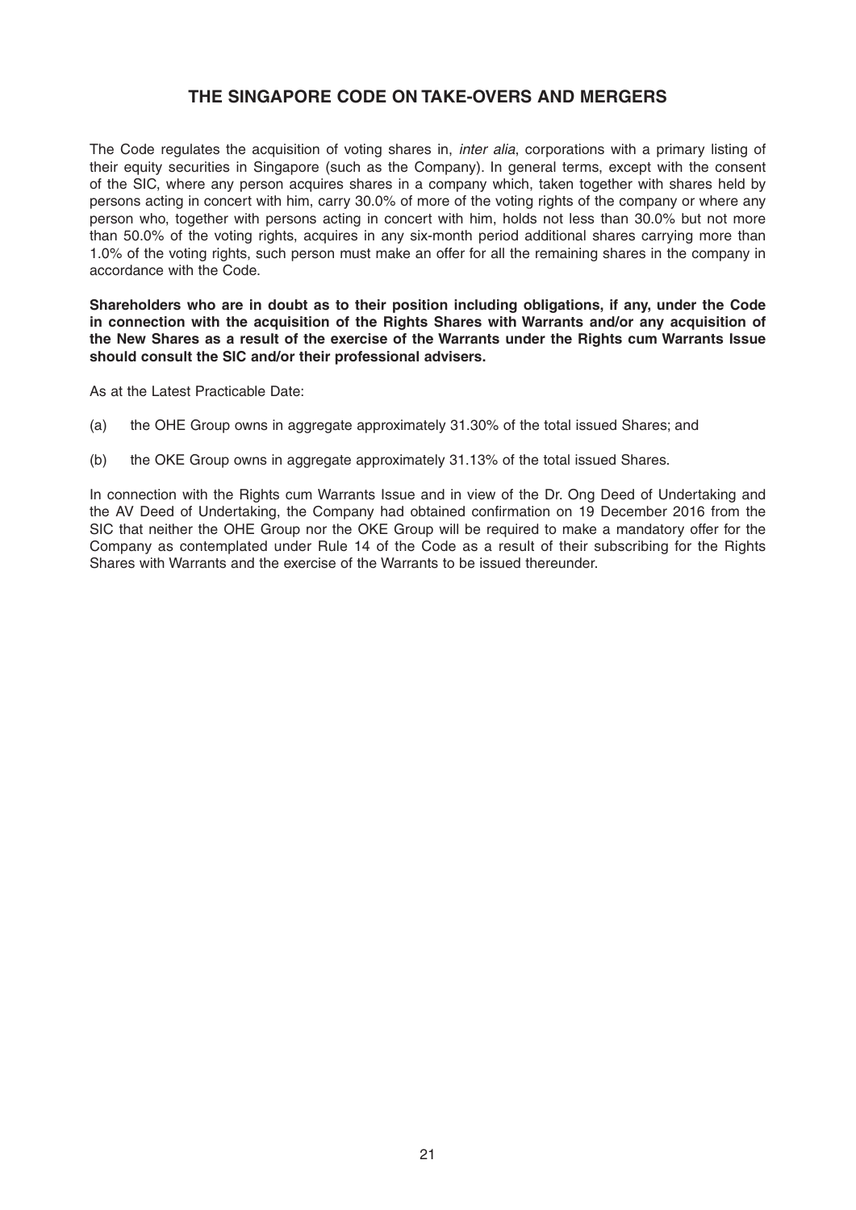# THE SINGAPORE CODE ON TAKE-OVERS AND MERGERS

The Code regulates the acquisition of voting shares in, *inter alia*, corporations with a primary listing of their equity securities in Singapore (such as the Company). In general terms, except with the consent of the SIC, where any person acquires shares in a company which, taken together with shares held by persons acting in concert with him, carry 30.0% of more of the voting rights of the company or where any person who, together with persons acting in concert with him, holds not less than 30.0% but not more than 50.0% of the voting rights, acquires in any six-month period additional shares carrying more than 1.0% of the voting rights, such person must make an offer for all the remaining shares in the company in accordance with the Code.

**Shareholders who are in doubt as to their position including obligations, if any, under the Code in connection with the acquisition of the Rights Shares with Warrants and/or any acquisition of the New Shares as a result of the exercise of the Warrants under the Rights cum Warrants Issue should consult the SIC and/or their professional advisers.**

As at the Latest Practicable Date:

(a) the OHE Group owns in aggregate approximately 31.30% of the total issued Shares; and

(b) the OKE Group owns in aggregate approximately 31.13% of the total issued Shares.

In connection with the Rights cum Warrants Issue and in view of the Dr. Ong Deed of Undertaking and the AV Deed of Undertaking, the Company had obtained confirmation on 19 December 2016 from the SIC that neither the OHE Group nor the OKE Group will be required to make a mandatory offer for the Company as contemplated under Rule 14 of the Code as a result of their subscribing for the Rights Shares with Warrants and the exercise of the Warrants to be issued thereunder.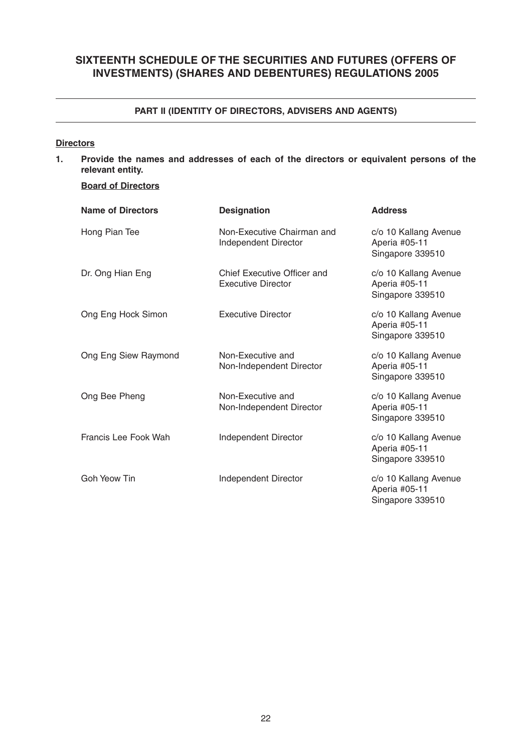# SIXTEENTH SCHEDULE OF THE SECURITIES AND FUTURES (OFFERS OF INVESTMENTS) (SHARES AND DEBENTURES) REGULATIONS 2005

## PART II (IDENTITY OF DIRECTORS, ADVISERS AND AGENTS)

**Directors**

**1. Provide the names and addresses of each of the directors or equivalent persons of the relevant entity.**

**Board of Directors**

| Name of Directors | Designation | Address |
|---|---|---|
| Hong Pian Tee | Non-Executive Chairman and Independent Director | c/o 10 Kallang Avenue Aperia #05-11 Singapore 339510 |
| Dr. Ong Hian Eng | Chief Executive Officer and Executive Director | c/o 10 Kallang Avenue Aperia #05-11 Singapore 339510 |
| Ong Eng Hock Simon | Executive Director | c/o 10 Kallang Avenue Aperia #05-11 Singapore 339510 |
| Ong Eng Siew Raymond | Non-Executive and Non-Independent Director | c/o 10 Kallang Avenue Aperia #05-11 Singapore 339510 |
| Ong Bee Pheng | Non-Executive and Non-Independent Director | c/o 10 Kallang Avenue Aperia #05-11 Singapore 339510 |
| Francis Lee Fook Wah | Independent Director | c/o 10 Kallang Avenue Aperia #05-11 Singapore 339510 |
| Goh Yeow Tin | Independent Director | c/o 10 Kallang Avenue Aperia #05-11 Singapore 339510 |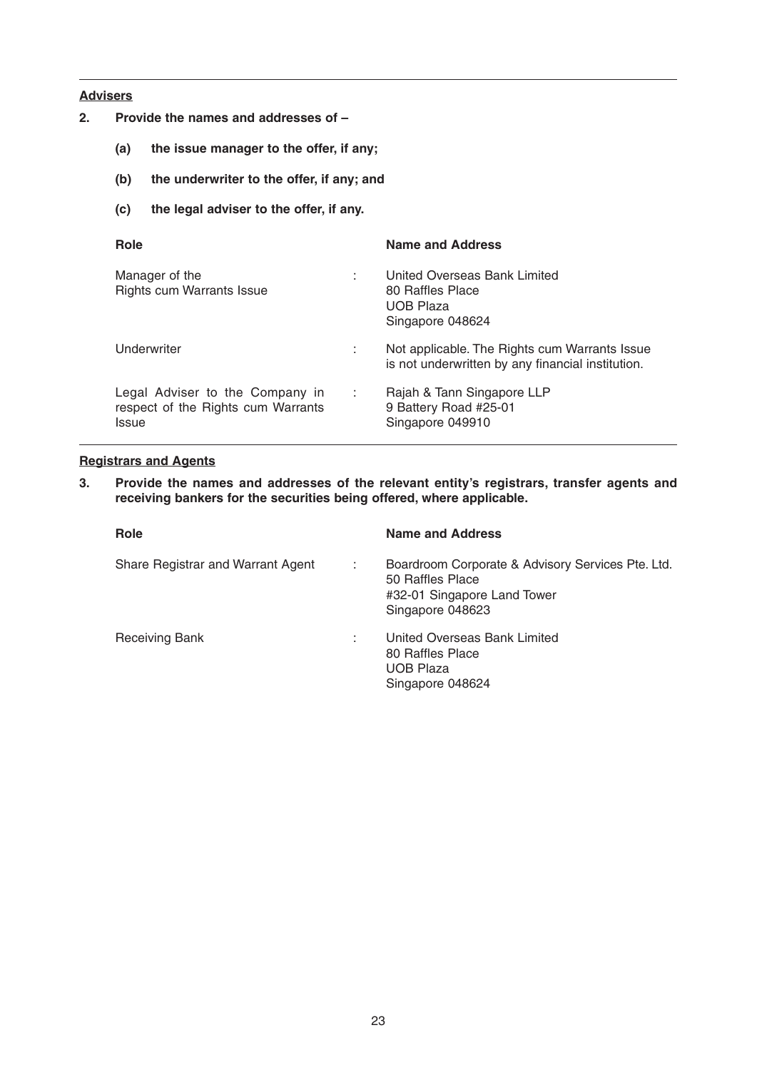**Advisers**

**2. Provide the names and addresses of –**

**(a) the issue manager to the offer, if any;**

**(b) the underwriter to the offer, if any; and**

**(c) the legal adviser to the offer, if any.**

| Role | | Name and Address |
|---|---|---|
| Manager of the Rights cum Warrants Issue | : | United Overseas Bank Limited<br>80 Raffles Place<br>UOB Plaza<br>Singapore 048624 |
| Underwriter | : | Not applicable. The Rights cum Warrants Issue is not underwritten by any financial institution. |
| Legal Adviser to the Company in respect of the Rights cum Warrants Issue | : | Rajah & Tann Singapore LLP<br>9 Battery Road #25-01<br>Singapore 049910 |

**Registrars and Agents**

**3. Provide the names and addresses of the relevant entity's registrars, transfer agents and receiving bankers for the securities being offered, where applicable.**

| Role | | Name and Address |
|---|---|---|
| Share Registrar and Warrant Agent | : | Boardroom Corporate & Advisory Services Pte. Ltd.<br>50 Raffles Place<br>#32-01 Singapore Land Tower<br>Singapore 048623 |
| Receiving Bank | : | United Overseas Bank Limited<br>80 Raffles Place<br>UOB Plaza<br>Singapore 048624 |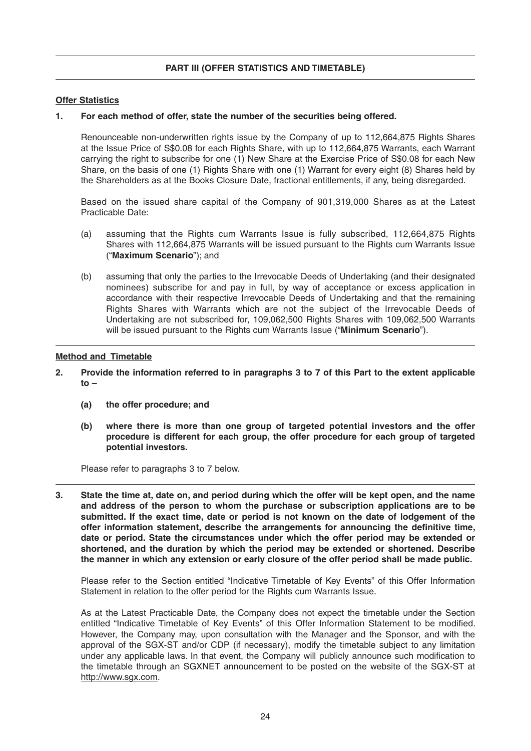## PART III (OFFER STATISTICS AND TIMETABLE)

### Offer Statistics

**1. For each method of offer, state the number of the securities being offered.**

Renounceable non-underwritten rights issue by the Company of up to 112,664,875 Rights Shares at the Issue Price of S$0.08 for each Rights Share, with up to 112,664,875 Warrants, each Warrant carrying the right to subscribe for one (1) New Share at the Exercise Price of S$0.08 for each New Share, on the basis of one (1) Rights Share with one (1) Warrant for every eight (8) Shares held by the Shareholders as at the Books Closure Date, fractional entitlements, if any, being disregarded.

Based on the issued share capital of the Company of 901,319,000 Shares as at the Latest Practicable Date:

(a) assuming that the Rights cum Warrants Issue is fully subscribed, 112,664,875 Rights Shares with 112,664,875 Warrants will be issued pursuant to the Rights cum Warrants Issue ("**Maximum Scenario**"); and

(b) assuming that only the parties to the Irrevocable Deeds of Undertaking (and their designated nominees) subscribe for and pay in full, by way of acceptance or excess application in accordance with their respective Irrevocable Deeds of Undertaking and that the remaining Rights Shares with Warrants which are not the subject of the Irrevocable Deeds of Undertaking are not subscribed for, 109,062,500 Rights Shares with 109,062,500 Warrants will be issued pursuant to the Rights cum Warrants Issue ("**Minimum Scenario**").

### Method and Timetable

**2. Provide the information referred to in paragraphs 3 to 7 of this Part to the extent applicable to –**

**(a) the offer procedure; and**

**(b) where there is more than one group of targeted potential investors and the offer procedure is different for each group, the offer procedure for each group of targeted potential investors.**

Please refer to paragraphs 3 to 7 below.

**3. State the time at, date on, and period during which the offer will be kept open, and the name and address of the person to whom the purchase or subscription applications are to be submitted. If the exact time, date or period is not known on the date of lodgement of the offer information statement, describe the arrangements for announcing the definitive time, date or period. State the circumstances under which the offer period may be extended or shortened, and the duration by which the period may be extended or shortened. Describe the manner in which any extension or early closure of the offer period shall be made public.**

Please refer to the Section entitled "Indicative Timetable of Key Events" of this Offer Information Statement in relation to the offer period for the Rights cum Warrants Issue.

As at the Latest Practicable Date, the Company does not expect the timetable under the Section entitled "Indicative Timetable of Key Events" of this Offer Information Statement to be modified. However, the Company may, upon consultation with the Manager and the Sponsor, and with the approval of the SGX-ST and/or CDP (if necessary), modify the timetable subject to any limitation under any applicable laws. In that event, the Company will publicly announce such modification to the timetable through an SGXNET announcement to be posted on the website of the SGX-ST at http://www.sgx.com.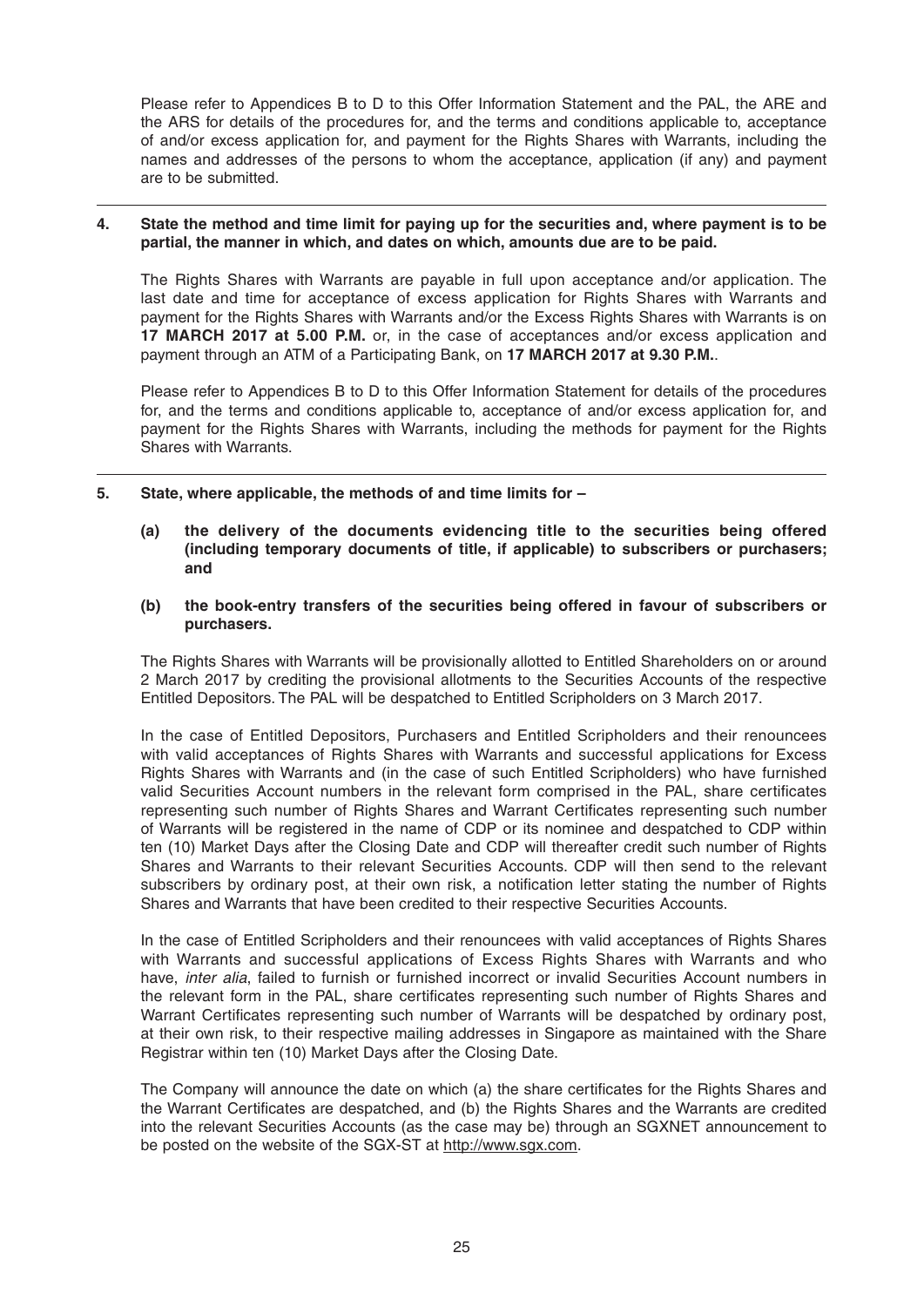Please refer to Appendices B to D to this Offer Information Statement and the PAL, the ARE and the ARS for details of the procedures for, and the terms and conditions applicable to, acceptance of and/or excess application for, and payment for the Rights Shares with Warrants, including the names and addresses of the persons to whom the acceptance, application (if any) and payment are to be submitted.

**4. State the method and time limit for paying up for the securities and, where payment is to be partial, the manner in which, and dates on which, amounts due are to be paid.**

The Rights Shares with Warrants are payable in full upon acceptance and/or application. The last date and time for acceptance of excess application for Rights Shares with Warrants and payment for the Rights Shares with Warrants and/or the Excess Rights Shares with Warrants is on **17 MARCH 2017 at 5.00 P.M.** or, in the case of acceptances and/or excess application and payment through an ATM of a Participating Bank, on **17 MARCH 2017 at 9.30 P.M.**.

Please refer to Appendices B to D to this Offer Information Statement for details of the procedures for, and the terms and conditions applicable to, acceptance of and/or excess application for, and payment for the Rights Shares with Warrants, including the methods for payment for the Rights Shares with Warrants.

**5. State, where applicable, the methods of and time limits for –**

**(a) the delivery of the documents evidencing title to the securities being offered (including temporary documents of title, if applicable) to subscribers or purchasers; and**

**(b) the book-entry transfers of the securities being offered in favour of subscribers or purchasers.**

The Rights Shares with Warrants will be provisionally allotted to Entitled Shareholders on or around 2 March 2017 by crediting the provisional allotments to the Securities Accounts of the respective Entitled Depositors. The PAL will be despatched to Entitled Scripholders on 3 March 2017.

In the case of Entitled Depositors, Purchasers and Entitled Scripholders and their renouncees with valid acceptances of Rights Shares with Warrants and successful applications for Excess Rights Shares with Warrants and (in the case of such Entitled Scripholders) who have furnished valid Securities Account numbers in the relevant form comprised in the PAL, share certificates representing such number of Rights Shares and Warrant Certificates representing such number of Warrants will be registered in the name of CDP or its nominee and despatched to CDP within ten (10) Market Days after the Closing Date and CDP will thereafter credit such number of Rights Shares and Warrants to their relevant Securities Accounts. CDP will then send to the relevant subscribers by ordinary post, at their own risk, a notification letter stating the number of Rights Shares and Warrants that have been credited to their respective Securities Accounts.

In the case of Entitled Scripholders and their renouncees with valid acceptances of Rights Shares with Warrants and successful applications of Excess Rights Shares with Warrants and who have, *inter alia*, failed to furnish or furnished incorrect or invalid Securities Account numbers in the relevant form in the PAL, share certificates representing such number of Rights Shares and Warrant Certificates representing such number of Warrants will be despatched by ordinary post, at their own risk, to their respective mailing addresses in Singapore as maintained with the Share Registrar within ten (10) Market Days after the Closing Date.

The Company will announce the date on which (a) the share certificates for the Rights Shares and the Warrant Certificates are despatched, and (b) the Rights Shares and the Warrants are credited into the relevant Securities Accounts (as the case may be) through an SGXNET announcement to be posted on the website of the SGX-ST at http://www.sgx.com.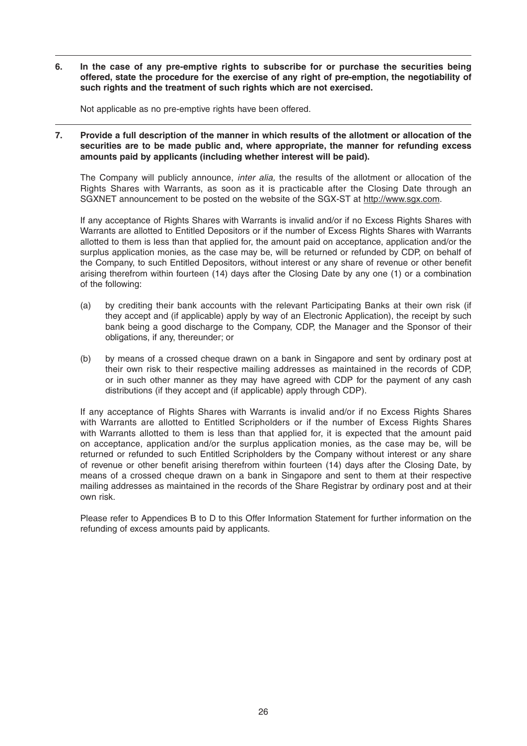**6. In the case of any pre-emptive rights to subscribe for or purchase the securities being offered, state the procedure for the exercise of any right of pre-emption, the negotiability of such rights and the treatment of such rights which are not exercised.**

Not applicable as no pre-emptive rights have been offered.

**7. Provide a full description of the manner in which results of the allotment or allocation of the securities are to be made public and, where appropriate, the manner for refunding excess amounts paid by applicants (including whether interest will be paid).**

The Company will publicly announce, *inter alia,* the results of the allotment or allocation of the Rights Shares with Warrants, as soon as it is practicable after the Closing Date through an SGXNET announcement to be posted on the website of the SGX-ST at http://www.sgx.com.

If any acceptance of Rights Shares with Warrants is invalid and/or if no Excess Rights Shares with Warrants are allotted to Entitled Depositors or if the number of Excess Rights Shares with Warrants allotted to them is less than that applied for, the amount paid on acceptance, application and/or the surplus application monies, as the case may be, will be returned or refunded by CDP, on behalf of the Company, to such Entitled Depositors, without interest or any share of revenue or other benefit arising therefrom within fourteen (14) days after the Closing Date by any one (1) or a combination of the following:

(a) by crediting their bank accounts with the relevant Participating Banks at their own risk (if they accept and (if applicable) apply by way of an Electronic Application), the receipt by such bank being a good discharge to the Company, CDP, the Manager and the Sponsor of their obligations, if any, thereunder; or

(b) by means of a crossed cheque drawn on a bank in Singapore and sent by ordinary post at their own risk to their respective mailing addresses as maintained in the records of CDP, or in such other manner as they may have agreed with CDP for the payment of any cash distributions (if they accept and (if applicable) apply through CDP).

If any acceptance of Rights Shares with Warrants is invalid and/or if no Excess Rights Shares with Warrants are allotted to Entitled Scripholders or if the number of Excess Rights Shares with Warrants allotted to them is less than that applied for, it is expected that the amount paid on acceptance, application and/or the surplus application monies, as the case may be, will be returned or refunded to such Entitled Scripholders by the Company without interest or any share of revenue or other benefit arising therefrom within fourteen (14) days after the Closing Date, by means of a crossed cheque drawn on a bank in Singapore and sent to them at their respective mailing addresses as maintained in the records of the Share Registrar by ordinary post and at their own risk.

Please refer to Appendices B to D to this Offer Information Statement for further information on the refunding of excess amounts paid by applicants.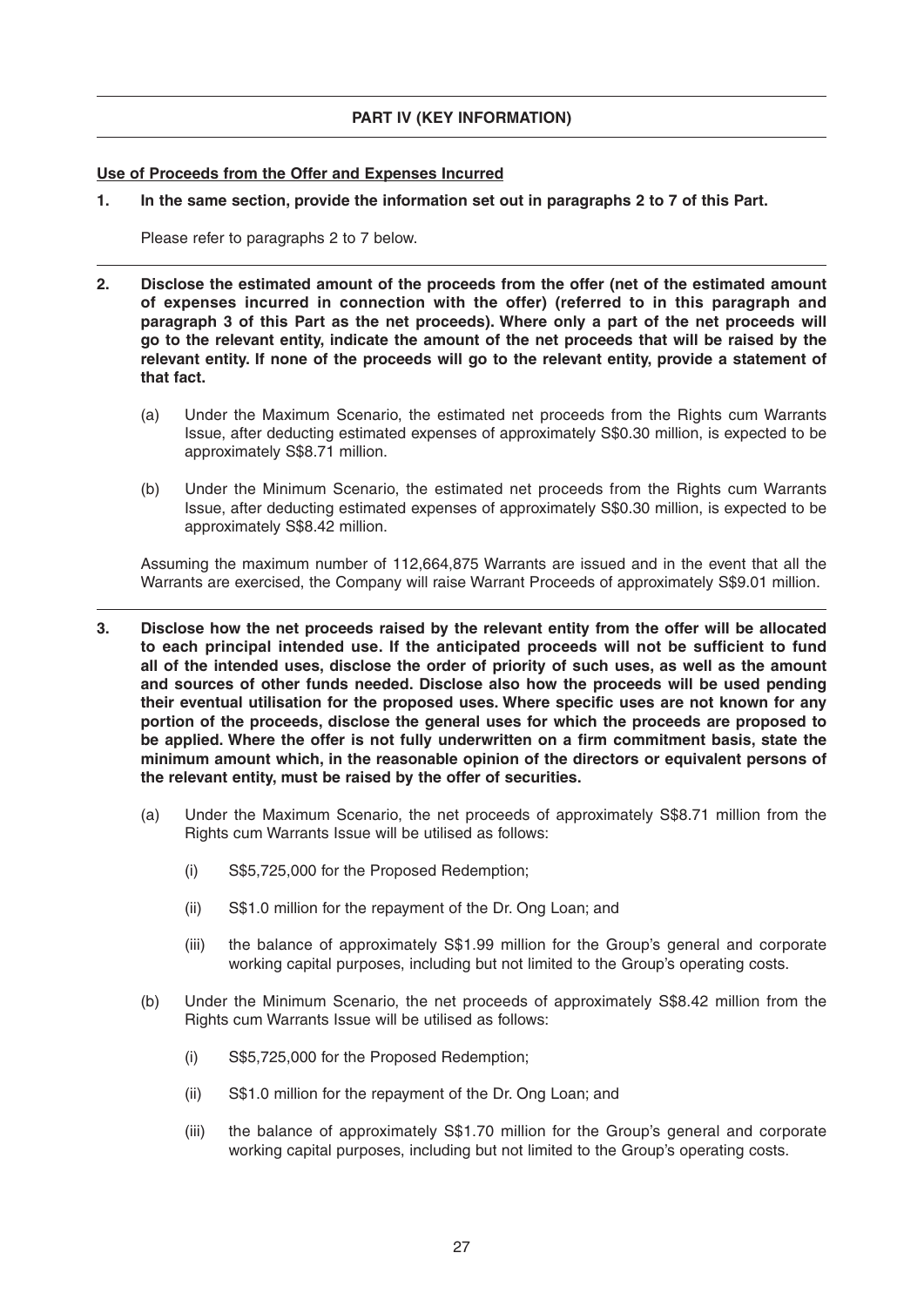## PART IV (KEY INFORMATION)

**Use of Proceeds from the Offer and Expenses Incurred**

**1. In the same section, provide the information set out in paragraphs 2 to 7 of this Part.**

Please refer to paragraphs 2 to 7 below.

**2. Disclose the estimated amount of the proceeds from the offer (net of the estimated amount of expenses incurred in connection with the offer) (referred to in this paragraph and paragraph 3 of this Part as the net proceeds). Where only a part of the net proceeds will go to the relevant entity, indicate the amount of the net proceeds that will be raised by the relevant entity. If none of the proceeds will go to the relevant entity, provide a statement of that fact.**

(a) Under the Maximum Scenario, the estimated net proceeds from the Rights cum Warrants Issue, after deducting estimated expenses of approximately S$0.30 million, is expected to be approximately S$8.71 million.

(b) Under the Minimum Scenario, the estimated net proceeds from the Rights cum Warrants Issue, after deducting estimated expenses of approximately S$0.30 million, is expected to be approximately S$8.42 million.

Assuming the maximum number of 112,664,875 Warrants are issued and in the event that all the Warrants are exercised, the Company will raise Warrant Proceeds of approximately S$9.01 million.

**3. Disclose how the net proceeds raised by the relevant entity from the offer will be allocated to each principal intended use. If the anticipated proceeds will not be sufficient to fund all of the intended uses, disclose the order of priority of such uses, as well as the amount and sources of other funds needed. Disclose also how the proceeds will be used pending their eventual utilisation for the proposed uses. Where specific uses are not known for any portion of the proceeds, disclose the general uses for which the proceeds are proposed to be applied. Where the offer is not fully underwritten on a firm commitment basis, state the minimum amount which, in the reasonable opinion of the directors or equivalent persons of the relevant entity, must be raised by the offer of securities.**

(a) Under the Maximum Scenario, the net proceeds of approximately S$8.71 million from the Rights cum Warrants Issue will be utilised as follows:

(i) S$5,725,000 for the Proposed Redemption;

(ii) S$1.0 million for the repayment of the Dr. Ong Loan; and

(iii) the balance of approximately S$1.99 million for the Group's general and corporate working capital purposes, including but not limited to the Group's operating costs.

(b) Under the Minimum Scenario, the net proceeds of approximately S$8.42 million from the Rights cum Warrants Issue will be utilised as follows:

(i) S$5,725,000 for the Proposed Redemption;

(ii) S$1.0 million for the repayment of the Dr. Ong Loan; and

(iii) the balance of approximately S$1.70 million for the Group's general and corporate working capital purposes, including but not limited to the Group's operating costs.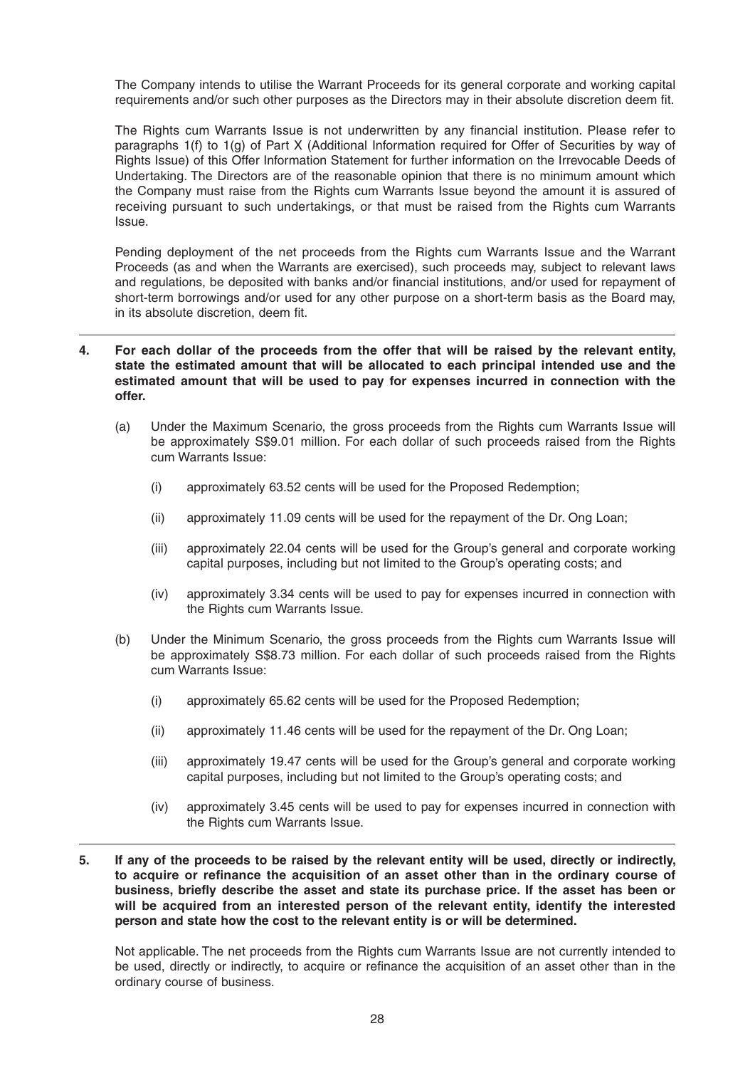The Company intends to utilise the Warrant Proceeds for its general corporate and working capital requirements and/or such other purposes as the Directors may in their absolute discretion deem fit.

The Rights cum Warrants Issue is not underwritten by any financial institution. Please refer to paragraphs 1(f) to 1(g) of Part X (Additional Information required for Offer of Securities by way of Rights Issue) of this Offer Information Statement for further information on the Irrevocable Deeds of Undertaking. The Directors are of the reasonable opinion that there is no minimum amount which the Company must raise from the Rights cum Warrants Issue beyond the amount it is assured of receiving pursuant to such undertakings, or that must be raised from the Rights cum Warrants Issue.

Pending deployment of the net proceeds from the Rights cum Warrants Issue and the Warrant Proceeds (as and when the Warrants are exercised), such proceeds may, subject to relevant laws and regulations, be deposited with banks and/or financial institutions, and/or used for repayment of short-term borrowings and/or used for any other purpose on a short-term basis as the Board may, in its absolute discretion, deem fit.

---

**4. For each dollar of the proceeds from the offer that will be raised by the relevant entity, state the estimated amount that will be allocated to each principal intended use and the estimated amount that will be used to pay for expenses incurred in connection with the offer.**

(a) Under the Maximum Scenario, the gross proceeds from the Rights cum Warrants Issue will be approximately S$9.01 million. For each dollar of such proceeds raised from the Rights cum Warrants Issue:

   (i) approximately 63.52 cents will be used for the Proposed Redemption;

   (ii) approximately 11.09 cents will be used for the repayment of the Dr. Ong Loan;

   (iii) approximately 22.04 cents will be used for the Group's general and corporate working capital purposes, including but not limited to the Group's operating costs; and

   (iv) approximately 3.34 cents will be used to pay for expenses incurred in connection with the Rights cum Warrants Issue.

(b) Under the Minimum Scenario, the gross proceeds from the Rights cum Warrants Issue will be approximately S$8.73 million. For each dollar of such proceeds raised from the Rights cum Warrants Issue:

   (i) approximately 65.62 cents will be used for the Proposed Redemption;

   (ii) approximately 11.46 cents will be used for the repayment of the Dr. Ong Loan;

   (iii) approximately 19.47 cents will be used for the Group's general and corporate working capital purposes, including but not limited to the Group's operating costs; and

   (iv) approximately 3.45 cents will be used to pay for expenses incurred in connection with the Rights cum Warrants Issue.

---

**5. If any of the proceeds to be raised by the relevant entity will be used, directly or indirectly, to acquire or refinance the acquisition of an asset other than in the ordinary course of business, briefly describe the asset and state its purchase price. If the asset has been or will be acquired from an interested person of the relevant entity, identify the interested person and state how the cost to the relevant entity is or will be determined.**

Not applicable. The net proceeds from the Rights cum Warrants Issue are not currently intended to be used, directly or indirectly, to acquire or refinance the acquisition of an asset other than in the ordinary course of business.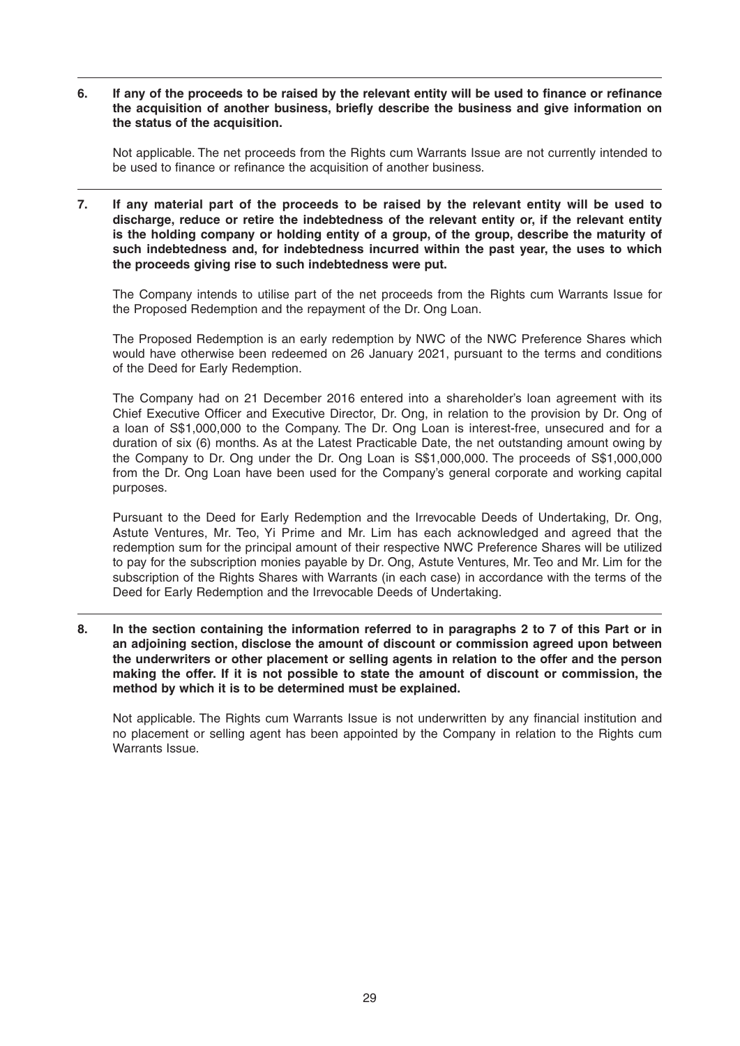**6. If any of the proceeds to be raised by the relevant entity will be used to finance or refinance the acquisition of another business, briefly describe the business and give information on the status of the acquisition.**

Not applicable. The net proceeds from the Rights cum Warrants Issue are not currently intended to be used to finance or refinance the acquisition of another business.

**7. If any material part of the proceeds to be raised by the relevant entity will be used to discharge, reduce or retire the indebtedness of the relevant entity or, if the relevant entity is the holding company or holding entity of a group, of the group, describe the maturity of such indebtedness and, for indebtedness incurred within the past year, the uses to which the proceeds giving rise to such indebtedness were put.**

The Company intends to utilise part of the net proceeds from the Rights cum Warrants Issue for the Proposed Redemption and the repayment of the Dr. Ong Loan.

The Proposed Redemption is an early redemption by NWC of the NWC Preference Shares which would have otherwise been redeemed on 26 January 2021, pursuant to the terms and conditions of the Deed for Early Redemption.

The Company had on 21 December 2016 entered into a shareholder's loan agreement with its Chief Executive Officer and Executive Director, Dr. Ong, in relation to the provision by Dr. Ong of a loan of S$1,000,000 to the Company. The Dr. Ong Loan is interest-free, unsecured and for a duration of six (6) months. As at the Latest Practicable Date, the net outstanding amount owing by the Company to Dr. Ong under the Dr. Ong Loan is S$1,000,000. The proceeds of S$1,000,000 from the Dr. Ong Loan have been used for the Company's general corporate and working capital purposes.

Pursuant to the Deed for Early Redemption and the Irrevocable Deeds of Undertaking, Dr. Ong, Astute Ventures, Mr. Teo, Yi Prime and Mr. Lim has each acknowledged and agreed that the redemption sum for the principal amount of their respective NWC Preference Shares will be utilized to pay for the subscription monies payable by Dr. Ong, Astute Ventures, Mr. Teo and Mr. Lim for the subscription of the Rights Shares with Warrants (in each case) in accordance with the terms of the Deed for Early Redemption and the Irrevocable Deeds of Undertaking.

**8. In the section containing the information referred to in paragraphs 2 to 7 of this Part or in an adjoining section, disclose the amount of discount or commission agreed upon between the underwriters or other placement or selling agents in relation to the offer and the person making the offer. If it is not possible to state the amount of discount or commission, the method by which it is to be determined must be explained.**

Not applicable. The Rights cum Warrants Issue is not underwritten by any financial institution and no placement or selling agent has been appointed by the Company in relation to the Rights cum Warrants Issue.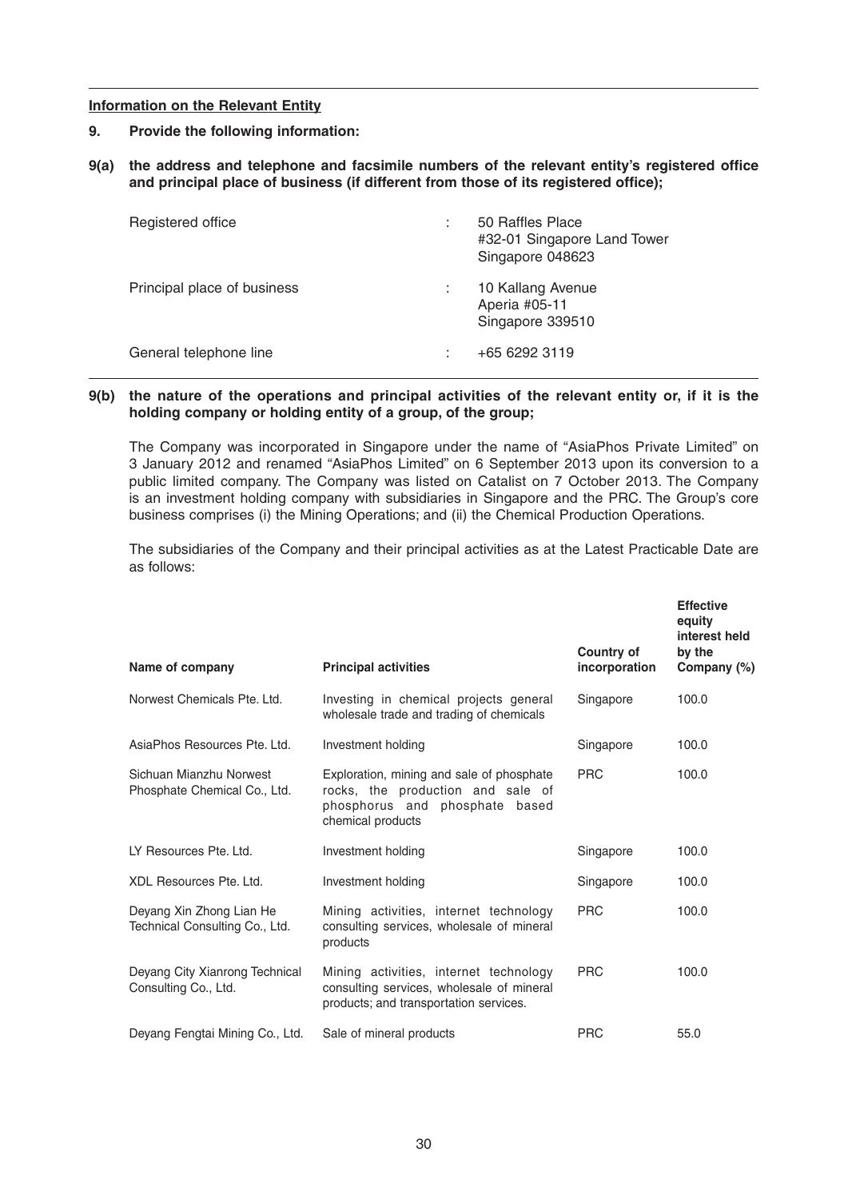**Information on the Relevant Entity**

**9. Provide the following information:**

**9(a) the address and telephone and facsimile numbers of the relevant entity's registered office and principal place of business (if different from those of its registered office);**

| | | |
|---|---|---|
| Registered office | : | 50 Raffles Place<br>#32-01 Singapore Land Tower<br>Singapore 048623 |
| Principal place of business | : | 10 Kallang Avenue<br>Aperia #05-11<br>Singapore 339510 |
| General telephone line | : | +65 6292 3119 |

**9(b) the nature of the operations and principal activities of the relevant entity or, if it is the holding company or holding entity of a group, of the group;**

The Company was incorporated in Singapore under the name of "AsiaPhos Private Limited" on 3 January 2012 and renamed "AsiaPhos Limited" on 6 September 2013 upon its conversion to a public limited company. The Company was listed on Catalist on 7 October 2013. The Company is an investment holding company with subsidiaries in Singapore and the PRC. The Group's core business comprises (i) the Mining Operations; and (ii) the Chemical Production Operations.

The subsidiaries of the Company and their principal activities as at the Latest Practicable Date are as follows:

| Name of company | Principal activities | Country of incorporation | Effective equity interest held by the Company (%) |
|---|---|---|---|
| Norwest Chemicals Pte. Ltd. | Investing in chemical projects general wholesale trade and trading of chemicals | Singapore | 100.0 |
| AsiaPhos Resources Pte. Ltd. | Investment holding | Singapore | 100.0 |
| Sichuan Mianzhu Norwest Phosphate Chemical Co., Ltd. | Exploration, mining and sale of phosphate rocks, the production and sale of phosphorus and phosphate based chemical products | PRC | 100.0 |
| LY Resources Pte. Ltd. | Investment holding | Singapore | 100.0 |
| XDL Resources Pte. Ltd. | Investment holding | Singapore | 100.0 |
| Deyang Xin Zhong Lian He Technical Consulting Co., Ltd. | Mining activities, internet technology consulting services, wholesale of mineral products | PRC | 100.0 |
| Deyang City Xianrong Technical Consulting Co., Ltd. | Mining activities, internet technology consulting services, wholesale of mineral products; and transportation services. | PRC | 100.0 |
| Deyang Fengtai Mining Co., Ltd. | Sale of mineral products | PRC | 55.0 |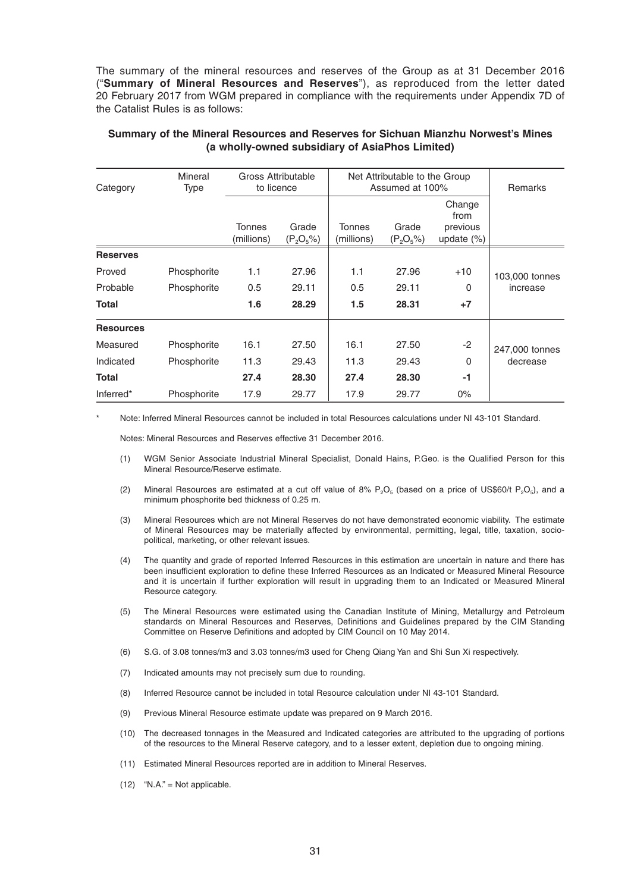The summary of the mineral resources and reserves of the Group as at 31 December 2016 ("**Summary of Mineral Resources and Reserves**"), as reproduced from the letter dated 20 February 2017 from WGM prepared in compliance with the requirements under Appendix 7D of the Catalist Rules is as follows:

**Summary of the Mineral Resources and Reserves for Sichuan Mianzhu Norwest's Mines (a wholly-owned subsidiary of AsiaPhos Limited)**

| Category | Mineral Type | Gross Attributable to licence | | Net Attributable to the Group Assumed at 100% | | | Remarks |
|---|---|---|---|---|---|---|---|
| | | Tonnes (millions) | Grade ($P_2O_5$%) | Tonnes (millions) | Grade ($P_2O_5$%) | Change from previous update (%) | |
| **Reserves** | | | | | | | |
| Proved | Phosphorite | 1.1 | 27.96 | 1.1 | 27.96 | +10 | 103,000 tonnes increase |
| Probable | Phosphorite | 0.5 | 29.11 | 0.5 | 29.11 | 0 | |
| **Total** | | **1.6** | **28.29** | **1.5** | **28.31** | **+7** | |
| **Resources** | | | | | | | |
| Measured | Phosphorite | 16.1 | 27.50 | 16.1 | 27.50 | -2 | 247,000 tonnes decrease |
| Indicated | Phosphorite | 11.3 | 29.43 | 11.3 | 29.43 | 0 | |
| **Total** | | **27.4** | **28.30** | **27.4** | **28.30** | **-1** | |
| Inferred* | Phosphorite | 17.9 | 29.77 | 17.9 | 29.77 | 0% | |

\* Note: Inferred Mineral Resources cannot be included in total Resources calculations under NI 43-101 Standard.

Notes: Mineral Resources and Reserves effective 31 December 2016.

(1) WGM Senior Associate Industrial Mineral Specialist, Donald Hains, P.Geo. is the Qualified Person for this Mineral Resource/Reserve estimate.

(2) Mineral Resources are estimated at a cut off value of 8% $P_2O_5$ (based on a price of US$60/t $P_2O_5$), and a minimum phosphorite bed thickness of 0.25 m.

(3) Mineral Resources which are not Mineral Reserves do not have demonstrated economic viability. The estimate of Mineral Resources may be materially affected by environmental, permitting, legal, title, taxation, socio-political, marketing, or other relevant issues.

(4) The quantity and grade of reported Inferred Resources in this estimation are uncertain in nature and there has been insufficient exploration to define these Inferred Resources as an Indicated or Measured Mineral Resource and it is uncertain if further exploration will result in upgrading them to an Indicated or Measured Mineral Resource category.

(5) The Mineral Resources were estimated using the Canadian Institute of Mining, Metallurgy and Petroleum standards on Mineral Resources and Reserves, Definitions and Guidelines prepared by the CIM Standing Committee on Reserve Definitions and adopted by CIM Council on 10 May 2014.

(6) S.G. of 3.08 tonnes/m3 and 3.03 tonnes/m3 used for Cheng Qiang Yan and Shi Sun Xi respectively.

(7) Indicated amounts may not precisely sum due to rounding.

(8) Inferred Resource cannot be included in total Resource calculation under NI 43-101 Standard.

(9) Previous Mineral Resource estimate update was prepared on 9 March 2016.

(10) The decreased tonnages in the Measured and Indicated categories are attributed to the upgrading of portions of the resources to the Mineral Reserve category, and to a lesser extent, depletion due to ongoing mining.

(11) Estimated Mineral Resources reported are in addition to Mineral Reserves.

(12) "N.A." = Not applicable.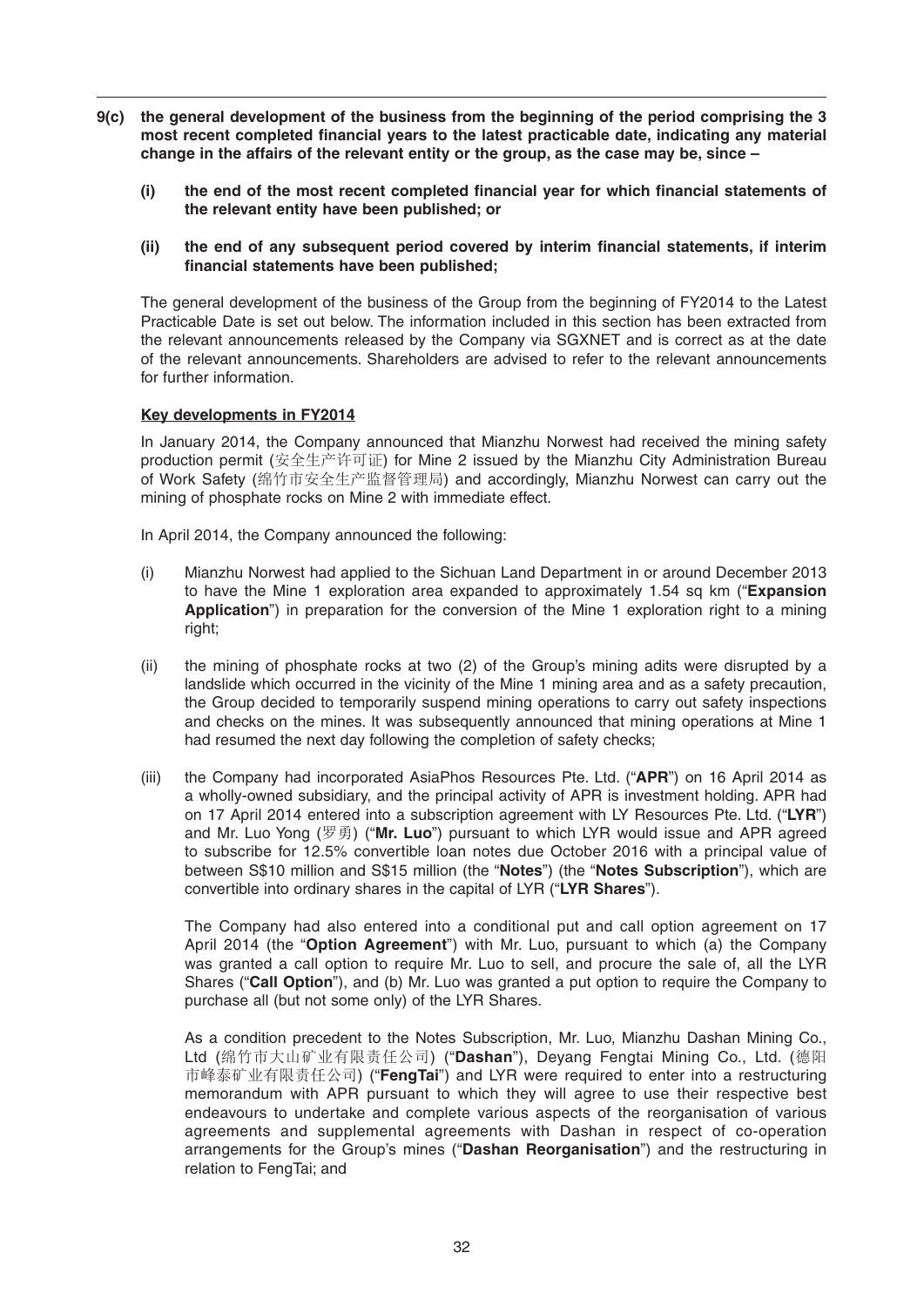**9(c) the general development of the business from the beginning of the period comprising the 3 most recent completed financial years to the latest practicable date, indicating any material change in the affairs of the relevant entity or the group, as the case may be, since –**

**(i) the end of the most recent completed financial year for which financial statements of the relevant entity have been published; or**

**(ii) the end of any subsequent period covered by interim financial statements, if interim financial statements have been published;**

The general development of the business of the Group from the beginning of FY2014 to the Latest Practicable Date is set out below. The information included in this section has been extracted from the relevant announcements released by the Company via SGXNET and is correct as at the date of the relevant announcements. Shareholders are advised to refer to the relevant announcements for further information.

**Key developments in FY2014**

In January 2014, the Company announced that Mianzhu Norwest had received the mining safety production permit (安全生产许可证) for Mine 2 issued by the Mianzhu City Administration Bureau of Work Safety (绵竹市安全生产监督管理局) and accordingly, Mianzhu Norwest can carry out the mining of phosphate rocks on Mine 2 with immediate effect.

In April 2014, the Company announced the following:

(i) Mianzhu Norwest had applied to the Sichuan Land Department in or around December 2013 to have the Mine 1 exploration area expanded to approximately 1.54 sq km ("**Expansion Application**") in preparation for the conversion of the Mine 1 exploration right to a mining right;

(ii) the mining of phosphate rocks at two (2) of the Group's mining adits were disrupted by a landslide which occurred in the vicinity of the Mine 1 mining area and as a safety precaution, the Group decided to temporarily suspend mining operations to carry out safety inspections and checks on the mines. It was subsequently announced that mining operations at Mine 1 had resumed the next day following the completion of safety checks;

(iii) the Company had incorporated AsiaPhos Resources Pte. Ltd. ("**APR**") on 16 April 2014 as a wholly-owned subsidiary, and the principal activity of APR is investment holding. APR had on 17 April 2014 entered into a subscription agreement with LY Resources Pte. Ltd. ("**LYR**") and Mr. Luo Yong (罗勇) ("**Mr. Luo**") pursuant to which LYR would issue and APR agreed to subscribe for 12.5% convertible loan notes due October 2016 with a principal value of between S$10 million and S$15 million (the "**Notes**") (the "**Notes Subscription**"), which are convertible into ordinary shares in the capital of LYR ("**LYR Shares**").

The Company had also entered into a conditional put and call option agreement on 17 April 2014 (the "**Option Agreement**") with Mr. Luo, pursuant to which (a) the Company was granted a call option to require Mr. Luo to sell, and procure the sale of, all the LYR Shares ("**Call Option**"), and (b) Mr. Luo was granted a put option to require the Company to purchase all (but not some only) of the LYR Shares.

As a condition precedent to the Notes Subscription, Mr. Luo, Mianzhu Dashan Mining Co., Ltd (绵竹市大山矿业有限责任公司) ("**Dashan**"), Deyang Fengtai Mining Co., Ltd. (德阳市峰泰矿业有限责任公司) ("**FengTai**") and LYR were required to enter into a restructuring memorandum with APR pursuant to which they will agree to use their respective best endeavours to undertake and complete various aspects of the reorganisation of various agreements and supplemental agreements with Dashan in respect of co-operation arrangements for the Group's mines ("**Dashan Reorganisation**") and the restructuring in relation to FengTai; and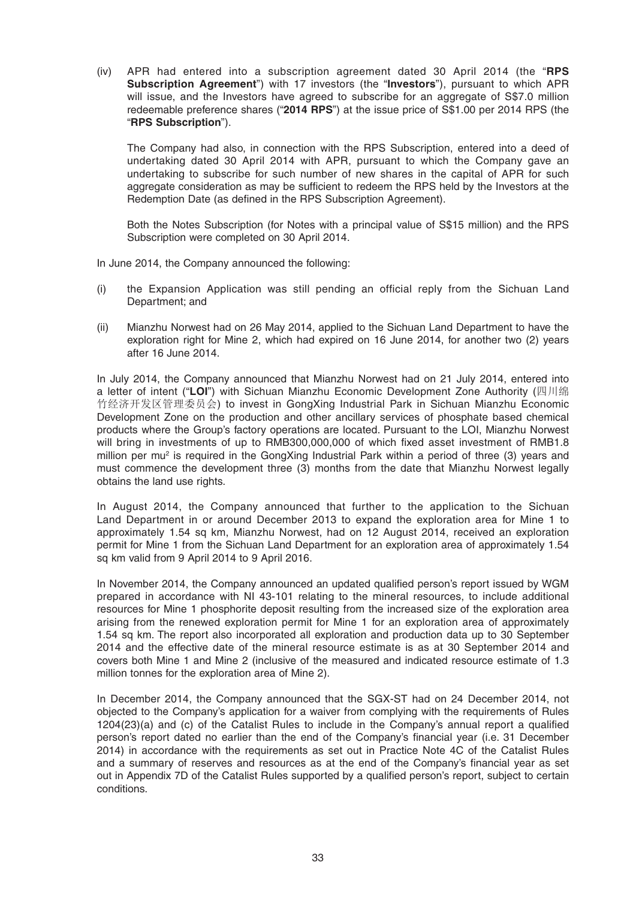(iv) APR had entered into a subscription agreement dated 30 April 2014 (the "**RPS Subscription Agreement**") with 17 investors (the "**Investors**"), pursuant to which APR will issue, and the Investors have agreed to subscribe for an aggregate of S$7.0 million redeemable preference shares ("**2014 RPS**") at the issue price of S$1.00 per 2014 RPS (the "**RPS Subscription**").

The Company had also, in connection with the RPS Subscription, entered into a deed of undertaking dated 30 April 2014 with APR, pursuant to which the Company gave an undertaking to subscribe for such number of new shares in the capital of APR for such aggregate consideration as may be sufficient to redeem the RPS held by the Investors at the Redemption Date (as defined in the RPS Subscription Agreement).

Both the Notes Subscription (for Notes with a principal value of S$15 million) and the RPS Subscription were completed on 30 April 2014.

In June 2014, the Company announced the following:

(i) the Expansion Application was still pending an official reply from the Sichuan Land Department; and

(ii) Mianzhu Norwest had on 26 May 2014, applied to the Sichuan Land Department to have the exploration right for Mine 2, which had expired on 16 June 2014, for another two (2) years after 16 June 2014.

In July 2014, the Company announced that Mianzhu Norwest had on 21 July 2014, entered into a letter of intent ("**LOI**") with Sichuan Mianzhu Economic Development Zone Authority (四川绵竹经济开发区管理委员会) to invest in GongXing Industrial Park in Sichuan Mianzhu Economic Development Zone on the production and other ancillary services of phosphate based chemical products where the Group's factory operations are located. Pursuant to the LOI, Mianzhu Norwest will bring in investments of up to RMB300,000,000 of which fixed asset investment of RMB1.8 million per mu[2] is required in the GongXing Industrial Park within a period of three (3) years and must commence the development three (3) months from the date that Mianzhu Norwest legally obtains the land use rights.

In August 2014, the Company announced that further to the application to the Sichuan Land Department in or around December 2013 to expand the exploration area for Mine 1 to approximately 1.54 sq km, Mianzhu Norwest, had on 12 August 2014, received an exploration permit for Mine 1 from the Sichuan Land Department for an exploration area of approximately 1.54 sq km valid from 9 April 2014 to 9 April 2016.

In November 2014, the Company announced an updated qualified person's report issued by WGM prepared in accordance with NI 43-101 relating to the mineral resources, to include additional resources for Mine 1 phosphorite deposit resulting from the increased size of the exploration area arising from the renewed exploration permit for Mine 1 for an exploration area of approximately 1.54 sq km. The report also incorporated all exploration and production data up to 30 September 2014 and the effective date of the mineral resource estimate is as at 30 September 2014 and covers both Mine 1 and Mine 2 (inclusive of the measured and indicated resource estimate of 1.3 million tonnes for the exploration area of Mine 2).

In December 2014, the Company announced that the SGX-ST had on 24 December 2014, not objected to the Company's application for a waiver from complying with the requirements of Rules 1204(23)(a) and (c) of the Catalist Rules to include in the Company's annual report a qualified person's report dated no earlier than the end of the Company's financial year (i.e. 31 December 2014) in accordance with the requirements as set out in Practice Note 4C of the Catalist Rules and a summary of reserves and resources as at the end of the Company's financial year as set out in Appendix 7D of the Catalist Rules supported by a qualified person's report, subject to certain conditions.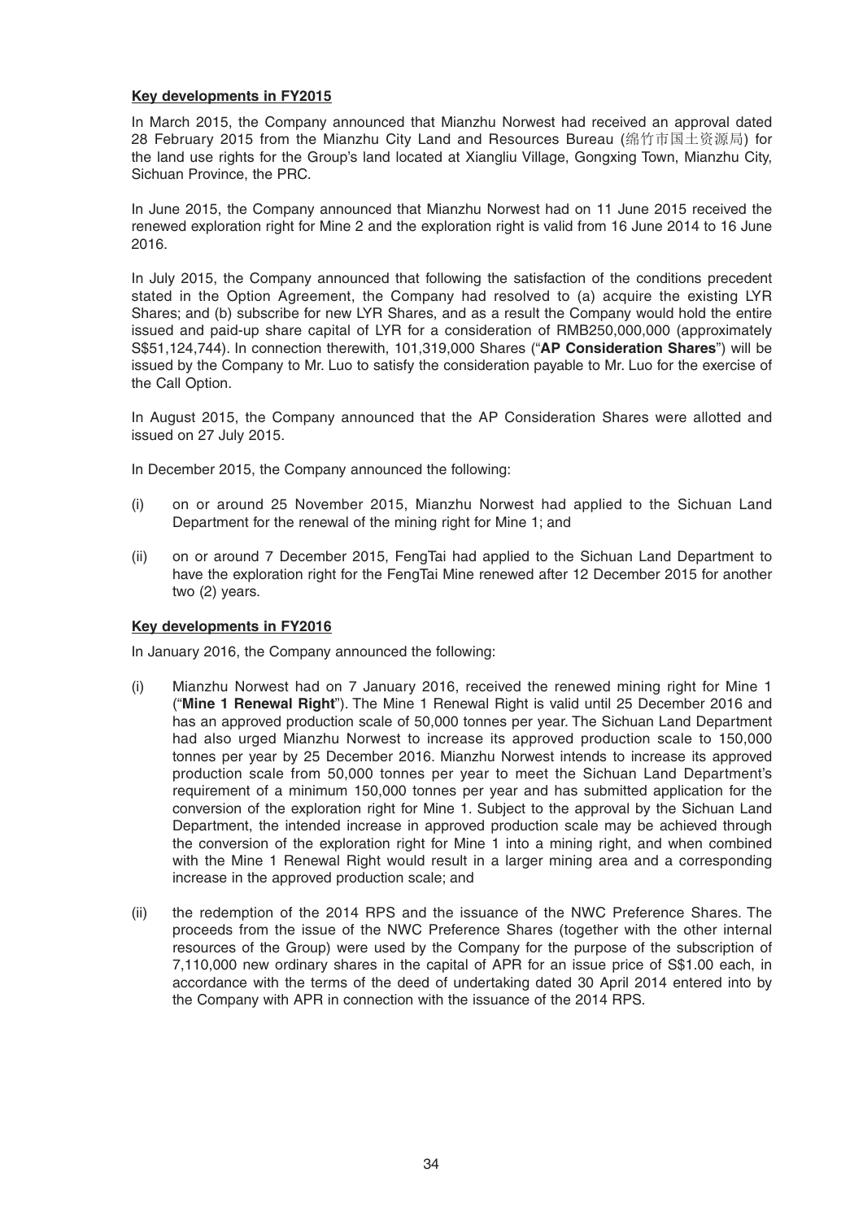**Key developments in FY2015**

In March 2015, the Company announced that Mianzhu Norwest had received an approval dated 28 February 2015 from the Mianzhu City Land and Resources Bureau (绵竹市国土资源局) for the land use rights for the Group's land located at Xiangliu Village, Gongxing Town, Mianzhu City, Sichuan Province, the PRC.

In June 2015, the Company announced that Mianzhu Norwest had on 11 June 2015 received the renewed exploration right for Mine 2 and the exploration right is valid from 16 June 2014 to 16 June 2016.

In July 2015, the Company announced that following the satisfaction of the conditions precedent stated in the Option Agreement, the Company had resolved to (a) acquire the existing LYR Shares; and (b) subscribe for new LYR Shares, and as a result the Company would hold the entire issued and paid-up share capital of LYR for a consideration of RMB250,000,000 (approximately S$51,124,744). In connection therewith, 101,319,000 Shares ("**AP Consideration Shares**") will be issued by the Company to Mr. Luo to satisfy the consideration payable to Mr. Luo for the exercise of the Call Option.

In August 2015, the Company announced that the AP Consideration Shares were allotted and issued on 27 July 2015.

In December 2015, the Company announced the following:

(i) on or around 25 November 2015, Mianzhu Norwest had applied to the Sichuan Land Department for the renewal of the mining right for Mine 1; and

(ii) on or around 7 December 2015, FengTai had applied to the Sichuan Land Department to have the exploration right for the FengTai Mine renewed after 12 December 2015 for another two (2) years.

**Key developments in FY2016**

In January 2016, the Company announced the following:

(i) Mianzhu Norwest had on 7 January 2016, received the renewed mining right for Mine 1 ("**Mine 1 Renewal Right**"). The Mine 1 Renewal Right is valid until 25 December 2016 and has an approved production scale of 50,000 tonnes per year. The Sichuan Land Department had also urged Mianzhu Norwest to increase its approved production scale to 150,000 tonnes per year by 25 December 2016. Mianzhu Norwest intends to increase its approved production scale from 50,000 tonnes per year to meet the Sichuan Land Department's requirement of a minimum 150,000 tonnes per year and has submitted application for the conversion of the exploration right for Mine 1. Subject to the approval by the Sichuan Land Department, the intended increase in approved production scale may be achieved through the conversion of the exploration right for Mine 1 into a mining right, and when combined with the Mine 1 Renewal Right would result in a larger mining area and a corresponding increase in the approved production scale; and

(ii) the redemption of the 2014 RPS and the issuance of the NWC Preference Shares. The proceeds from the issue of the NWC Preference Shares (together with the other internal resources of the Group) were used by the Company for the purpose of the subscription of 7,110,000 new ordinary shares in the capital of APR for an issue price of S$1.00 each, in accordance with the terms of the deed of undertaking dated 30 April 2014 entered into by the Company with APR in connection with the issuance of the 2014 RPS.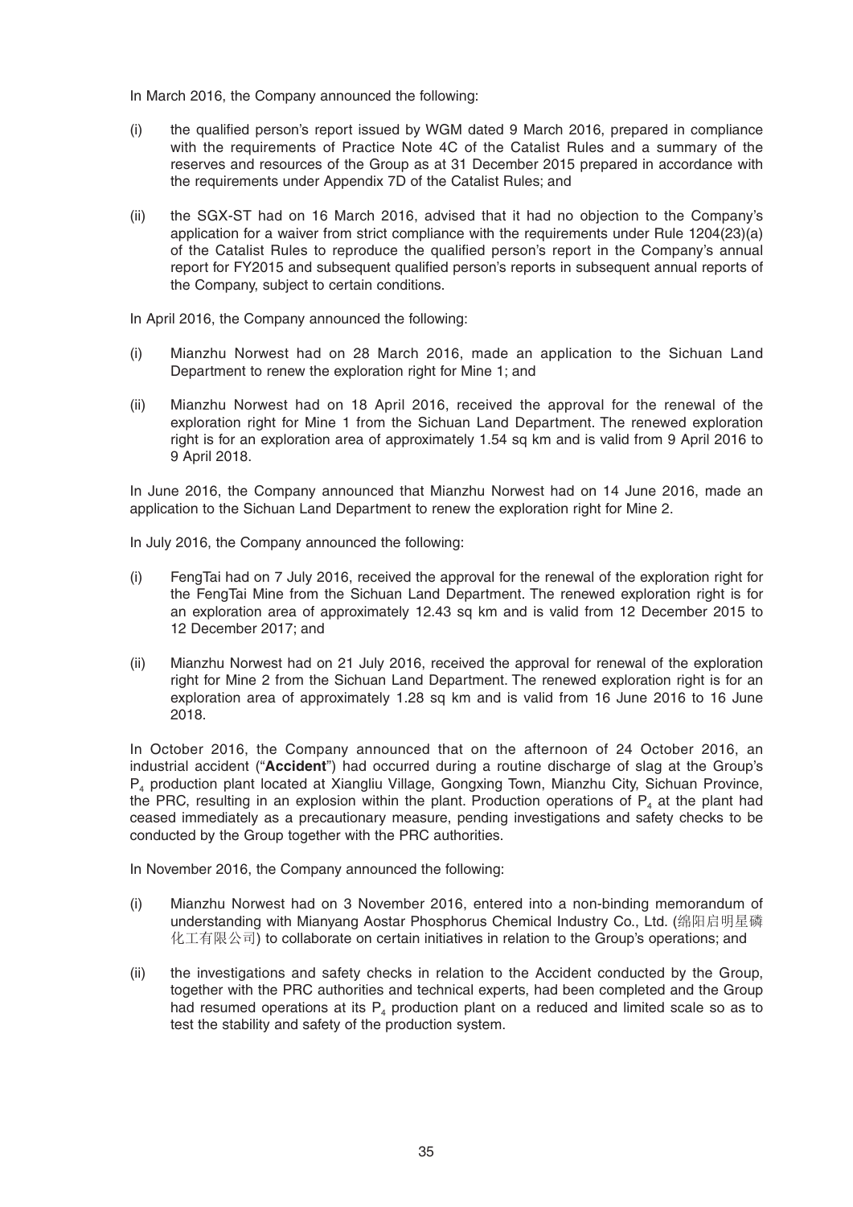In March 2016, the Company announced the following:

(i) the qualified person's report issued by WGM dated 9 March 2016, prepared in compliance with the requirements of Practice Note 4C of the Catalist Rules and a summary of the reserves and resources of the Group as at 31 December 2015 prepared in accordance with the requirements under Appendix 7D of the Catalist Rules; and

(ii) the SGX-ST had on 16 March 2016, advised that it had no objection to the Company's application for a waiver from strict compliance with the requirements under Rule 1204(23)(a) of the Catalist Rules to reproduce the qualified person's report in the Company's annual report for FY2015 and subsequent qualified person's reports in subsequent annual reports of the Company, subject to certain conditions.

In April 2016, the Company announced the following:

(i) Mianzhu Norwest had on 28 March 2016, made an application to the Sichuan Land Department to renew the exploration right for Mine 1; and

(ii) Mianzhu Norwest had on 18 April 2016, received the approval for the renewal of the exploration right for Mine 1 from the Sichuan Land Department. The renewed exploration right is for an exploration area of approximately 1.54 sq km and is valid from 9 April 2016 to 9 April 2018.

In June 2016, the Company announced that Mianzhu Norwest had on 14 June 2016, made an application to the Sichuan Land Department to renew the exploration right for Mine 2.

In July 2016, the Company announced the following:

(i) FengTai had on 7 July 2016, received the approval for the renewal of the exploration right for the FengTai Mine from the Sichuan Land Department. The renewed exploration right is for an exploration area of approximately 12.43 sq km and is valid from 12 December 2015 to 12 December 2017; and

(ii) Mianzhu Norwest had on 21 July 2016, received the approval for renewal of the exploration right for Mine 2 from the Sichuan Land Department. The renewed exploration right is for an exploration area of approximately 1.28 sq km and is valid from 16 June 2016 to 16 June 2018.

In October 2016, the Company announced that on the afternoon of 24 October 2016, an industrial accident ("**Accident**") had occurred during a routine discharge of slag at the Group's $P_4$ production plant located at Xiangliu Village, Gongxing Town, Mianzhu City, Sichuan Province, the PRC, resulting in an explosion within the plant. Production operations of $P_4$ at the plant had ceased immediately as a precautionary measure, pending investigations and safety checks to be conducted by the Group together with the PRC authorities.

In November 2016, the Company announced the following:

(i) Mianzhu Norwest had on 3 November 2016, entered into a non-binding memorandum of understanding with Mianyang Aostar Phosphorus Chemical Industry Co., Ltd. (绵阳启明星磷化工有限公司) to collaborate on certain initiatives in relation to the Group's operations; and

(ii) the investigations and safety checks in relation to the Accident conducted by the Group, together with the PRC authorities and technical experts, had been completed and the Group had resumed operations at its $P_4$ production plant on a reduced and limited scale so as to test the stability and safety of the production system.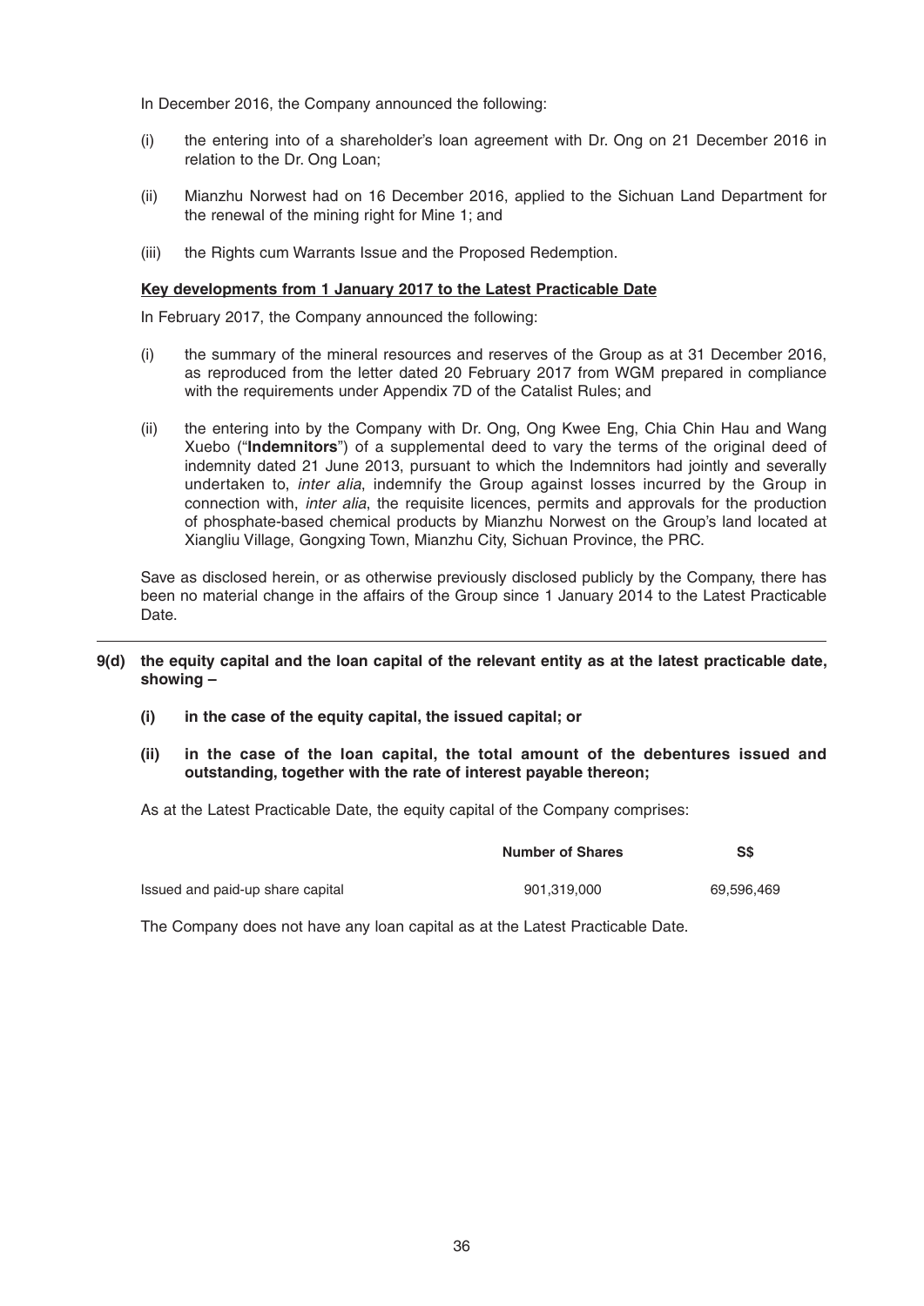In December 2016, the Company announced the following:

(i) the entering into of a shareholder's loan agreement with Dr. Ong on 21 December 2016 in relation to the Dr. Ong Loan;

(ii) Mianzhu Norwest had on 16 December 2016, applied to the Sichuan Land Department for the renewal of the mining right for Mine 1; and

(iii) the Rights cum Warrants Issue and the Proposed Redemption.

**Key developments from 1 January 2017 to the Latest Practicable Date**

In February 2017, the Company announced the following:

(i) the summary of the mineral resources and reserves of the Group as at 31 December 2016, as reproduced from the letter dated 20 February 2017 from WGM prepared in compliance with the requirements under Appendix 7D of the Catalist Rules; and

(ii) the entering into by the Company with Dr. Ong, Ong Kwee Eng, Chia Chin Hau and Wang Xuebo ("**Indemnitors**") of a supplemental deed to vary the terms of the original deed of indemnity dated 21 June 2013, pursuant to which the Indemnitors had jointly and severally undertaken to, *inter alia*, indemnify the Group against losses incurred by the Group in connection with, *inter alia*, the requisite licences, permits and approvals for the production of phosphate-based chemical products by Mianzhu Norwest on the Group's land located at Xiangliu Village, Gongxing Town, Mianzhu City, Sichuan Province, the PRC.

Save as disclosed herein, or as otherwise previously disclosed publicly by the Company, there has been no material change in the affairs of the Group since 1 January 2014 to the Latest Practicable Date.

**9(d) the equity capital and the loan capital of the relevant entity as at the latest practicable date, showing –**

**(i) in the case of the equity capital, the issued capital; or**

**(ii) in the case of the loan capital, the total amount of the debentures issued and outstanding, together with the rate of interest payable thereon;**

As at the Latest Practicable Date, the equity capital of the Company comprises:

| | Number of Shares | S$ |
|---|---|---|
| Issued and paid-up share capital | 901,319,000 | 69,596,469 |

The Company does not have any loan capital as at the Latest Practicable Date.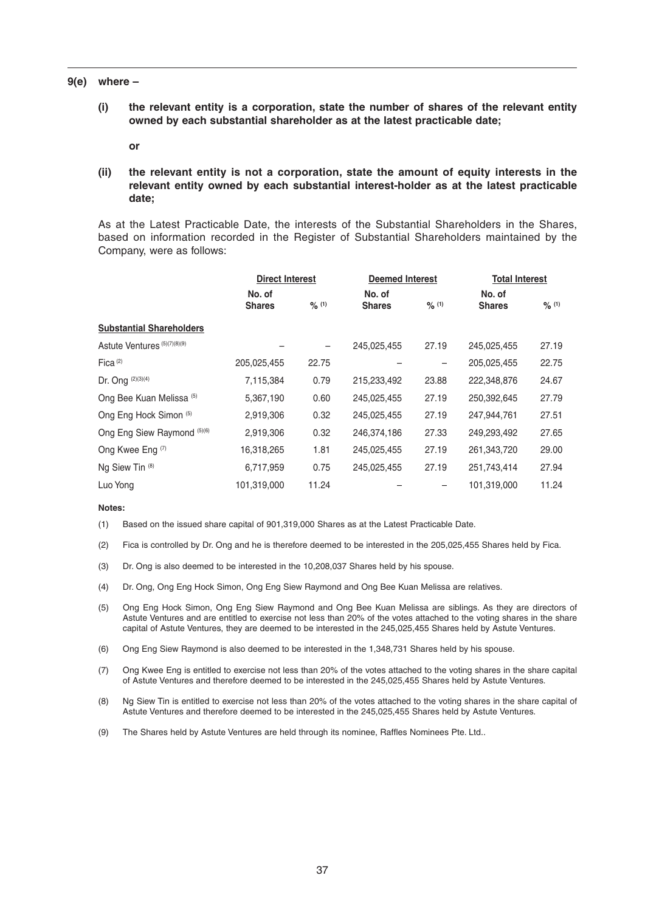**9(e) where –**

**(i) the relevant entity is a corporation, state the number of shares of the relevant entity owned by each substantial shareholder as at the latest practicable date;**

**or**

**(ii) the relevant entity is not a corporation, state the amount of equity interests in the relevant entity owned by each substantial interest-holder as at the latest practicable date;**

As at the Latest Practicable Date, the interests of the Substantial Shareholders in the Shares, based on information recorded in the Register of Substantial Shareholders maintained by the Company, were as follows:

| | Direct Interest | | Deemed Interest | | Total Interest | |
|---|---|---|---|---|---|---|
| | No. of Shares | % [1] | No. of Shares | % [1] | No. of Shares | % [1] |
| **Substantial Shareholders** | | | | | | |
| Astute Ventures [5][7][8][9] | – | – | 245,025,455 | 27.19 | 245,025,455 | 27.19 |
| Fica [2] | 205,025,455 | 22.75 | – | – | 205,025,455 | 22.75 |
| Dr. Ong [2][3][4] | 7,115,384 | 0.79 | 215,233,492 | 23.88 | 222,348,876 | 24.67 |
| Ong Bee Kuan Melissa [5] | 5,367,190 | 0.60 | 245,025,455 | 27.19 | 250,392,645 | 27.79 |
| Ong Eng Hock Simon [5] | 2,919,306 | 0.32 | 245,025,455 | 27.19 | 247,944,761 | 27.51 |
| Ong Eng Siew Raymond [5][6] | 2,919,306 | 0.32 | 246,374,186 | 27.33 | 249,293,492 | 27.65 |
| Ong Kwee Eng [7] | 16,318,265 | 1.81 | 245,025,455 | 27.19 | 261,343,720 | 29.00 |
| Ng Siew Tin [8] | 6,717,959 | 0.75 | 245,025,455 | 27.19 | 251,743,414 | 27.94 |
| Luo Yong | 101,319,000 | 11.24 | – | – | 101,319,000 | 11.24 |

**Notes:**

(1) Based on the issued share capital of 901,319,000 Shares as at the Latest Practicable Date.

(2) Fica is controlled by Dr. Ong and he is therefore deemed to be interested in the 205,025,455 Shares held by Fica.

(3) Dr. Ong is also deemed to be interested in the 10,208,037 Shares held by his spouse.

(4) Dr. Ong, Ong Eng Hock Simon, Ong Eng Siew Raymond and Ong Bee Kuan Melissa are relatives.

(5) Ong Eng Hock Simon, Ong Eng Siew Raymond and Ong Bee Kuan Melissa are siblings. As they are directors of Astute Ventures and are entitled to exercise not less than 20% of the votes attached to the voting shares in the share capital of Astute Ventures, they are deemed to be interested in the 245,025,455 Shares held by Astute Ventures.

(6) Ong Eng Siew Raymond is also deemed to be interested in the 1,348,731 Shares held by his spouse.

(7) Ong Kwee Eng is entitled to exercise not less than 20% of the votes attached to the voting shares in the share capital of Astute Ventures and therefore deemed to be interested in the 245,025,455 Shares held by Astute Ventures.

(8) Ng Siew Tin is entitled to exercise not less than 20% of the votes attached to the voting shares in the share capital of Astute Ventures and therefore deemed to be interested in the 245,025,455 Shares held by Astute Ventures.

(9) The Shares held by Astute Ventures are held through its nominee, Raffles Nominees Pte. Ltd..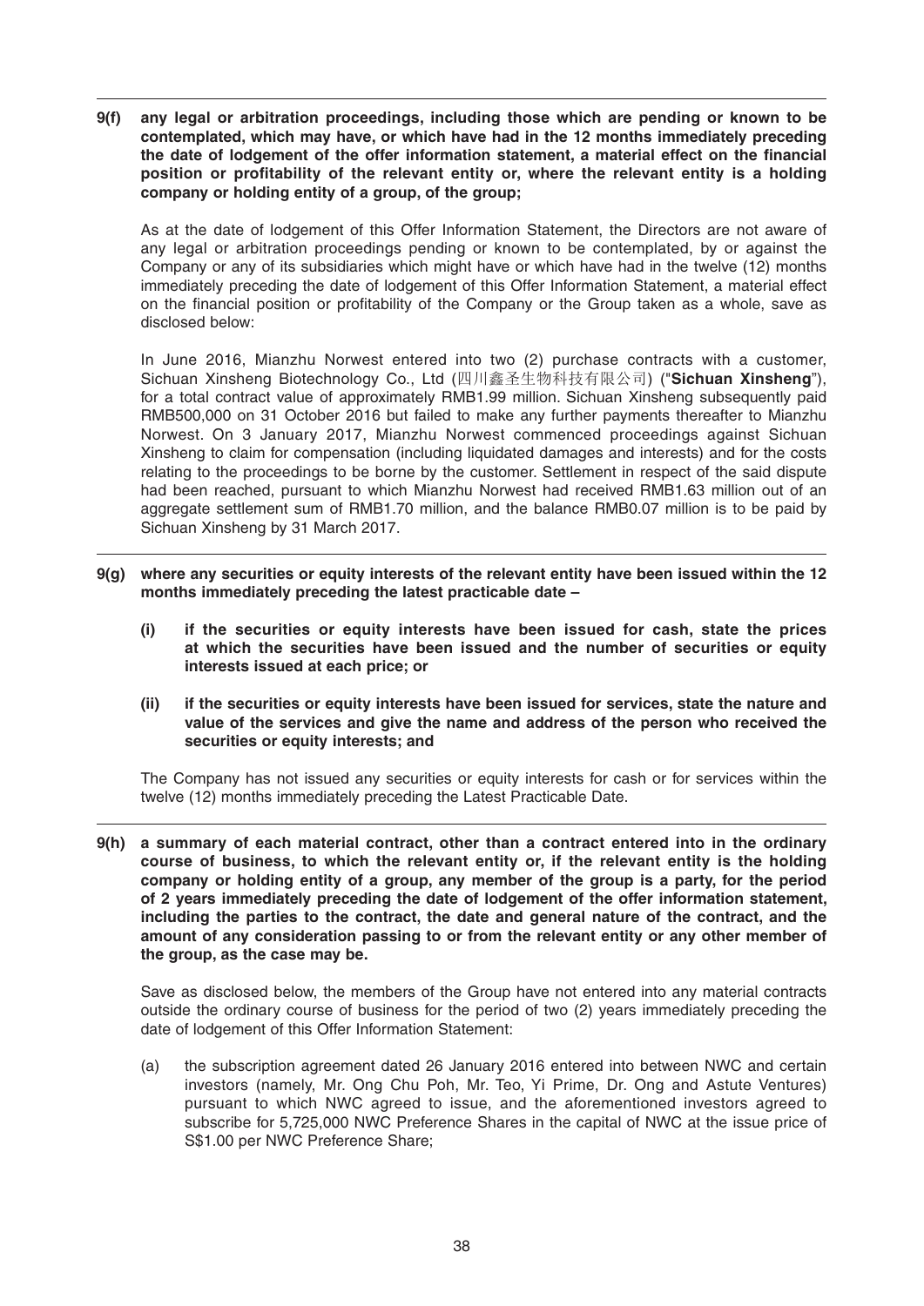**9(f) any legal or arbitration proceedings, including those which are pending or known to be contemplated, which may have, or which have had in the 12 months immediately preceding the date of lodgement of the offer information statement, a material effect on the financial position or profitability of the relevant entity or, where the relevant entity is a holding company or holding entity of a group, of the group;**

As at the date of lodgement of this Offer Information Statement, the Directors are not aware of any legal or arbitration proceedings pending or known to be contemplated, by or against the Company or any of its subsidiaries which might have or which have had in the twelve (12) months immediately preceding the date of lodgement of this Offer Information Statement, a material effect on the financial position or profitability of the Company or the Group taken as a whole, save as disclosed below:

In June 2016, Mianzhu Norwest entered into two (2) purchase contracts with a customer, Sichuan Xinsheng Biotechnology Co., Ltd (四川鑫圣生物科技有限公司) ("**Sichuan Xinsheng**"), for a total contract value of approximately RMB1.99 million. Sichuan Xinsheng subsequently paid RMB500,000 on 31 October 2016 but failed to make any further payments thereafter to Mianzhu Norwest. On 3 January 2017, Mianzhu Norwest commenced proceedings against Sichuan Xinsheng to claim for compensation (including liquidated damages and interests) and for the costs relating to the proceedings to be borne by the customer. Settlement in respect of the said dispute had been reached, pursuant to which Mianzhu Norwest had received RMB1.63 million out of an aggregate settlement sum of RMB1.70 million, and the balance RMB0.07 million is to be paid by Sichuan Xinsheng by 31 March 2017.

**9(g) where any securities or equity interests of the relevant entity have been issued within the 12 months immediately preceding the latest practicable date –**

**(i) if the securities or equity interests have been issued for cash, state the prices at which the securities have been issued and the number of securities or equity interests issued at each price; or**

**(ii) if the securities or equity interests have been issued for services, state the nature and value of the services and give the name and address of the person who received the securities or equity interests; and**

The Company has not issued any securities or equity interests for cash or for services within the twelve (12) months immediately preceding the Latest Practicable Date.

**9(h) a summary of each material contract, other than a contract entered into in the ordinary course of business, to which the relevant entity or, if the relevant entity is the holding company or holding entity of a group, any member of the group is a party, for the period of 2 years immediately preceding the date of lodgement of the offer information statement, including the parties to the contract, the date and general nature of the contract, and the amount of any consideration passing to or from the relevant entity or any other member of the group, as the case may be.**

Save as disclosed below, the members of the Group have not entered into any material contracts outside the ordinary course of business for the period of two (2) years immediately preceding the date of lodgement of this Offer Information Statement:

(a) the subscription agreement dated 26 January 2016 entered into between NWC and certain investors (namely, Mr. Ong Chu Poh, Mr. Teo, Yi Prime, Dr. Ong and Astute Ventures) pursuant to which NWC agreed to issue, and the aforementioned investors agreed to subscribe for 5,725,000 NWC Preference Shares in the capital of NWC at the issue price of S$1.00 per NWC Preference Share;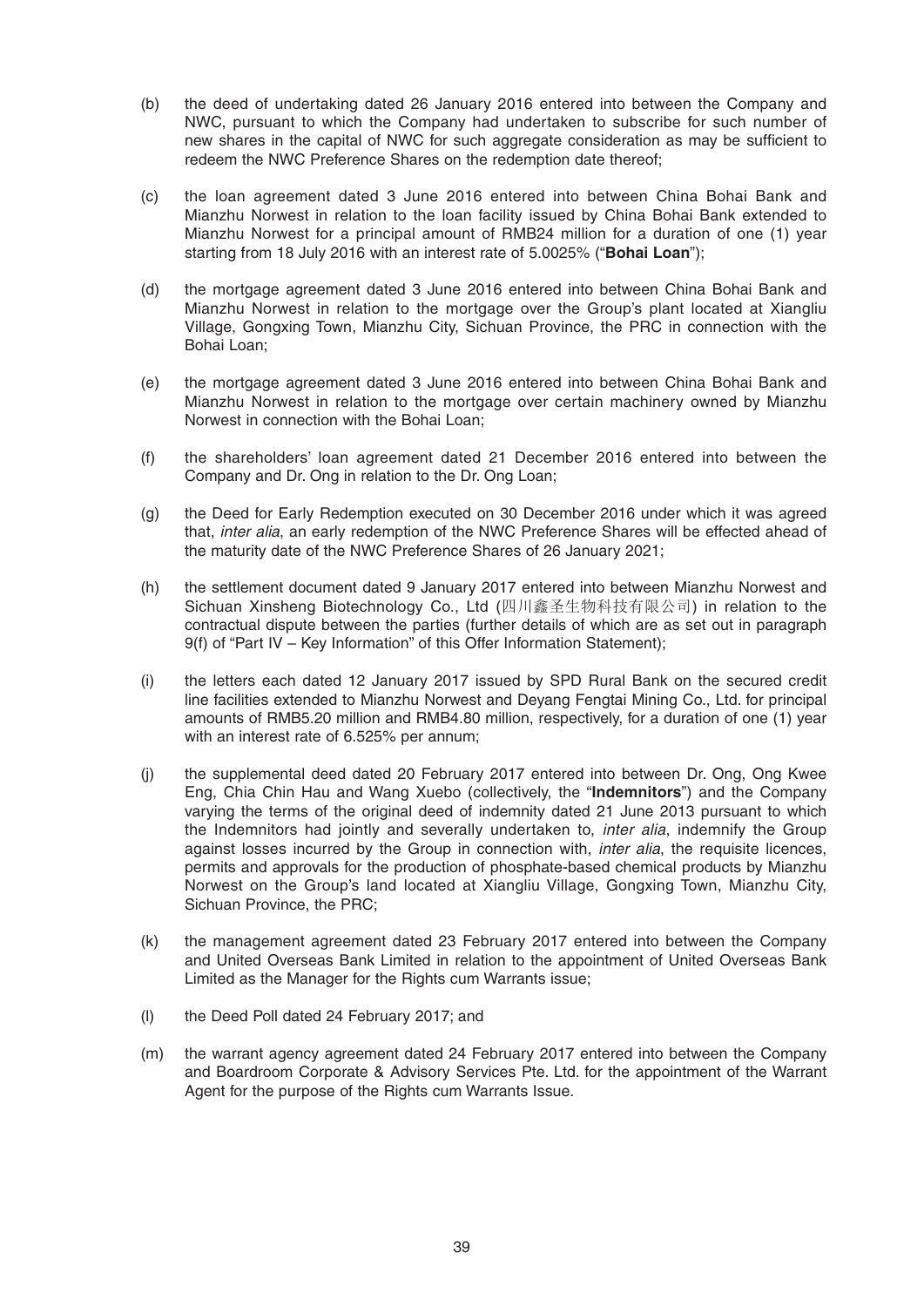(b) the deed of undertaking dated 26 January 2016 entered into between the Company and NWC, pursuant to which the Company had undertaken to subscribe for such number of new shares in the capital of NWC for such aggregate consideration as may be sufficient to redeem the NWC Preference Shares on the redemption date thereof;

(c) the loan agreement dated 3 June 2016 entered into between China Bohai Bank and Mianzhu Norwest in relation to the loan facility issued by China Bohai Bank extended to Mianzhu Norwest for a principal amount of RMB24 million for a duration of one (1) year starting from 18 July 2016 with an interest rate of 5.0025% ("**Bohai Loan**");

(d) the mortgage agreement dated 3 June 2016 entered into between China Bohai Bank and Mianzhu Norwest in relation to the mortgage over the Group's plant located at Xiangliu Village, Gongxing Town, Mianzhu City, Sichuan Province, the PRC in connection with the Bohai Loan;

(e) the mortgage agreement dated 3 June 2016 entered into between China Bohai Bank and Mianzhu Norwest in relation to the mortgage over certain machinery owned by Mianzhu Norwest in connection with the Bohai Loan;

(f) the shareholders' loan agreement dated 21 December 2016 entered into between the Company and Dr. Ong in relation to the Dr. Ong Loan;

(g) the Deed for Early Redemption executed on 30 December 2016 under which it was agreed that, *inter alia*, an early redemption of the NWC Preference Shares will be effected ahead of the maturity date of the NWC Preference Shares of 26 January 2021;

(h) the settlement document dated 9 January 2017 entered into between Mianzhu Norwest and Sichuan Xinsheng Biotechnology Co., Ltd (四川鑫圣生物科技有限公司) in relation to the contractual dispute between the parties (further details of which are as set out in paragraph 9(f) of "Part IV – Key Information" of this Offer Information Statement);

(i) the letters each dated 12 January 2017 issued by SPD Rural Bank on the secured credit line facilities extended to Mianzhu Norwest and Deyang Fengtai Mining Co., Ltd. for principal amounts of RMB5.20 million and RMB4.80 million, respectively, for a duration of one (1) year with an interest rate of 6.525% per annum;

(j) the supplemental deed dated 20 February 2017 entered into between Dr. Ong, Ong Kwee Eng, Chia Chin Hau and Wang Xuebo (collectively, the "**Indemnitors**") and the Company varying the terms of the original deed of indemnity dated 21 June 2013 pursuant to which the Indemnitors had jointly and severally undertaken to, *inter alia*, indemnify the Group against losses incurred by the Group in connection with, *inter alia*, the requisite licences, permits and approvals for the production of phosphate-based chemical products by Mianzhu Norwest on the Group's land located at Xiangliu Village, Gongxing Town, Mianzhu City, Sichuan Province, the PRC;

(k) the management agreement dated 23 February 2017 entered into between the Company and United Overseas Bank Limited in relation to the appointment of United Overseas Bank Limited as the Manager for the Rights cum Warrants issue;

(l) the Deed Poll dated 24 February 2017; and

(m) the warrant agency agreement dated 24 February 2017 entered into between the Company and Boardroom Corporate & Advisory Services Pte. Ltd. for the appointment of the Warrant Agent for the purpose of the Rights cum Warrants Issue.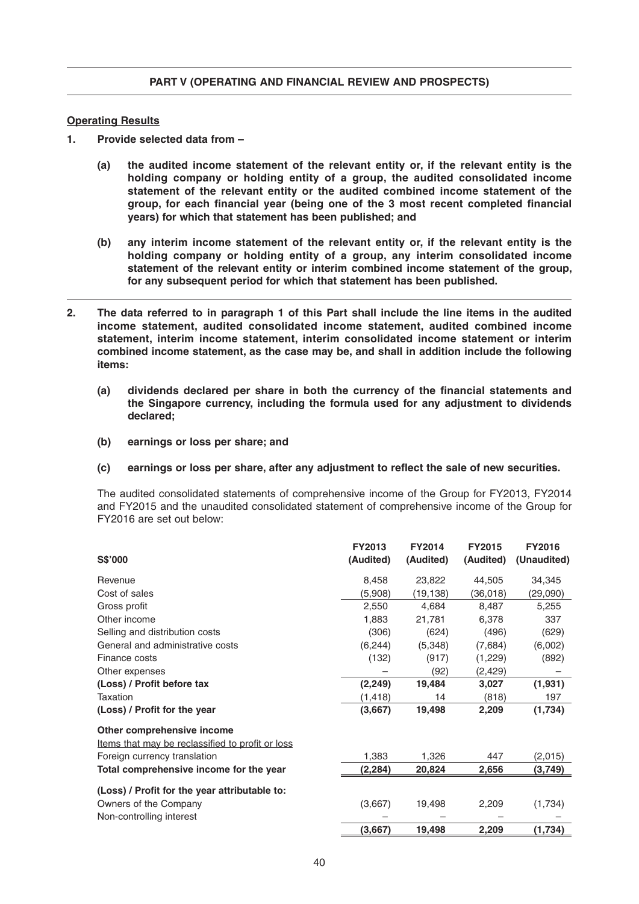## PART V (OPERATING AND FINANCIAL REVIEW AND PROSPECTS)

**Operating Results**

**1. Provide selected data from –**

**(a) the audited income statement of the relevant entity or, if the relevant entity is the holding company or holding entity of a group, the audited consolidated income statement of the relevant entity or the audited combined income statement of the group, for each financial year (being one of the 3 most recent completed financial years) for which that statement has been published; and**

**(b) any interim income statement of the relevant entity or, if the relevant entity is the holding company or holding entity of a group, any interim consolidated income statement of the relevant entity or interim combined income statement of the group, for any subsequent period for which that statement has been published.**

**2. The data referred to in paragraph 1 of this Part shall include the line items in the audited income statement, audited consolidated income statement, audited combined income statement, interim income statement, interim consolidated income statement or interim combined income statement, as the case may be, and shall in addition include the following items:**

**(a) dividends declared per share in both the currency of the financial statements and the Singapore currency, including the formula used for any adjustment to dividends declared;**

**(b) earnings or loss per share; and**

**(c) earnings or loss per share, after any adjustment to reflect the sale of new securities.**

The audited consolidated statements of comprehensive income of the Group for FY2013, FY2014 and FY2015 and the unaudited consolidated statement of comprehensive income of the Group for FY2016 are set out below:

| S$'000 | FY2013 (Audited) | FY2014 (Audited) | FY2015 (Audited) | FY2016 (Unaudited) |
|---|---|---|---|---|
| Revenue | 8,458 | 23,822 | 44,505 | 34,345 |
| Cost of sales | (5,908) | (19,138) | (36,018) | (29,090) |
| Gross profit | 2,550 | 4,684 | 8,487 | 5,255 |
| Other income | 1,883 | 21,781 | 6,378 | 337 |
| Selling and distribution costs | (306) | (624) | (496) | (629) |
| General and administrative costs | (6,244) | (5,348) | (7,684) | (6,002) |
| Finance costs | (132) | (917) | (1,229) | (892) |
| Other expenses | – | (92) | (2,429) | – |
| **(Loss) / Profit before tax** | **(2,249)** | **19,484** | **3,027** | **(1,931)** |
| Taxation | (1,418) | 14 | (818) | 197 |
| **(Loss) / Profit for the year** | **(3,667)** | **19,498** | **2,209** | **(1,734)** |
| **Other comprehensive income** | | | | |
| Items that may be reclassified to profit or loss | | | | |
| Foreign currency translation | 1,383 | 1,326 | 447 | (2,015) |
| **Total comprehensive income for the year** | **(2,284)** | **20,824** | **2,656** | **(3,749)** |
| **(Loss) / Profit for the year attributable to:** | | | | |
| Owners of the Company | (3,667) | 19,498 | 2,209 | (1,734) |
| Non-controlling interest | – | – | – | – |
| | **(3,667)** | **19,498** | **2,209** | **(1,734)** |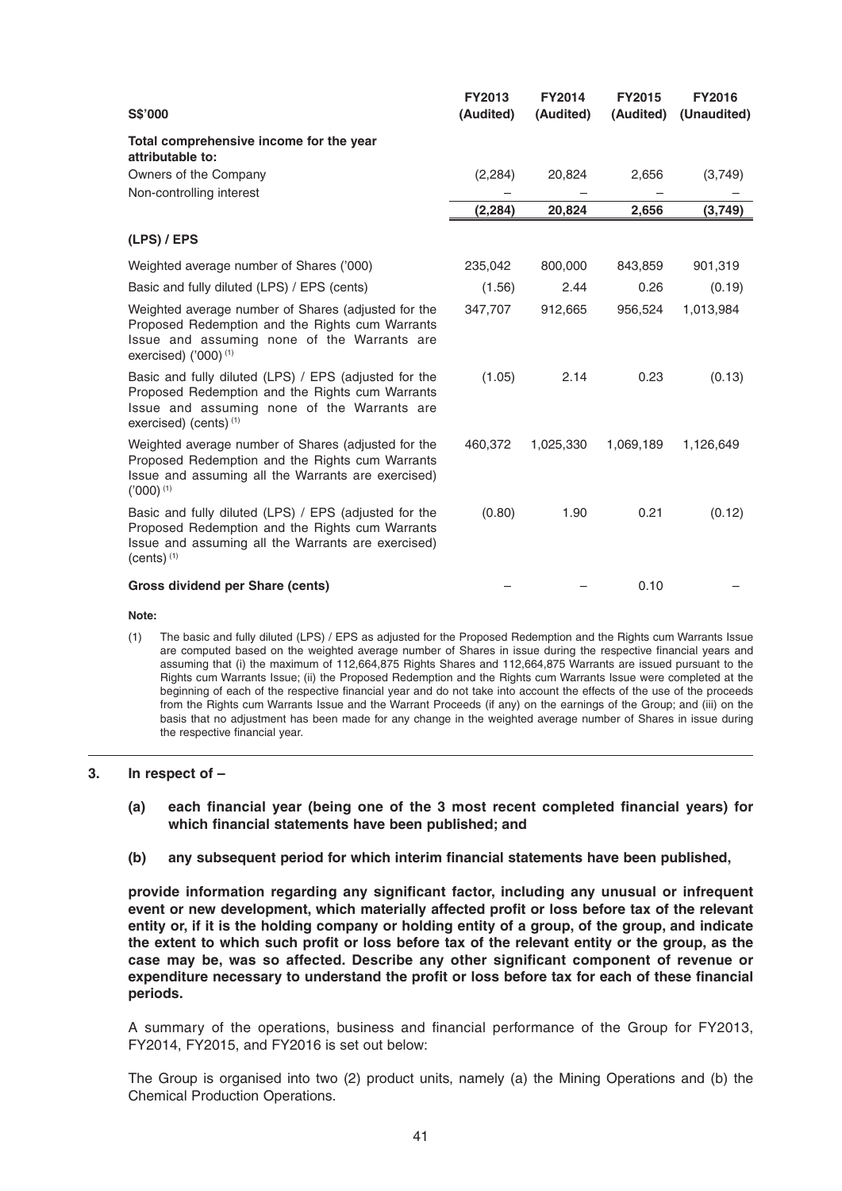| S$'000 | FY2013 (Audited) | FY2014 (Audited) | FY2015 (Audited) | FY2016 (Unaudited) |
|---|---|---|---|---|
| **Total comprehensive income for the year attributable to:** | | | | |
| Owners of the Company | (2,284) | 20,824 | 2,656 | (3,749) |
| Non-controlling interest | – | – | – | – |
| | **(2,284)** | **20,824** | **2,656** | **(3,749)** |
| **(LPS) / EPS** | | | | |
| Weighted average number of Shares ('000) | 235,042 | 800,000 | 843,859 | 901,319 |
| Basic and fully diluted (LPS) / EPS (cents) | (1.56) | 2.44 | 0.26 | (0.19) |
| Weighted average number of Shares (adjusted for the Proposed Redemption and the Rights cum Warrants Issue and assuming none of the Warrants are exercised) ('000) [(1)] | 347,707 | 912,665 | 956,524 | 1,013,984 |
| Basic and fully diluted (LPS) / EPS (adjusted for the Proposed Redemption and the Rights cum Warrants Issue and assuming none of the Warrants are exercised) (cents) [(1)] | (1.05) | 2.14 | 0.23 | (0.13) |
| Weighted average number of Shares (adjusted for the Proposed Redemption and the Rights cum Warrants Issue and assuming all the Warrants are exercised) ('000) [(1)] | 460,372 | 1,025,330 | 1,069,189 | 1,126,649 |
| Basic and fully diluted (LPS) / EPS (adjusted for the Proposed Redemption and the Rights cum Warrants Issue and assuming all the Warrants are exercised) (cents) [(1)] | (0.80) | 1.90 | 0.21 | (0.12) |
| **Gross dividend per Share (cents)** | – | – | 0.10 | – |

**Note:**

(1) The basic and fully diluted (LPS) / EPS as adjusted for the Proposed Redemption and the Rights cum Warrants Issue are computed based on the weighted average number of Shares in issue during the respective financial years and assuming that (i) the maximum of 112,664,875 Rights Shares and 112,664,875 Warrants are issued pursuant to the Rights cum Warrants Issue; (ii) the Proposed Redemption and the Rights cum Warrants Issue were completed at the beginning of each of the respective financial year and do not take into account the effects of the use of the proceeds from the Rights cum Warrants Issue and the Warrant Proceeds (if any) on the earnings of the Group; and (iii) on the basis that no adjustment has been made for any change in the weighted average number of Shares in issue during the respective financial year.

**3. In respect of –**

**(a) each financial year (being one of the 3 most recent completed financial years) for which financial statements have been published; and**

**(b) any subsequent period for which interim financial statements have been published,**

**provide information regarding any significant factor, including any unusual or infrequent event or new development, which materially affected profit or loss before tax of the relevant entity or, if it is the holding company or holding entity of a group, of the group, and indicate the extent to which such profit or loss before tax of the relevant entity or the group, as the case may be, was so affected. Describe any other significant component of revenue or expenditure necessary to understand the profit or loss before tax for each of these financial periods.**

A summary of the operations, business and financial performance of the Group for FY2013, FY2014, FY2015, and FY2016 is set out below:

The Group is organised into two (2) product units, namely (a) the Mining Operations and (b) the Chemical Production Operations.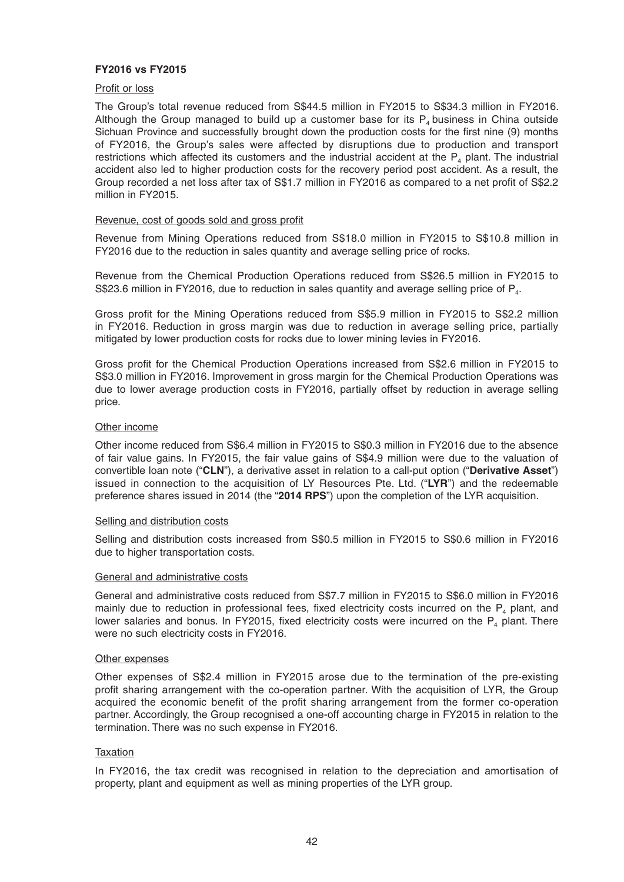**FY2016 vs FY2015**

Profit or loss

The Group's total revenue reduced from S$44.5 million in FY2015 to S$34.3 million in FY2016. Although the Group managed to build up a customer base for its $P_4$ business in China outside Sichuan Province and successfully brought down the production costs for the first nine (9) months of FY2016, the Group's sales were affected by disruptions due to production and transport restrictions which affected its customers and the industrial accident at the $P_4$ plant. The industrial accident also led to higher production costs for the recovery period post accident. As a result, the Group recorded a net loss after tax of S$1.7 million in FY2016 as compared to a net profit of S$2.2 million in FY2015.

Revenue, cost of goods sold and gross profit

Revenue from Mining Operations reduced from S$18.0 million in FY2015 to S$10.8 million in FY2016 due to the reduction in sales quantity and average selling price of rocks.

Revenue from the Chemical Production Operations reduced from S$26.5 million in FY2015 to S$23.6 million in FY2016, due to reduction in sales quantity and average selling price of $P_4$.

Gross profit for the Mining Operations reduced from S$5.9 million in FY2015 to S$2.2 million in FY2016. Reduction in gross margin was due to reduction in average selling price, partially mitigated by lower production costs for rocks due to lower mining levies in FY2016.

Gross profit for the Chemical Production Operations increased from S$2.6 million in FY2015 to S$3.0 million in FY2016. Improvement in gross margin for the Chemical Production Operations was due to lower average production costs in FY2016, partially offset by reduction in average selling price.

Other income

Other income reduced from S$6.4 million in FY2015 to S$0.3 million in FY2016 due to the absence of fair value gains. In FY2015, the fair value gains of S$4.9 million were due to the valuation of convertible loan note ("**CLN**"), a derivative asset in relation to a call-put option ("**Derivative Asset**") issued in connection to the acquisition of LY Resources Pte. Ltd. ("**LYR**") and the redeemable preference shares issued in 2014 (the "**2014 RPS**") upon the completion of the LYR acquisition.

Selling and distribution costs

Selling and distribution costs increased from S$0.5 million in FY2015 to S$0.6 million in FY2016 due to higher transportation costs.

General and administrative costs

General and administrative costs reduced from S$7.7 million in FY2015 to S$6.0 million in FY2016 mainly due to reduction in professional fees, fixed electricity costs incurred on the $P_4$ plant, and lower salaries and bonus. In FY2015, fixed electricity costs were incurred on the $P_4$ plant. There were no such electricity costs in FY2016.

Other expenses

Other expenses of S$2.4 million in FY2015 arose due to the termination of the pre-existing profit sharing arrangement with the co-operation partner. With the acquisition of LYR, the Group acquired the economic benefit of the profit sharing arrangement from the former co-operation partner. Accordingly, the Group recognised a one-off accounting charge in FY2015 in relation to the termination. There was no such expense in FY2016.

Taxation

In FY2016, the tax credit was recognised in relation to the depreciation and amortisation of property, plant and equipment as well as mining properties of the LYR group.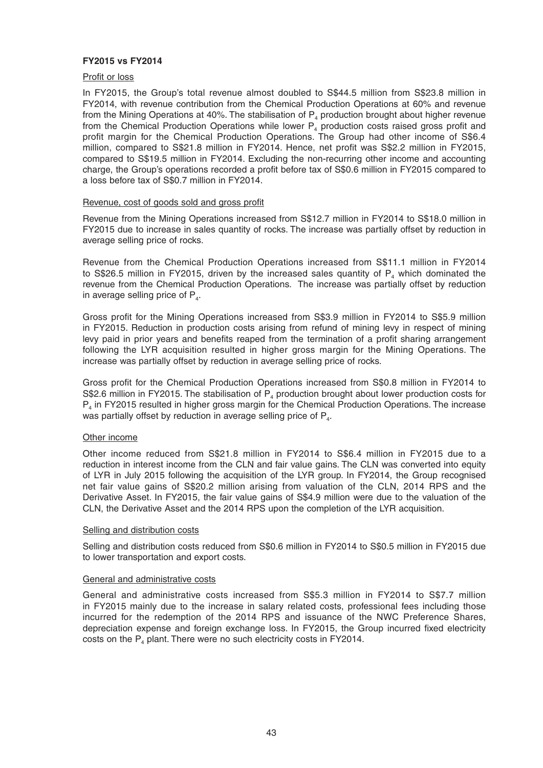**FY2015 vs FY2014**

Profit or loss

In FY2015, the Group's total revenue almost doubled to S$44.5 million from S$23.8 million in FY2014, with revenue contribution from the Chemical Production Operations at 60% and revenue from the Mining Operations at 40%. The stabilisation of $P_4$ production brought about higher revenue from the Chemical Production Operations while lower $P_4$ production costs raised gross profit and profit margin for the Chemical Production Operations. The Group had other income of S$6.4 million, compared to S$21.8 million in FY2014. Hence, net profit was S$2.2 million in FY2015, compared to S$19.5 million in FY2014. Excluding the non-recurring other income and accounting charge, the Group's operations recorded a profit before tax of S$0.6 million in FY2015 compared to a loss before tax of S$0.7 million in FY2014.

Revenue, cost of goods sold and gross profit

Revenue from the Mining Operations increased from S$12.7 million in FY2014 to S$18.0 million in FY2015 due to increase in sales quantity of rocks. The increase was partially offset by reduction in average selling price of rocks.

Revenue from the Chemical Production Operations increased from S$11.1 million in FY2014 to S$26.5 million in FY2015, driven by the increased sales quantity of $P_4$ which dominated the revenue from the Chemical Production Operations. The increase was partially offset by reduction in average selling price of $P_4$.

Gross profit for the Mining Operations increased from S$3.9 million in FY2014 to S$5.9 million in FY2015. Reduction in production costs arising from refund of mining levy in respect of mining levy paid in prior years and benefits reaped from the termination of a profit sharing arrangement following the LYR acquisition resulted in higher gross margin for the Mining Operations. The increase was partially offset by reduction in average selling price of rocks.

Gross profit for the Chemical Production Operations increased from S$0.8 million in FY2014 to S$2.6 million in FY2015. The stabilisation of $P_4$ production brought about lower production costs for $P_4$ in FY2015 resulted in higher gross margin for the Chemical Production Operations. The increase was partially offset by reduction in average selling price of $P_4$.

Other income

Other income reduced from S$21.8 million in FY2014 to S$6.4 million in FY2015 due to a reduction in interest income from the CLN and fair value gains. The CLN was converted into equity of LYR in July 2015 following the acquisition of the LYR group. In FY2014, the Group recognised net fair value gains of S$20.2 million arising from valuation of the CLN, 2014 RPS and the Derivative Asset. In FY2015, the fair value gains of S$4.9 million were due to the valuation of the CLN, the Derivative Asset and the 2014 RPS upon the completion of the LYR acquisition.

Selling and distribution costs

Selling and distribution costs reduced from S$0.6 million in FY2014 to S$0.5 million in FY2015 due to lower transportation and export costs.

General and administrative costs

General and administrative costs increased from S$5.3 million in FY2014 to S$7.7 million in FY2015 mainly due to the increase in salary related costs, professional fees including those incurred for the redemption of the 2014 RPS and issuance of the NWC Preference Shares, depreciation expense and foreign exchange loss. In FY2015, the Group incurred fixed electricity costs on the $P_4$ plant. There were no such electricity costs in FY2014.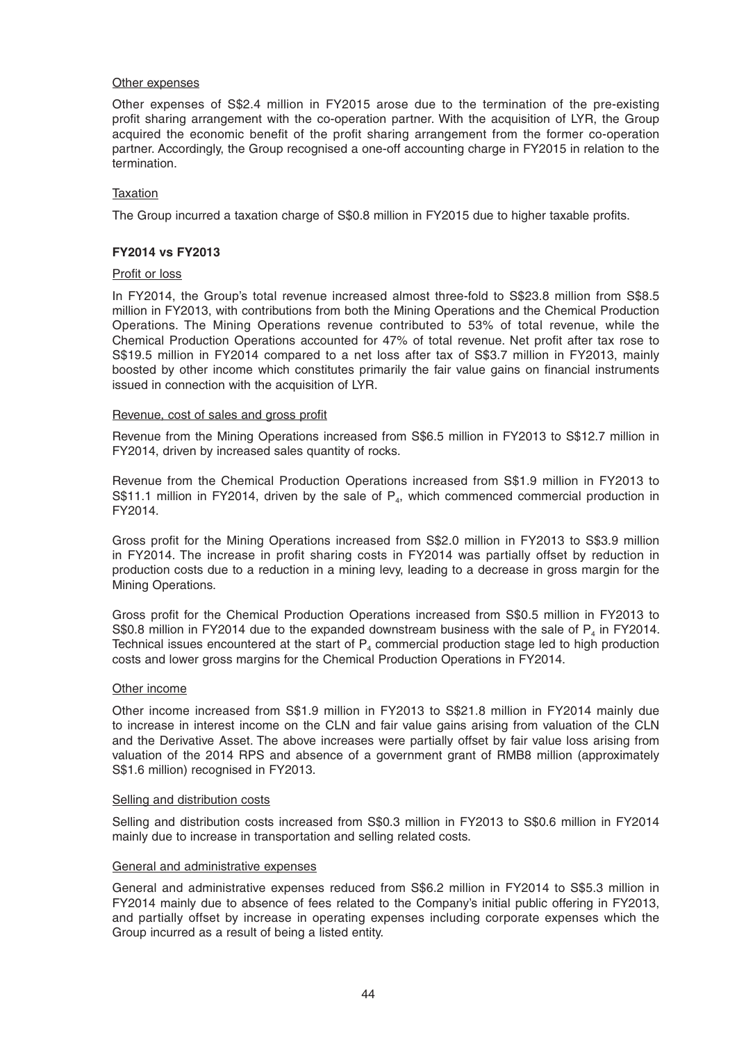Other expenses

Other expenses of S$2.4 million in FY2015 arose due to the termination of the pre-existing profit sharing arrangement with the co-operation partner. With the acquisition of LYR, the Group acquired the economic benefit of the profit sharing arrangement from the former co-operation partner. Accordingly, the Group recognised a one-off accounting charge in FY2015 in relation to the termination.

Taxation

The Group incurred a taxation charge of S$0.8 million in FY2015 due to higher taxable profits.

**FY2014 vs FY2013**

Profit or loss

In FY2014, the Group's total revenue increased almost three-fold to S$23.8 million from S$8.5 million in FY2013, with contributions from both the Mining Operations and the Chemical Production Operations. The Mining Operations revenue contributed to 53% of total revenue, while the Chemical Production Operations accounted for 47% of total revenue. Net profit after tax rose to S$19.5 million in FY2014 compared to a net loss after tax of S$3.7 million in FY2013, mainly boosted by other income which constitutes primarily the fair value gains on financial instruments issued in connection with the acquisition of LYR.

Revenue, cost of sales and gross profit

Revenue from the Mining Operations increased from S$6.5 million in FY2013 to S$12.7 million in FY2014, driven by increased sales quantity of rocks.

Revenue from the Chemical Production Operations increased from S$1.9 million in FY2013 to S$11.1 million in FY2014, driven by the sale of $P_4$, which commenced commercial production in FY2014.

Gross profit for the Mining Operations increased from S$2.0 million in FY2013 to S$3.9 million in FY2014. The increase in profit sharing costs in FY2014 was partially offset by reduction in production costs due to a reduction in a mining levy, leading to a decrease in gross margin for the Mining Operations.

Gross profit for the Chemical Production Operations increased from S$0.5 million in FY2013 to S$0.8 million in FY2014 due to the expanded downstream business with the sale of $P_4$ in FY2014. Technical issues encountered at the start of $P_4$ commercial production stage led to high production costs and lower gross margins for the Chemical Production Operations in FY2014.

Other income

Other income increased from S$1.9 million in FY2013 to S$21.8 million in FY2014 mainly due to increase in interest income on the CLN and fair value gains arising from valuation of the CLN and the Derivative Asset. The above increases were partially offset by fair value loss arising from valuation of the 2014 RPS and absence of a government grant of RMB8 million (approximately S$1.6 million) recognised in FY2013.

Selling and distribution costs

Selling and distribution costs increased from S$0.3 million in FY2013 to S$0.6 million in FY2014 mainly due to increase in transportation and selling related costs.

General and administrative expenses

General and administrative expenses reduced from S$6.2 million in FY2014 to S$5.3 million in FY2014 mainly due to absence of fees related to the Company's initial public offering in FY2013, and partially offset by increase in operating expenses including corporate expenses which the Group incurred as a result of being a listed entity.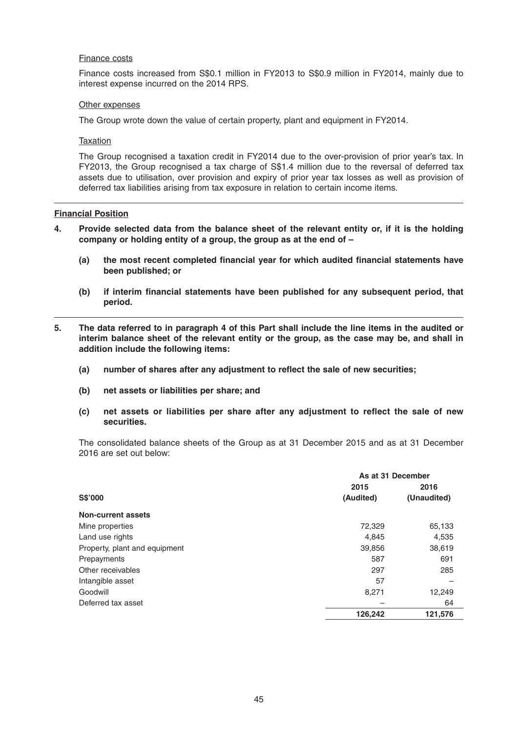Finance costs

Finance costs increased from S$0.1 million in FY2013 to S$0.9 million in FY2014, mainly due to interest expense incurred on the 2014 RPS.

Other expenses

The Group wrote down the value of certain property, plant and equipment in FY2014.

Taxation

The Group recognised a taxation credit in FY2014 due to the over-provision of prior year's tax. In FY2013, the Group recognised a tax charge of S$1.4 million due to the reversal of deferred tax assets due to utilisation, over provision and expiry of prior year tax losses as well as provision of deferred tax liabilities arising from tax exposure in relation to certain income items.

**Financial Position**

**4. Provide selected data from the balance sheet of the relevant entity or, if it is the holding company or holding entity of a group, the group as at the end of –**

**(a) the most recent completed financial year for which audited financial statements have been published; or**

**(b) if interim financial statements have been published for any subsequent period, that period.**

**5. The data referred to in paragraph 4 of this Part shall include the line items in the audited or interim balance sheet of the relevant entity or the group, as the case may be, and shall in addition include the following items:**

**(a) number of shares after any adjustment to reflect the sale of new securities;**

**(b) net assets or liabilities per share; and**

**(c) net assets or liabilities per share after any adjustment to reflect the sale of new securities.**

The consolidated balance sheets of the Group as at 31 December 2015 and as at 31 December 2016 are set out below:

| | As at 31 December | |
|---|---|---|
| **S$'000** | **2015 (Audited)** | **2016 (Unaudited)** |
| **Non-current assets** | | |
| Mine properties | 72,329 | 65,133 |
| Land use rights | 4,845 | 4,535 |
| Property, plant and equipment | 39,856 | 38,619 |
| Prepayments | 587 | 691 |
| Other receivables | 297 | 285 |
| Intangible asset | 57 | – |
| Goodwill | 8,271 | 12,249 |
| Deferred tax asset | – | 64 |
| | **126,242** | **121,576** |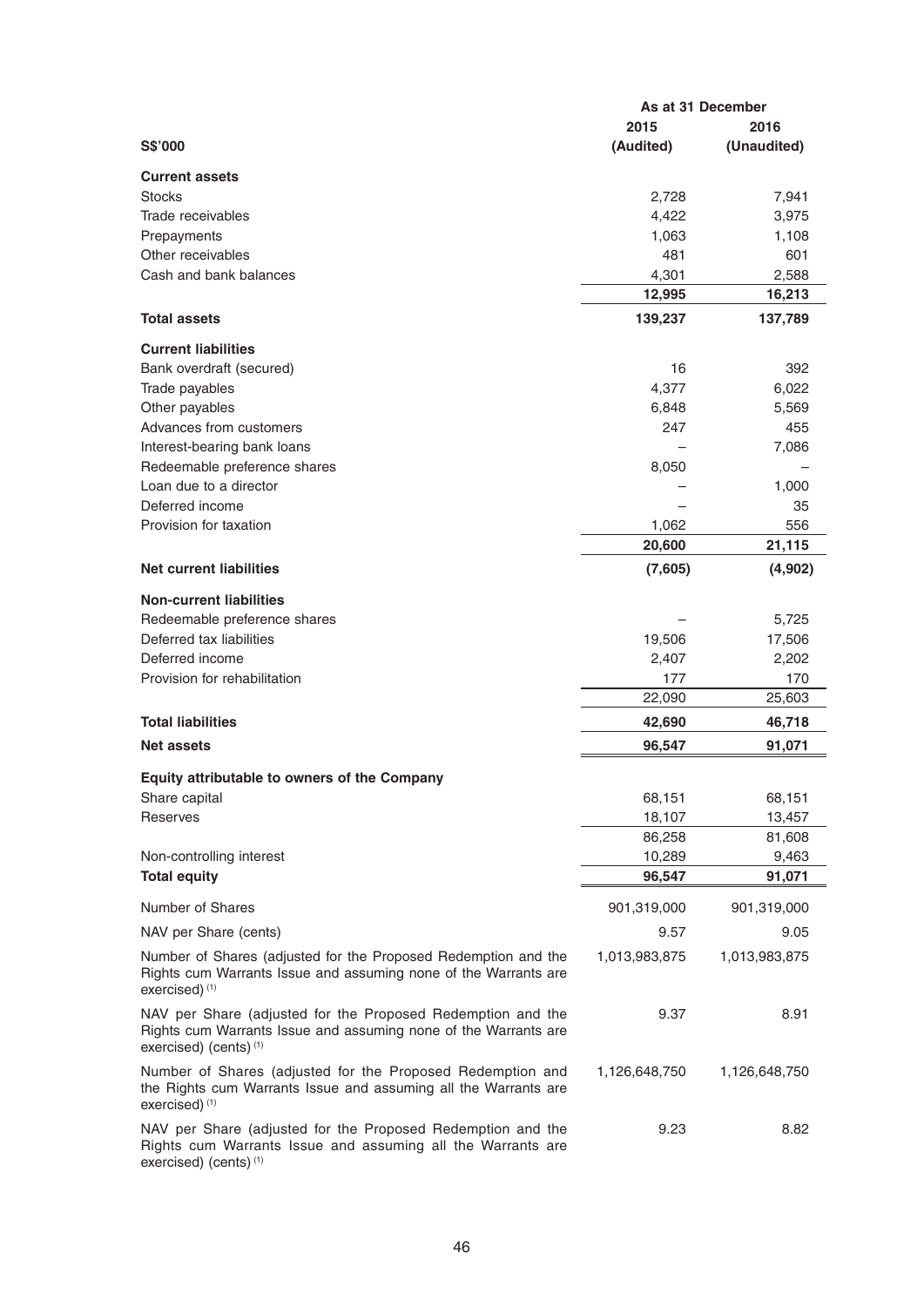| S$'000 | As at 31 December 2015 (Audited) | As at 31 December 2016 (Unaudited) |
|---|---|---|
| **Current assets** | | |
| Stocks | 2,728 | 7,941 |
| Trade receivables | 4,422 | 3,975 |
| Prepayments | 1,063 | 1,108 |
| Other receivables | 481 | 601 |
| Cash and bank balances | 4,301 | 2,588 |
| | **12,995** | **16,213** |
| **Total assets** | **139,237** | **137,789** |
| **Current liabilities** | | |
| Bank overdraft (secured) | 16 | 392 |
| Trade payables | 4,377 | 6,022 |
| Other payables | 6,848 | 5,569 |
| Advances from customers | 247 | 455 |
| Interest-bearing bank loans | – | 7,086 |
| Redeemable preference shares | 8,050 | – |
| Loan due to a director | – | 1,000 |
| Deferred income | – | 35 |
| Provision for taxation | 1,062 | 556 |
| | **20,600** | **21,115** |
| **Net current liabilities** | **(7,605)** | **(4,902)** |
| **Non-current liabilities** | | |
| Redeemable preference shares | – | 5,725 |
| Deferred tax liabilities | 19,506 | 17,506 |
| Deferred income | 2,407 | 2,202 |
| Provision for rehabilitation | 177 | 170 |
| | 22,090 | 25,603 |
| **Total liabilities** | **42,690** | **46,718** |
| **Net assets** | **96,547** | **91,071** |
| **Equity attributable to owners of the Company** | | |
| Share capital | 68,151 | 68,151 |
| Reserves | 18,107 | 13,457 |
| | 86,258 | 81,608 |
| Non-controlling interest | 10,289 | 9,463 |
| **Total equity** | **96,547** | **91,071** |
| Number of Shares | 901,319,000 | 901,319,000 |
| NAV per Share (cents) | 9.57 | 9.05 |
| Number of Shares (adjusted for the Proposed Redemption and the Rights cum Warrants Issue and assuming none of the Warrants are exercised) [(1)] | 1,013,983,875 | 1,013,983,875 |
| NAV per Share (adjusted for the Proposed Redemption and the Rights cum Warrants Issue and assuming none of the Warrants are exercised) (cents) [(1)] | 9.37 | 8.91 |
| Number of Shares (adjusted for the Proposed Redemption and the Rights cum Warrants Issue and assuming all the Warrants are exercised) [(1)] | 1,126,648,750 | 1,126,648,750 |
| NAV per Share (adjusted for the Proposed Redemption and the Rights cum Warrants Issue and assuming all the Warrants are exercised) (cents) [(1)] | 9.23 | 8.82 |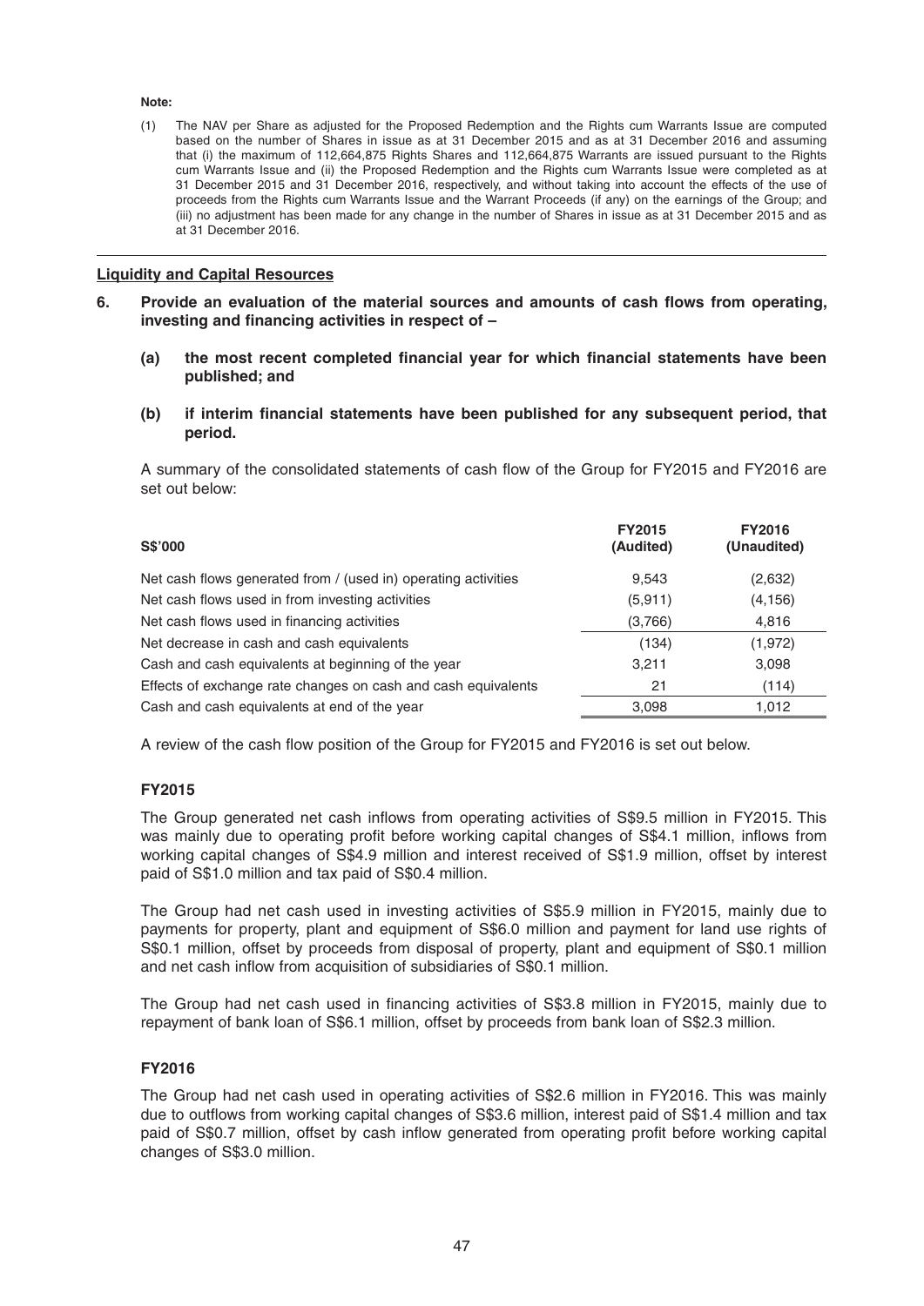**Note:**

(1) The NAV per Share as adjusted for the Proposed Redemption and the Rights cum Warrants Issue are computed based on the number of Shares in issue as at 31 December 2015 and as at 31 December 2016 and assuming that (i) the maximum of 112,664,875 Rights Shares and 112,664,875 Warrants are issued pursuant to the Rights cum Warrants Issue and (ii) the Proposed Redemption and the Rights cum Warrants Issue were completed as at 31 December 2015 and 31 December 2016, respectively, and without taking into account the effects of the use of proceeds from the Rights cum Warrants Issue and the Warrant Proceeds (if any) on the earnings of the Group; and (iii) no adjustment has been made for any change in the number of Shares in issue as at 31 December 2015 and as at 31 December 2016.

## Liquidity and Capital Resources

**6. Provide an evaluation of the material sources and amounts of cash flows from operating, investing and financing activities in respect of –**

**(a) the most recent completed financial year for which financial statements have been published; and**

**(b) if interim financial statements have been published for any subsequent period, that period.**

A summary of the consolidated statements of cash flow of the Group for FY2015 and FY2016 are set out below:

| S$'000 | FY2015 (Audited) | FY2016 (Unaudited) |
|---|---|---|
| Net cash flows generated from / (used in) operating activities | 9,543 | (2,632) |
| Net cash flows used in from investing activities | (5,911) | (4,156) |
| Net cash flows used in financing activities | (3,766) | 4,816 |
| Net decrease in cash and cash equivalents | (134) | (1,972) |
| Cash and cash equivalents at beginning of the year | 3,211 | 3,098 |
| Effects of exchange rate changes on cash and cash equivalents | 21 | (114) |
| Cash and cash equivalents at end of the year | 3,098 | 1,012 |

A review of the cash flow position of the Group for FY2015 and FY2016 is set out below.

### FY2015

The Group generated net cash inflows from operating activities of S$9.5 million in FY2015. This was mainly due to operating profit before working capital changes of S$4.1 million, inflows from working capital changes of S$4.9 million and interest received of S$1.9 million, offset by interest paid of S$1.0 million and tax paid of S$0.4 million.

The Group had net cash used in investing activities of S$5.9 million in FY2015, mainly due to payments for property, plant and equipment of S$6.0 million and payment for land use rights of S$0.1 million, offset by proceeds from disposal of property, plant and equipment of S$0.1 million and net cash inflow from acquisition of subsidiaries of S$0.1 million.

The Group had net cash used in financing activities of S$3.8 million in FY2015, mainly due to repayment of bank loan of S$6.1 million, offset by proceeds from bank loan of S$2.3 million.

### FY2016

The Group had net cash used in operating activities of S$2.6 million in FY2016. This was mainly due to outflows from working capital changes of S$3.6 million, interest paid of S$1.4 million and tax paid of S$0.7 million, offset by cash inflow generated from operating profit before working capital changes of S$3.0 million.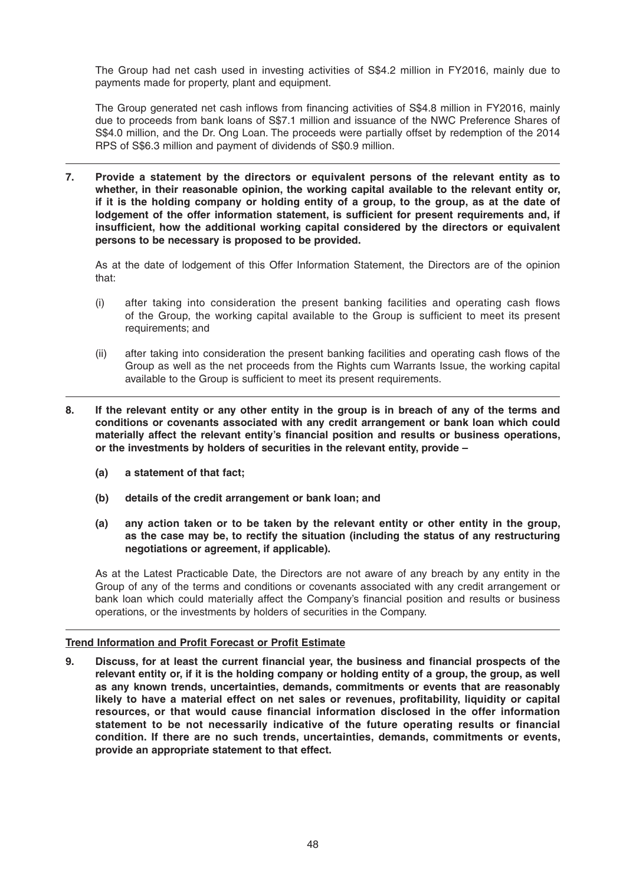The Group had net cash used in investing activities of S$4.2 million in FY2016, mainly due to payments made for property, plant and equipment.

The Group generated net cash inflows from financing activities of S$4.8 million in FY2016, mainly due to proceeds from bank loans of S$7.1 million and issuance of the NWC Preference Shares of S$4.0 million, and the Dr. Ong Loan. The proceeds were partially offset by redemption of the 2014 RPS of S$6.3 million and payment of dividends of S$0.9 million.

**7. Provide a statement by the directors or equivalent persons of the relevant entity as to whether, in their reasonable opinion, the working capital available to the relevant entity or, if it is the holding company or holding entity of a group, to the group, as at the date of lodgement of the offer information statement, is sufficient for present requirements and, if insufficient, how the additional working capital considered by the directors or equivalent persons to be necessary is proposed to be provided.**

As at the date of lodgement of this Offer Information Statement, the Directors are of the opinion that:

(i) after taking into consideration the present banking facilities and operating cash flows of the Group, the working capital available to the Group is sufficient to meet its present requirements; and

(ii) after taking into consideration the present banking facilities and operating cash flows of the Group as well as the net proceeds from the Rights cum Warrants Issue, the working capital available to the Group is sufficient to meet its present requirements.

**8. If the relevant entity or any other entity in the group is in breach of any of the terms and conditions or covenants associated with any credit arrangement or bank loan which could materially affect the relevant entity's financial position and results or business operations, or the investments by holders of securities in the relevant entity, provide –**

**(a) a statement of that fact;**

**(b) details of the credit arrangement or bank loan; and**

**(a) any action taken or to be taken by the relevant entity or other entity in the group, as the case may be, to rectify the situation (including the status of any restructuring negotiations or agreement, if applicable).**

As at the Latest Practicable Date, the Directors are not aware of any breach by any entity in the Group of any of the terms and conditions or covenants associated with any credit arrangement or bank loan which could materially affect the Company's financial position and results or business operations, or the investments by holders of securities in the Company.

**Trend Information and Profit Forecast or Profit Estimate**

**9. Discuss, for at least the current financial year, the business and financial prospects of the relevant entity or, if it is the holding company or holding entity of a group, the group, as well as any known trends, uncertainties, demands, commitments or events that are reasonably likely to have a material effect on net sales or revenues, profitability, liquidity or capital resources, or that would cause financial information disclosed in the offer information statement to be not necessarily indicative of the future operating results or financial condition. If there are no such trends, uncertainties, demands, commitments or events, provide an appropriate statement to that effect.**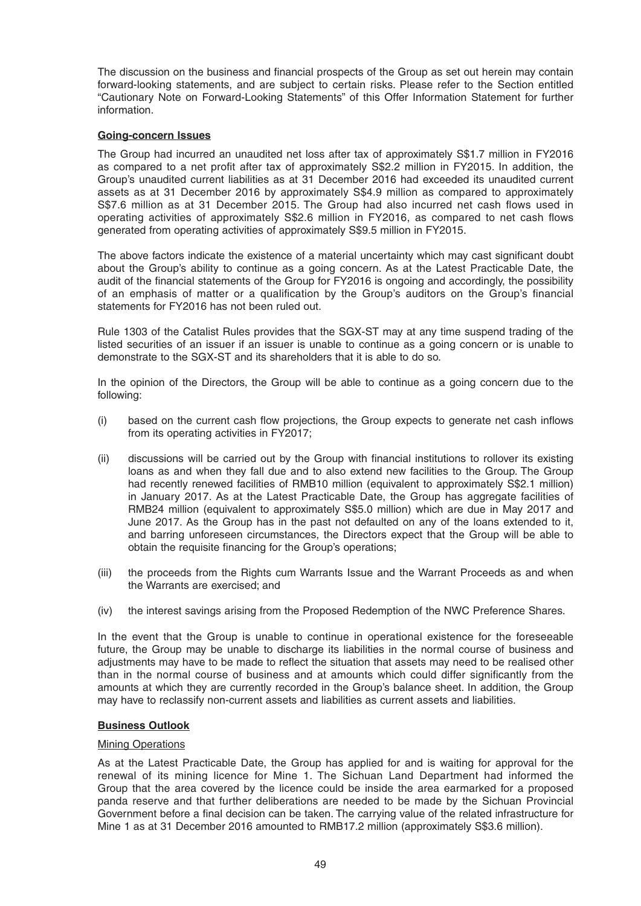The discussion on the business and financial prospects of the Group as set out herein may contain forward-looking statements, and are subject to certain risks. Please refer to the Section entitled "Cautionary Note on Forward-Looking Statements" of this Offer Information Statement for further information.

**Going-concern Issues**

The Group had incurred an unaudited net loss after tax of approximately S$1.7 million in FY2016 as compared to a net profit after tax of approximately S$2.2 million in FY2015. In addition, the Group's unaudited current liabilities as at 31 December 2016 had exceeded its unaudited current assets as at 31 December 2016 by approximately S$4.9 million as compared to approximately S$7.6 million as at 31 December 2015. The Group had also incurred net cash flows used in operating activities of approximately S$2.6 million in FY2016, as compared to net cash flows generated from operating activities of approximately S$9.5 million in FY2015.

The above factors indicate the existence of a material uncertainty which may cast significant doubt about the Group's ability to continue as a going concern. As at the Latest Practicable Date, the audit of the financial statements of the Group for FY2016 is ongoing and accordingly, the possibility of an emphasis of matter or a qualification by the Group's auditors on the Group's financial statements for FY2016 has not been ruled out.

Rule 1303 of the Catalist Rules provides that the SGX-ST may at any time suspend trading of the listed securities of an issuer if an issuer is unable to continue as a going concern or is unable to demonstrate to the SGX-ST and its shareholders that it is able to do so.

In the opinion of the Directors, the Group will be able to continue as a going concern due to the following:

(i) based on the current cash flow projections, the Group expects to generate net cash inflows from its operating activities in FY2017;

(ii) discussions will be carried out by the Group with financial institutions to rollover its existing loans as and when they fall due and to also extend new facilities to the Group. The Group had recently renewed facilities of RMB10 million (equivalent to approximately S$2.1 million) in January 2017. As at the Latest Practicable Date, the Group has aggregate facilities of RMB24 million (equivalent to approximately S$5.0 million) which are due in May 2017 and June 2017. As the Group has in the past not defaulted on any of the loans extended to it, and barring unforeseen circumstances, the Directors expect that the Group will be able to obtain the requisite financing for the Group's operations;

(iii) the proceeds from the Rights cum Warrants Issue and the Warrant Proceeds as and when the Warrants are exercised; and

(iv) the interest savings arising from the Proposed Redemption of the NWC Preference Shares.

In the event that the Group is unable to continue in operational existence for the foreseeable future, the Group may be unable to discharge its liabilities in the normal course of business and adjustments may have to be made to reflect the situation that assets may need to be realised other than in the normal course of business and at amounts which could differ significantly from the amounts at which they are currently recorded in the Group's balance sheet. In addition, the Group may have to reclassify non-current assets and liabilities as current assets and liabilities.

**Business Outlook**

Mining Operations

As at the Latest Practicable Date, the Group has applied for and is waiting for approval for the renewal of its mining licence for Mine 1. The Sichuan Land Department had informed the Group that the area covered by the licence could be inside the area earmarked for a proposed panda reserve and that further deliberations are needed to be made by the Sichuan Provincial Government before a final decision can be taken. The carrying value of the related infrastructure for Mine 1 as at 31 December 2016 amounted to RMB17.2 million (approximately S$3.6 million).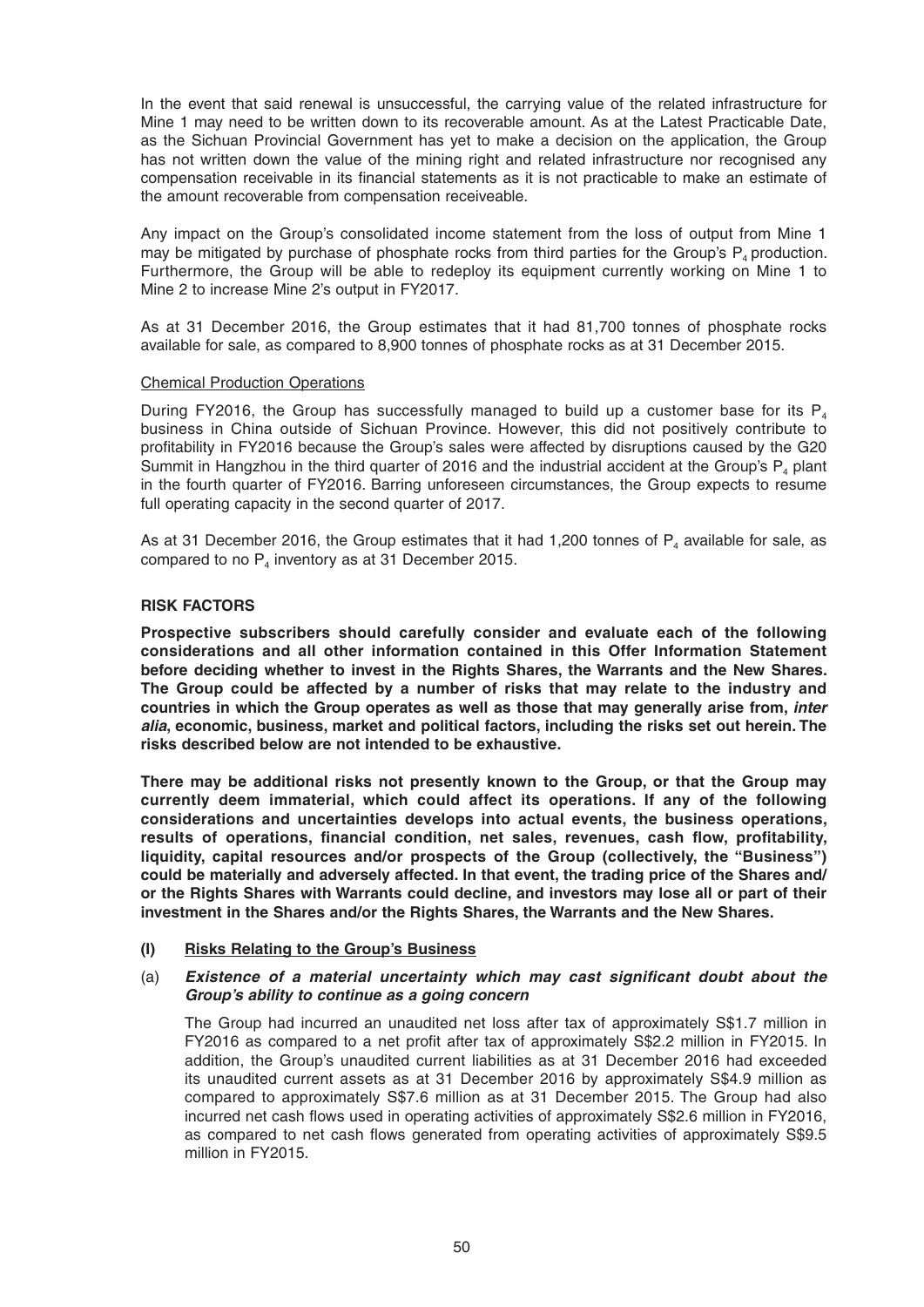In the event that said renewal is unsuccessful, the carrying value of the related infrastructure for Mine 1 may need to be written down to its recoverable amount. As at the Latest Practicable Date, as the Sichuan Provincial Government has yet to make a decision on the application, the Group has not written down the value of the mining right and related infrastructure nor recognised any compensation receivable in its financial statements as it is not practicable to make an estimate of the amount recoverable from compensation receiveable.

Any impact on the Group's consolidated income statement from the loss of output from Mine 1 may be mitigated by purchase of phosphate rocks from third parties for the Group's $P_4$ production. Furthermore, the Group will be able to redeploy its equipment currently working on Mine 1 to Mine 2 to increase Mine 2's output in FY2017.

As at 31 December 2016, the Group estimates that it had 81,700 tonnes of phosphate rocks available for sale, as compared to 8,900 tonnes of phosphate rocks as at 31 December 2015.

Chemical Production Operations

During FY2016, the Group has successfully managed to build up a customer base for its $P_4$ business in China outside of Sichuan Province. However, this did not positively contribute to profitability in FY2016 because the Group's sales were affected by disruptions caused by the G20 Summit in Hangzhou in the third quarter of 2016 and the industrial accident at the Group's $P_4$ plant in the fourth quarter of FY2016. Barring unforeseen circumstances, the Group expects to resume full operating capacity in the second quarter of 2017.

As at 31 December 2016, the Group estimates that it had 1,200 tonnes of $P_4$ available for sale, as compared to no $P_4$ inventory as at 31 December 2015.

## RISK FACTORS

**Prospective subscribers should carefully consider and evaluate each of the following considerations and all other information contained in this Offer Information Statement before deciding whether to invest in the Rights Shares, the Warrants and the New Shares. The Group could be affected by a number of risks that may relate to the industry and countries in which the Group operates as well as those that may generally arise from, *inter alia*, economic, business, market and political factors, including the risks set out herein. The risks described below are not intended to be exhaustive.**

**There may be additional risks not presently known to the Group, or that the Group may currently deem immaterial, which could affect its operations. If any of the following considerations and uncertainties develops into actual events, the business operations, results of operations, financial condition, net sales, revenues, cash flow, profitability, liquidity, capital resources and/or prospects of the Group (collectively, the "Business") could be materially and adversely affected. In that event, the trading price of the Shares and/or the Rights Shares with Warrants could decline, and investors may lose all or part of their investment in the Shares and/or the Rights Shares, the Warrants and the New Shares.**

### (I) Risks Relating to the Group's Business

(a) ***Existence of a material uncertainty which may cast significant doubt about the Group's ability to continue as a going concern***

The Group had incurred an unaudited net loss after tax of approximately S$1.7 million in FY2016 as compared to a net profit after tax of approximately S$2.2 million in FY2015. In addition, the Group's unaudited current liabilities as at 31 December 2016 had exceeded its unaudited current assets as at 31 December 2016 by approximately S$4.9 million as compared to approximately S$7.6 million as at 31 December 2015. The Group had also incurred net cash flows used in operating activities of approximately S$2.6 million in FY2016, as compared to net cash flows generated from operating activities of approximately S$9.5 million in FY2015.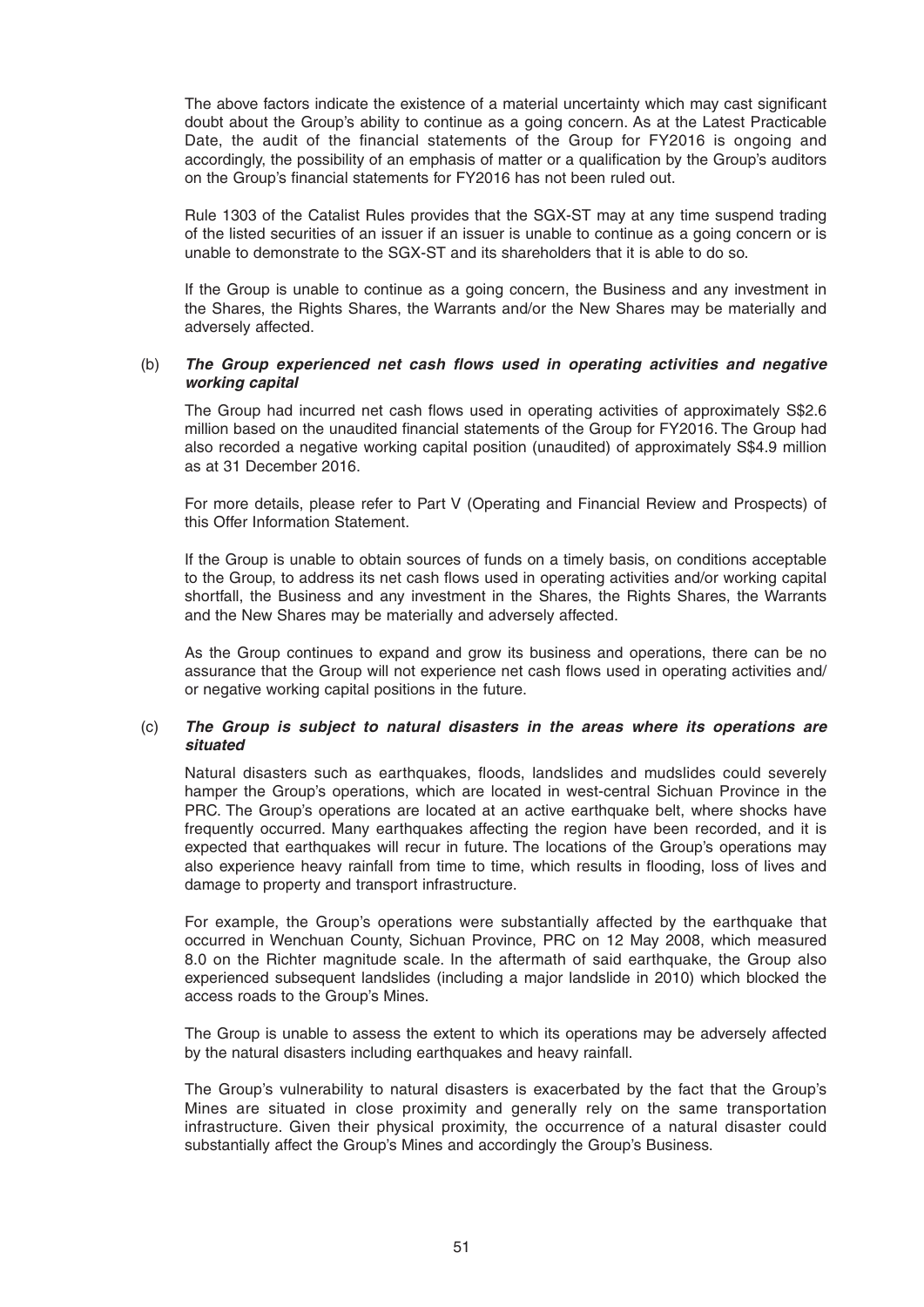The above factors indicate the existence of a material uncertainty which may cast significant doubt about the Group's ability to continue as a going concern. As at the Latest Practicable Date, the audit of the financial statements of the Group for FY2016 is ongoing and accordingly, the possibility of an emphasis of matter or a qualification by the Group's auditors on the Group's financial statements for FY2016 has not been ruled out.

Rule 1303 of the Catalist Rules provides that the SGX-ST may at any time suspend trading of the listed securities of an issuer if an issuer is unable to continue as a going concern or is unable to demonstrate to the SGX-ST and its shareholders that it is able to do so.

If the Group is unable to continue as a going concern, the Business and any investment in the Shares, the Rights Shares, the Warrants and/or the New Shares may be materially and adversely affected.

(b) ***The Group experienced net cash flows used in operating activities and negative working capital***

The Group had incurred net cash flows used in operating activities of approximately S$2.6 million based on the unaudited financial statements of the Group for FY2016. The Group had also recorded a negative working capital position (unaudited) of approximately S$4.9 million as at 31 December 2016.

For more details, please refer to Part V (Operating and Financial Review and Prospects) of this Offer Information Statement.

If the Group is unable to obtain sources of funds on a timely basis, on conditions acceptable to the Group, to address its net cash flows used in operating activities and/or working capital shortfall, the Business and any investment in the Shares, the Rights Shares, the Warrants and the New Shares may be materially and adversely affected.

As the Group continues to expand and grow its business and operations, there can be no assurance that the Group will not experience net cash flows used in operating activities and/ or negative working capital positions in the future.

(c) ***The Group is subject to natural disasters in the areas where its operations are situated***

Natural disasters such as earthquakes, floods, landslides and mudslides could severely hamper the Group's operations, which are located in west-central Sichuan Province in the PRC. The Group's operations are located at an active earthquake belt, where shocks have frequently occurred. Many earthquakes affecting the region have been recorded, and it is expected that earthquakes will recur in future. The locations of the Group's operations may also experience heavy rainfall from time to time, which results in flooding, loss of lives and damage to property and transport infrastructure.

For example, the Group's operations were substantially affected by the earthquake that occurred in Wenchuan County, Sichuan Province, PRC on 12 May 2008, which measured 8.0 on the Richter magnitude scale. In the aftermath of said earthquake, the Group also experienced subsequent landslides (including a major landslide in 2010) which blocked the access roads to the Group's Mines.

The Group is unable to assess the extent to which its operations may be adversely affected by the natural disasters including earthquakes and heavy rainfall.

The Group's vulnerability to natural disasters is exacerbated by the fact that the Group's Mines are situated in close proximity and generally rely on the same transportation infrastructure. Given their physical proximity, the occurrence of a natural disaster could substantially affect the Group's Mines and accordingly the Group's Business.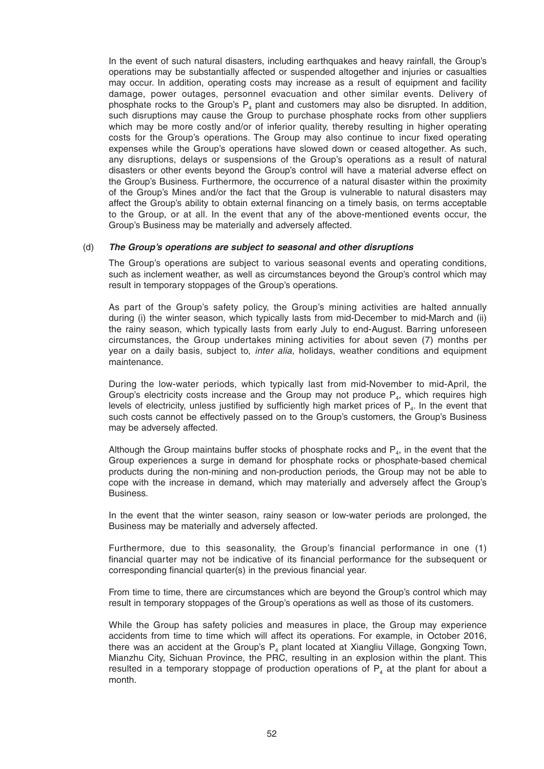In the event of such natural disasters, including earthquakes and heavy rainfall, the Group's operations may be substantially affected or suspended altogether and injuries or casualties may occur. In addition, operating costs may increase as a result of equipment and facility damage, power outages, personnel evacuation and other similar events. Delivery of phosphate rocks to the Group's $P_4$ plant and customers may also be disrupted. In addition, such disruptions may cause the Group to purchase phosphate rocks from other suppliers which may be more costly and/or of inferior quality, thereby resulting in higher operating costs for the Group's operations. The Group may also continue to incur fixed operating expenses while the Group's operations have slowed down or ceased altogether. As such, any disruptions, delays or suspensions of the Group's operations as a result of natural disasters or other events beyond the Group's control will have a material adverse effect on the Group's Business. Furthermore, the occurrence of a natural disaster within the proximity of the Group's Mines and/or the fact that the Group is vulnerable to natural disasters may affect the Group's ability to obtain external financing on a timely basis, on terms acceptable to the Group, or at all. In the event that any of the above-mentioned events occur, the Group's Business may be materially and adversely affected.

(d) ***The Group's operations are subject to seasonal and other disruptions***

The Group's operations are subject to various seasonal events and operating conditions, such as inclement weather, as well as circumstances beyond the Group's control which may result in temporary stoppages of the Group's operations.

As part of the Group's safety policy, the Group's mining activities are halted annually during (i) the winter season, which typically lasts from mid-December to mid-March and (ii) the rainy season, which typically lasts from early July to end-August. Barring unforeseen circumstances, the Group undertakes mining activities for about seven (7) months per year on a daily basis, subject to, *inter alia,* holidays, weather conditions and equipment maintenance.

During the low-water periods, which typically last from mid-November to mid-April, the Group's electricity costs increase and the Group may not produce $P_4$, which requires high levels of electricity, unless justified by sufficiently high market prices of $P_4$. In the event that such costs cannot be effectively passed on to the Group's customers, the Group's Business may be adversely affected.

Although the Group maintains buffer stocks of phosphate rocks and $P_4$, in the event that the Group experiences a surge in demand for phosphate rocks or phosphate-based chemical products during the non-mining and non-production periods, the Group may not be able to cope with the increase in demand, which may materially and adversely affect the Group's Business.

In the event that the winter season, rainy season or low-water periods are prolonged, the Business may be materially and adversely affected.

Furthermore, due to this seasonality, the Group's financial performance in one (1) financial quarter may not be indicative of its financial performance for the subsequent or corresponding financial quarter(s) in the previous financial year.

From time to time, there are circumstances which are beyond the Group's control which may result in temporary stoppages of the Group's operations as well as those of its customers.

While the Group has safety policies and measures in place, the Group may experience accidents from time to time which will affect its operations. For example, in October 2016, there was an accident at the Group's $P_4$ plant located at Xiangliu Village, Gongxing Town, Mianzhu City, Sichuan Province, the PRC, resulting in an explosion within the plant. This resulted in a temporary stoppage of production operations of $P_4$ at the plant for about a month.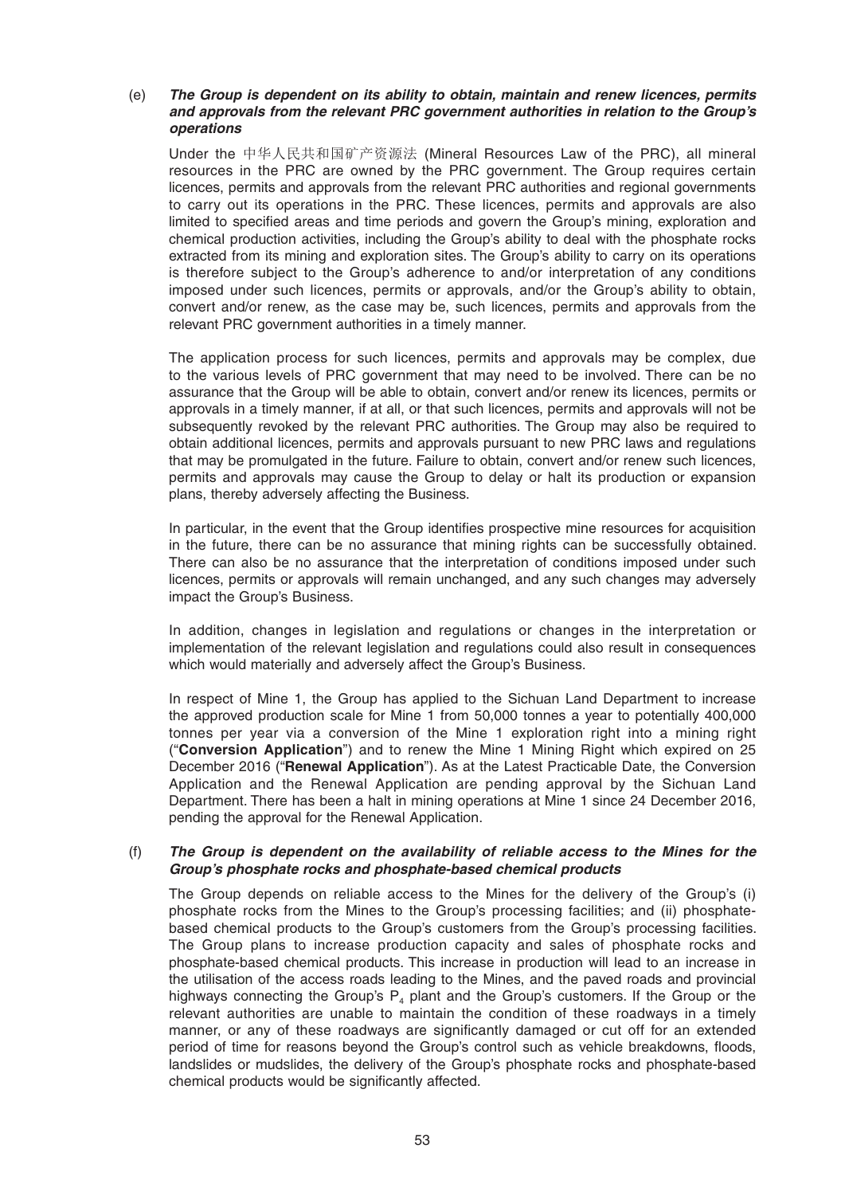(e) ***The Group is dependent on its ability to obtain, maintain and renew licences, permits and approvals from the relevant PRC government authorities in relation to the Group's operations***

Under the 中华人民共和国矿产资源法 (Mineral Resources Law of the PRC), all mineral resources in the PRC are owned by the PRC government. The Group requires certain licences, permits and approvals from the relevant PRC authorities and regional governments to carry out its operations in the PRC. These licences, permits and approvals are also limited to specified areas and time periods and govern the Group's mining, exploration and chemical production activities, including the Group's ability to deal with the phosphate rocks extracted from its mining and exploration sites. The Group's ability to carry on its operations is therefore subject to the Group's adherence to and/or interpretation of any conditions imposed under such licences, permits or approvals, and/or the Group's ability to obtain, convert and/or renew, as the case may be, such licences, permits and approvals from the relevant PRC government authorities in a timely manner.

The application process for such licences, permits and approvals may be complex, due to the various levels of PRC government that may need to be involved. There can be no assurance that the Group will be able to obtain, convert and/or renew its licences, permits or approvals in a timely manner, if at all, or that such licences, permits and approvals will not be subsequently revoked by the relevant PRC authorities. The Group may also be required to obtain additional licences, permits and approvals pursuant to new PRC laws and regulations that may be promulgated in the future. Failure to obtain, convert and/or renew such licences, permits and approvals may cause the Group to delay or halt its production or expansion plans, thereby adversely affecting the Business.

In particular, in the event that the Group identifies prospective mine resources for acquisition in the future, there can be no assurance that mining rights can be successfully obtained. There can also be no assurance that the interpretation of conditions imposed under such licences, permits or approvals will remain unchanged, and any such changes may adversely impact the Group's Business.

In addition, changes in legislation and regulations or changes in the interpretation or implementation of the relevant legislation and regulations could also result in consequences which would materially and adversely affect the Group's Business.

In respect of Mine 1, the Group has applied to the Sichuan Land Department to increase the approved production scale for Mine 1 from 50,000 tonnes a year to potentially 400,000 tonnes per year via a conversion of the Mine 1 exploration right into a mining right ("**Conversion Application**") and to renew the Mine 1 Mining Right which expired on 25 December 2016 ("**Renewal Application**"). As at the Latest Practicable Date, the Conversion Application and the Renewal Application are pending approval by the Sichuan Land Department. There has been a halt in mining operations at Mine 1 since 24 December 2016, pending the approval for the Renewal Application.

(f) ***The Group is dependent on the availability of reliable access to the Mines for the Group's phosphate rocks and phosphate-based chemical products***

The Group depends on reliable access to the Mines for the delivery of the Group's (i) phosphate rocks from the Mines to the Group's processing facilities; and (ii) phosphate-based chemical products to the Group's customers from the Group's processing facilities. The Group plans to increase production capacity and sales of phosphate rocks and phosphate-based chemical products. This increase in production will lead to an increase in the utilisation of the access roads leading to the Mines, and the paved roads and provincial highways connecting the Group's $P_4$ plant and the Group's customers. If the Group or the relevant authorities are unable to maintain the condition of these roadways in a timely manner, or any of these roadways are significantly damaged or cut off for an extended period of time for reasons beyond the Group's control such as vehicle breakdowns, floods, landslides or mudslides, the delivery of the Group's phosphate rocks and phosphate-based chemical products would be significantly affected.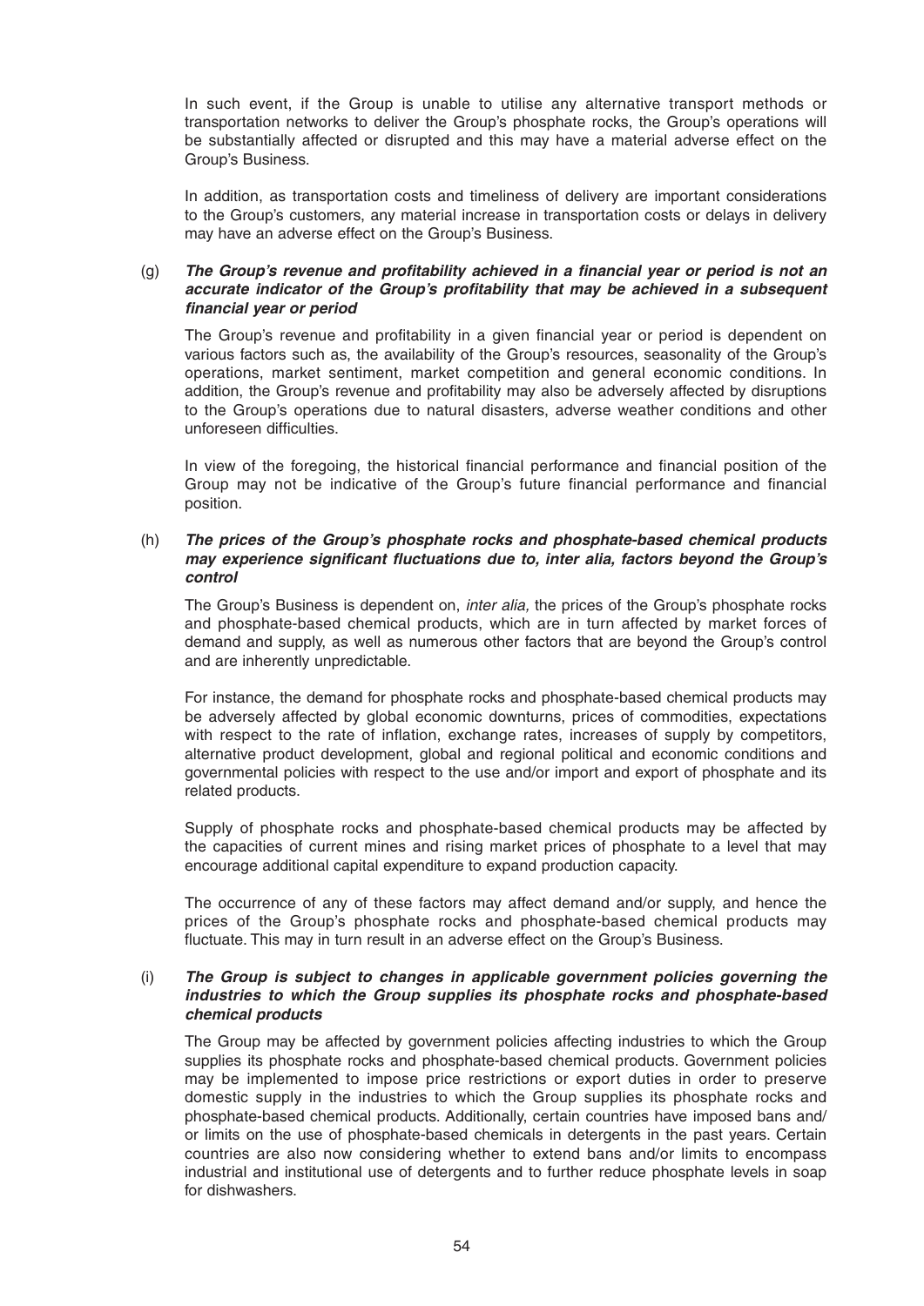In such event, if the Group is unable to utilise any alternative transport methods or transportation networks to deliver the Group's phosphate rocks, the Group's operations will be substantially affected or disrupted and this may have a material adverse effect on the Group's Business.

In addition, as transportation costs and timeliness of delivery are important considerations to the Group's customers, any material increase in transportation costs or delays in delivery may have an adverse effect on the Group's Business.

(g) ***The Group's revenue and profitability achieved in a financial year or period is not an accurate indicator of the Group's profitability that may be achieved in a subsequent financial year or period***

The Group's revenue and profitability in a given financial year or period is dependent on various factors such as, the availability of the Group's resources, seasonality of the Group's operations, market sentiment, market competition and general economic conditions. In addition, the Group's revenue and profitability may also be adversely affected by disruptions to the Group's operations due to natural disasters, adverse weather conditions and other unforeseen difficulties.

In view of the foregoing, the historical financial performance and financial position of the Group may not be indicative of the Group's future financial performance and financial position.

(h) ***The prices of the Group's phosphate rocks and phosphate-based chemical products may experience significant fluctuations due to, inter alia, factors beyond the Group's control***

The Group's Business is dependent on, *inter alia,* the prices of the Group's phosphate rocks and phosphate-based chemical products, which are in turn affected by market forces of demand and supply, as well as numerous other factors that are beyond the Group's control and are inherently unpredictable.

For instance, the demand for phosphate rocks and phosphate-based chemical products may be adversely affected by global economic downturns, prices of commodities, expectations with respect to the rate of inflation, exchange rates, increases of supply by competitors, alternative product development, global and regional political and economic conditions and governmental policies with respect to the use and/or import and export of phosphate and its related products.

Supply of phosphate rocks and phosphate-based chemical products may be affected by the capacities of current mines and rising market prices of phosphate to a level that may encourage additional capital expenditure to expand production capacity.

The occurrence of any of these factors may affect demand and/or supply, and hence the prices of the Group's phosphate rocks and phosphate-based chemical products may fluctuate. This may in turn result in an adverse effect on the Group's Business.

(i) ***The Group is subject to changes in applicable government policies governing the industries to which the Group supplies its phosphate rocks and phosphate-based chemical products***

The Group may be affected by government policies affecting industries to which the Group supplies its phosphate rocks and phosphate-based chemical products. Government policies may be implemented to impose price restrictions or export duties in order to preserve domestic supply in the industries to which the Group supplies its phosphate rocks and phosphate-based chemical products. Additionally, certain countries have imposed bans and/or limits on the use of phosphate-based chemicals in detergents in the past years. Certain countries are also now considering whether to extend bans and/or limits to encompass industrial and institutional use of detergents and to further reduce phosphate levels in soap for dishwashers.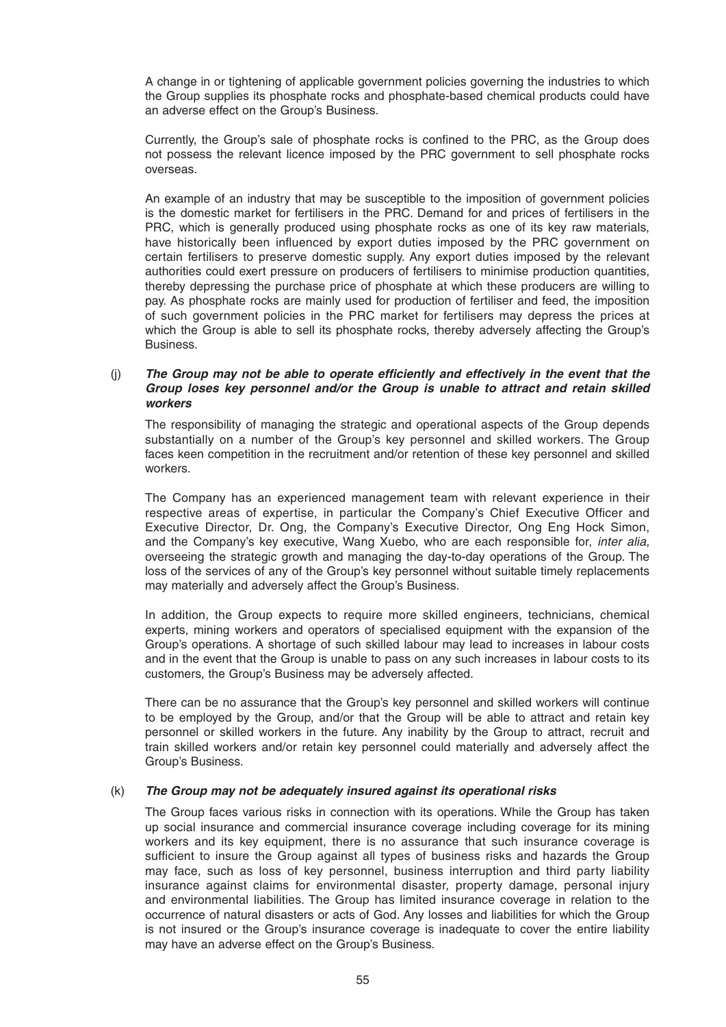A change in or tightening of applicable government policies governing the industries to which the Group supplies its phosphate rocks and phosphate-based chemical products could have an adverse effect on the Group's Business.

Currently, the Group's sale of phosphate rocks is confined to the PRC, as the Group does not possess the relevant licence imposed by the PRC government to sell phosphate rocks overseas.

An example of an industry that may be susceptible to the imposition of government policies is the domestic market for fertilisers in the PRC. Demand for and prices of fertilisers in the PRC, which is generally produced using phosphate rocks as one of its key raw materials, have historically been influenced by export duties imposed by the PRC government on certain fertilisers to preserve domestic supply. Any export duties imposed by the relevant authorities could exert pressure on producers of fertilisers to minimise production quantities, thereby depressing the purchase price of phosphate at which these producers are willing to pay. As phosphate rocks are mainly used for production of fertiliser and feed, the imposition of such government policies in the PRC market for fertilisers may depress the prices at which the Group is able to sell its phosphate rocks, thereby adversely affecting the Group's Business.

(j) ***The Group may not be able to operate efficiently and effectively in the event that the Group loses key personnel and/or the Group is unable to attract and retain skilled workers***

The responsibility of managing the strategic and operational aspects of the Group depends substantially on a number of the Group's key personnel and skilled workers. The Group faces keen competition in the recruitment and/or retention of these key personnel and skilled workers.

The Company has an experienced management team with relevant experience in their respective areas of expertise, in particular the Company's Chief Executive Officer and Executive Director, Dr. Ong, the Company's Executive Director, Ong Eng Hock Simon, and the Company's key executive, Wang Xuebo, who are each responsible for, *inter alia,* overseeing the strategic growth and managing the day-to-day operations of the Group. The loss of the services of any of the Group's key personnel without suitable timely replacements may materially and adversely affect the Group's Business.

In addition, the Group expects to require more skilled engineers, technicians, chemical experts, mining workers and operators of specialised equipment with the expansion of the Group's operations. A shortage of such skilled labour may lead to increases in labour costs and in the event that the Group is unable to pass on any such increases in labour costs to its customers, the Group's Business may be adversely affected.

There can be no assurance that the Group's key personnel and skilled workers will continue to be employed by the Group, and/or that the Group will be able to attract and retain key personnel or skilled workers in the future. Any inability by the Group to attract, recruit and train skilled workers and/or retain key personnel could materially and adversely affect the Group's Business.

(k) ***The Group may not be adequately insured against its operational risks***

The Group faces various risks in connection with its operations. While the Group has taken up social insurance and commercial insurance coverage including coverage for its mining workers and its key equipment, there is no assurance that such insurance coverage is sufficient to insure the Group against all types of business risks and hazards the Group may face, such as loss of key personnel, business interruption and third party liability insurance against claims for environmental disaster, property damage, personal injury and environmental liabilities. The Group has limited insurance coverage in relation to the occurrence of natural disasters or acts of God. Any losses and liabilities for which the Group is not insured or the Group's insurance coverage is inadequate to cover the entire liability may have an adverse effect on the Group's Business.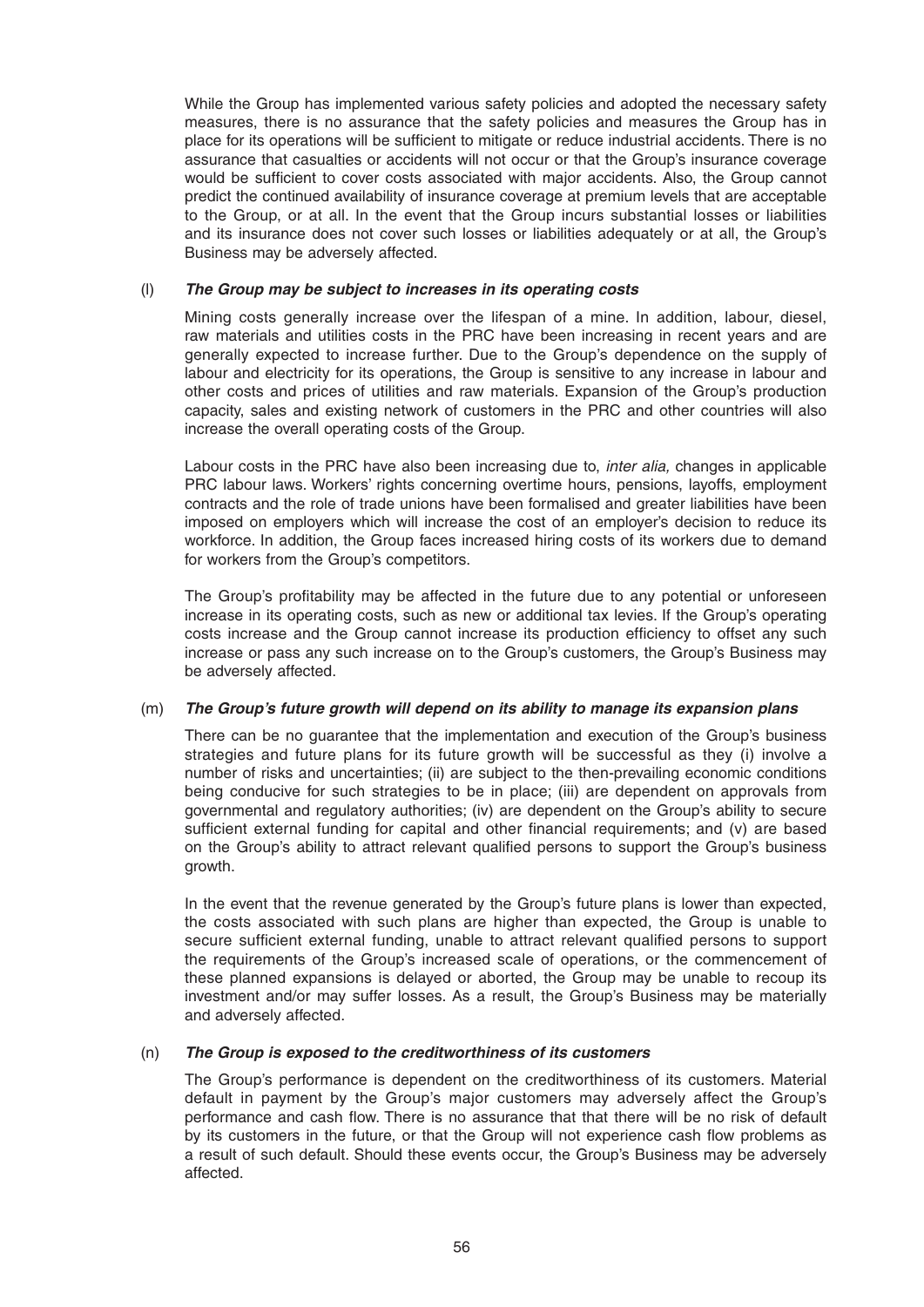While the Group has implemented various safety policies and adopted the necessary safety measures, there is no assurance that the safety policies and measures the Group has in place for its operations will be sufficient to mitigate or reduce industrial accidents. There is no assurance that casualties or accidents will not occur or that the Group's insurance coverage would be sufficient to cover costs associated with major accidents. Also, the Group cannot predict the continued availability of insurance coverage at premium levels that are acceptable to the Group, or at all. In the event that the Group incurs substantial losses or liabilities and its insurance does not cover such losses or liabilities adequately or at all, the Group's Business may be adversely affected.

(l) ***The Group may be subject to increases in its operating costs***

Mining costs generally increase over the lifespan of a mine. In addition, labour, diesel, raw materials and utilities costs in the PRC have been increasing in recent years and are generally expected to increase further. Due to the Group's dependence on the supply of labour and electricity for its operations, the Group is sensitive to any increase in labour and other costs and prices of utilities and raw materials. Expansion of the Group's production capacity, sales and existing network of customers in the PRC and other countries will also increase the overall operating costs of the Group.

Labour costs in the PRC have also been increasing due to, *inter alia,* changes in applicable PRC labour laws. Workers' rights concerning overtime hours, pensions, layoffs, employment contracts and the role of trade unions have been formalised and greater liabilities have been imposed on employers which will increase the cost of an employer's decision to reduce its workforce. In addition, the Group faces increased hiring costs of its workers due to demand for workers from the Group's competitors.

The Group's profitability may be affected in the future due to any potential or unforeseen increase in its operating costs, such as new or additional tax levies. If the Group's operating costs increase and the Group cannot increase its production efficiency to offset any such increase or pass any such increase on to the Group's customers, the Group's Business may be adversely affected.

(m) ***The Group's future growth will depend on its ability to manage its expansion plans***

There can be no guarantee that the implementation and execution of the Group's business strategies and future plans for its future growth will be successful as they (i) involve a number of risks and uncertainties; (ii) are subject to the then-prevailing economic conditions being conducive for such strategies to be in place; (iii) are dependent on approvals from governmental and regulatory authorities; (iv) are dependent on the Group's ability to secure sufficient external funding for capital and other financial requirements; and (v) are based on the Group's ability to attract relevant qualified persons to support the Group's business growth.

In the event that the revenue generated by the Group's future plans is lower than expected, the costs associated with such plans are higher than expected, the Group is unable to secure sufficient external funding, unable to attract relevant qualified persons to support the requirements of the Group's increased scale of operations, or the commencement of these planned expansions is delayed or aborted, the Group may be unable to recoup its investment and/or may suffer losses. As a result, the Group's Business may be materially and adversely affected.

(n) ***The Group is exposed to the creditworthiness of its customers***

The Group's performance is dependent on the creditworthiness of its customers. Material default in payment by the Group's major customers may adversely affect the Group's performance and cash flow. There is no assurance that that there will be no risk of default by its customers in the future, or that the Group will not experience cash flow problems as a result of such default. Should these events occur, the Group's Business may be adversely affected.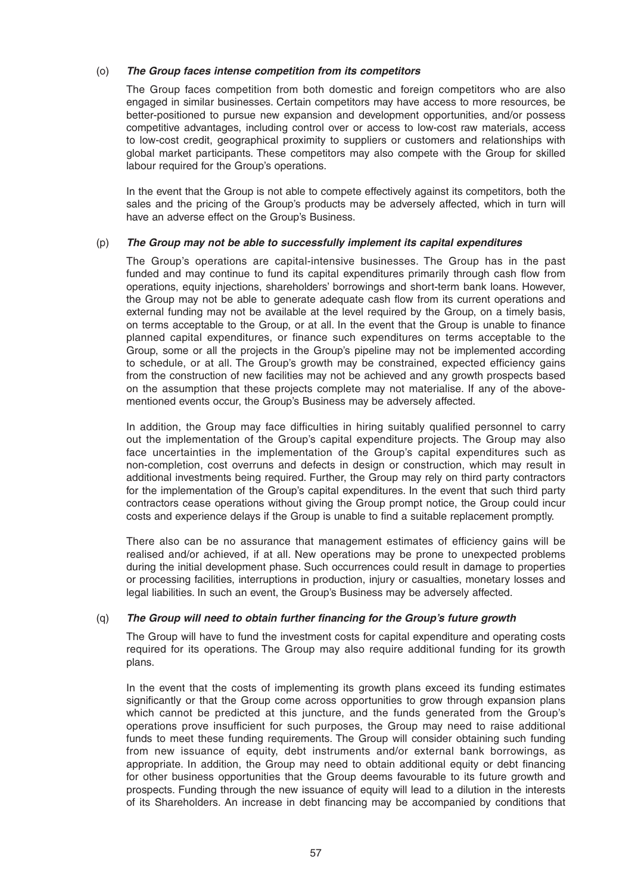(o) ***The Group faces intense competition from its competitors***

The Group faces competition from both domestic and foreign competitors who are also engaged in similar businesses. Certain competitors may have access to more resources, be better-positioned to pursue new expansion and development opportunities, and/or possess competitive advantages, including control over or access to low-cost raw materials, access to low-cost credit, geographical proximity to suppliers or customers and relationships with global market participants. These competitors may also compete with the Group for skilled labour required for the Group's operations.

In the event that the Group is not able to compete effectively against its competitors, both the sales and the pricing of the Group's products may be adversely affected, which in turn will have an adverse effect on the Group's Business.

(p) ***The Group may not be able to successfully implement its capital expenditures***

The Group's operations are capital-intensive businesses. The Group has in the past funded and may continue to fund its capital expenditures primarily through cash flow from operations, equity injections, shareholders' borrowings and short-term bank loans. However, the Group may not be able to generate adequate cash flow from its current operations and external funding may not be available at the level required by the Group, on a timely basis, on terms acceptable to the Group, or at all. In the event that the Group is unable to finance planned capital expenditures, or finance such expenditures on terms acceptable to the Group, some or all the projects in the Group's pipeline may not be implemented according to schedule, or at all. The Group's growth may be constrained, expected efficiency gains from the construction of new facilities may not be achieved and any growth prospects based on the assumption that these projects complete may not materialise. If any of the above-mentioned events occur, the Group's Business may be adversely affected.

In addition, the Group may face difficulties in hiring suitably qualified personnel to carry out the implementation of the Group's capital expenditure projects. The Group may also face uncertainties in the implementation of the Group's capital expenditures such as non-completion, cost overruns and defects in design or construction, which may result in additional investments being required. Further, the Group may rely on third party contractors for the implementation of the Group's capital expenditures. In the event that such third party contractors cease operations without giving the Group prompt notice, the Group could incur costs and experience delays if the Group is unable to find a suitable replacement promptly.

There also can be no assurance that management estimates of efficiency gains will be realised and/or achieved, if at all. New operations may be prone to unexpected problems during the initial development phase. Such occurrences could result in damage to properties or processing facilities, interruptions in production, injury or casualties, monetary losses and legal liabilities. In such an event, the Group's Business may be adversely affected.

(q) ***The Group will need to obtain further financing for the Group's future growth***

The Group will have to fund the investment costs for capital expenditure and operating costs required for its operations. The Group may also require additional funding for its growth plans.

In the event that the costs of implementing its growth plans exceed its funding estimates significantly or that the Group come across opportunities to grow through expansion plans which cannot be predicted at this juncture, and the funds generated from the Group's operations prove insufficient for such purposes, the Group may need to raise additional funds to meet these funding requirements. The Group will consider obtaining such funding from new issuance of equity, debt instruments and/or external bank borrowings, as appropriate. In addition, the Group may need to obtain additional equity or debt financing for other business opportunities that the Group deems favourable to its future growth and prospects. Funding through the new issuance of equity will lead to a dilution in the interests of its Shareholders. An increase in debt financing may be accompanied by conditions that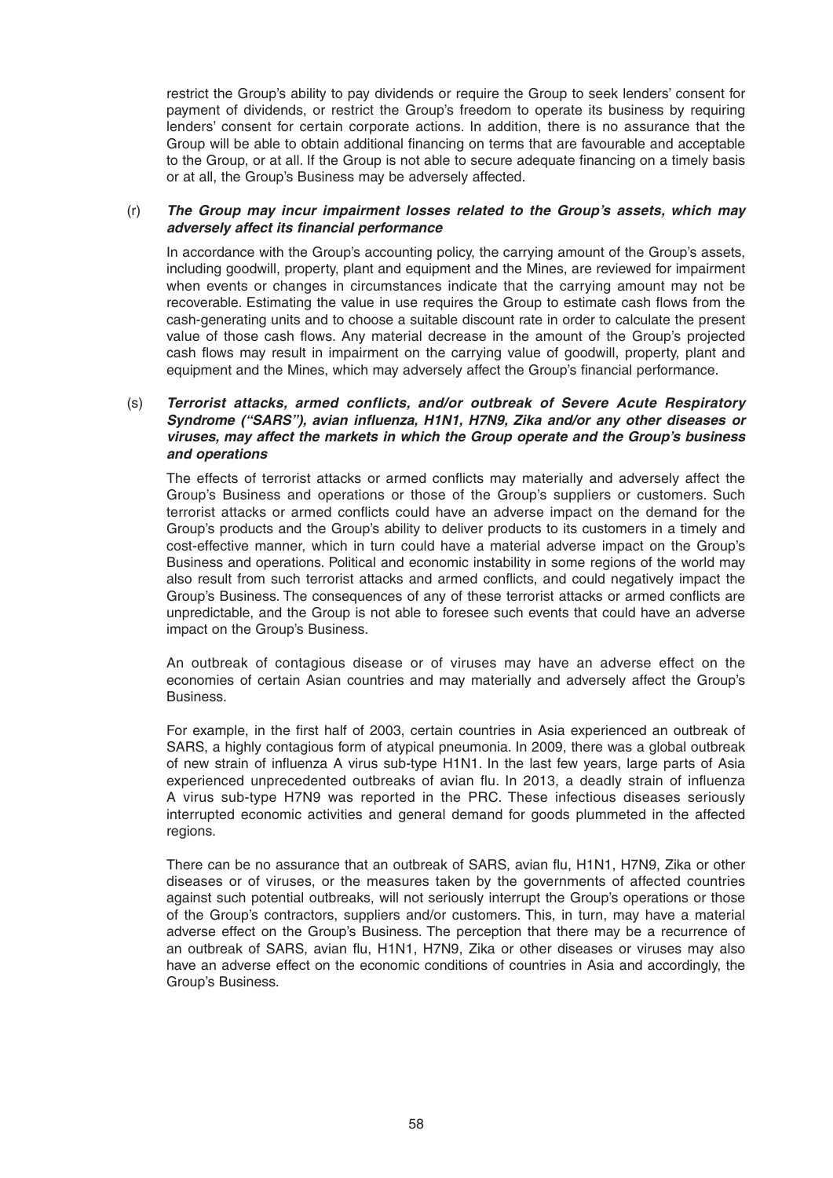restrict the Group's ability to pay dividends or require the Group to seek lenders' consent for payment of dividends, or restrict the Group's freedom to operate its business by requiring lenders' consent for certain corporate actions. In addition, there is no assurance that the Group will be able to obtain additional financing on terms that are favourable and acceptable to the Group, or at all. If the Group is not able to secure adequate financing on a timely basis or at all, the Group's Business may be adversely affected.

(r) ***The Group may incur impairment losses related to the Group's assets, which may adversely affect its financial performance***

In accordance with the Group's accounting policy, the carrying amount of the Group's assets, including goodwill, property, plant and equipment and the Mines, are reviewed for impairment when events or changes in circumstances indicate that the carrying amount may not be recoverable. Estimating the value in use requires the Group to estimate cash flows from the cash-generating units and to choose a suitable discount rate in order to calculate the present value of those cash flows. Any material decrease in the amount of the Group's projected cash flows may result in impairment on the carrying value of goodwill, property, plant and equipment and the Mines, which may adversely affect the Group's financial performance.

(s) ***Terrorist attacks, armed conflicts, and/or outbreak of Severe Acute Respiratory Syndrome ("SARS"), avian influenza, H1N1, H7N9, Zika and/or any other diseases or viruses, may affect the markets in which the Group operate and the Group's business and operations***

The effects of terrorist attacks or armed conflicts may materially and adversely affect the Group's Business and operations or those of the Group's suppliers or customers. Such terrorist attacks or armed conflicts could have an adverse impact on the demand for the Group's products and the Group's ability to deliver products to its customers in a timely and cost-effective manner, which in turn could have a material adverse impact on the Group's Business and operations. Political and economic instability in some regions of the world may also result from such terrorist attacks and armed conflicts, and could negatively impact the Group's Business. The consequences of any of these terrorist attacks or armed conflicts are unpredictable, and the Group is not able to foresee such events that could have an adverse impact on the Group's Business.

An outbreak of contagious disease or of viruses may have an adverse effect on the economies of certain Asian countries and may materially and adversely affect the Group's Business.

For example, in the first half of 2003, certain countries in Asia experienced an outbreak of SARS, a highly contagious form of atypical pneumonia. In 2009, there was a global outbreak of new strain of influenza A virus sub-type H1N1. In the last few years, large parts of Asia experienced unprecedented outbreaks of avian flu. In 2013, a deadly strain of influenza A virus sub-type H7N9 was reported in the PRC. These infectious diseases seriously interrupted economic activities and general demand for goods plummeted in the affected regions.

There can be no assurance that an outbreak of SARS, avian flu, H1N1, H7N9, Zika or other diseases or of viruses, or the measures taken by the governments of affected countries against such potential outbreaks, will not seriously interrupt the Group's operations or those of the Group's contractors, suppliers and/or customers. This, in turn, may have a material adverse effect on the Group's Business. The perception that there may be a recurrence of an outbreak of SARS, avian flu, H1N1, H7N9, Zika or other diseases or viruses may also have an adverse effect on the economic conditions of countries in Asia and accordingly, the Group's Business.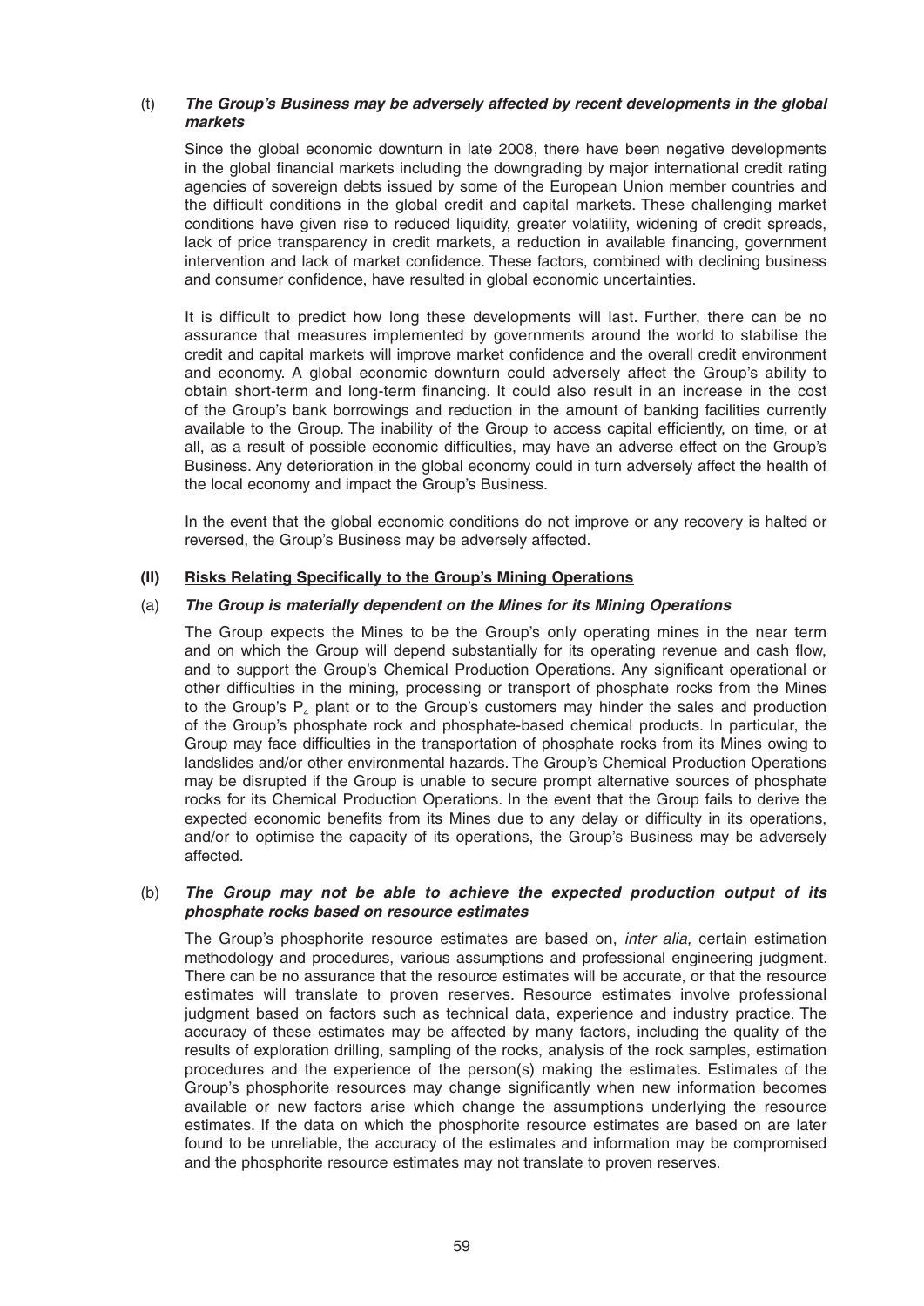(t) ***The Group's Business may be adversely affected by recent developments in the global markets***

Since the global economic downturn in late 2008, there have been negative developments in the global financial markets including the downgrading by major international credit rating agencies of sovereign debts issued by some of the European Union member countries and the difficult conditions in the global credit and capital markets. These challenging market conditions have given rise to reduced liquidity, greater volatility, widening of credit spreads, lack of price transparency in credit markets, a reduction in available financing, government intervention and lack of market confidence. These factors, combined with declining business and consumer confidence, have resulted in global economic uncertainties.

It is difficult to predict how long these developments will last. Further, there can be no assurance that measures implemented by governments around the world to stabilise the credit and capital markets will improve market confidence and the overall credit environment and economy. A global economic downturn could adversely affect the Group's ability to obtain short-term and long-term financing. It could also result in an increase in the cost of the Group's bank borrowings and reduction in the amount of banking facilities currently available to the Group. The inability of the Group to access capital efficiently, on time, or at all, as a result of possible economic difficulties, may have an adverse effect on the Group's Business. Any deterioration in the global economy could in turn adversely affect the health of the local economy and impact the Group's Business.

In the event that the global economic conditions do not improve or any recovery is halted or reversed, the Group's Business may be adversely affected.

**(II) <u>Risks Relating Specifically to the Group's Mining Operations</u>**

(a) ***The Group is materially dependent on the Mines for its Mining Operations***

The Group expects the Mines to be the Group's only operating mines in the near term and on which the Group will depend substantially for its operating revenue and cash flow, and to support the Group's Chemical Production Operations. Any significant operational or other difficulties in the mining, processing or transport of phosphate rocks from the Mines to the Group's $P_4$ plant or to the Group's customers may hinder the sales and production of the Group's phosphate rock and phosphate-based chemical products. In particular, the Group may face difficulties in the transportation of phosphate rocks from its Mines owing to landslides and/or other environmental hazards. The Group's Chemical Production Operations may be disrupted if the Group is unable to secure prompt alternative sources of phosphate rocks for its Chemical Production Operations. In the event that the Group fails to derive the expected economic benefits from its Mines due to any delay or difficulty in its operations, and/or to optimise the capacity of its operations, the Group's Business may be adversely affected.

(b) ***The Group may not be able to achieve the expected production output of its phosphate rocks based on resource estimates***

The Group's phosphorite resource estimates are based on, *inter alia,* certain estimation methodology and procedures, various assumptions and professional engineering judgment. There can be no assurance that the resource estimates will be accurate, or that the resource estimates will translate to proven reserves. Resource estimates involve professional judgment based on factors such as technical data, experience and industry practice. The accuracy of these estimates may be affected by many factors, including the quality of the results of exploration drilling, sampling of the rocks, analysis of the rock samples, estimation procedures and the experience of the person(s) making the estimates. Estimates of the Group's phosphorite resources may change significantly when new information becomes available or new factors arise which change the assumptions underlying the resource estimates. If the data on which the phosphorite resource estimates are based on are later found to be unreliable, the accuracy of the estimates and information may be compromised and the phosphorite resource estimates may not translate to proven reserves.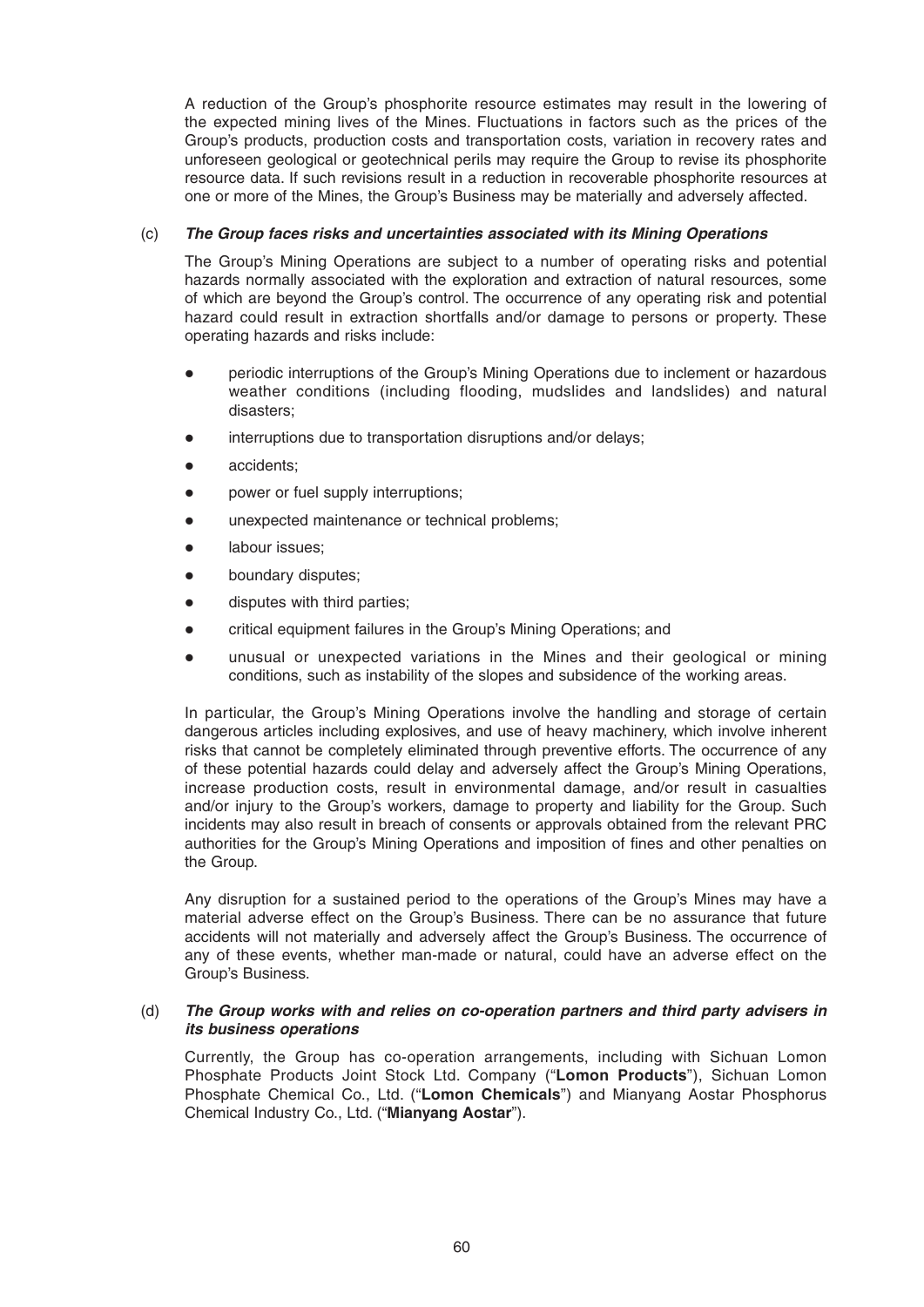A reduction of the Group's phosphorite resource estimates may result in the lowering of the expected mining lives of the Mines. Fluctuations in factors such as the prices of the Group's products, production costs and transportation costs, variation in recovery rates and unforeseen geological or geotechnical perils may require the Group to revise its phosphorite resource data. If such revisions result in a reduction in recoverable phosphorite resources at one or more of the Mines, the Group's Business may be materially and adversely affected.

(c) ***The Group faces risks and uncertainties associated with its Mining Operations***

The Group's Mining Operations are subject to a number of operating risks and potential hazards normally associated with the exploration and extraction of natural resources, some of which are beyond the Group's control. The occurrence of any operating risk and potential hazard could result in extraction shortfalls and/or damage to persons or property. These operating hazards and risks include:

- periodic interruptions of the Group's Mining Operations due to inclement or hazardous weather conditions (including flooding, mudslides and landslides) and natural disasters;
- interruptions due to transportation disruptions and/or delays;
- accidents;
- power or fuel supply interruptions;
- unexpected maintenance or technical problems;
- labour issues;
- boundary disputes;
- disputes with third parties;
- critical equipment failures in the Group's Mining Operations; and
- unusual or unexpected variations in the Mines and their geological or mining conditions, such as instability of the slopes and subsidence of the working areas.

In particular, the Group's Mining Operations involve the handling and storage of certain dangerous articles including explosives, and use of heavy machinery, which involve inherent risks that cannot be completely eliminated through preventive efforts. The occurrence of any of these potential hazards could delay and adversely affect the Group's Mining Operations, increase production costs, result in environmental damage, and/or result in casualties and/or injury to the Group's workers, damage to property and liability for the Group. Such incidents may also result in breach of consents or approvals obtained from the relevant PRC authorities for the Group's Mining Operations and imposition of fines and other penalties on the Group.

Any disruption for a sustained period to the operations of the Group's Mines may have a material adverse effect on the Group's Business. There can be no assurance that future accidents will not materially and adversely affect the Group's Business. The occurrence of any of these events, whether man-made or natural, could have an adverse effect on the Group's Business.

(d) ***The Group works with and relies on co-operation partners and third party advisers in its business operations***

Currently, the Group has co-operation arrangements, including with Sichuan Lomon Phosphate Products Joint Stock Ltd. Company ("**Lomon Products**"), Sichuan Lomon Phosphate Chemical Co., Ltd. ("**Lomon Chemicals**") and Mianyang Aostar Phosphorus Chemical Industry Co., Ltd. ("**Mianyang Aostar**").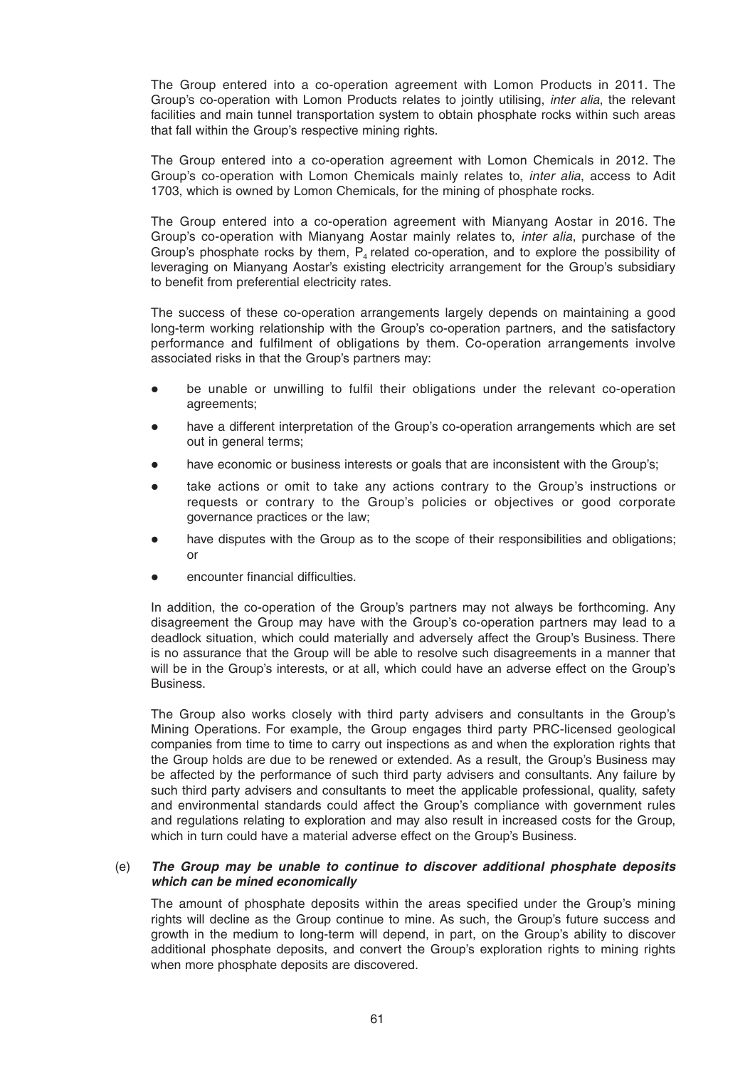The Group entered into a co-operation agreement with Lomon Products in 2011. The Group's co-operation with Lomon Products relates to jointly utilising, *inter alia*, the relevant facilities and main tunnel transportation system to obtain phosphate rocks within such areas that fall within the Group's respective mining rights.

The Group entered into a co-operation agreement with Lomon Chemicals in 2012. The Group's co-operation with Lomon Chemicals mainly relates to, *inter alia*, access to Adit 1703, which is owned by Lomon Chemicals, for the mining of phosphate rocks.

The Group entered into a co-operation agreement with Mianyang Aostar in 2016. The Group's co-operation with Mianyang Aostar mainly relates to, *inter alia*, purchase of the Group's phosphate rocks by them, $P_4$ related co-operation, and to explore the possibility of leveraging on Mianyang Aostar's existing electricity arrangement for the Group's subsidiary to benefit from preferential electricity rates.

The success of these co-operation arrangements largely depends on maintaining a good long-term working relationship with the Group's co-operation partners, and the satisfactory performance and fulfilment of obligations by them. Co-operation arrangements involve associated risks in that the Group's partners may:

- be unable or unwilling to fulfil their obligations under the relevant co-operation agreements;
- have a different interpretation of the Group's co-operation arrangements which are set out in general terms;
- have economic or business interests or goals that are inconsistent with the Group's;
- take actions or omit to take any actions contrary to the Group's instructions or requests or contrary to the Group's policies or objectives or good corporate governance practices or the law;
- have disputes with the Group as to the scope of their responsibilities and obligations; or
- encounter financial difficulties.

In addition, the co-operation of the Group's partners may not always be forthcoming. Any disagreement the Group may have with the Group's co-operation partners may lead to a deadlock situation, which could materially and adversely affect the Group's Business. There is no assurance that the Group will be able to resolve such disagreements in a manner that will be in the Group's interests, or at all, which could have an adverse effect on the Group's Business.

The Group also works closely with third party advisers and consultants in the Group's Mining Operations. For example, the Group engages third party PRC-licensed geological companies from time to time to carry out inspections as and when the exploration rights that the Group holds are due to be renewed or extended. As a result, the Group's Business may be affected by the performance of such third party advisers and consultants. Any failure by such third party advisers and consultants to meet the applicable professional, quality, safety and environmental standards could affect the Group's compliance with government rules and regulations relating to exploration and may also result in increased costs for the Group, which in turn could have a material adverse effect on the Group's Business.

(e) ***The Group may be unable to continue to discover additional phosphate deposits which can be mined economically***

The amount of phosphate deposits within the areas specified under the Group's mining rights will decline as the Group continue to mine. As such, the Group's future success and growth in the medium to long-term will depend, in part, on the Group's ability to discover additional phosphate deposits, and convert the Group's exploration rights to mining rights when more phosphate deposits are discovered.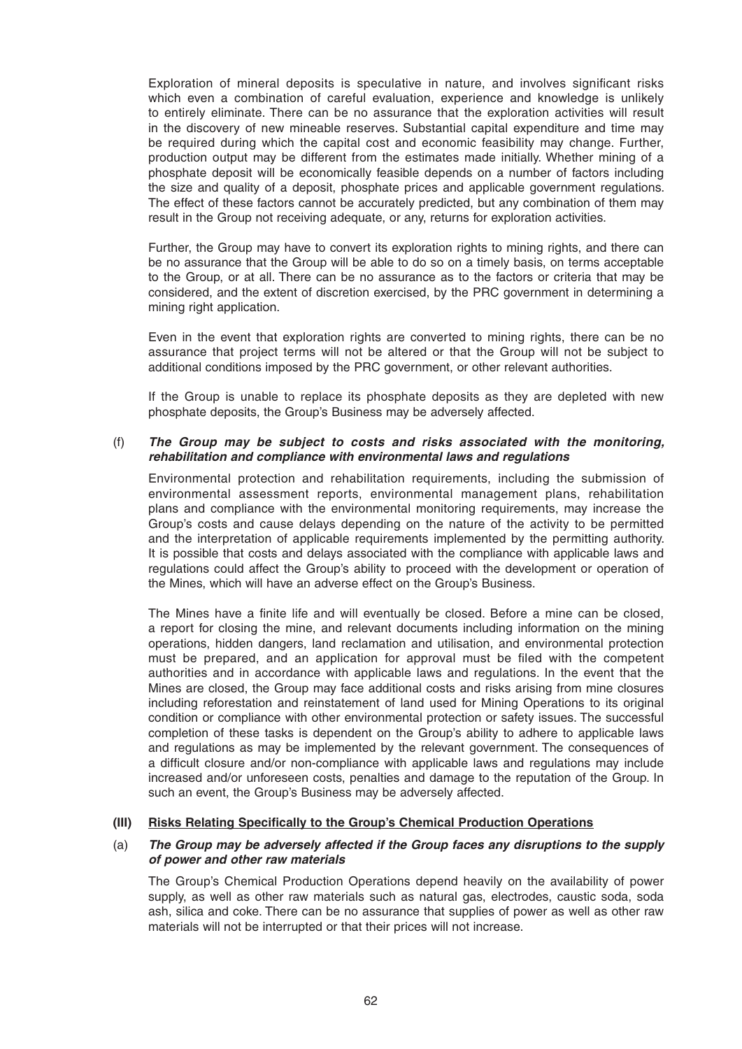Exploration of mineral deposits is speculative in nature, and involves significant risks which even a combination of careful evaluation, experience and knowledge is unlikely to entirely eliminate. There can be no assurance that the exploration activities will result in the discovery of new mineable reserves. Substantial capital expenditure and time may be required during which the capital cost and economic feasibility may change. Further, production output may be different from the estimates made initially. Whether mining of a phosphate deposit will be economically feasible depends on a number of factors including the size and quality of a deposit, phosphate prices and applicable government regulations. The effect of these factors cannot be accurately predicted, but any combination of them may result in the Group not receiving adequate, or any, returns for exploration activities.

Further, the Group may have to convert its exploration rights to mining rights, and there can be no assurance that the Group will be able to do so on a timely basis, on terms acceptable to the Group, or at all. There can be no assurance as to the factors or criteria that may be considered, and the extent of discretion exercised, by the PRC government in determining a mining right application.

Even in the event that exploration rights are converted to mining rights, there can be no assurance that project terms will not be altered or that the Group will not be subject to additional conditions imposed by the PRC government, or other relevant authorities.

If the Group is unable to replace its phosphate deposits as they are depleted with new phosphate deposits, the Group's Business may be adversely affected.

(f) ***The Group may be subject to costs and risks associated with the monitoring, rehabilitation and compliance with environmental laws and regulations***

Environmental protection and rehabilitation requirements, including the submission of environmental assessment reports, environmental management plans, rehabilitation plans and compliance with the environmental monitoring requirements, may increase the Group's costs and cause delays depending on the nature of the activity to be permitted and the interpretation of applicable requirements implemented by the permitting authority. It is possible that costs and delays associated with the compliance with applicable laws and regulations could affect the Group's ability to proceed with the development or operation of the Mines, which will have an adverse effect on the Group's Business.

The Mines have a finite life and will eventually be closed. Before a mine can be closed, a report for closing the mine, and relevant documents including information on the mining operations, hidden dangers, land reclamation and utilisation, and environmental protection must be prepared, and an application for approval must be filed with the competent authorities and in accordance with applicable laws and regulations. In the event that the Mines are closed, the Group may face additional costs and risks arising from mine closures including reforestation and reinstatement of land used for Mining Operations to its original condition or compliance with other environmental protection or safety issues. The successful completion of these tasks is dependent on the Group's ability to adhere to applicable laws and regulations as may be implemented by the relevant government. The consequences of a difficult closure and/or non-compliance with applicable laws and regulations may include increased and/or unforeseen costs, penalties and damage to the reputation of the Group. In such an event, the Group's Business may be adversely affected.

**(III) <u>Risks Relating Specifically to the Group's Chemical Production Operations</u>**

(a) ***The Group may be adversely affected if the Group faces any disruptions to the supply of power and other raw materials***

The Group's Chemical Production Operations depend heavily on the availability of power supply, as well as other raw materials such as natural gas, electrodes, caustic soda, soda ash, silica and coke. There can be no assurance that supplies of power as well as other raw materials will not be interrupted or that their prices will not increase.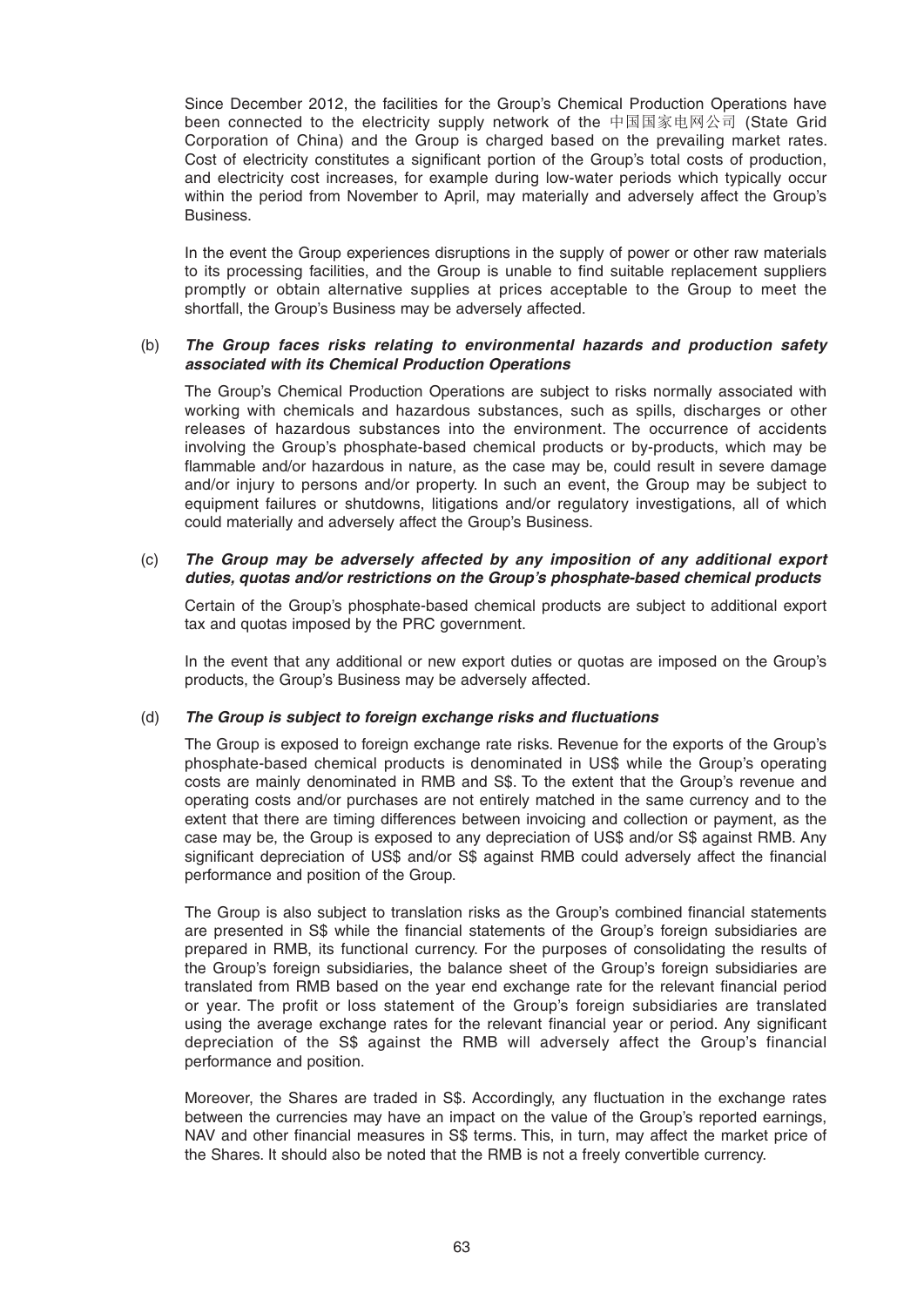Since December 2012, the facilities for the Group's Chemical Production Operations have been connected to the electricity supply network of the 中国国家电网公司 (State Grid Corporation of China) and the Group is charged based on the prevailing market rates. Cost of electricity constitutes a significant portion of the Group's total costs of production, and electricity cost increases, for example during low-water periods which typically occur within the period from November to April, may materially and adversely affect the Group's Business.

In the event the Group experiences disruptions in the supply of power or other raw materials to its processing facilities, and the Group is unable to find suitable replacement suppliers promptly or obtain alternative supplies at prices acceptable to the Group to meet the shortfall, the Group's Business may be adversely affected.

(b) ***The Group faces risks relating to environmental hazards and production safety associated with its Chemical Production Operations***

The Group's Chemical Production Operations are subject to risks normally associated with working with chemicals and hazardous substances, such as spills, discharges or other releases of hazardous substances into the environment. The occurrence of accidents involving the Group's phosphate-based chemical products or by-products, which may be flammable and/or hazardous in nature, as the case may be, could result in severe damage and/or injury to persons and/or property. In such an event, the Group may be subject to equipment failures or shutdowns, litigations and/or regulatory investigations, all of which could materially and adversely affect the Group's Business.

(c) ***The Group may be adversely affected by any imposition of any additional export duties, quotas and/or restrictions on the Group's phosphate-based chemical products***

Certain of the Group's phosphate-based chemical products are subject to additional export tax and quotas imposed by the PRC government.

In the event that any additional or new export duties or quotas are imposed on the Group's products, the Group's Business may be adversely affected.

(d) ***The Group is subject to foreign exchange risks and fluctuations***

The Group is exposed to foreign exchange rate risks. Revenue for the exports of the Group's phosphate-based chemical products is denominated in US$ while the Group's operating costs are mainly denominated in RMB and S$. To the extent that the Group's revenue and operating costs and/or purchases are not entirely matched in the same currency and to the extent that there are timing differences between invoicing and collection or payment, as the case may be, the Group is exposed to any depreciation of US$ and/or S$ against RMB. Any significant depreciation of US$ and/or S$ against RMB could adversely affect the financial performance and position of the Group.

The Group is also subject to translation risks as the Group's combined financial statements are presented in S$ while the financial statements of the Group's foreign subsidiaries are prepared in RMB, its functional currency. For the purposes of consolidating the results of the Group's foreign subsidiaries, the balance sheet of the Group's foreign subsidiaries are translated from RMB based on the year end exchange rate for the relevant financial period or year. The profit or loss statement of the Group's foreign subsidiaries are translated using the average exchange rates for the relevant financial year or period. Any significant depreciation of the S$ against the RMB will adversely affect the Group's financial performance and position.

Moreover, the Shares are traded in S$. Accordingly, any fluctuation in the exchange rates between the currencies may have an impact on the value of the Group's reported earnings, NAV and other financial measures in S$ terms. This, in turn, may affect the market price of the Shares. It should also be noted that the RMB is not a freely convertible currency.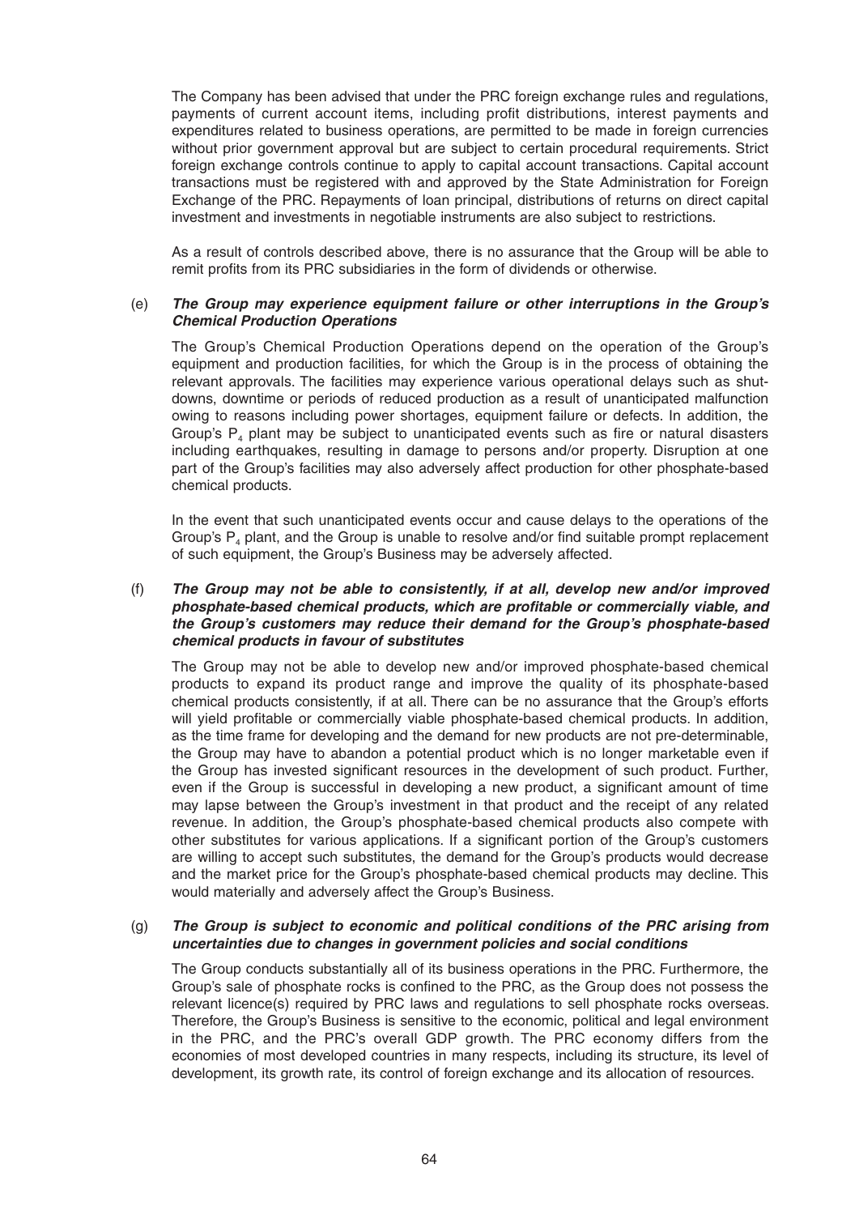The Company has been advised that under the PRC foreign exchange rules and regulations, payments of current account items, including profit distributions, interest payments and expenditures related to business operations, are permitted to be made in foreign currencies without prior government approval but are subject to certain procedural requirements. Strict foreign exchange controls continue to apply to capital account transactions. Capital account transactions must be registered with and approved by the State Administration for Foreign Exchange of the PRC. Repayments of loan principal, distributions of returns on direct capital investment and investments in negotiable instruments are also subject to restrictions.

As a result of controls described above, there is no assurance that the Group will be able to remit profits from its PRC subsidiaries in the form of dividends or otherwise.

(e) ***The Group may experience equipment failure or other interruptions in the Group's Chemical Production Operations***

The Group's Chemical Production Operations depend on the operation of the Group's equipment and production facilities, for which the Group is in the process of obtaining the relevant approvals. The facilities may experience various operational delays such as shut-downs, downtime or periods of reduced production as a result of unanticipated malfunction owing to reasons including power shortages, equipment failure or defects. In addition, the Group's $P_4$ plant may be subject to unanticipated events such as fire or natural disasters including earthquakes, resulting in damage to persons and/or property. Disruption at one part of the Group's facilities may also adversely affect production for other phosphate-based chemical products.

In the event that such unanticipated events occur and cause delays to the operations of the Group's $P_4$ plant, and the Group is unable to resolve and/or find suitable prompt replacement of such equipment, the Group's Business may be adversely affected.

(f) ***The Group may not be able to consistently, if at all, develop new and/or improved phosphate-based chemical products, which are profitable or commercially viable, and the Group's customers may reduce their demand for the Group's phosphate-based chemical products in favour of substitutes***

The Group may not be able to develop new and/or improved phosphate-based chemical products to expand its product range and improve the quality of its phosphate-based chemical products consistently, if at all. There can be no assurance that the Group's efforts will yield profitable or commercially viable phosphate-based chemical products. In addition, as the time frame for developing and the demand for new products are not pre-determinable, the Group may have to abandon a potential product which is no longer marketable even if the Group has invested significant resources in the development of such product. Further, even if the Group is successful in developing a new product, a significant amount of time may lapse between the Group's investment in that product and the receipt of any related revenue. In addition, the Group's phosphate-based chemical products also compete with other substitutes for various applications. If a significant portion of the Group's customers are willing to accept such substitutes, the demand for the Group's products would decrease and the market price for the Group's phosphate-based chemical products may decline. This would materially and adversely affect the Group's Business.

(g) ***The Group is subject to economic and political conditions of the PRC arising from uncertainties due to changes in government policies and social conditions***

The Group conducts substantially all of its business operations in the PRC. Furthermore, the Group's sale of phosphate rocks is confined to the PRC, as the Group does not possess the relevant licence(s) required by PRC laws and regulations to sell phosphate rocks overseas. Therefore, the Group's Business is sensitive to the economic, political and legal environment in the PRC, and the PRC's overall GDP growth. The PRC economy differs from the economies of most developed countries in many respects, including its structure, its level of development, its growth rate, its control of foreign exchange and its allocation of resources.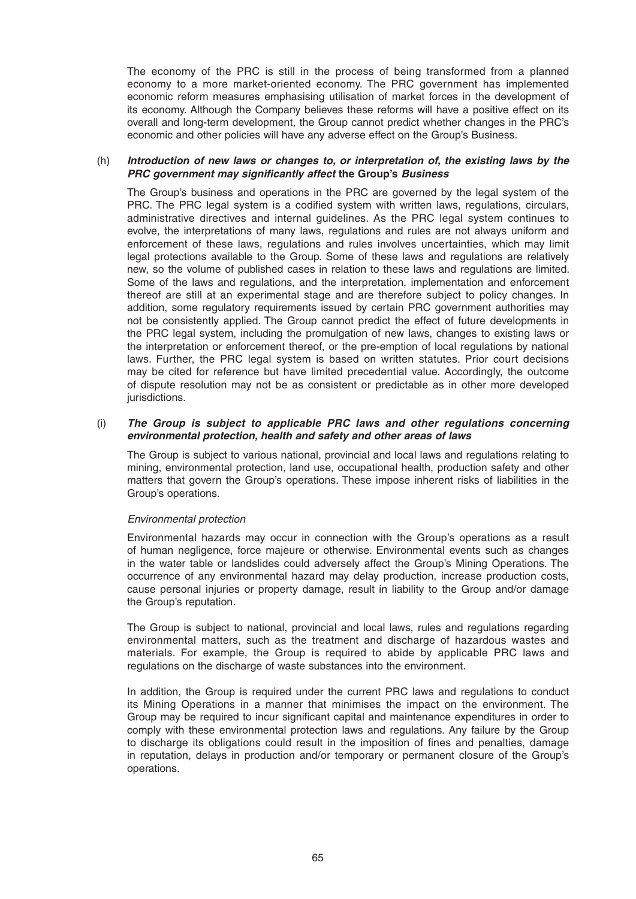The economy of the PRC is still in the process of being transformed from a planned economy to a more market-oriented economy. The PRC government has implemented economic reform measures emphasising utilisation of market forces in the development of its economy. Although the Company believes these reforms will have a positive effect on its overall and long-term development, the Group cannot predict whether changes in the PRC's economic and other policies will have any adverse effect on the Group's Business.

(h) ***Introduction of new laws or changes to, or interpretation of, the existing laws by the PRC government may significantly affect* the Group's *Business***

The Group's business and operations in the PRC are governed by the legal system of the PRC. The PRC legal system is a codified system with written laws, regulations, circulars, administrative directives and internal guidelines. As the PRC legal system continues to evolve, the interpretations of many laws, regulations and rules are not always uniform and enforcement of these laws, regulations and rules involves uncertainties, which may limit legal protections available to the Group. Some of these laws and regulations are relatively new, so the volume of published cases in relation to these laws and regulations are limited. Some of the laws and regulations, and the interpretation, implementation and enforcement thereof are still at an experimental stage and are therefore subject to policy changes. In addition, some regulatory requirements issued by certain PRC government authorities may not be consistently applied. The Group cannot predict the effect of future developments in the PRC legal system, including the promulgation of new laws, changes to existing laws or the interpretation or enforcement thereof, or the pre-emption of local regulations by national laws. Further, the PRC legal system is based on written statutes. Prior court decisions may be cited for reference but have limited precedential value. Accordingly, the outcome of dispute resolution may not be as consistent or predictable as in other more developed jurisdictions.

(i) ***The Group is subject to applicable PRC laws and other regulations concerning environmental protection, health and safety and other areas of laws***

The Group is subject to various national, provincial and local laws and regulations relating to mining, environmental protection, land use, occupational health, production safety and other matters that govern the Group's operations. These impose inherent risks of liabilities in the Group's operations.

*Environmental protection*

Environmental hazards may occur in connection with the Group's operations as a result of human negligence, force majeure or otherwise. Environmental events such as changes in the water table or landslides could adversely affect the Group's Mining Operations. The occurrence of any environmental hazard may delay production, increase production costs, cause personal injuries or property damage, result in liability to the Group and/or damage the Group's reputation.

The Group is subject to national, provincial and local laws, rules and regulations regarding environmental matters, such as the treatment and discharge of hazardous wastes and materials. For example, the Group is required to abide by applicable PRC laws and regulations on the discharge of waste substances into the environment.

In addition, the Group is required under the current PRC laws and regulations to conduct its Mining Operations in a manner that minimises the impact on the environment. The Group may be required to incur significant capital and maintenance expenditures in order to comply with these environmental protection laws and regulations. Any failure by the Group to discharge its obligations could result in the imposition of fines and penalties, damage in reputation, delays in production and/or temporary or permanent closure of the Group's operations.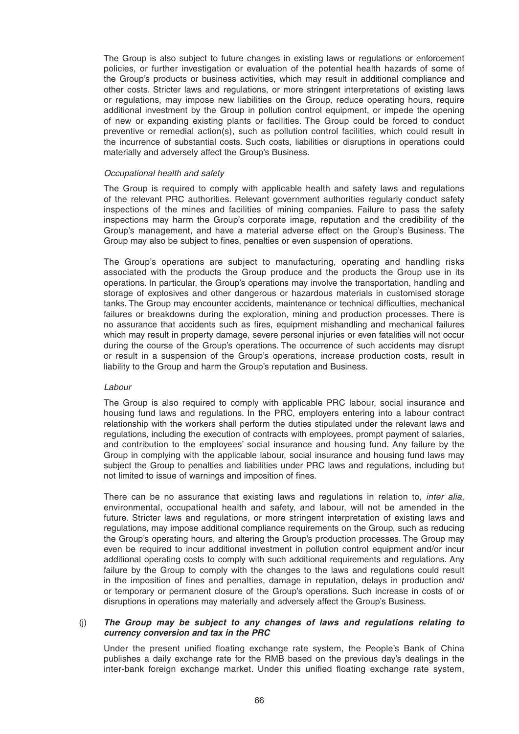The Group is also subject to future changes in existing laws or regulations or enforcement policies, or further investigation or evaluation of the potential health hazards of some of the Group's products or business activities, which may result in additional compliance and other costs. Stricter laws and regulations, or more stringent interpretations of existing laws or regulations, may impose new liabilities on the Group, reduce operating hours, require additional investment by the Group in pollution control equipment, or impede the opening of new or expanding existing plants or facilities. The Group could be forced to conduct preventive or remedial action(s), such as pollution control facilities, which could result in the incurrence of substantial costs. Such costs, liabilities or disruptions in operations could materially and adversely affect the Group's Business.

*Occupational health and safety*

The Group is required to comply with applicable health and safety laws and regulations of the relevant PRC authorities. Relevant government authorities regularly conduct safety inspections of the mines and facilities of mining companies. Failure to pass the safety inspections may harm the Group's corporate image, reputation and the credibility of the Group's management, and have a material adverse effect on the Group's Business. The Group may also be subject to fines, penalties or even suspension of operations.

The Group's operations are subject to manufacturing, operating and handling risks associated with the products the Group produce and the products the Group use in its operations. In particular, the Group's operations may involve the transportation, handling and storage of explosives and other dangerous or hazardous materials in customised storage tanks. The Group may encounter accidents, maintenance or technical difficulties, mechanical failures or breakdowns during the exploration, mining and production processes. There is no assurance that accidents such as fires, equipment mishandling and mechanical failures which may result in property damage, severe personal injuries or even fatalities will not occur during the course of the Group's operations. The occurrence of such accidents may disrupt or result in a suspension of the Group's operations, increase production costs, result in liability to the Group and harm the Group's reputation and Business.

*Labour*

The Group is also required to comply with applicable PRC labour, social insurance and housing fund laws and regulations. In the PRC, employers entering into a labour contract relationship with the workers shall perform the duties stipulated under the relevant laws and regulations, including the execution of contracts with employees, prompt payment of salaries, and contribution to the employees' social insurance and housing fund. Any failure by the Group in complying with the applicable labour, social insurance and housing fund laws may subject the Group to penalties and liabilities under PRC laws and regulations, including but not limited to issue of warnings and imposition of fines.

There can be no assurance that existing laws and regulations in relation to, *inter alia*, environmental, occupational health and safety, and labour, will not be amended in the future. Stricter laws and regulations, or more stringent interpretation of existing laws and regulations, may impose additional compliance requirements on the Group, such as reducing the Group's operating hours, and altering the Group's production processes. The Group may even be required to incur additional investment in pollution control equipment and/or incur additional operating costs to comply with such additional requirements and regulations. Any failure by the Group to comply with the changes to the laws and regulations could result in the imposition of fines and penalties, damage in reputation, delays in production and/or temporary or permanent closure of the Group's operations. Such increase in costs of or disruptions in operations may materially and adversely affect the Group's Business.

(j) ***The Group may be subject to any changes of laws and regulations relating to currency conversion and tax in the PRC***

Under the present unified floating exchange rate system, the People's Bank of China publishes a daily exchange rate for the RMB based on the previous day's dealings in the inter-bank foreign exchange market. Under this unified floating exchange rate system,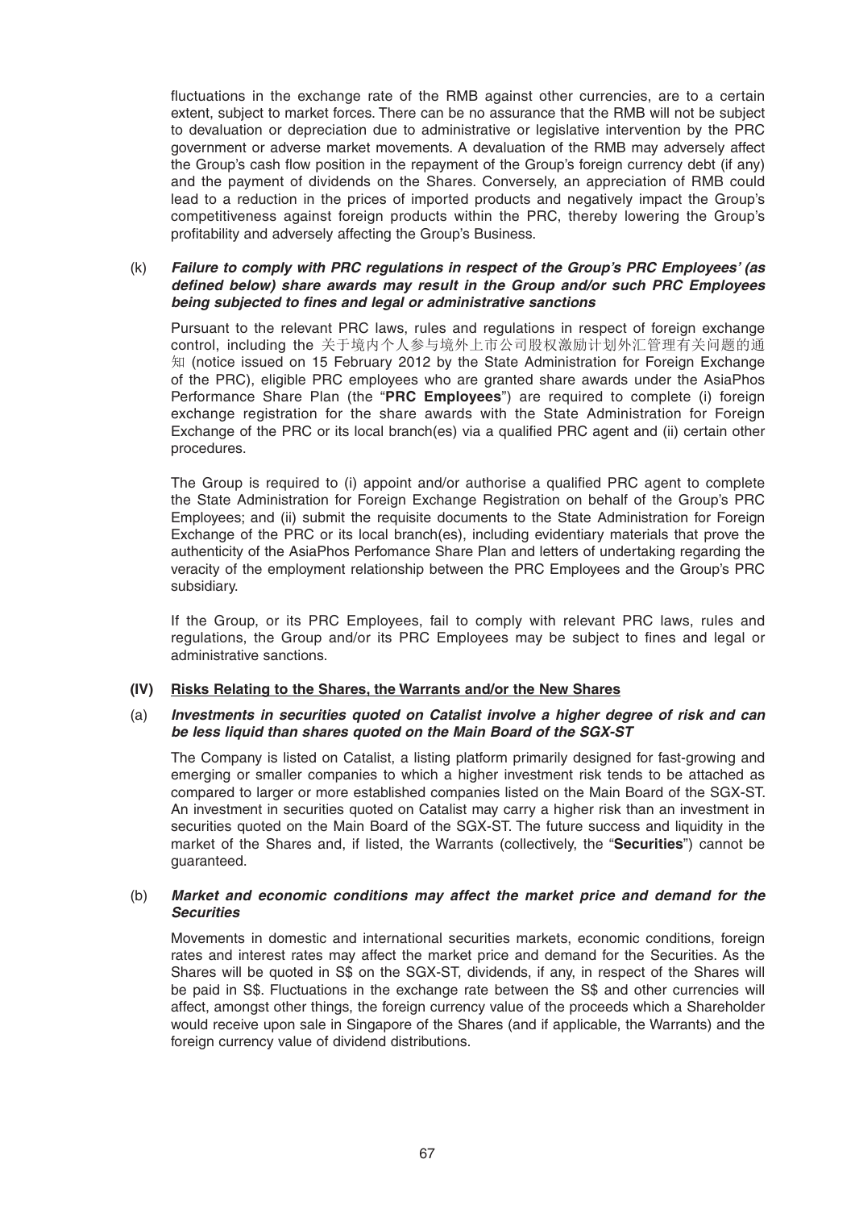fluctuations in the exchange rate of the RMB against other currencies, are to a certain extent, subject to market forces. There can be no assurance that the RMB will not be subject to devaluation or depreciation due to administrative or legislative intervention by the PRC government or adverse market movements. A devaluation of the RMB may adversely affect the Group's cash flow position in the repayment of the Group's foreign currency debt (if any) and the payment of dividends on the Shares. Conversely, an appreciation of RMB could lead to a reduction in the prices of imported products and negatively impact the Group's competitiveness against foreign products within the PRC, thereby lowering the Group's profitability and adversely affecting the Group's Business.

(k) ***Failure to comply with PRC regulations in respect of the Group's PRC Employees' (as defined below) share awards may result in the Group and/or such PRC Employees being subjected to fines and legal or administrative sanctions***

Pursuant to the relevant PRC laws, rules and regulations in respect of foreign exchange control, including the 关于境内个人参与境外上市公司股权激励计划外汇管理有关问题的通知 (notice issued on 15 February 2012 by the State Administration for Foreign Exchange of the PRC), eligible PRC employees who are granted share awards under the AsiaPhos Performance Share Plan (the "**PRC Employees**") are required to complete (i) foreign exchange registration for the share awards with the State Administration for Foreign Exchange of the PRC or its local branch(es) via a qualified PRC agent and (ii) certain other procedures.

The Group is required to (i) appoint and/or authorise a qualified PRC agent to complete the State Administration for Foreign Exchange Registration on behalf of the Group's PRC Employees; and (ii) submit the requisite documents to the State Administration for Foreign Exchange of the PRC or its local branch(es), including evidentiary materials that prove the authenticity of the AsiaPhos Perfomance Share Plan and letters of undertaking regarding the veracity of the employment relationship between the PRC Employees and the Group's PRC subsidiary.

If the Group, or its PRC Employees, fail to comply with relevant PRC laws, rules and regulations, the Group and/or its PRC Employees may be subject to fines and legal or administrative sanctions.

**(IV) Risks Relating to the Shares, the Warrants and/or the New Shares**

(a) ***Investments in securities quoted on Catalist involve a higher degree of risk and can be less liquid than shares quoted on the Main Board of the SGX-ST***

The Company is listed on Catalist, a listing platform primarily designed for fast-growing and emerging or smaller companies to which a higher investment risk tends to be attached as compared to larger or more established companies listed on the Main Board of the SGX-ST. An investment in securities quoted on Catalist may carry a higher risk than an investment in securities quoted on the Main Board of the SGX-ST. The future success and liquidity in the market of the Shares and, if listed, the Warrants (collectively, the "**Securities**") cannot be guaranteed.

(b) ***Market and economic conditions may affect the market price and demand for the Securities***

Movements in domestic and international securities markets, economic conditions, foreign rates and interest rates may affect the market price and demand for the Securities. As the Shares will be quoted in S$ on the SGX-ST, dividends, if any, in respect of the Shares will be paid in S$. Fluctuations in the exchange rate between the S$ and other currencies will affect, amongst other things, the foreign currency value of the proceeds which a Shareholder would receive upon sale in Singapore of the Shares (and if applicable, the Warrants) and the foreign currency value of dividend distributions.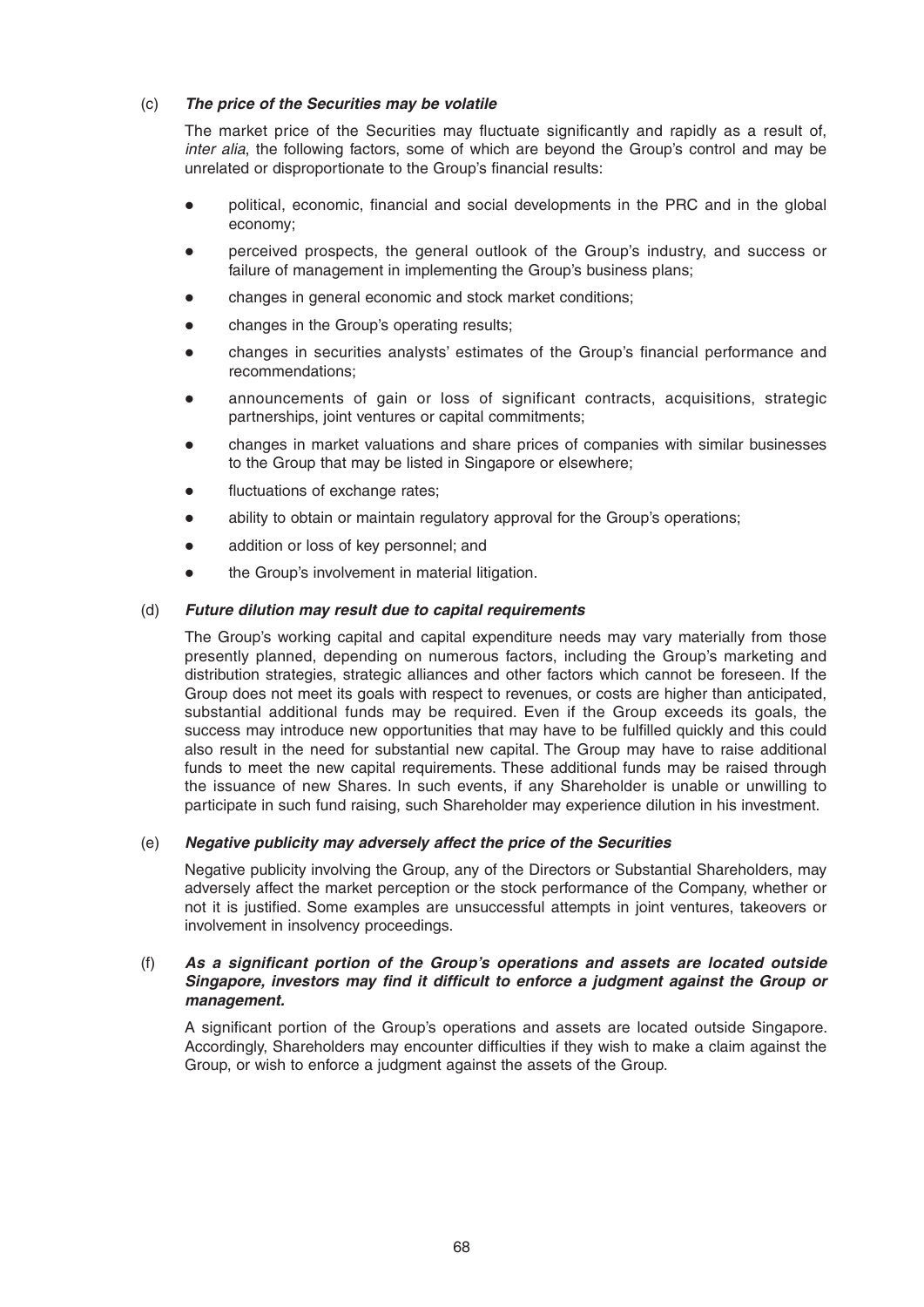(c) ***The price of the Securities may be volatile***

The market price of the Securities may fluctuate significantly and rapidly as a result of, *inter alia*, the following factors, some of which are beyond the Group's control and may be unrelated or disproportionate to the Group's financial results:

- political, economic, financial and social developments in the PRC and in the global economy;
- perceived prospects, the general outlook of the Group's industry, and success or failure of management in implementing the Group's business plans;
- changes in general economic and stock market conditions;
- changes in the Group's operating results;
- changes in securities analysts' estimates of the Group's financial performance and recommendations;
- announcements of gain or loss of significant contracts, acquisitions, strategic partnerships, joint ventures or capital commitments;
- changes in market valuations and share prices of companies with similar businesses to the Group that may be listed in Singapore or elsewhere;
- fluctuations of exchange rates;
- ability to obtain or maintain regulatory approval for the Group's operations;
- addition or loss of key personnel; and
- the Group's involvement in material litigation.

(d) ***Future dilution may result due to capital requirements***

The Group's working capital and capital expenditure needs may vary materially from those presently planned, depending on numerous factors, including the Group's marketing and distribution strategies, strategic alliances and other factors which cannot be foreseen. If the Group does not meet its goals with respect to revenues, or costs are higher than anticipated, substantial additional funds may be required. Even if the Group exceeds its goals, the success may introduce new opportunities that may have to be fulfilled quickly and this could also result in the need for substantial new capital. The Group may have to raise additional funds to meet the new capital requirements. These additional funds may be raised through the issuance of new Shares. In such events, if any Shareholder is unable or unwilling to participate in such fund raising, such Shareholder may experience dilution in his investment.

(e) ***Negative publicity may adversely affect the price of the Securities***

Negative publicity involving the Group, any of the Directors or Substantial Shareholders, may adversely affect the market perception or the stock performance of the Company, whether or not it is justified. Some examples are unsuccessful attempts in joint ventures, takeovers or involvement in insolvency proceedings.

(f) ***As a significant portion of the Group's operations and assets are located outside Singapore, investors may find it difficult to enforce a judgment against the Group or management.***

A significant portion of the Group's operations and assets are located outside Singapore. Accordingly, Shareholders may encounter difficulties if they wish to make a claim against the Group, or wish to enforce a judgment against the assets of the Group.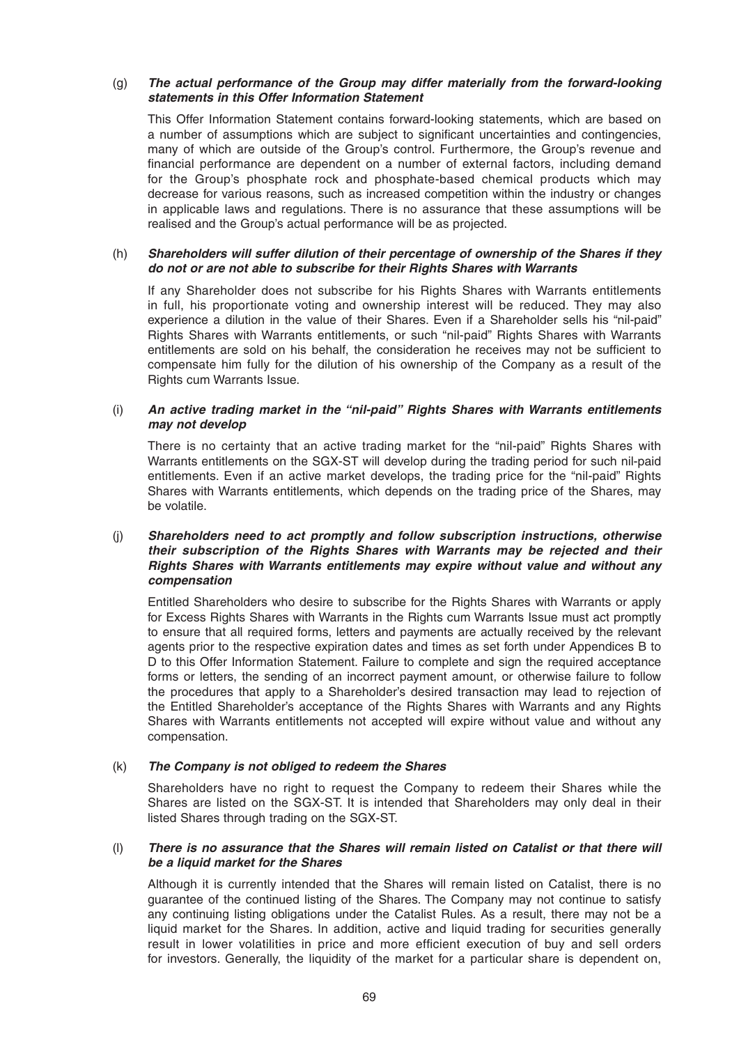(g) ***The actual performance of the Group may differ materially from the forward-looking statements in this Offer Information Statement***

This Offer Information Statement contains forward-looking statements, which are based on a number of assumptions which are subject to significant uncertainties and contingencies, many of which are outside of the Group's control. Furthermore, the Group's revenue and financial performance are dependent on a number of external factors, including demand for the Group's phosphate rock and phosphate-based chemical products which may decrease for various reasons, such as increased competition within the industry or changes in applicable laws and regulations. There is no assurance that these assumptions will be realised and the Group's actual performance will be as projected.

(h) ***Shareholders will suffer dilution of their percentage of ownership of the Shares if they do not or are not able to subscribe for their Rights Shares with Warrants***

If any Shareholder does not subscribe for his Rights Shares with Warrants entitlements in full, his proportionate voting and ownership interest will be reduced. They may also experience a dilution in the value of their Shares. Even if a Shareholder sells his "nil-paid" Rights Shares with Warrants entitlements, or such "nil-paid" Rights Shares with Warrants entitlements are sold on his behalf, the consideration he receives may not be sufficient to compensate him fully for the dilution of his ownership of the Company as a result of the Rights cum Warrants Issue.

(i) ***An active trading market in the "nil-paid" Rights Shares with Warrants entitlements may not develop***

There is no certainty that an active trading market for the "nil-paid" Rights Shares with Warrants entitlements on the SGX-ST will develop during the trading period for such nil-paid entitlements. Even if an active market develops, the trading price for the "nil-paid" Rights Shares with Warrants entitlements, which depends on the trading price of the Shares, may be volatile.

(j) ***Shareholders need to act promptly and follow subscription instructions, otherwise their subscription of the Rights Shares with Warrants may be rejected and their Rights Shares with Warrants entitlements may expire without value and without any compensation***

Entitled Shareholders who desire to subscribe for the Rights Shares with Warrants or apply for Excess Rights Shares with Warrants in the Rights cum Warrants Issue must act promptly to ensure that all required forms, letters and payments are actually received by the relevant agents prior to the respective expiration dates and times as set forth under Appendices B to D to this Offer Information Statement. Failure to complete and sign the required acceptance forms or letters, the sending of an incorrect payment amount, or otherwise failure to follow the procedures that apply to a Shareholder's desired transaction may lead to rejection of the Entitled Shareholder's acceptance of the Rights Shares with Warrants and any Rights Shares with Warrants entitlements not accepted will expire without value and without any compensation.

(k) ***The Company is not obliged to redeem the Shares***

Shareholders have no right to request the Company to redeem their Shares while the Shares are listed on the SGX-ST. It is intended that Shareholders may only deal in their listed Shares through trading on the SGX-ST.

(l) ***There is no assurance that the Shares will remain listed on Catalist or that there will be a liquid market for the Shares***

Although it is currently intended that the Shares will remain listed on Catalist, there is no guarantee of the continued listing of the Shares. The Company may not continue to satisfy any continuing listing obligations under the Catalist Rules. As a result, there may not be a liquid market for the Shares. In addition, active and liquid trading for securities generally result in lower volatilities in price and more efficient execution of buy and sell orders for investors. Generally, the liquidity of the market for a particular share is dependent on,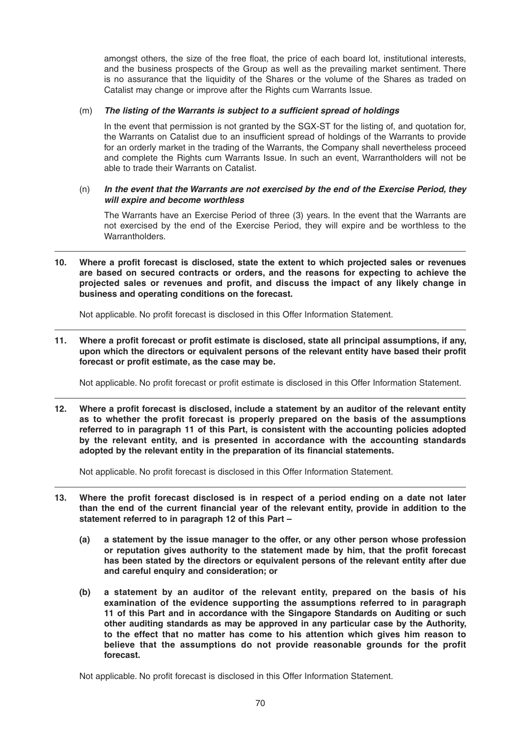amongst others, the size of the free float, the price of each board lot, institutional interests, and the business prospects of the Group as well as the prevailing market sentiment. There is no assurance that the liquidity of the Shares or the volume of the Shares as traded on Catalist may change or improve after the Rights cum Warrants Issue.

(m) ***The listing of the Warrants is subject to a sufficient spread of holdings***

In the event that permission is not granted by the SGX-ST for the listing of, and quotation for, the Warrants on Catalist due to an insufficient spread of holdings of the Warrants to provide for an orderly market in the trading of the Warrants, the Company shall nevertheless proceed and complete the Rights cum Warrants Issue. In such an event, Warrantholders will not be able to trade their Warrants on Catalist.

(n) ***In the event that the Warrants are not exercised by the end of the Exercise Period, they will expire and become worthless***

The Warrants have an Exercise Period of three (3) years. In the event that the Warrants are not exercised by the end of the Exercise Period, they will expire and be worthless to the Warrantholders.

---

**10. Where a profit forecast is disclosed, state the extent to which projected sales or revenues are based on secured contracts or orders, and the reasons for expecting to achieve the projected sales or revenues and profit, and discuss the impact of any likely change in business and operating conditions on the forecast.**

Not applicable. No profit forecast is disclosed in this Offer Information Statement.

---

**11. Where a profit forecast or profit estimate is disclosed, state all principal assumptions, if any, upon which the directors or equivalent persons of the relevant entity have based their profit forecast or profit estimate, as the case may be.**

Not applicable. No profit forecast or profit estimate is disclosed in this Offer Information Statement.

---

**12. Where a profit forecast is disclosed, include a statement by an auditor of the relevant entity as to whether the profit forecast is properly prepared on the basis of the assumptions referred to in paragraph 11 of this Part, is consistent with the accounting policies adopted by the relevant entity, and is presented in accordance with the accounting standards adopted by the relevant entity in the preparation of its financial statements.**

Not applicable. No profit forecast is disclosed in this Offer Information Statement.

---

**13. Where the profit forecast disclosed is in respect of a period ending on a date not later than the end of the current financial year of the relevant entity, provide in addition to the statement referred to in paragraph 12 of this Part –**

**(a) a statement by the issue manager to the offer, or any other person whose profession or reputation gives authority to the statement made by him, that the profit forecast has been stated by the directors or equivalent persons of the relevant entity after due and careful enquiry and consideration; or**

**(b) a statement by an auditor of the relevant entity, prepared on the basis of his examination of the evidence supporting the assumptions referred to in paragraph 11 of this Part and in accordance with the Singapore Standards on Auditing or such other auditing standards as may be approved in any particular case by the Authority, to the effect that no matter has come to his attention which gives him reason to believe that the assumptions do not provide reasonable grounds for the profit forecast.**

Not applicable. No profit forecast is disclosed in this Offer Information Statement.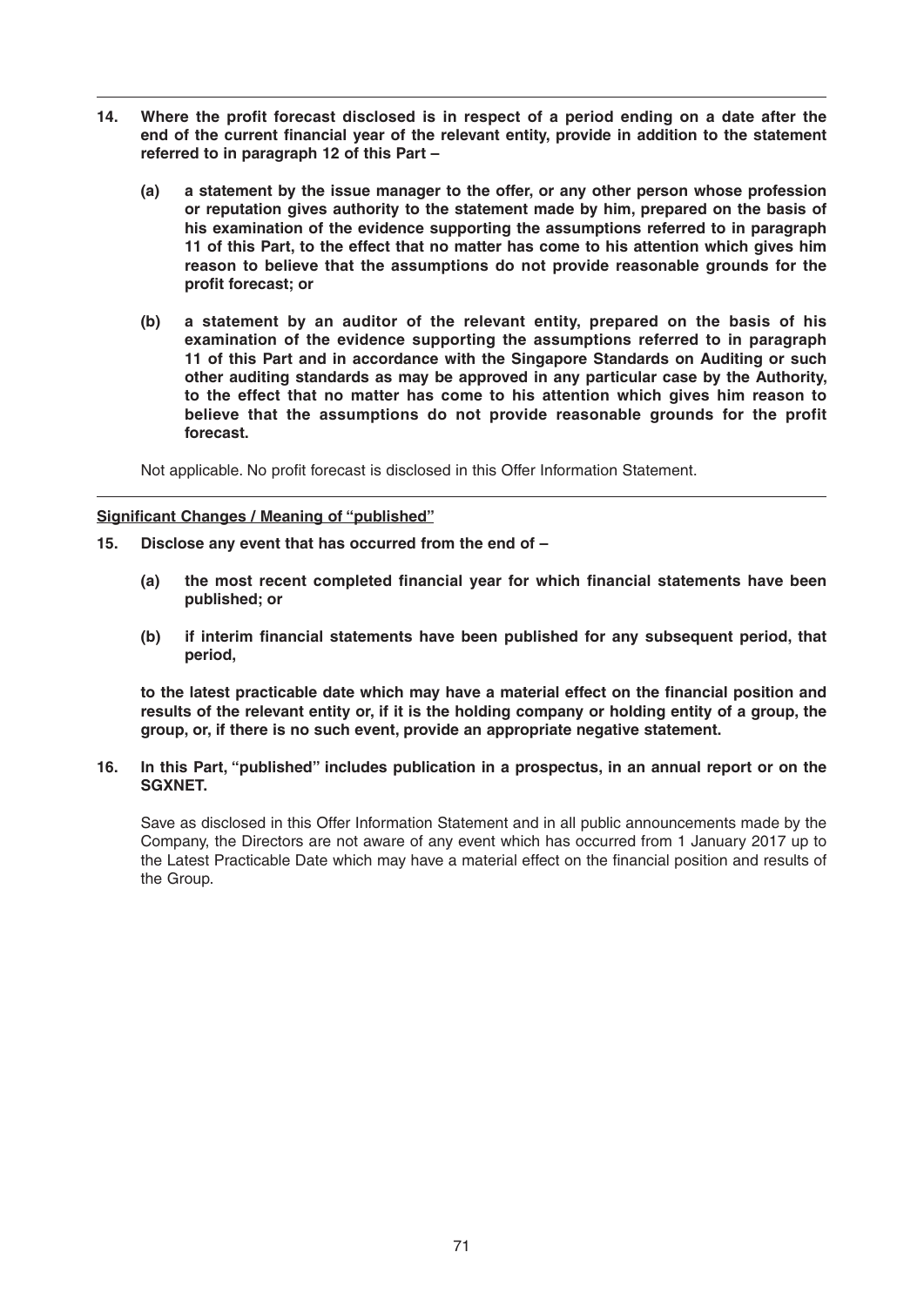**14. Where the profit forecast disclosed is in respect of a period ending on a date after the end of the current financial year of the relevant entity, provide in addition to the statement referred to in paragraph 12 of this Part –**

**(a) a statement by the issue manager to the offer, or any other person whose profession or reputation gives authority to the statement made by him, prepared on the basis of his examination of the evidence supporting the assumptions referred to in paragraph 11 of this Part, to the effect that no matter has come to his attention which gives him reason to believe that the assumptions do not provide reasonable grounds for the profit forecast; or**

**(b) a statement by an auditor of the relevant entity, prepared on the basis of his examination of the evidence supporting the assumptions referred to in paragraph 11 of this Part and in accordance with the Singapore Standards on Auditing or such other auditing standards as may be approved in any particular case by the Authority, to the effect that no matter has come to his attention which gives him reason to believe that the assumptions do not provide reasonable grounds for the profit forecast.**

Not applicable. No profit forecast is disclosed in this Offer Information Statement.

**Significant Changes / Meaning of "published"**

**15. Disclose any event that has occurred from the end of –**

**(a) the most recent completed financial year for which financial statements have been published; or**

**(b) if interim financial statements have been published for any subsequent period, that period,**

**to the latest practicable date which may have a material effect on the financial position and results of the relevant entity or, if it is the holding company or holding entity of a group, the group, or, if there is no such event, provide an appropriate negative statement.**

**16. In this Part, "published" includes publication in a prospectus, in an annual report or on the SGXNET.**

Save as disclosed in this Offer Information Statement and in all public announcements made by the Company, the Directors are not aware of any event which has occurred from 1 January 2017 up to the Latest Practicable Date which may have a material effect on the financial position and results of the Group.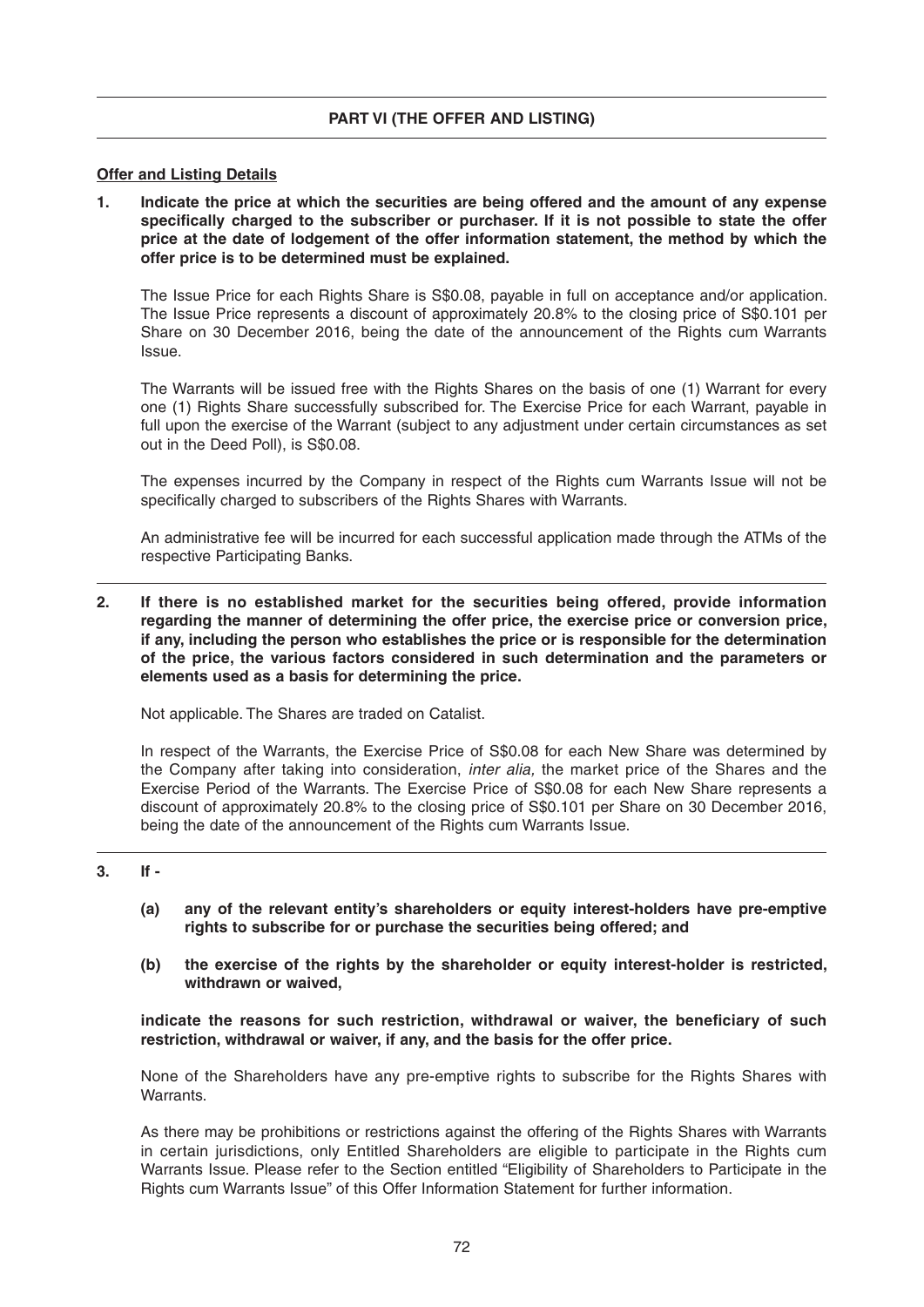## PART VI (THE OFFER AND LISTING)

**Offer and Listing Details**

**1. Indicate the price at which the securities are being offered and the amount of any expense specifically charged to the subscriber or purchaser. If it is not possible to state the offer price at the date of lodgement of the offer information statement, the method by which the offer price is to be determined must be explained.**

The Issue Price for each Rights Share is S$0.08, payable in full on acceptance and/or application. The Issue Price represents a discount of approximately 20.8% to the closing price of S$0.101 per Share on 30 December 2016, being the date of the announcement of the Rights cum Warrants Issue.

The Warrants will be issued free with the Rights Shares on the basis of one (1) Warrant for every one (1) Rights Share successfully subscribed for. The Exercise Price for each Warrant, payable in full upon the exercise of the Warrant (subject to any adjustment under certain circumstances as set out in the Deed Poll), is S$0.08.

The expenses incurred by the Company in respect of the Rights cum Warrants Issue will not be specifically charged to subscribers of the Rights Shares with Warrants.

An administrative fee will be incurred for each successful application made through the ATMs of the respective Participating Banks.

**2. If there is no established market for the securities being offered, provide information regarding the manner of determining the offer price, the exercise price or conversion price, if any, including the person who establishes the price or is responsible for the determination of the price, the various factors considered in such determination and the parameters or elements used as a basis for determining the price.**

Not applicable. The Shares are traded on Catalist.

In respect of the Warrants, the Exercise Price of S$0.08 for each New Share was determined by the Company after taking into consideration, *inter alia,* the market price of the Shares and the Exercise Period of the Warrants. The Exercise Price of S$0.08 for each New Share represents a discount of approximately 20.8% to the closing price of S$0.101 per Share on 30 December 2016, being the date of the announcement of the Rights cum Warrants Issue.

**3. If -**

**(a) any of the relevant entity's shareholders or equity interest-holders have pre-emptive rights to subscribe for or purchase the securities being offered; and**

**(b) the exercise of the rights by the shareholder or equity interest-holder is restricted, withdrawn or waived,**

**indicate the reasons for such restriction, withdrawal or waiver, the beneficiary of such restriction, withdrawal or waiver, if any, and the basis for the offer price.**

None of the Shareholders have any pre-emptive rights to subscribe for the Rights Shares with Warrants.

As there may be prohibitions or restrictions against the offering of the Rights Shares with Warrants in certain jurisdictions, only Entitled Shareholders are eligible to participate in the Rights cum Warrants Issue. Please refer to the Section entitled "Eligibility of Shareholders to Participate in the Rights cum Warrants Issue" of this Offer Information Statement for further information.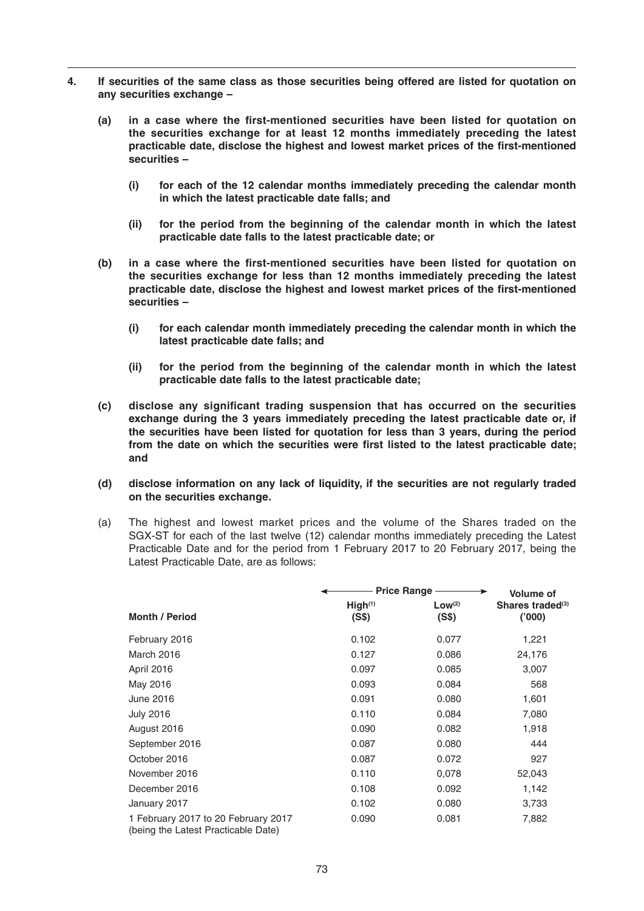**4. If securities of the same class as those securities being offered are listed for quotation on any securities exchange –**

**(a) in a case where the first-mentioned securities have been listed for quotation on the securities exchange for at least 12 months immediately preceding the latest practicable date, disclose the highest and lowest market prices of the first-mentioned securities –**

**(i) for each of the 12 calendar months immediately preceding the calendar month in which the latest practicable date falls; and**

**(ii) for the period from the beginning of the calendar month in which the latest practicable date falls to the latest practicable date; or**

**(b) in a case where the first-mentioned securities have been listed for quotation on the securities exchange for less than 12 months immediately preceding the latest practicable date, disclose the highest and lowest market prices of the first-mentioned securities –**

**(i) for each calendar month immediately preceding the calendar month in which the latest practicable date falls; and**

**(ii) for the period from the beginning of the calendar month in which the latest practicable date falls to the latest practicable date;**

**(c) disclose any significant trading suspension that has occurred on the securities exchange during the 3 years immediately preceding the latest practicable date or, if the securities have been listed for quotation for less than 3 years, during the period from the date on which the securities were first listed to the latest practicable date; and**

**(d) disclose information on any lack of liquidity, if the securities are not regularly traded on the securities exchange.**

(a) The highest and lowest market prices and the volume of the Shares traded on the SGX-ST for each of the last twelve (12) calendar months immediately preceding the Latest Practicable Date and for the period from 1 February 2017 to 20 February 2017, being the Latest Practicable Date, are as follows:

| Month / Period | Price Range | | Volume of Shares traded[3] ('000) |
|---|---|---|---|
| | High[1] (S$) | Low[2] (S$) | |
| February 2016 | 0.102 | 0.077 | 1,221 |
| March 2016 | 0.127 | 0.086 | 24,176 |
| April 2016 | 0.097 | 0.085 | 3,007 |
| May 2016 | 0.093 | 0.084 | 568 |
| June 2016 | 0.091 | 0.080 | 1,601 |
| July 2016 | 0.110 | 0.084 | 7,080 |
| August 2016 | 0.090 | 0.082 | 1,918 |
| September 2016 | 0.087 | 0.080 | 444 |
| October 2016 | 0.087 | 0.072 | 927 |
| November 2016 | 0.110 | 0,078 | 52,043 |
| December 2016 | 0.108 | 0.092 | 1,142 |
| January 2017 | 0.102 | 0.080 | 3,733 |
| 1 February 2017 to 20 February 2017 (being the Latest Practicable Date) | 0.090 | 0.081 | 7,882 |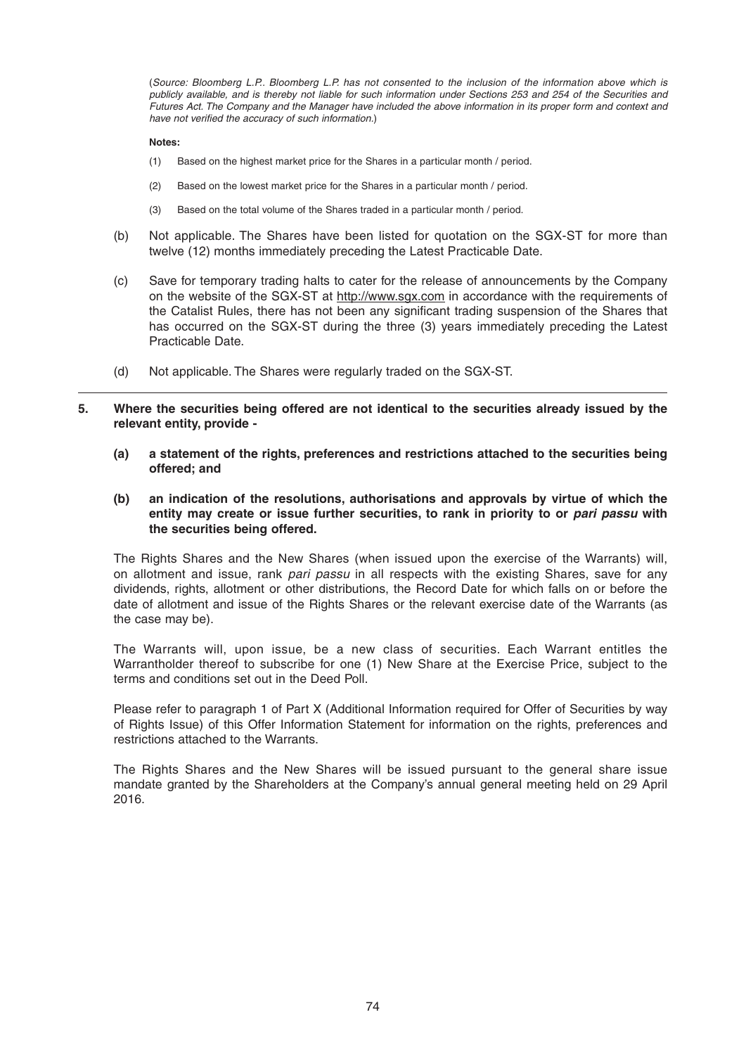(*Source: Bloomberg L.P.. Bloomberg L.P. has not consented to the inclusion of the information above which is publicly available, and is thereby not liable for such information under Sections 253 and 254 of the Securities and Futures Act. The Company and the Manager have included the above information in its proper form and context and have not verified the accuracy of such information.*)

**Notes:**

(1) Based on the highest market price for the Shares in a particular month / period.

(2) Based on the lowest market price for the Shares in a particular month / period.

(3) Based on the total volume of the Shares traded in a particular month / period.

(b) Not applicable. The Shares have been listed for quotation on the SGX-ST for more than twelve (12) months immediately preceding the Latest Practicable Date.

(c) Save for temporary trading halts to cater for the release of announcements by the Company on the website of the SGX-ST at http://www.sgx.com in accordance with the requirements of the Catalist Rules, there has not been any significant trading suspension of the Shares that has occurred on the SGX-ST during the three (3) years immediately preceding the Latest Practicable Date.

(d) Not applicable. The Shares were regularly traded on the SGX-ST.

**5. Where the securities being offered are not identical to the securities already issued by the relevant entity, provide -**

**(a) a statement of the rights, preferences and restrictions attached to the securities being offered; and**

**(b) an indication of the resolutions, authorisations and approvals by virtue of which the entity may create or issue further securities, to rank in priority to or *pari passu* with the securities being offered.**

The Rights Shares and the New Shares (when issued upon the exercise of the Warrants) will, on allotment and issue, rank *pari passu* in all respects with the existing Shares, save for any dividends, rights, allotment or other distributions, the Record Date for which falls on or before the date of allotment and issue of the Rights Shares or the relevant exercise date of the Warrants (as the case may be).

The Warrants will, upon issue, be a new class of securities. Each Warrant entitles the Warrantholder thereof to subscribe for one (1) New Share at the Exercise Price, subject to the terms and conditions set out in the Deed Poll.

Please refer to paragraph 1 of Part X (Additional Information required for Offer of Securities by way of Rights Issue) of this Offer Information Statement for information on the rights, preferences and restrictions attached to the Warrants.

The Rights Shares and the New Shares will be issued pursuant to the general share issue mandate granted by the Shareholders at the Company's annual general meeting held on 29 April 2016.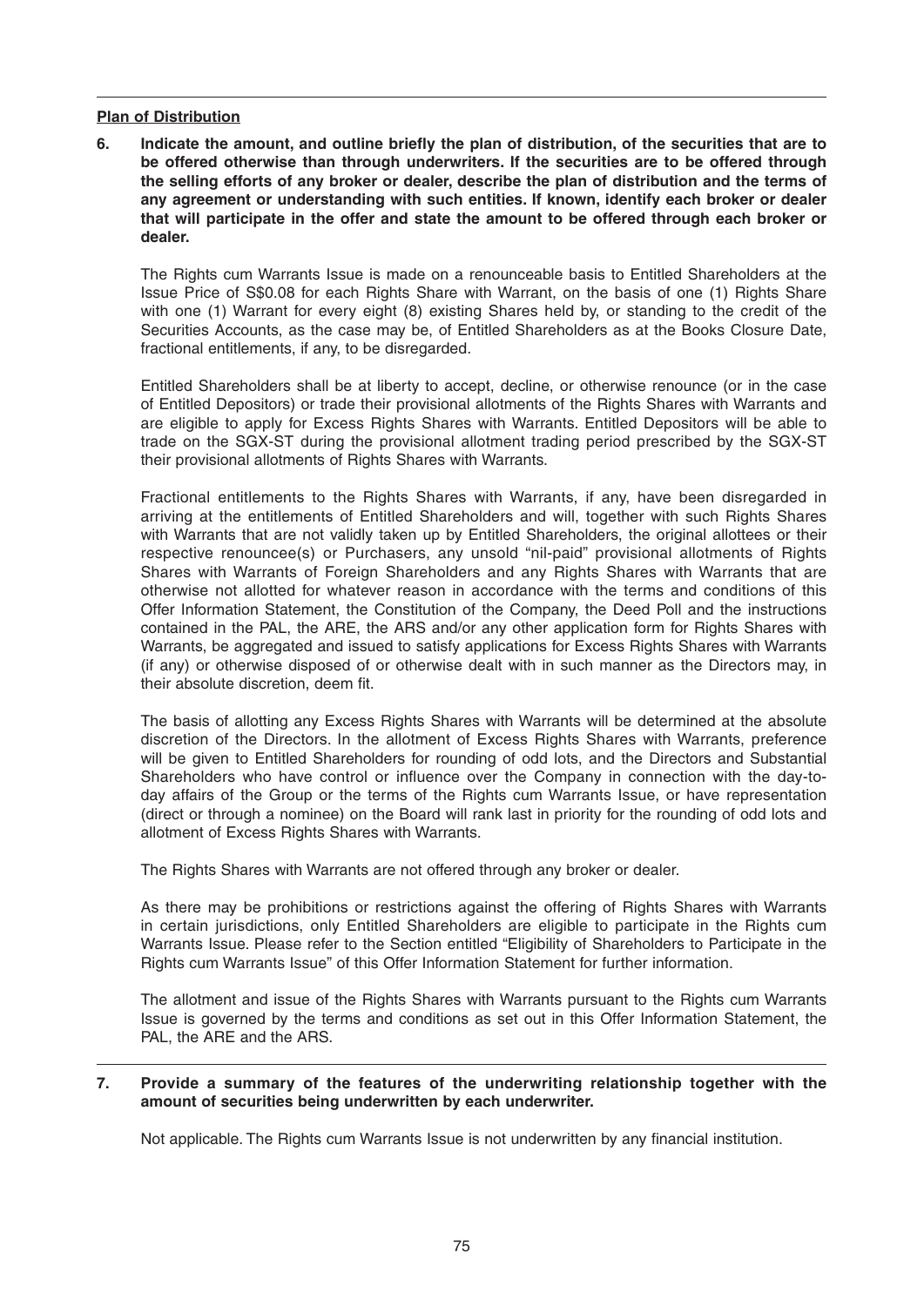**Plan of Distribution**

**6. Indicate the amount, and outline briefly the plan of distribution, of the securities that are to be offered otherwise than through underwriters. If the securities are to be offered through the selling efforts of any broker or dealer, describe the plan of distribution and the terms of any agreement or understanding with such entities. If known, identify each broker or dealer that will participate in the offer and state the amount to be offered through each broker or dealer.**

The Rights cum Warrants Issue is made on a renounceable basis to Entitled Shareholders at the Issue Price of S$0.08 for each Rights Share with Warrant, on the basis of one (1) Rights Share with one (1) Warrant for every eight (8) existing Shares held by, or standing to the credit of the Securities Accounts, as the case may be, of Entitled Shareholders as at the Books Closure Date, fractional entitlements, if any, to be disregarded.

Entitled Shareholders shall be at liberty to accept, decline, or otherwise renounce (or in the case of Entitled Depositors) or trade their provisional allotments of the Rights Shares with Warrants and are eligible to apply for Excess Rights Shares with Warrants. Entitled Depositors will be able to trade on the SGX-ST during the provisional allotment trading period prescribed by the SGX-ST their provisional allotments of Rights Shares with Warrants.

Fractional entitlements to the Rights Shares with Warrants, if any, have been disregarded in arriving at the entitlements of Entitled Shareholders and will, together with such Rights Shares with Warrants that are not validly taken up by Entitled Shareholders, the original allottees or their respective renouncee(s) or Purchasers, any unsold "nil-paid" provisional allotments of Rights Shares with Warrants of Foreign Shareholders and any Rights Shares with Warrants that are otherwise not allotted for whatever reason in accordance with the terms and conditions of this Offer Information Statement, the Constitution of the Company, the Deed Poll and the instructions contained in the PAL, the ARE, the ARS and/or any other application form for Rights Shares with Warrants, be aggregated and issued to satisfy applications for Excess Rights Shares with Warrants (if any) or otherwise disposed of or otherwise dealt with in such manner as the Directors may, in their absolute discretion, deem fit.

The basis of allotting any Excess Rights Shares with Warrants will be determined at the absolute discretion of the Directors. In the allotment of Excess Rights Shares with Warrants, preference will be given to Entitled Shareholders for rounding of odd lots, and the Directors and Substantial Shareholders who have control or influence over the Company in connection with the day-to-day affairs of the Group or the terms of the Rights cum Warrants Issue, or have representation (direct or through a nominee) on the Board will rank last in priority for the rounding of odd lots and allotment of Excess Rights Shares with Warrants.

The Rights Shares with Warrants are not offered through any broker or dealer.

As there may be prohibitions or restrictions against the offering of Rights Shares with Warrants in certain jurisdictions, only Entitled Shareholders are eligible to participate in the Rights cum Warrants Issue. Please refer to the Section entitled "Eligibility of Shareholders to Participate in the Rights cum Warrants Issue" of this Offer Information Statement for further information.

The allotment and issue of the Rights Shares with Warrants pursuant to the Rights cum Warrants Issue is governed by the terms and conditions as set out in this Offer Information Statement, the PAL, the ARE and the ARS.

**7. Provide a summary of the features of the underwriting relationship together with the amount of securities being underwritten by each underwriter.**

Not applicable. The Rights cum Warrants Issue is not underwritten by any financial institution.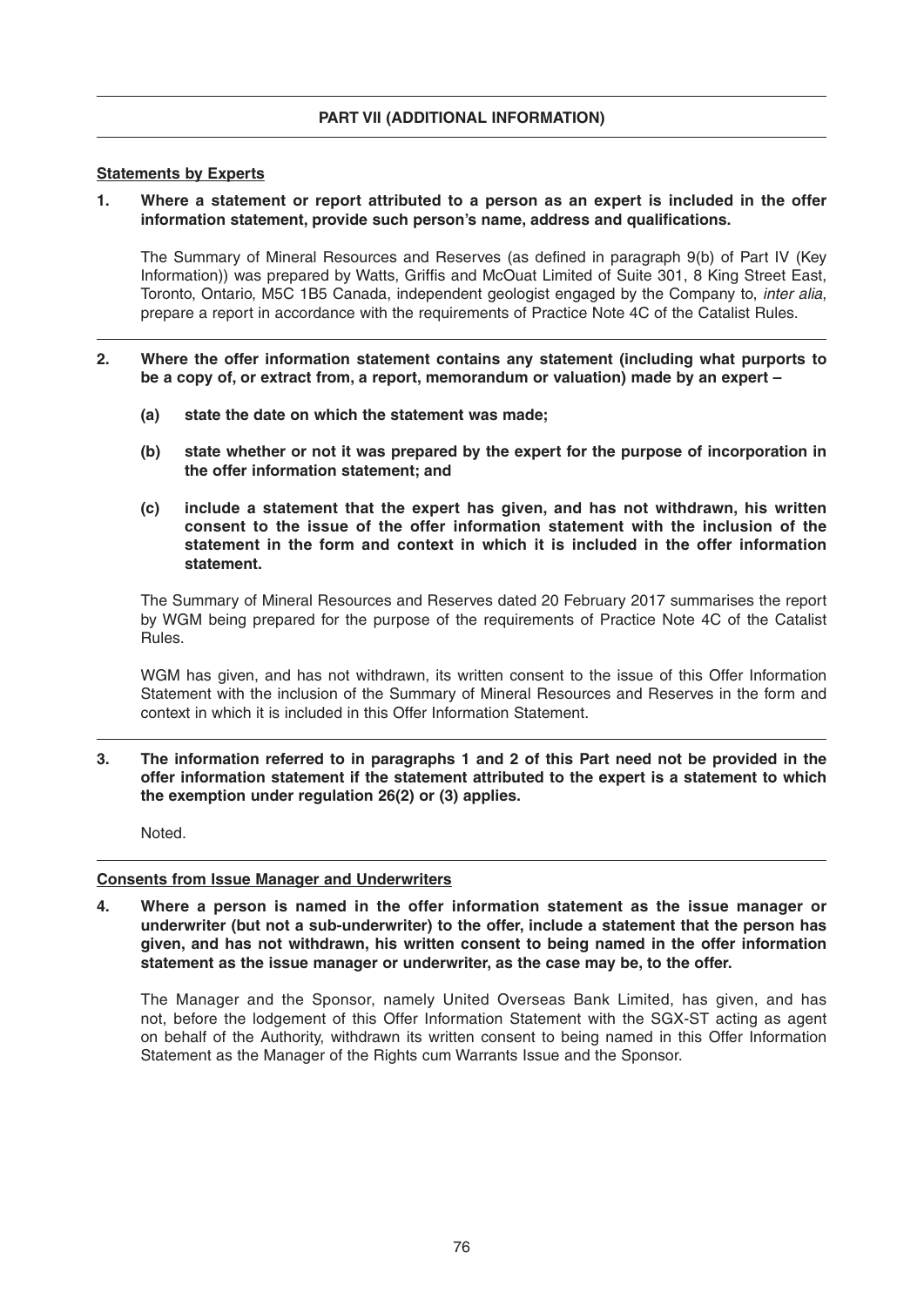## PART VII (ADDITIONAL INFORMATION)

### Statements by Experts

**1. Where a statement or report attributed to a person as an expert is included in the offer information statement, provide such person's name, address and qualifications.**

The Summary of Mineral Resources and Reserves (as defined in paragraph 9(b) of Part IV (Key Information)) was prepared by Watts, Griffis and McOuat Limited of Suite 301, 8 King Street East, Toronto, Ontario, M5C 1B5 Canada, independent geologist engaged by the Company to, *inter alia*, prepare a report in accordance with the requirements of Practice Note 4C of the Catalist Rules.

**2. Where the offer information statement contains any statement (including what purports to be a copy of, or extract from, a report, memorandum or valuation) made by an expert –**

**(a) state the date on which the statement was made;**

**(b) state whether or not it was prepared by the expert for the purpose of incorporation in the offer information statement; and**

**(c) include a statement that the expert has given, and has not withdrawn, his written consent to the issue of the offer information statement with the inclusion of the statement in the form and context in which it is included in the offer information statement.**

The Summary of Mineral Resources and Reserves dated 20 February 2017 summarises the report by WGM being prepared for the purpose of the requirements of Practice Note 4C of the Catalist Rules.

WGM has given, and has not withdrawn, its written consent to the issue of this Offer Information Statement with the inclusion of the Summary of Mineral Resources and Reserves in the form and context in which it is included in this Offer Information Statement.

**3. The information referred to in paragraphs 1 and 2 of this Part need not be provided in the offer information statement if the statement attributed to the expert is a statement to which the exemption under regulation 26(2) or (3) applies.**

Noted.

### Consents from Issue Manager and Underwriters

**4. Where a person is named in the offer information statement as the issue manager or underwriter (but not a sub-underwriter) to the offer, include a statement that the person has given, and has not withdrawn, his written consent to being named in the offer information statement as the issue manager or underwriter, as the case may be, to the offer.**

The Manager and the Sponsor, namely United Overseas Bank Limited, has given, and has not, before the lodgement of this Offer Information Statement with the SGX-ST acting as agent on behalf of the Authority, withdrawn its written consent to being named in this Offer Information Statement as the Manager of the Rights cum Warrants Issue and the Sponsor.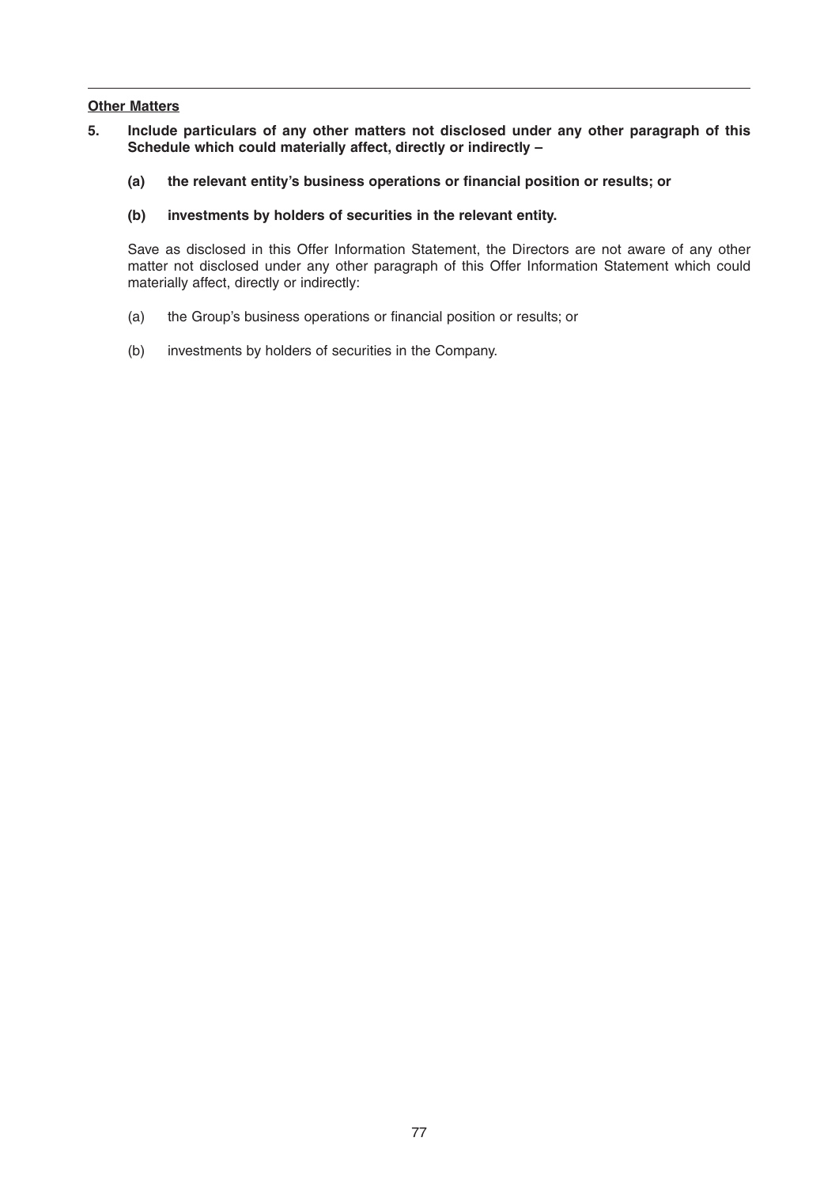**Other Matters**

**5. Include particulars of any other matters not disclosed under any other paragraph of this Schedule which could materially affect, directly or indirectly –**

**(a) the relevant entity's business operations or financial position or results; or**

**(b) investments by holders of securities in the relevant entity.**

Save as disclosed in this Offer Information Statement, the Directors are not aware of any other matter not disclosed under any other paragraph of this Offer Information Statement which could materially affect, directly or indirectly:

(a) the Group's business operations or financial position or results; or

(b) investments by holders of securities in the Company.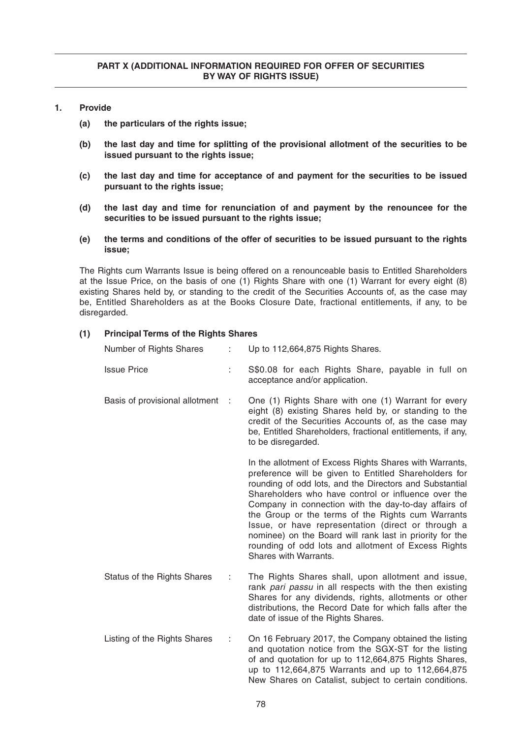## PART X (ADDITIONAL INFORMATION REQUIRED FOR OFFER OF SECURITIES BY WAY OF RIGHTS ISSUE)

**1. Provide**

**(a) the particulars of the rights issue;**

**(b) the last day and time for splitting of the provisional allotment of the securities to be issued pursuant to the rights issue;**

**(c) the last day and time for acceptance of and payment for the securities to be issued pursuant to the rights issue;**

**(d) the last day and time for renunciation of and payment by the renouncee for the securities to be issued pursuant to the rights issue;**

**(e) the terms and conditions of the offer of securities to be issued pursuant to the rights issue;**

The Rights cum Warrants Issue is being offered on a renounceable basis to Entitled Shareholders at the Issue Price, on the basis of one (1) Rights Share with one (1) Warrant for every eight (8) existing Shares held by, or standing to the credit of the Securities Accounts of, as the case may be, Entitled Shareholders as at the Books Closure Date, fractional entitlements, if any, to be disregarded.

**(1) Principal Terms of the Rights Shares**

| | | |
|---|---|---|
| Number of Rights Shares | : | Up to 112,664,875 Rights Shares. |
| Issue Price | : | S$0.08 for each Rights Share, payable in full on acceptance and/or application. |
| Basis of provisional allotment | : | One (1) Rights Share with one (1) Warrant for every eight (8) existing Shares held by, or standing to the credit of the Securities Accounts of, as the case may be, Entitled Shareholders, fractional entitlements, if any, to be disregarded.<br><br>In the allotment of Excess Rights Shares with Warrants, preference will be given to Entitled Shareholders for rounding of odd lots, and the Directors and Substantial Shareholders who have control or influence over the Company in connection with the day-to-day affairs of the Group or the terms of the Rights cum Warrants Issue, or have representation (direct or through a nominee) on the Board will rank last in priority for the rounding of odd lots and allotment of Excess Rights Shares with Warrants. |
| Status of the Rights Shares | : | The Rights Shares shall, upon allotment and issue, rank *pari passu* in all respects with the then existing Shares for any dividends, rights, allotments or other distributions, the Record Date for which falls after the date of issue of the Rights Shares. |
| Listing of the Rights Shares | : | On 16 February 2017, the Company obtained the listing and quotation notice from the SGX-ST for the listing of and quotation for up to 112,664,875 Rights Shares, up to 112,664,875 Warrants and up to 112,664,875 New Shares on Catalist, subject to certain conditions. |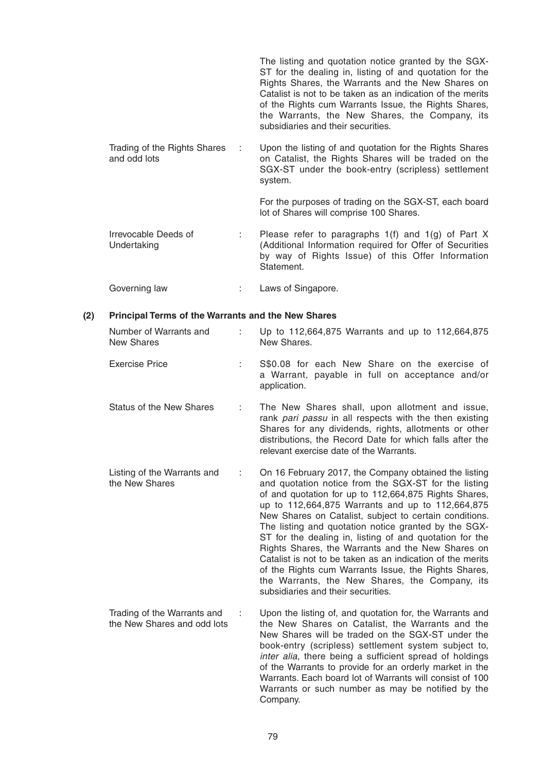| | | |
|---|---|---|
| | | The listing and quotation notice granted by the SGX-ST for the dealing in, listing of and quotation for the Rights Shares, the Warrants and the New Shares on Catalist is not to be taken as an indication of the merits of the Rights cum Warrants Issue, the Rights Shares, the Warrants, the New Shares, the Company, its subsidiaries and their securities. |
| Trading of the Rights Shares and odd lots | : | Upon the listing of and quotation for the Rights Shares on Catalist, the Rights Shares will be traded on the SGX-ST under the book-entry (scripless) settlement system.<br><br>For the purposes of trading on the SGX-ST, each board lot of Shares will comprise 100 Shares. |
| Irrevocable Deeds of Undertaking | : | Please refer to paragraphs 1(f) and 1(g) of Part X (Additional Information required for Offer of Securities by way of Rights Issue) of this Offer Information Statement. |
| Governing law | : | Laws of Singapore. |

**(2) Principal Terms of the Warrants and the New Shares**

| | | |
|---|---|---|
| Number of Warrants and New Shares | : | Up to 112,664,875 Warrants and up to 112,664,875 New Shares. |
| Exercise Price | : | S$0.08 for each New Share on the exercise of a Warrant, payable in full on acceptance and/or application. |
| Status of the New Shares | : | The New Shares shall, upon allotment and issue, rank *pari passu* in all respects with the then existing Shares for any dividends, rights, allotments or other distributions, the Record Date for which falls after the relevant exercise date of the Warrants. |
| Listing of the Warrants and the New Shares | : | On 16 February 2017, the Company obtained the listing and quotation notice from the SGX-ST for the listing of and quotation for up to 112,664,875 Rights Shares, up to 112,664,875 Warrants and up to 112,664,875 New Shares on Catalist, subject to certain conditions. The listing and quotation notice granted by the SGX-ST for the dealing in, listing of and quotation for the Rights Shares, the Warrants and the New Shares on Catalist is not to be taken as an indication of the merits of the Rights cum Warrants Issue, the Rights Shares, the Warrants, the New Shares, the Company, its subsidiaries and their securities. |
| Trading of the Warrants and the New Shares and odd lots | : | Upon the listing of, and quotation for, the Warrants and the New Shares on Catalist, the Warrants and the New Shares will be traded on the SGX-ST under the book-entry (scripless) settlement system subject to, *inter alia*, there being a sufficient spread of holdings of the Warrants to provide for an orderly market in the Warrants. Each board lot of Warrants will consist of 100 Warrants or such number as may be notified by the Company. |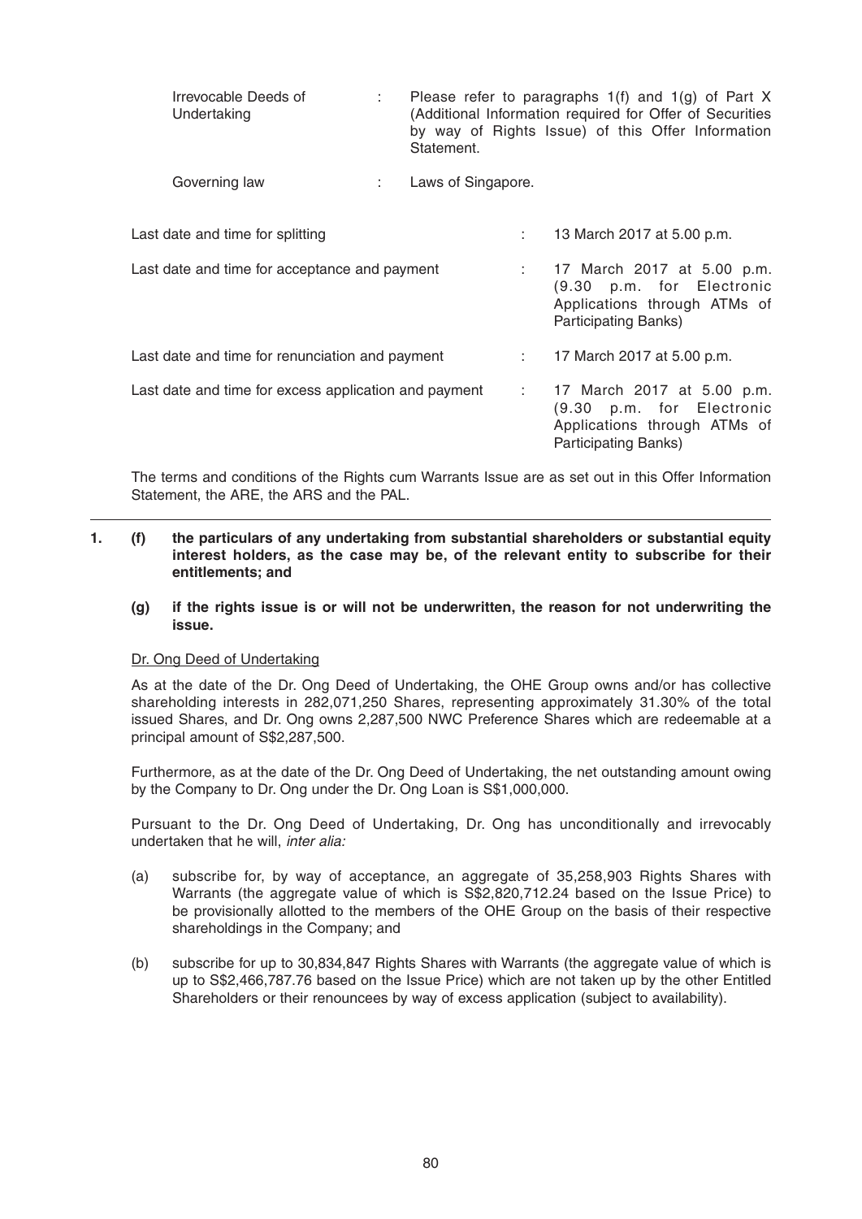| | | |
|---|---|---|
| Irrevocable Deeds of Undertaking | : | Please refer to paragraphs 1(f) and 1(g) of Part X (Additional Information required for Offer of Securities by way of Rights Issue) of this Offer Information Statement. |
| Governing law | : | Laws of Singapore. |

| | | |
|---|---|---|
| Last date and time for splitting | : | 13 March 2017 at 5.00 p.m. |
| Last date and time for acceptance and payment | : | 17 March 2017 at 5.00 p.m. (9.30 p.m. for Electronic Applications through ATMs of Participating Banks) |
| Last date and time for renunciation and payment | : | 17 March 2017 at 5.00 p.m. |
| Last date and time for excess application and payment | : | 17 March 2017 at 5.00 p.m. (9.30 p.m. for Electronic Applications through ATMs of Participating Banks) |

The terms and conditions of the Rights cum Warrants Issue are as set out in this Offer Information Statement, the ARE, the ARS and the PAL.

---

**1. (f) the particulars of any undertaking from substantial shareholders or substantial equity interest holders, as the case may be, of the relevant entity to subscribe for their entitlements; and**

**(g) if the rights issue is or will not be underwritten, the reason for not underwriting the issue.**

Dr. Ong Deed of Undertaking

As at the date of the Dr. Ong Deed of Undertaking, the OHE Group owns and/or has collective shareholding interests in 282,071,250 Shares, representing approximately 31.30% of the total issued Shares, and Dr. Ong owns 2,287,500 NWC Preference Shares which are redeemable at a principal amount of S$2,287,500.

Furthermore, as at the date of the Dr. Ong Deed of Undertaking, the net outstanding amount owing by the Company to Dr. Ong under the Dr. Ong Loan is S$1,000,000.

Pursuant to the Dr. Ong Deed of Undertaking, Dr. Ong has unconditionally and irrevocably undertaken that he will, *inter alia:*

(a) subscribe for, by way of acceptance, an aggregate of 35,258,903 Rights Shares with Warrants (the aggregate value of which is S$2,820,712.24 based on the Issue Price) to be provisionally allotted to the members of the OHE Group on the basis of their respective shareholdings in the Company; and

(b) subscribe for up to 30,834,847 Rights Shares with Warrants (the aggregate value of which is up to S$2,466,787.76 based on the Issue Price) which are not taken up by the other Entitled Shareholders or their renouncees by way of excess application (subject to availability).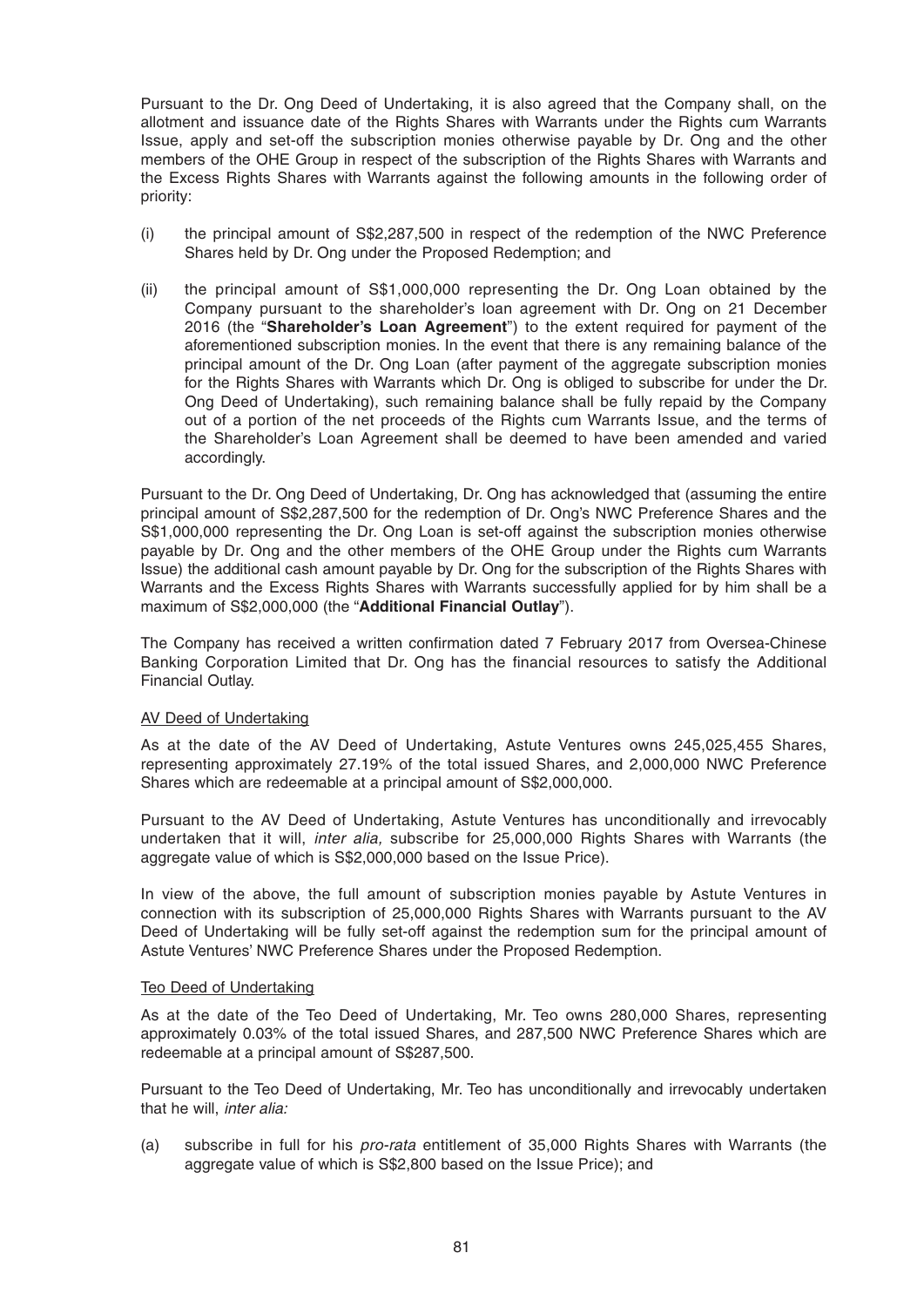Pursuant to the Dr. Ong Deed of Undertaking, it is also agreed that the Company shall, on the allotment and issuance date of the Rights Shares with Warrants under the Rights cum Warrants Issue, apply and set-off the subscription monies otherwise payable by Dr. Ong and the other members of the OHE Group in respect of the subscription of the Rights Shares with Warrants and the Excess Rights Shares with Warrants against the following amounts in the following order of priority:

(i) the principal amount of S$2,287,500 in respect of the redemption of the NWC Preference Shares held by Dr. Ong under the Proposed Redemption; and

(ii) the principal amount of S$1,000,000 representing the Dr. Ong Loan obtained by the Company pursuant to the shareholder's loan agreement with Dr. Ong on 21 December 2016 (the "**Shareholder's Loan Agreement**") to the extent required for payment of the aforementioned subscription monies. In the event that there is any remaining balance of the principal amount of the Dr. Ong Loan (after payment of the aggregate subscription monies for the Rights Shares with Warrants which Dr. Ong is obliged to subscribe for under the Dr. Ong Deed of Undertaking), such remaining balance shall be fully repaid by the Company out of a portion of the net proceeds of the Rights cum Warrants Issue, and the terms of the Shareholder's Loan Agreement shall be deemed to have been amended and varied accordingly.

Pursuant to the Dr. Ong Deed of Undertaking, Dr. Ong has acknowledged that (assuming the entire principal amount of S$2,287,500 for the redemption of Dr. Ong's NWC Preference Shares and the S$1,000,000 representing the Dr. Ong Loan is set-off against the subscription monies otherwise payable by Dr. Ong and the other members of the OHE Group under the Rights cum Warrants Issue) the additional cash amount payable by Dr. Ong for the subscription of the Rights Shares with Warrants and the Excess Rights Shares with Warrants successfully applied for by him shall be a maximum of S$2,000,000 (the "**Additional Financial Outlay**").

The Company has received a written confirmation dated 7 February 2017 from Oversea-Chinese Banking Corporation Limited that Dr. Ong has the financial resources to satisfy the Additional Financial Outlay.

AV Deed of Undertaking

As at the date of the AV Deed of Undertaking, Astute Ventures owns 245,025,455 Shares, representing approximately 27.19% of the total issued Shares, and 2,000,000 NWC Preference Shares which are redeemable at a principal amount of S$2,000,000.

Pursuant to the AV Deed of Undertaking, Astute Ventures has unconditionally and irrevocably undertaken that it will, *inter alia,* subscribe for 25,000,000 Rights Shares with Warrants (the aggregate value of which is S$2,000,000 based on the Issue Price).

In view of the above, the full amount of subscription monies payable by Astute Ventures in connection with its subscription of 25,000,000 Rights Shares with Warrants pursuant to the AV Deed of Undertaking will be fully set-off against the redemption sum for the principal amount of Astute Ventures' NWC Preference Shares under the Proposed Redemption.

Teo Deed of Undertaking

As at the date of the Teo Deed of Undertaking, Mr. Teo owns 280,000 Shares, representing approximately 0.03% of the total issued Shares, and 287,500 NWC Preference Shares which are redeemable at a principal amount of S$287,500.

Pursuant to the Teo Deed of Undertaking, Mr. Teo has unconditionally and irrevocably undertaken that he will, *inter alia:*

(a) subscribe in full for his *pro-rata* entitlement of 35,000 Rights Shares with Warrants (the aggregate value of which is S$2,800 based on the Issue Price); and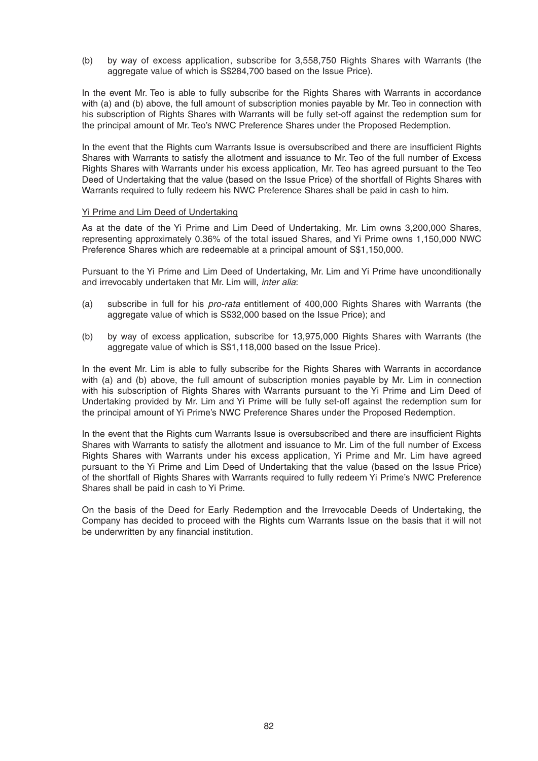(b) by way of excess application, subscribe for 3,558,750 Rights Shares with Warrants (the aggregate value of which is S$284,700 based on the Issue Price).

In the event Mr. Teo is able to fully subscribe for the Rights Shares with Warrants in accordance with (a) and (b) above, the full amount of subscription monies payable by Mr. Teo in connection with his subscription of Rights Shares with Warrants will be fully set-off against the redemption sum for the principal amount of Mr. Teo's NWC Preference Shares under the Proposed Redemption.

In the event that the Rights cum Warrants Issue is oversubscribed and there are insufficient Rights Shares with Warrants to satisfy the allotment and issuance to Mr. Teo of the full number of Excess Rights Shares with Warrants under his excess application, Mr. Teo has agreed pursuant to the Teo Deed of Undertaking that the value (based on the Issue Price) of the shortfall of Rights Shares with Warrants required to fully redeem his NWC Preference Shares shall be paid in cash to him.

Yi Prime and Lim Deed of Undertaking

As at the date of the Yi Prime and Lim Deed of Undertaking, Mr. Lim owns 3,200,000 Shares, representing approximately 0.36% of the total issued Shares, and Yi Prime owns 1,150,000 NWC Preference Shares which are redeemable at a principal amount of S$1,150,000.

Pursuant to the Yi Prime and Lim Deed of Undertaking, Mr. Lim and Yi Prime have unconditionally and irrevocably undertaken that Mr. Lim will, *inter alia*:

(a) subscribe in full for his *pro-rata* entitlement of 400,000 Rights Shares with Warrants (the aggregate value of which is S$32,000 based on the Issue Price); and

(b) by way of excess application, subscribe for 13,975,000 Rights Shares with Warrants (the aggregate value of which is S$1,118,000 based on the Issue Price).

In the event Mr. Lim is able to fully subscribe for the Rights Shares with Warrants in accordance with (a) and (b) above, the full amount of subscription monies payable by Mr. Lim in connection with his subscription of Rights Shares with Warrants pursuant to the Yi Prime and Lim Deed of Undertaking provided by Mr. Lim and Yi Prime will be fully set-off against the redemption sum for the principal amount of Yi Prime's NWC Preference Shares under the Proposed Redemption.

In the event that the Rights cum Warrants Issue is oversubscribed and there are insufficient Rights Shares with Warrants to satisfy the allotment and issuance to Mr. Lim of the full number of Excess Rights Shares with Warrants under his excess application, Yi Prime and Mr. Lim have agreed pursuant to the Yi Prime and Lim Deed of Undertaking that the value (based on the Issue Price) of the shortfall of Rights Shares with Warrants required to fully redeem Yi Prime's NWC Preference Shares shall be paid in cash to Yi Prime.

On the basis of the Deed for Early Redemption and the Irrevocable Deeds of Undertaking, the Company has decided to proceed with the Rights cum Warrants Issue on the basis that it will not be underwritten by any financial institution.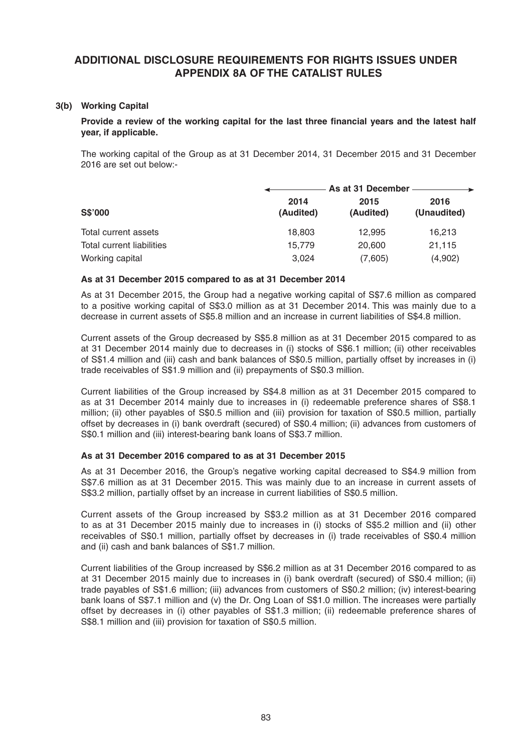# ADDITIONAL DISCLOSURE REQUIREMENTS FOR RIGHTS ISSUES UNDER APPENDIX 8A OF THE CATALIST RULES

### 3(b) Working Capital

**Provide a review of the working capital for the last three financial years and the latest half year, if applicable.**

The working capital of the Group as at 31 December 2014, 31 December 2015 and 31 December 2016 are set out below:-

| | As at 31 December | | |
|---|---|---|---|
| **S$'000** | **2014 (Audited)** | **2015 (Audited)** | **2016 (Unaudited)** |
| Total current assets | 18,803 | 12,995 | 16,213 |
| Total current liabilities | 15,779 | 20,600 | 21,115 |
| Working capital | 3,024 | (7,605) | (4,902) |

**As at 31 December 2015 compared to as at 31 December 2014**

As at 31 December 2015, the Group had a negative working capital of S$7.6 million as compared to a positive working capital of S$3.0 million as at 31 December 2014. This was mainly due to a decrease in current assets of S$5.8 million and an increase in current liabilities of S$4.8 million.

Current assets of the Group decreased by S$5.8 million as at 31 December 2015 compared to as at 31 December 2014 mainly due to decreases in (i) stocks of S$6.1 million; (ii) other receivables of S$1.4 million and (iii) cash and bank balances of S$0.5 million, partially offset by increases in (i) trade receivables of S$1.9 million and (ii) prepayments of S$0.3 million.

Current liabilities of the Group increased by S$4.8 million as at 31 December 2015 compared to as at 31 December 2014 mainly due to increases in (i) redeemable preference shares of S$8.1 million; (ii) other payables of S$0.5 million and (iii) provision for taxation of S$0.5 million, partially offset by decreases in (i) bank overdraft (secured) of S$0.4 million; (ii) advances from customers of S$0.1 million and (iii) interest-bearing bank loans of S$3.7 million.

**As at 31 December 2016 compared to as at 31 December 2015**

As at 31 December 2016, the Group's negative working capital decreased to S$4.9 million from S$7.6 million as at 31 December 2015. This was mainly due to an increase in current assets of S$3.2 million, partially offset by an increase in current liabilities of S$0.5 million.

Current assets of the Group increased by S$3.2 million as at 31 December 2016 compared to as at 31 December 2015 mainly due to increases in (i) stocks of S$5.2 million and (ii) other receivables of S$0.1 million, partially offset by decreases in (i) trade receivables of S$0.4 million and (ii) cash and bank balances of S$1.7 million.

Current liabilities of the Group increased by S$6.2 million as at 31 December 2016 compared to as at 31 December 2015 mainly due to increases in (i) bank overdraft (secured) of S$0.4 million; (ii) trade payables of S$1.6 million; (iii) advances from customers of S$0.2 million; (iv) interest-bearing bank loans of S$7.1 million and (v) the Dr. Ong Loan of S$1.0 million. The increases were partially offset by decreases in (i) other payables of S$1.3 million; (ii) redeemable preference shares of S$8.1 million and (iii) provision for taxation of S$0.5 million.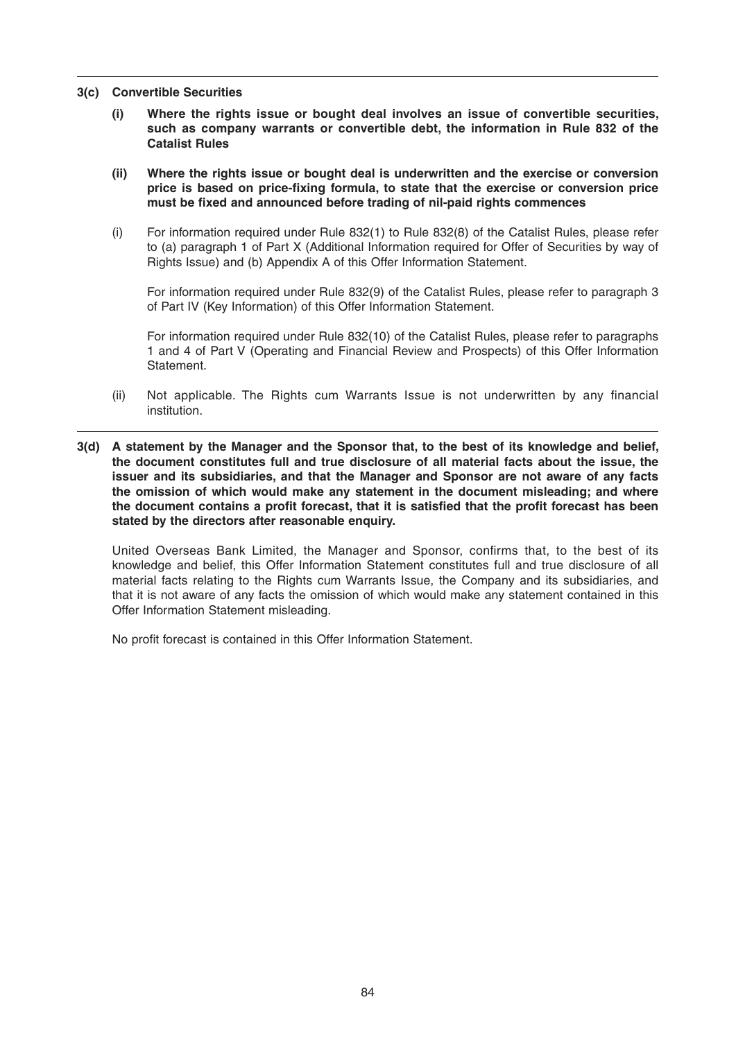**3(c) Convertible Securities**

**(i) Where the rights issue or bought deal involves an issue of convertible securities, such as company warrants or convertible debt, the information in Rule 832 of the Catalist Rules**

**(ii) Where the rights issue or bought deal is underwritten and the exercise or conversion price is based on price-fixing formula, to state that the exercise or conversion price must be fixed and announced before trading of nil-paid rights commences**

(i) For information required under Rule 832(1) to Rule 832(8) of the Catalist Rules, please refer to (a) paragraph 1 of Part X (Additional Information required for Offer of Securities by way of Rights Issue) and (b) Appendix A of this Offer Information Statement.

For information required under Rule 832(9) of the Catalist Rules, please refer to paragraph 3 of Part IV (Key Information) of this Offer Information Statement.

For information required under Rule 832(10) of the Catalist Rules, please refer to paragraphs 1 and 4 of Part V (Operating and Financial Review and Prospects) of this Offer Information Statement.

(ii) Not applicable. The Rights cum Warrants Issue is not underwritten by any financial institution.

**3(d) A statement by the Manager and the Sponsor that, to the best of its knowledge and belief, the document constitutes full and true disclosure of all material facts about the issue, the issuer and its subsidiaries, and that the Manager and Sponsor are not aware of any facts the omission of which would make any statement in the document misleading; and where the document contains a profit forecast, that it is satisfied that the profit forecast has been stated by the directors after reasonable enquiry.**

United Overseas Bank Limited, the Manager and Sponsor, confirms that, to the best of its knowledge and belief, this Offer Information Statement constitutes full and true disclosure of all material facts relating to the Rights cum Warrants Issue, the Company and its subsidiaries, and that it is not aware of any facts the omission of which would make any statement contained in this Offer Information Statement misleading.

No profit forecast is contained in this Offer Information Statement.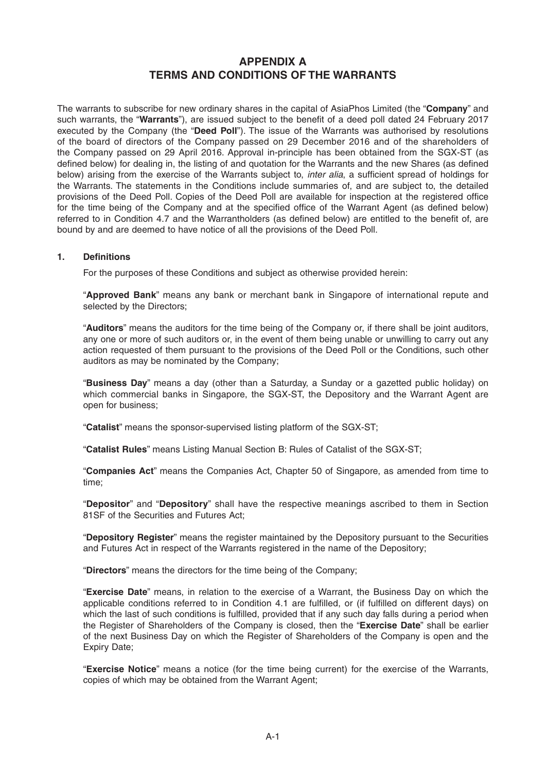# APPENDIX A
# TERMS AND CONDITIONS OF THE WARRANTS

The warrants to subscribe for new ordinary shares in the capital of AsiaPhos Limited (the "**Company**" and such warrants, the "**Warrants**"), are issued subject to the benefit of a deed poll dated 24 February 2017 executed by the Company (the "**Deed Poll**"). The issue of the Warrants was authorised by resolutions of the board of directors of the Company passed on 29 December 2016 and of the shareholders of the Company passed on 29 April 2016. Approval in-principle has been obtained from the SGX-ST (as defined below) for dealing in, the listing of and quotation for the Warrants and the new Shares (as defined below) arising from the exercise of the Warrants subject to, *inter alia*, a sufficient spread of holdings for the Warrants. The statements in the Conditions include summaries of, and are subject to, the detailed provisions of the Deed Poll. Copies of the Deed Poll are available for inspection at the registered office for the time being of the Company and at the specified office of the Warrant Agent (as defined below) referred to in Condition 4.7 and the Warrantholders (as defined below) are entitled to the benefit of, are bound by and are deemed to have notice of all the provisions of the Deed Poll.

## 1. Definitions

For the purposes of these Conditions and subject as otherwise provided herein:

"**Approved Bank**" means any bank or merchant bank in Singapore of international repute and selected by the Directors;

"**Auditors**" means the auditors for the time being of the Company or, if there shall be joint auditors, any one or more of such auditors or, in the event of them being unable or unwilling to carry out any action requested of them pursuant to the provisions of the Deed Poll or the Conditions, such other auditors as may be nominated by the Company;

"**Business Day**" means a day (other than a Saturday, a Sunday or a gazetted public holiday) on which commercial banks in Singapore, the SGX-ST, the Depository and the Warrant Agent are open for business;

"**Catalist**" means the sponsor-supervised listing platform of the SGX-ST;

"**Catalist Rules**" means Listing Manual Section B: Rules of Catalist of the SGX-ST;

"**Companies Act**" means the Companies Act, Chapter 50 of Singapore, as amended from time to time;

"**Depositor**" and "**Depository**" shall have the respective meanings ascribed to them in Section 81SF of the Securities and Futures Act;

"**Depository Register**" means the register maintained by the Depository pursuant to the Securities and Futures Act in respect of the Warrants registered in the name of the Depository;

"**Directors**" means the directors for the time being of the Company;

"**Exercise Date**" means, in relation to the exercise of a Warrant, the Business Day on which the applicable conditions referred to in Condition 4.1 are fulfilled, or (if fulfilled on different days) on which the last of such conditions is fulfilled, provided that if any such day falls during a period when the Register of Shareholders of the Company is closed, then the "**Exercise Date**" shall be earlier of the next Business Day on which the Register of Shareholders of the Company is open and the Expiry Date;

"**Exercise Notice**" means a notice (for the time being current) for the exercise of the Warrants, copies of which may be obtained from the Warrant Agent;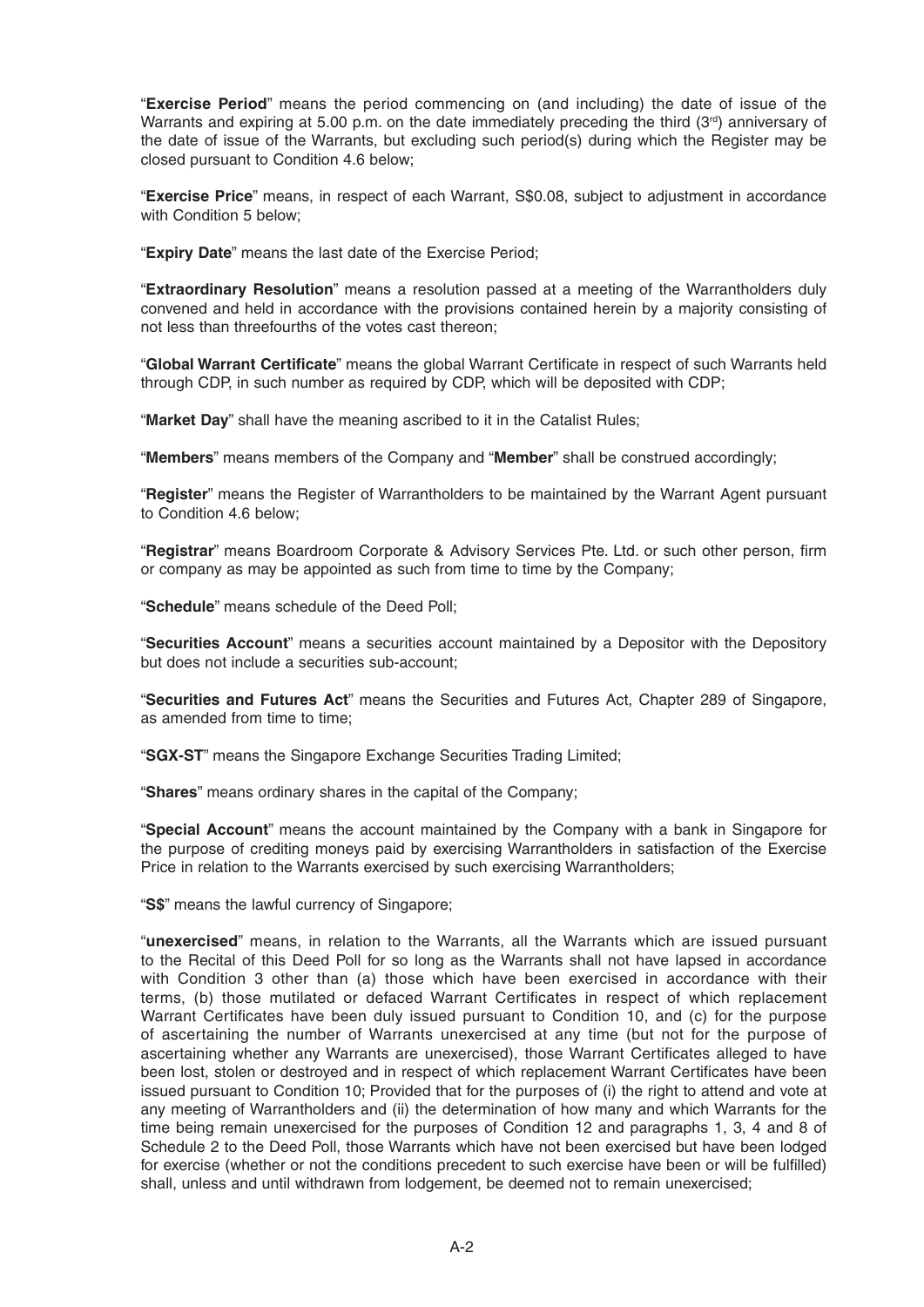"**Exercise Period**" means the period commencing on (and including) the date of issue of the Warrants and expiring at 5.00 p.m. on the date immediately preceding the third (3rd) anniversary of the date of issue of the Warrants, but excluding such period(s) during which the Register may be closed pursuant to Condition 4.6 below;

"**Exercise Price**" means, in respect of each Warrant, S$0.08, subject to adjustment in accordance with Condition 5 below;

"**Expiry Date**" means the last date of the Exercise Period;

"**Extraordinary Resolution**" means a resolution passed at a meeting of the Warrantholders duly convened and held in accordance with the provisions contained herein by a majority consisting of not less than threefourths of the votes cast thereon;

"**Global Warrant Certificate**" means the global Warrant Certificate in respect of such Warrants held through CDP, in such number as required by CDP, which will be deposited with CDP;

"**Market Day**" shall have the meaning ascribed to it in the Catalist Rules;

"**Members**" means members of the Company and "**Member**" shall be construed accordingly;

"**Register**" means the Register of Warrantholders to be maintained by the Warrant Agent pursuant to Condition 4.6 below;

"**Registrar**" means Boardroom Corporate & Advisory Services Pte. Ltd. or such other person, firm or company as may be appointed as such from time to time by the Company;

"**Schedule**" means schedule of the Deed Poll;

"**Securities Account**" means a securities account maintained by a Depositor with the Depository but does not include a securities sub-account;

"**Securities and Futures Act**" means the Securities and Futures Act, Chapter 289 of Singapore, as amended from time to time;

"**SGX-ST**" means the Singapore Exchange Securities Trading Limited;

"**Shares**" means ordinary shares in the capital of the Company;

"**Special Account**" means the account maintained by the Company with a bank in Singapore for the purpose of crediting moneys paid by exercising Warrantholders in satisfaction of the Exercise Price in relation to the Warrants exercised by such exercising Warrantholders;

"**S$**" means the lawful currency of Singapore;

"**unexercised**" means, in relation to the Warrants, all the Warrants which are issued pursuant to the Recital of this Deed Poll for so long as the Warrants shall not have lapsed in accordance with Condition 3 other than (a) those which have been exercised in accordance with their terms, (b) those mutilated or defaced Warrant Certificates in respect of which replacement Warrant Certificates have been duly issued pursuant to Condition 10, and (c) for the purpose of ascertaining the number of Warrants unexercised at any time (but not for the purpose of ascertaining whether any Warrants are unexercised), those Warrant Certificates alleged to have been lost, stolen or destroyed and in respect of which replacement Warrant Certificates have been issued pursuant to Condition 10; Provided that for the purposes of (i) the right to attend and vote at any meeting of Warrantholders and (ii) the determination of how many and which Warrants for the time being remain unexercised for the purposes of Condition 12 and paragraphs 1, 3, 4 and 8 of Schedule 2 to the Deed Poll, those Warrants which have not been exercised but have been lodged for exercise (whether or not the conditions precedent to such exercise have been or will be fulfilled) shall, unless and until withdrawn from lodgement, be deemed not to remain unexercised;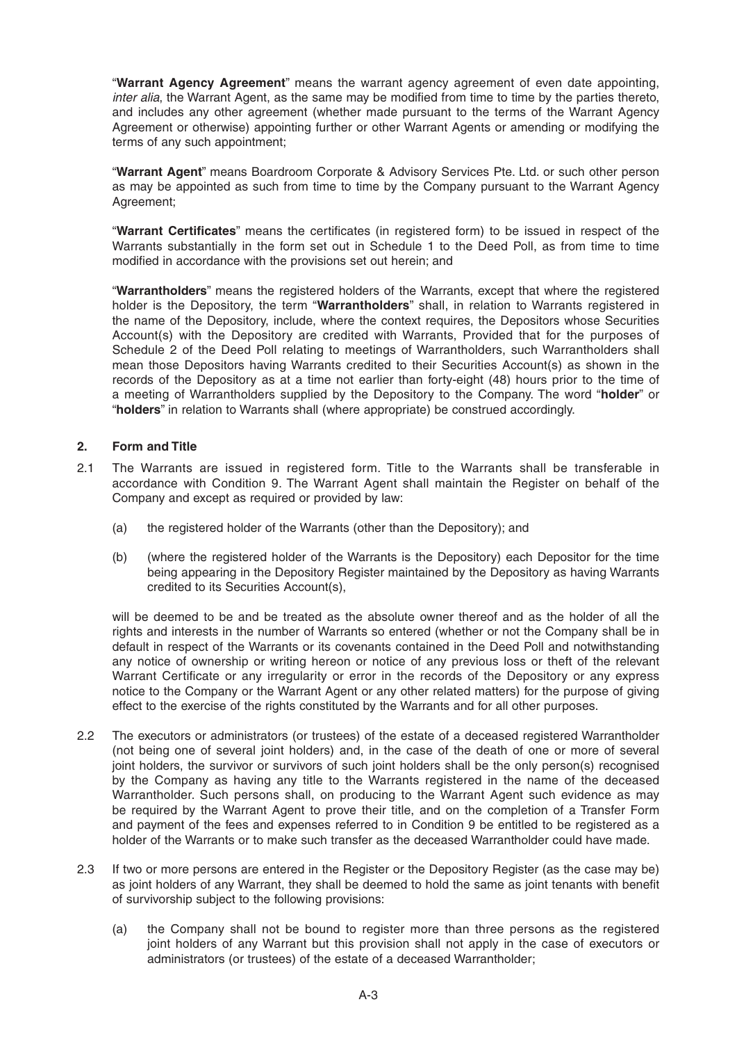"**Warrant Agency Agreement**" means the warrant agency agreement of even date appointing, *inter alia*, the Warrant Agent, as the same may be modified from time to time by the parties thereto, and includes any other agreement (whether made pursuant to the terms of the Warrant Agency Agreement or otherwise) appointing further or other Warrant Agents or amending or modifying the terms of any such appointment;

"**Warrant Agent**" means Boardroom Corporate & Advisory Services Pte. Ltd. or such other person as may be appointed as such from time to time by the Company pursuant to the Warrant Agency Agreement;

"**Warrant Certificates**" means the certificates (in registered form) to be issued in respect of the Warrants substantially in the form set out in Schedule 1 to the Deed Poll, as from time to time modified in accordance with the provisions set out herein; and

"**Warrantholders**" means the registered holders of the Warrants, except that where the registered holder is the Depository, the term "**Warrantholders**" shall, in relation to Warrants registered in the name of the Depository, include, where the context requires, the Depositors whose Securities Account(s) with the Depository are credited with Warrants, Provided that for the purposes of Schedule 2 of the Deed Poll relating to meetings of Warrantholders, such Warrantholders shall mean those Depositors having Warrants credited to their Securities Account(s) as shown in the records of the Depository as at a time not earlier than forty-eight (48) hours prior to the time of a meeting of Warrantholders supplied by the Depository to the Company. The word "**holder**" or "**holders**" in relation to Warrants shall (where appropriate) be construed accordingly.

**2. Form and Title**

2.1 The Warrants are issued in registered form. Title to the Warrants shall be transferable in accordance with Condition 9. The Warrant Agent shall maintain the Register on behalf of the Company and except as required or provided by law:

(a) the registered holder of the Warrants (other than the Depository); and

(b) (where the registered holder of the Warrants is the Depository) each Depositor for the time being appearing in the Depository Register maintained by the Depository as having Warrants credited to its Securities Account(s),

will be deemed to be and be treated as the absolute owner thereof and as the holder of all the rights and interests in the number of Warrants so entered (whether or not the Company shall be in default in respect of the Warrants or its covenants contained in the Deed Poll and notwithstanding any notice of ownership or writing hereon or notice of any previous loss or theft of the relevant Warrant Certificate or any irregularity or error in the records of the Depository or any express notice to the Company or the Warrant Agent or any other related matters) for the purpose of giving effect to the exercise of the rights constituted by the Warrants and for all other purposes.

2.2 The executors or administrators (or trustees) of the estate of a deceased registered Warrantholder (not being one of several joint holders) and, in the case of the death of one or more of several joint holders, the survivor or survivors of such joint holders shall be the only person(s) recognised by the Company as having any title to the Warrants registered in the name of the deceased Warrantholder. Such persons shall, on producing to the Warrant Agent such evidence as may be required by the Warrant Agent to prove their title, and on the completion of a Transfer Form and payment of the fees and expenses referred to in Condition 9 be entitled to be registered as a holder of the Warrants or to make such transfer as the deceased Warrantholder could have made.

2.3 If two or more persons are entered in the Register or the Depository Register (as the case may be) as joint holders of any Warrant, they shall be deemed to hold the same as joint tenants with benefit of survivorship subject to the following provisions:

(a) the Company shall not be bound to register more than three persons as the registered joint holders of any Warrant but this provision shall not apply in the case of executors or administrators (or trustees) of the estate of a deceased Warrantholder;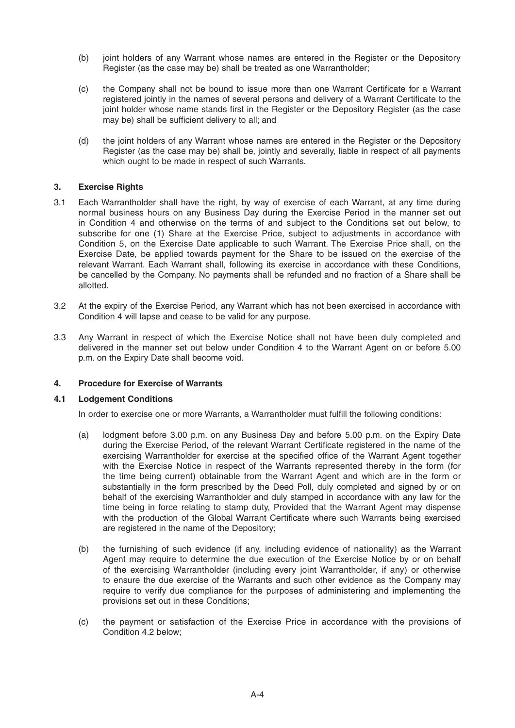(b) joint holders of any Warrant whose names are entered in the Register or the Depository Register (as the case may be) shall be treated as one Warrantholder;

(c) the Company shall not be bound to issue more than one Warrant Certificate for a Warrant registered jointly in the names of several persons and delivery of a Warrant Certificate to the joint holder whose name stands first in the Register or the Depository Register (as the case may be) shall be sufficient delivery to all; and

(d) the joint holders of any Warrant whose names are entered in the Register or the Depository Register (as the case may be) shall be, jointly and severally, liable in respect of all payments which ought to be made in respect of such Warrants.

### 3. Exercise Rights

3.1 Each Warrantholder shall have the right, by way of exercise of each Warrant, at any time during normal business hours on any Business Day during the Exercise Period in the manner set out in Condition 4 and otherwise on the terms of and subject to the Conditions set out below, to subscribe for one (1) Share at the Exercise Price, subject to adjustments in accordance with Condition 5, on the Exercise Date applicable to such Warrant. The Exercise Price shall, on the Exercise Date, be applied towards payment for the Share to be issued on the exercise of the relevant Warrant. Each Warrant shall, following its exercise in accordance with these Conditions, be cancelled by the Company. No payments shall be refunded and no fraction of a Share shall be allotted.

3.2 At the expiry of the Exercise Period, any Warrant which has not been exercised in accordance with Condition 4 will lapse and cease to be valid for any purpose.

3.3 Any Warrant in respect of which the Exercise Notice shall not have been duly completed and delivered in the manner set out below under Condition 4 to the Warrant Agent on or before 5.00 p.m. on the Expiry Date shall become void.

### 4. Procedure for Exercise of Warrants

#### 4.1 Lodgement Conditions

In order to exercise one or more Warrants, a Warrantholder must fulfill the following conditions:

(a) lodgment before 3.00 p.m. on any Business Day and before 5.00 p.m. on the Expiry Date during the Exercise Period, of the relevant Warrant Certificate registered in the name of the exercising Warrantholder for exercise at the specified office of the Warrant Agent together with the Exercise Notice in respect of the Warrants represented thereby in the form (for the time being current) obtainable from the Warrant Agent and which are in the form or substantially in the form prescribed by the Deed Poll, duly completed and signed by or on behalf of the exercising Warrantholder and duly stamped in accordance with any law for the time being in force relating to stamp duty, Provided that the Warrant Agent may dispense with the production of the Global Warrant Certificate where such Warrants being exercised are registered in the name of the Depository;

(b) the furnishing of such evidence (if any, including evidence of nationality) as the Warrant Agent may require to determine the due execution of the Exercise Notice by or on behalf of the exercising Warrantholder (including every joint Warrantholder, if any) or otherwise to ensure the due exercise of the Warrants and such other evidence as the Company may require to verify due compliance for the purposes of administering and implementing the provisions set out in these Conditions;

(c) the payment or satisfaction of the Exercise Price in accordance with the provisions of Condition 4.2 below;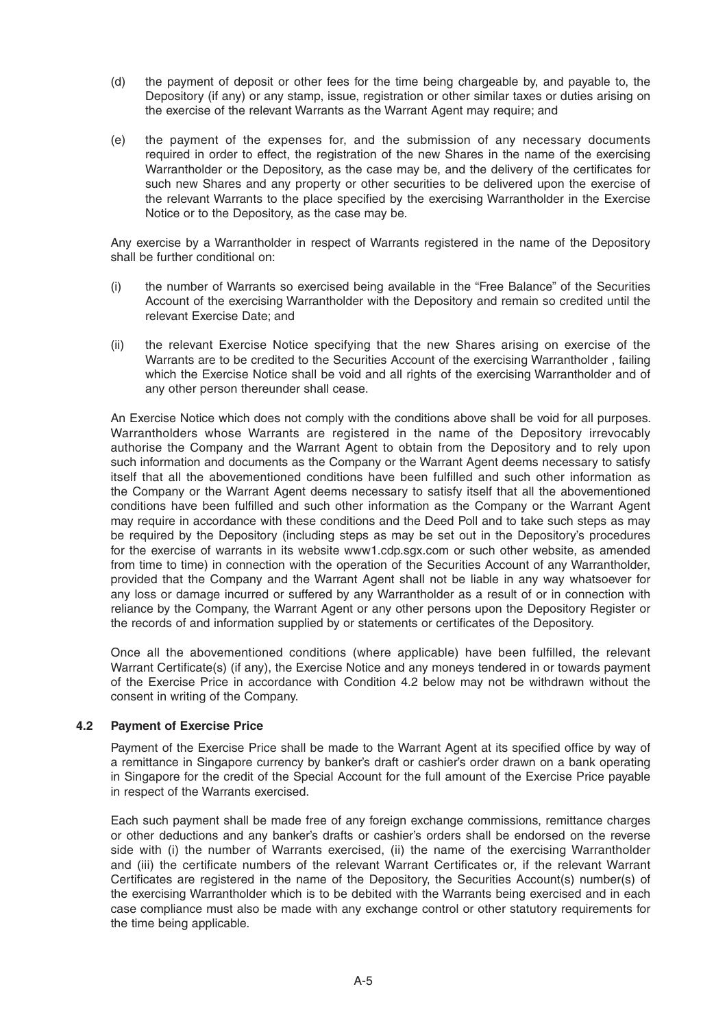(d) the payment of deposit or other fees for the time being chargeable by, and payable to, the Depository (if any) or any stamp, issue, registration or other similar taxes or duties arising on the exercise of the relevant Warrants as the Warrant Agent may require; and

(e) the payment of the expenses for, and the submission of any necessary documents required in order to effect, the registration of the new Shares in the name of the exercising Warrantholder or the Depository, as the case may be, and the delivery of the certificates for such new Shares and any property or other securities to be delivered upon the exercise of the relevant Warrants to the place specified by the exercising Warrantholder in the Exercise Notice or to the Depository, as the case may be.

Any exercise by a Warrantholder in respect of Warrants registered in the name of the Depository shall be further conditional on:

(i) the number of Warrants so exercised being available in the "Free Balance" of the Securities Account of the exercising Warrantholder with the Depository and remain so credited until the relevant Exercise Date; and

(ii) the relevant Exercise Notice specifying that the new Shares arising on exercise of the Warrants are to be credited to the Securities Account of the exercising Warrantholder , failing which the Exercise Notice shall be void and all rights of the exercising Warrantholder and of any other person thereunder shall cease.

An Exercise Notice which does not comply with the conditions above shall be void for all purposes. Warrantholders whose Warrants are registered in the name of the Depository irrevocably authorise the Company and the Warrant Agent to obtain from the Depository and to rely upon such information and documents as the Company or the Warrant Agent deems necessary to satisfy itself that all the abovementioned conditions have been fulfilled and such other information as the Company or the Warrant Agent deems necessary to satisfy itself that all the abovementioned conditions have been fulfilled and such other information as the Company or the Warrant Agent may require in accordance with these conditions and the Deed Poll and to take such steps as may be required by the Depository (including steps as may be set out in the Depository's procedures for the exercise of warrants in its website www1.cdp.sgx.com or such other website, as amended from time to time) in connection with the operation of the Securities Account of any Warrantholder, provided that the Company and the Warrant Agent shall not be liable in any way whatsoever for any loss or damage incurred or suffered by any Warrantholder as a result of or in connection with reliance by the Company, the Warrant Agent or any other persons upon the Depository Register or the records of and information supplied by or statements or certificates of the Depository.

Once all the abovementioned conditions (where applicable) have been fulfilled, the relevant Warrant Certificate(s) (if any), the Exercise Notice and any moneys tendered in or towards payment of the Exercise Price in accordance with Condition 4.2 below may not be withdrawn without the consent in writing of the Company.

**4.2 Payment of Exercise Price**

Payment of the Exercise Price shall be made to the Warrant Agent at its specified office by way of a remittance in Singapore currency by banker's draft or cashier's order drawn on a bank operating in Singapore for the credit of the Special Account for the full amount of the Exercise Price payable in respect of the Warrants exercised.

Each such payment shall be made free of any foreign exchange commissions, remittance charges or other deductions and any banker's drafts or cashier's orders shall be endorsed on the reverse side with (i) the number of Warrants exercised, (ii) the name of the exercising Warrantholder and (iii) the certificate numbers of the relevant Warrant Certificates or, if the relevant Warrant Certificates are registered in the name of the Depository, the Securities Account(s) number(s) of the exercising Warrantholder which is to be debited with the Warrants being exercised and in each case compliance must also be made with any exchange control or other statutory requirements for the time being applicable.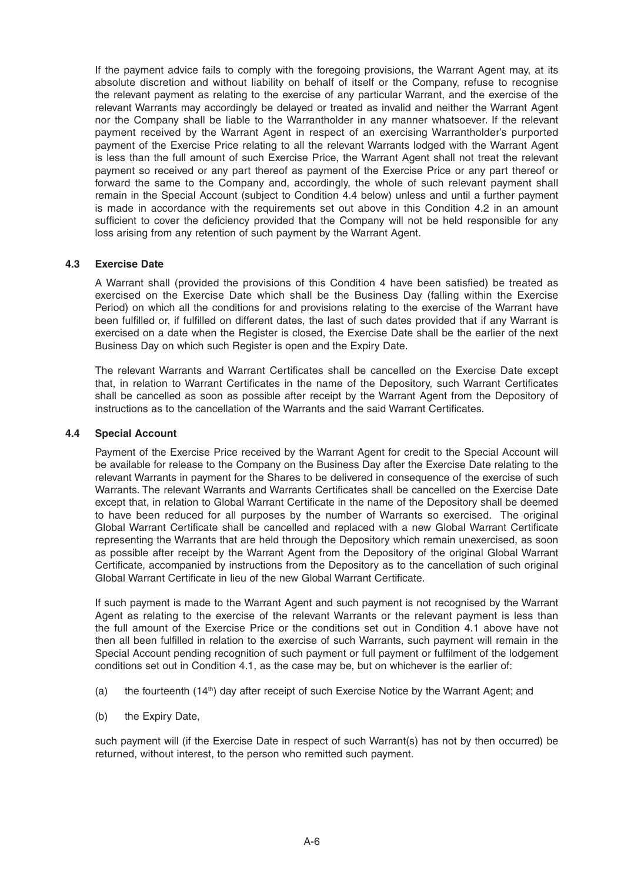If the payment advice fails to comply with the foregoing provisions, the Warrant Agent may, at its absolute discretion and without liability on behalf of itself or the Company, refuse to recognise the relevant payment as relating to the exercise of any particular Warrant, and the exercise of the relevant Warrants may accordingly be delayed or treated as invalid and neither the Warrant Agent nor the Company shall be liable to the Warrantholder in any manner whatsoever. If the relevant payment received by the Warrant Agent in respect of an exercising Warrantholder's purported payment of the Exercise Price relating to all the relevant Warrants lodged with the Warrant Agent is less than the full amount of such Exercise Price, the Warrant Agent shall not treat the relevant payment so received or any part thereof as payment of the Exercise Price or any part thereof or forward the same to the Company and, accordingly, the whole of such relevant payment shall remain in the Special Account (subject to Condition 4.4 below) unless and until a further payment is made in accordance with the requirements set out above in this Condition 4.2 in an amount sufficient to cover the deficiency provided that the Company will not be held responsible for any loss arising from any retention of such payment by the Warrant Agent.

### 4.3 Exercise Date

A Warrant shall (provided the provisions of this Condition 4 have been satisfied) be treated as exercised on the Exercise Date which shall be the Business Day (falling within the Exercise Period) on which all the conditions for and provisions relating to the exercise of the Warrant have been fulfilled or, if fulfilled on different dates, the last of such dates provided that if any Warrant is exercised on a date when the Register is closed, the Exercise Date shall be the earlier of the next Business Day on which such Register is open and the Expiry Date.

The relevant Warrants and Warrant Certificates shall be cancelled on the Exercise Date except that, in relation to Warrant Certificates in the name of the Depository, such Warrant Certificates shall be cancelled as soon as possible after receipt by the Warrant Agent from the Depository of instructions as to the cancellation of the Warrants and the said Warrant Certificates.

### 4.4 Special Account

Payment of the Exercise Price received by the Warrant Agent for credit to the Special Account will be available for release to the Company on the Business Day after the Exercise Date relating to the relevant Warrants in payment for the Shares to be delivered in consequence of the exercise of such Warrants. The relevant Warrants and Warrants Certificates shall be cancelled on the Exercise Date except that, in relation to Global Warrant Certificate in the name of the Depository shall be deemed to have been reduced for all purposes by the number of Warrants so exercised. The original Global Warrant Certificate shall be cancelled and replaced with a new Global Warrant Certificate representing the Warrants that are held through the Depository which remain unexercised, as soon as possible after receipt by the Warrant Agent from the Depository of the original Global Warrant Certificate, accompanied by instructions from the Depository as to the cancellation of such original Global Warrant Certificate in lieu of the new Global Warrant Certificate.

If such payment is made to the Warrant Agent and such payment is not recognised by the Warrant Agent as relating to the exercise of the relevant Warrants or the relevant payment is less than the full amount of the Exercise Price or the conditions set out in Condition 4.1 above have not then all been fulfilled in relation to the exercise of such Warrants, such payment will remain in the Special Account pending recognition of such payment or full payment or fulfilment of the lodgement conditions set out in Condition 4.1, as the case may be, but on whichever is the earlier of:

(a) the fourteenth (14th) day after receipt of such Exercise Notice by the Warrant Agent; and

(b) the Expiry Date,

such payment will (if the Exercise Date in respect of such Warrant(s) has not by then occurred) be returned, without interest, to the person who remitted such payment.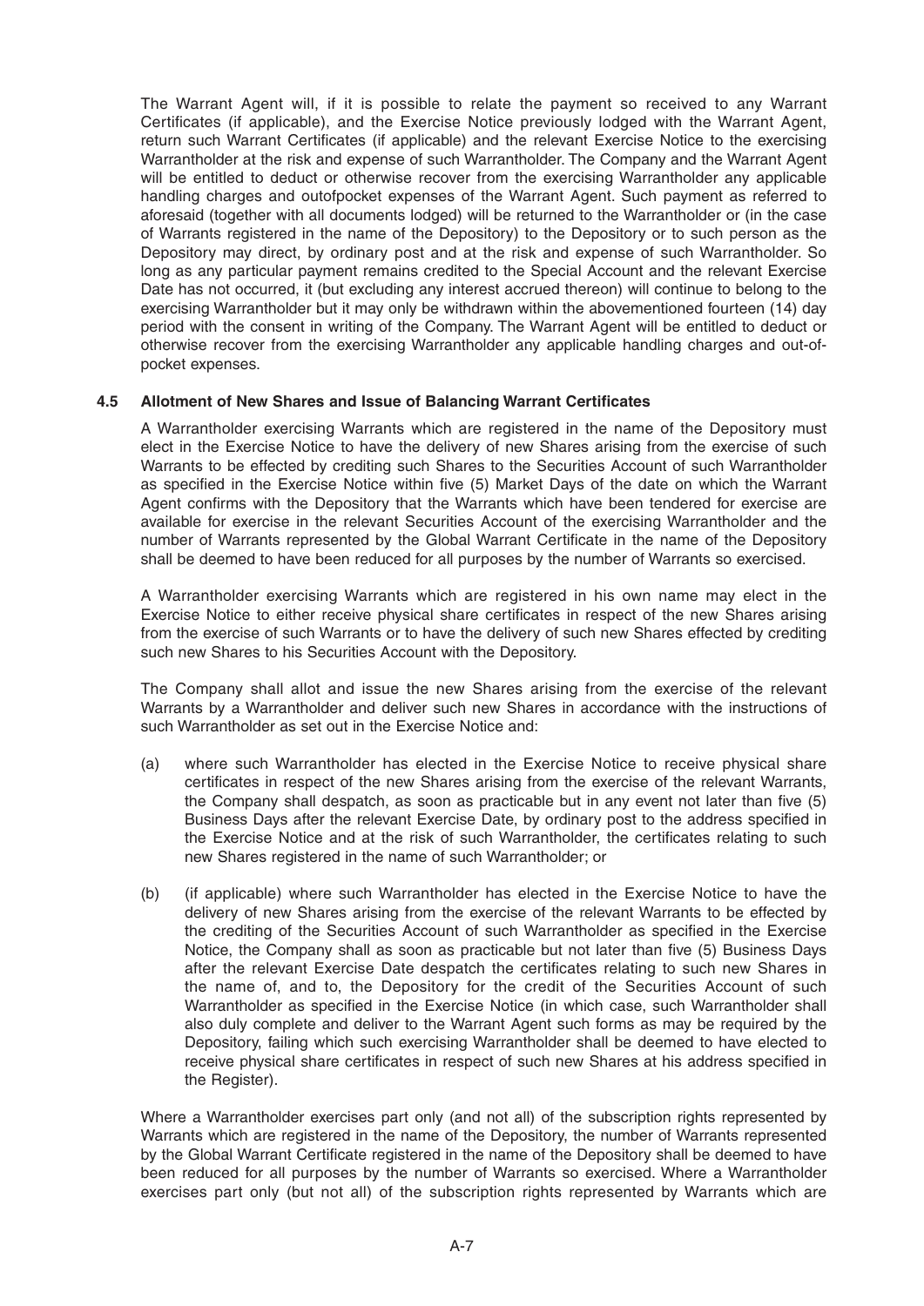The Warrant Agent will, if it is possible to relate the payment so received to any Warrant Certificates (if applicable), and the Exercise Notice previously lodged with the Warrant Agent, return such Warrant Certificates (if applicable) and the relevant Exercise Notice to the exercising Warrantholder at the risk and expense of such Warrantholder. The Company and the Warrant Agent will be entitled to deduct or otherwise recover from the exercising Warrantholder any applicable handling charges and outofpocket expenses of the Warrant Agent. Such payment as referred to aforesaid (together with all documents lodged) will be returned to the Warrantholder or (in the case of Warrants registered in the name of the Depository) to the Depository or to such person as the Depository may direct, by ordinary post and at the risk and expense of such Warrantholder. So long as any particular payment remains credited to the Special Account and the relevant Exercise Date has not occurred, it (but excluding any interest accrued thereon) will continue to belong to the exercising Warrantholder but it may only be withdrawn within the abovementioned fourteen (14) day period with the consent in writing of the Company. The Warrant Agent will be entitled to deduct or otherwise recover from the exercising Warrantholder any applicable handling charges and out-of-pocket expenses.

**4.5 Allotment of New Shares and Issue of Balancing Warrant Certificates**

A Warrantholder exercising Warrants which are registered in the name of the Depository must elect in the Exercise Notice to have the delivery of new Shares arising from the exercise of such Warrants to be effected by crediting such Shares to the Securities Account of such Warrantholder as specified in the Exercise Notice within five (5) Market Days of the date on which the Warrant Agent confirms with the Depository that the Warrants which have been tendered for exercise are available for exercise in the relevant Securities Account of the exercising Warrantholder and the number of Warrants represented by the Global Warrant Certificate in the name of the Depository shall be deemed to have been reduced for all purposes by the number of Warrants so exercised.

A Warrantholder exercising Warrants which are registered in his own name may elect in the Exercise Notice to either receive physical share certificates in respect of the new Shares arising from the exercise of such Warrants or to have the delivery of such new Shares effected by crediting such new Shares to his Securities Account with the Depository.

The Company shall allot and issue the new Shares arising from the exercise of the relevant Warrants by a Warrantholder and deliver such new Shares in accordance with the instructions of such Warrantholder as set out in the Exercise Notice and:

(a) where such Warrantholder has elected in the Exercise Notice to receive physical share certificates in respect of the new Shares arising from the exercise of the relevant Warrants, the Company shall despatch, as soon as practicable but in any event not later than five (5) Business Days after the relevant Exercise Date, by ordinary post to the address specified in the Exercise Notice and at the risk of such Warrantholder, the certificates relating to such new Shares registered in the name of such Warrantholder; or

(b) (if applicable) where such Warrantholder has elected in the Exercise Notice to have the delivery of new Shares arising from the exercise of the relevant Warrants to be effected by the crediting of the Securities Account of such Warrantholder as specified in the Exercise Notice, the Company shall as soon as practicable but not later than five (5) Business Days after the relevant Exercise Date despatch the certificates relating to such new Shares in the name of, and to, the Depository for the credit of the Securities Account of such Warrantholder as specified in the Exercise Notice (in which case, such Warrantholder shall also duly complete and deliver to the Warrant Agent such forms as may be required by the Depository, failing which such exercising Warrantholder shall be deemed to have elected to receive physical share certificates in respect of such new Shares at his address specified in the Register).

Where a Warrantholder exercises part only (and not all) of the subscription rights represented by Warrants which are registered in the name of the Depository, the number of Warrants represented by the Global Warrant Certificate registered in the name of the Depository shall be deemed to have been reduced for all purposes by the number of Warrants so exercised. Where a Warrantholder exercises part only (but not all) of the subscription rights represented by Warrants which are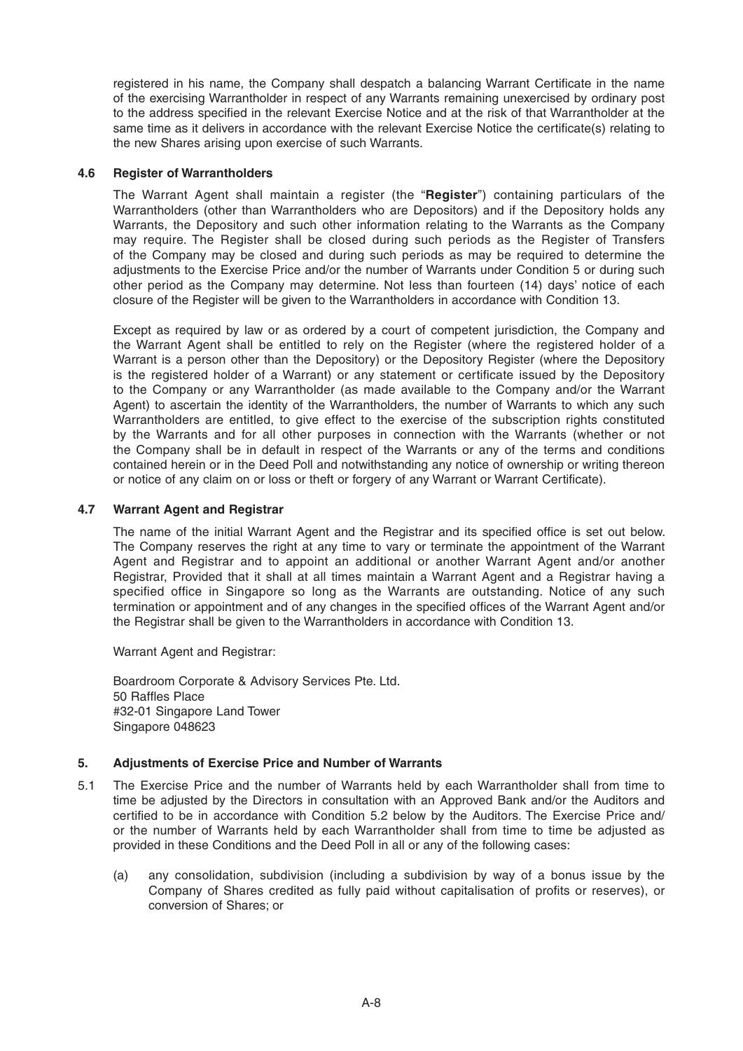registered in his name, the Company shall despatch a balancing Warrant Certificate in the name of the exercising Warrantholder in respect of any Warrants remaining unexercised by ordinary post to the address specified in the relevant Exercise Notice and at the risk of that Warrantholder at the same time as it delivers in accordance with the relevant Exercise Notice the certificate(s) relating to the new Shares arising upon exercise of such Warrants.

### 4.6 Register of Warrantholders

The Warrant Agent shall maintain a register (the "**Register**") containing particulars of the Warrantholders (other than Warrantholders who are Depositors) and if the Depository holds any Warrants, the Depository and such other information relating to the Warrants as the Company may require. The Register shall be closed during such periods as the Register of Transfers of the Company may be closed and during such periods as may be required to determine the adjustments to the Exercise Price and/or the number of Warrants under Condition 5 or during such other period as the Company may determine. Not less than fourteen (14) days' notice of each closure of the Register will be given to the Warrantholders in accordance with Condition 13.

Except as required by law or as ordered by a court of competent jurisdiction, the Company and the Warrant Agent shall be entitled to rely on the Register (where the registered holder of a Warrant is a person other than the Depository) or the Depository Register (where the Depository is the registered holder of a Warrant) or any statement or certificate issued by the Depository to the Company or any Warrantholder (as made available to the Company and/or the Warrant Agent) to ascertain the identity of the Warrantholders, the number of Warrants to which any such Warrantholders are entitled, to give effect to the exercise of the subscription rights constituted by the Warrants and for all other purposes in connection with the Warrants (whether or not the Company shall be in default in respect of the Warrants or any of the terms and conditions contained herein or in the Deed Poll and notwithstanding any notice of ownership or writing thereon or notice of any claim on or loss or theft or forgery of any Warrant or Warrant Certificate).

### 4.7 Warrant Agent and Registrar

The name of the initial Warrant Agent and the Registrar and its specified office is set out below. The Company reserves the right at any time to vary or terminate the appointment of the Warrant Agent and Registrar and to appoint an additional or another Warrant Agent and/or another Registrar, Provided that it shall at all times maintain a Warrant Agent and a Registrar having a specified office in Singapore so long as the Warrants are outstanding. Notice of any such termination or appointment and of any changes in the specified offices of the Warrant Agent and/or the Registrar shall be given to the Warrantholders in accordance with Condition 13.

Warrant Agent and Registrar:

Boardroom Corporate & Advisory Services Pte. Ltd.
50 Raffles Place
#32-01 Singapore Land Tower
Singapore 048623

## 5. Adjustments of Exercise Price and Number of Warrants

5.1 The Exercise Price and the number of Warrants held by each Warrantholder shall from time to time be adjusted by the Directors in consultation with an Approved Bank and/or the Auditors and certified to be in accordance with Condition 5.2 below by the Auditors. The Exercise Price and/or the number of Warrants held by each Warrantholder shall from time to time be adjusted as provided in these Conditions and the Deed Poll in all or any of the following cases:

(a) any consolidation, subdivision (including a subdivision by way of a bonus issue by the Company of Shares credited as fully paid without capitalisation of profits or reserves), or conversion of Shares; or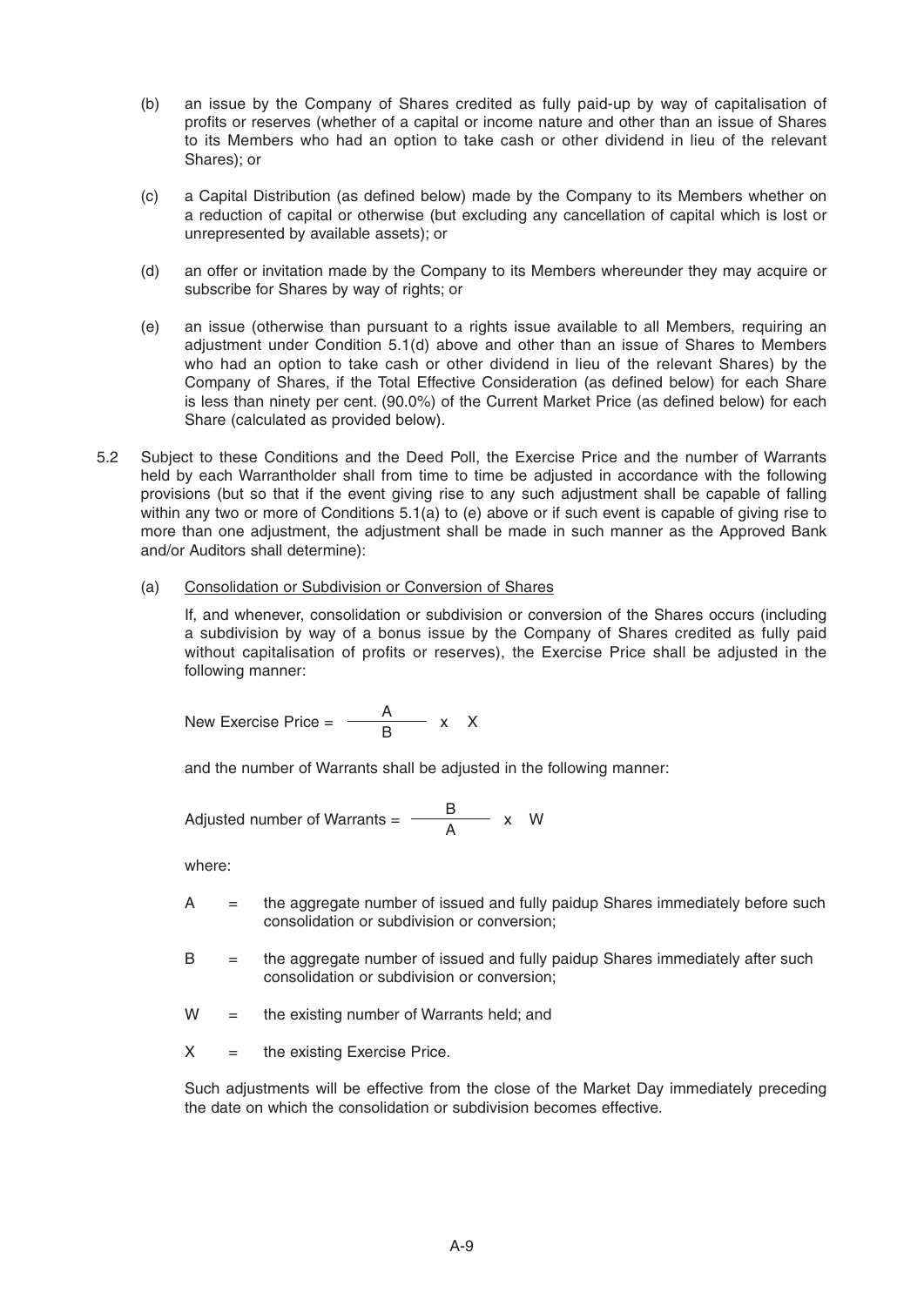(b) an issue by the Company of Shares credited as fully paid-up by way of capitalisation of profits or reserves (whether of a capital or income nature and other than an issue of Shares to its Members who had an option to take cash or other dividend in lieu of the relevant Shares); or

(c) a Capital Distribution (as defined below) made by the Company to its Members whether on a reduction of capital or otherwise (but excluding any cancellation of capital which is lost or unrepresented by available assets); or

(d) an offer or invitation made by the Company to its Members whereunder they may acquire or subscribe for Shares by way of rights; or

(e) an issue (otherwise than pursuant to a rights issue available to all Members, requiring an adjustment under Condition 5.1(d) above and other than an issue of Shares to Members who had an option to take cash or other dividend in lieu of the relevant Shares) by the Company of Shares, if the Total Effective Consideration (as defined below) for each Share is less than ninety per cent. (90.0%) of the Current Market Price (as defined below) for each Share (calculated as provided below).

5.2 Subject to these Conditions and the Deed Poll, the Exercise Price and the number of Warrants held by each Warrantholder shall from time to time be adjusted in accordance with the following provisions (but so that if the event giving rise to any such adjustment shall be capable of falling within any two or more of Conditions 5.1(a) to (e) above or if such event is capable of giving rise to more than one adjustment, the adjustment shall be made in such manner as the Approved Bank and/or Auditors shall determine):

(a) Consolidation or Subdivision or Conversion of Shares

If, and whenever, consolidation or subdivision or conversion of the Shares occurs (including a subdivision by way of a bonus issue by the Company of Shares credited as fully paid without capitalisation of profits or reserves), the Exercise Price shall be adjusted in the following manner:

$$\text{New Exercise Price} = \frac{A}{B} \times X$$

and the number of Warrants shall be adjusted in the following manner:

$$\text{Adjusted number of Warrants} = \frac{B}{A} \times W$$

where:

$A$ = the aggregate number of issued and fully paidup Shares immediately before such consolidation or subdivision or conversion;

$B$ = the aggregate number of issued and fully paidup Shares immediately after such consolidation or subdivision or conversion;

$W$ = the existing number of Warrants held; and

$X$ = the existing Exercise Price.

Such adjustments will be effective from the close of the Market Day immediately preceding the date on which the consolidation or subdivision becomes effective.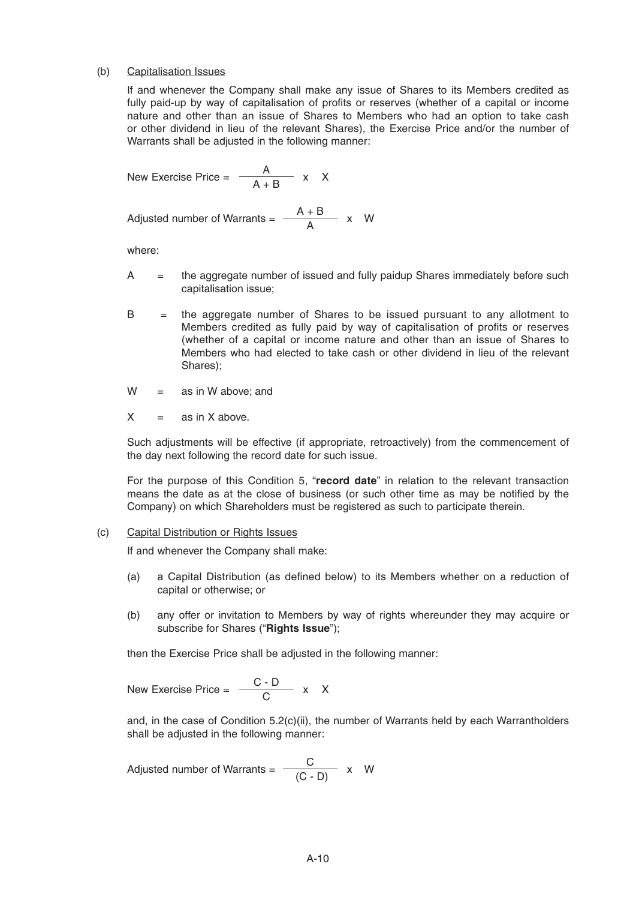(b) Capitalisation Issues

If and whenever the Company shall make any issue of Shares to its Members credited as fully paid-up by way of capitalisation of profits or reserves (whether of a capital or income nature and other than an issue of Shares to Members who had an option to take cash or other dividend in lieu of the relevant Shares), the Exercise Price and/or the number of Warrants shall be adjusted in the following manner:

$$\text{New Exercise Price} = \frac{A}{A + B} \times X$$

$$\text{Adjusted number of Warrants} = \frac{A + B}{A} \times W$$

where:

A = the aggregate number of issued and fully paidup Shares immediately before such capitalisation issue;

B = the aggregate number of Shares to be issued pursuant to any allotment to Members credited as fully paid by way of capitalisation of profits or reserves (whether of a capital or income nature and other than an issue of Shares to Members who had elected to take cash or other dividend in lieu of the relevant Shares);

W = as in W above; and

X = as in X above.

Such adjustments will be effective (if appropriate, retroactively) from the commencement of the day next following the record date for such issue.

For the purpose of this Condition 5, "**record date**" in relation to the relevant transaction means the date as at the close of business (or such other time as may be notified by the Company) on which Shareholders must be registered as such to participate therein.

(c) Capital Distribution or Rights Issues

If and whenever the Company shall make:

(a) a Capital Distribution (as defined below) to its Members whether on a reduction of capital or otherwise; or

(b) any offer or invitation to Members by way of rights whereunder they may acquire or subscribe for Shares ("**Rights Issue**");

then the Exercise Price shall be adjusted in the following manner:

$$\text{New Exercise Price} = \frac{C - D}{C} \times X$$

and, in the case of Condition 5.2(c)(ii), the number of Warrants held by each Warrantholders shall be adjusted in the following manner:

$$\text{Adjusted number of Warrants} = \frac{C}{(C - D)} \times W$$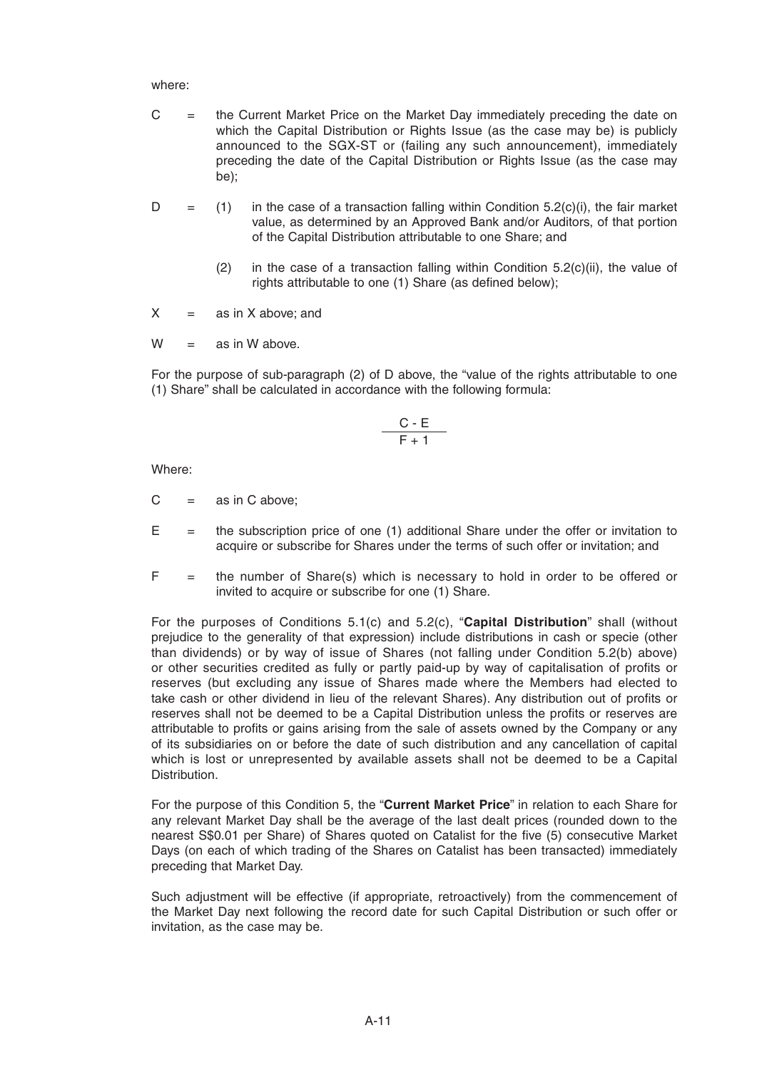where:

C = the Current Market Price on the Market Day immediately preceding the date on which the Capital Distribution or Rights Issue (as the case may be) is publicly announced to the SGX-ST or (failing any such announcement), immediately preceding the date of the Capital Distribution or Rights Issue (as the case may be);

D = (1) in the case of a transaction falling within Condition 5.2(c)(i), the fair market value, as determined by an Approved Bank and/or Auditors, of that portion of the Capital Distribution attributable to one Share; and

(2) in the case of a transaction falling within Condition 5.2(c)(ii), the value of rights attributable to one (1) Share (as defined below);

X = as in X above; and

W = as in W above.

For the purpose of sub-paragraph (2) of D above, the "value of the rights attributable to one (1) Share" shall be calculated in accordance with the following formula:

$$\frac{C - E}{F + 1}$$

Where:

C = as in C above;

E = the subscription price of one (1) additional Share under the offer or invitation to acquire or subscribe for Shares under the terms of such offer or invitation; and

F = the number of Share(s) which is necessary to hold in order to be offered or invited to acquire or subscribe for one (1) Share.

For the purposes of Conditions 5.1(c) and 5.2(c), "**Capital Distribution**" shall (without prejudice to the generality of that expression) include distributions in cash or specie (other than dividends) or by way of issue of Shares (not falling under Condition 5.2(b) above) or other securities credited as fully or partly paid-up by way of capitalisation of profits or reserves (but excluding any issue of Shares made where the Members had elected to take cash or other dividend in lieu of the relevant Shares). Any distribution out of profits or reserves shall not be deemed to be a Capital Distribution unless the profits or reserves are attributable to profits or gains arising from the sale of assets owned by the Company or any of its subsidiaries on or before the date of such distribution and any cancellation of capital which is lost or unrepresented by available assets shall not be deemed to be a Capital Distribution.

For the purpose of this Condition 5, the "**Current Market Price**" in relation to each Share for any relevant Market Day shall be the average of the last dealt prices (rounded down to the nearest S$0.01 per Share) of Shares quoted on Catalist for the five (5) consecutive Market Days (on each of which trading of the Shares on Catalist has been transacted) immediately preceding that Market Day.

Such adjustment will be effective (if appropriate, retroactively) from the commencement of the Market Day next following the record date for such Capital Distribution or such offer or invitation, as the case may be.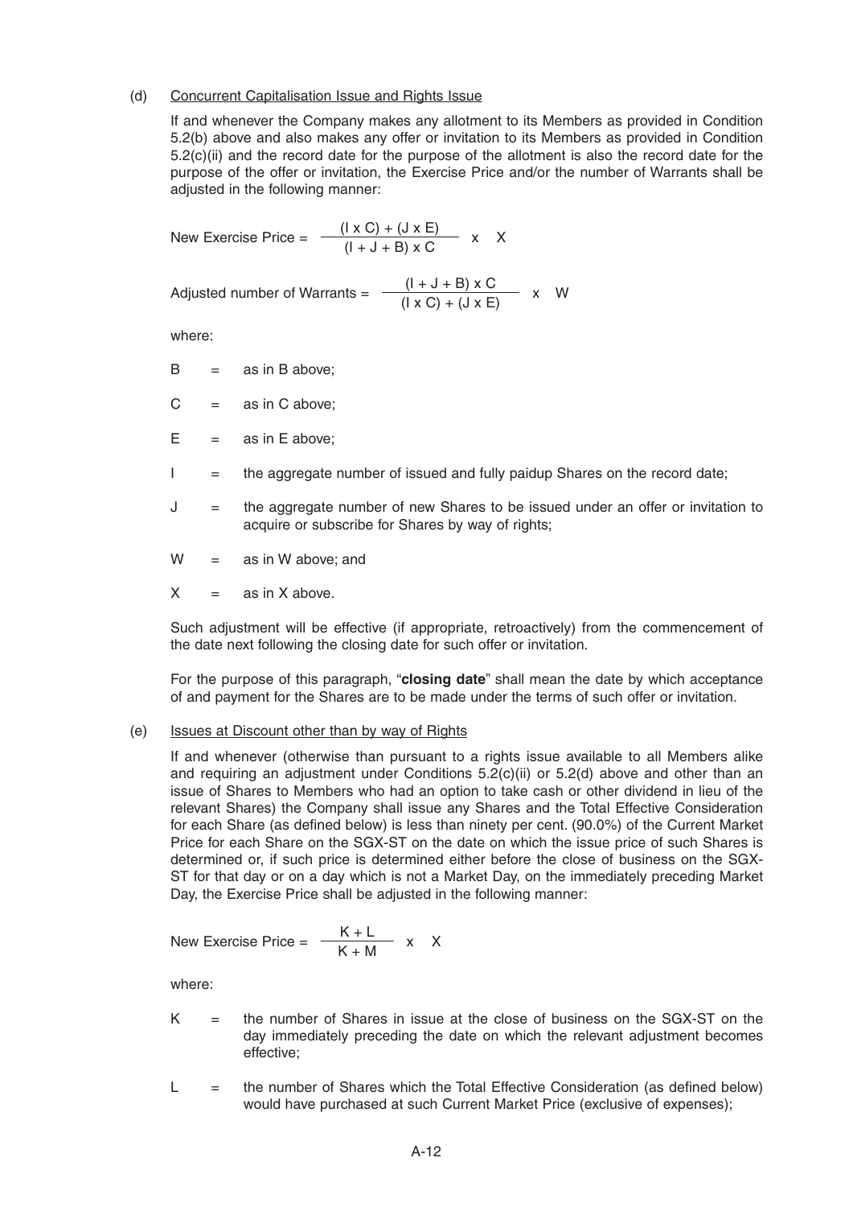(d) Concurrent Capitalisation Issue and Rights Issue

If and whenever the Company makes any allotment to its Members as provided in Condition 5.2(b) above and also makes any offer or invitation to its Members as provided in Condition 5.2(c)(ii) and the record date for the purpose of the allotment is also the record date for the purpose of the offer or invitation, the Exercise Price and/or the number of Warrants shall be adjusted in the following manner:

$$\text{New Exercise Price} = \frac{(I \times C) + (J \times E)}{(I + J + B) \times C} \times X$$

$$\text{Adjusted number of Warrants} = \frac{(I + J + B) \times C}{(I \times C) + (J \times E)} \times W$$

where:

B = as in B above;

C = as in C above;

E = as in E above;

I = the aggregate number of issued and fully paidup Shares on the record date;

J = the aggregate number of new Shares to be issued under an offer or invitation to acquire or subscribe for Shares by way of rights;

W = as in W above; and

X = as in X above.

Such adjustment will be effective (if appropriate, retroactively) from the commencement of the date next following the closing date for such offer or invitation.

For the purpose of this paragraph, "**closing date**" shall mean the date by which acceptance of and payment for the Shares are to be made under the terms of such offer or invitation.

(e) Issues at Discount other than by way of Rights

If and whenever (otherwise than pursuant to a rights issue available to all Members alike and requiring an adjustment under Conditions 5.2(c)(ii) or 5.2(d) above and other than an issue of Shares to Members who had an option to take cash or other dividend in lieu of the relevant Shares) the Company shall issue any Shares and the Total Effective Consideration for each Share (as defined below) is less than ninety per cent. (90.0%) of the Current Market Price for each Share on the SGX-ST on the date on which the issue price of such Shares is determined or, if such price is determined either before the close of business on the SGX-ST for that day or on a day which is not a Market Day, on the immediately preceding Market Day, the Exercise Price shall be adjusted in the following manner:

$$\text{New Exercise Price} = \frac{K + L}{K + M} \times X$$

where:

K = the number of Shares in issue at the close of business on the SGX-ST on the day immediately preceding the date on which the relevant adjustment becomes effective;

L = the number of Shares which the Total Effective Consideration (as defined below) would have purchased at such Current Market Price (exclusive of expenses);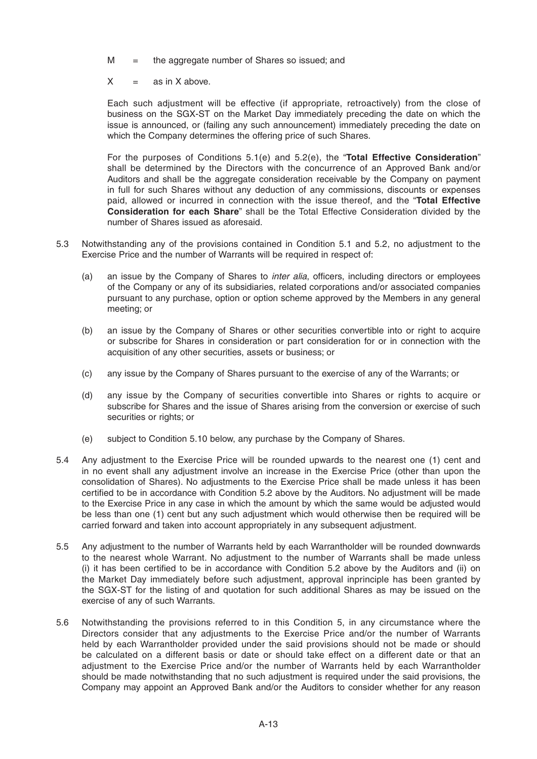M = the aggregate number of Shares so issued; and

X = as in X above.

Each such adjustment will be effective (if appropriate, retroactively) from the close of business on the SGX-ST on the Market Day immediately preceding the date on which the issue is announced, or (failing any such announcement) immediately preceding the date on which the Company determines the offering price of such Shares.

For the purposes of Conditions 5.1(e) and 5.2(e), the "**Total Effective Consideration**" shall be determined by the Directors with the concurrence of an Approved Bank and/or Auditors and shall be the aggregate consideration receivable by the Company on payment in full for such Shares without any deduction of any commissions, discounts or expenses paid, allowed or incurred in connection with the issue thereof, and the "**Total Effective Consideration for each Share**" shall be the Total Effective Consideration divided by the number of Shares issued as aforesaid.

5.3 Notwithstanding any of the provisions contained in Condition 5.1 and 5.2, no adjustment to the Exercise Price and the number of Warrants will be required in respect of:

(a) an issue by the Company of Shares to *inter alia*, officers, including directors or employees of the Company or any of its subsidiaries, related corporations and/or associated companies pursuant to any purchase, option or option scheme approved by the Members in any general meeting; or

(b) an issue by the Company of Shares or other securities convertible into or right to acquire or subscribe for Shares in consideration or part consideration for or in connection with the acquisition of any other securities, assets or business; or

(c) any issue by the Company of Shares pursuant to the exercise of any of the Warrants; or

(d) any issue by the Company of securities convertible into Shares or rights to acquire or subscribe for Shares and the issue of Shares arising from the conversion or exercise of such securities or rights; or

(e) subject to Condition 5.10 below, any purchase by the Company of Shares.

5.4 Any adjustment to the Exercise Price will be rounded upwards to the nearest one (1) cent and in no event shall any adjustment involve an increase in the Exercise Price (other than upon the consolidation of Shares). No adjustments to the Exercise Price shall be made unless it has been certified to be in accordance with Condition 5.2 above by the Auditors. No adjustment will be made to the Exercise Price in any case in which the amount by which the same would be adjusted would be less than one (1) cent but any such adjustment which would otherwise then be required will be carried forward and taken into account appropriately in any subsequent adjustment.

5.5 Any adjustment to the number of Warrants held by each Warrantholder will be rounded downwards to the nearest whole Warrant. No adjustment to the number of Warrants shall be made unless (i) it has been certified to be in accordance with Condition 5.2 above by the Auditors and (ii) on the Market Day immediately before such adjustment, approval inprinciple has been granted by the SGX-ST for the listing of and quotation for such additional Shares as may be issued on the exercise of any of such Warrants.

5.6 Notwithstanding the provisions referred to in this Condition 5, in any circumstance where the Directors consider that any adjustments to the Exercise Price and/or the number of Warrants held by each Warrantholder provided under the said provisions should not be made or should be calculated on a different basis or date or should take effect on a different date or that an adjustment to the Exercise Price and/or the number of Warrants held by each Warrantholder should be made notwithstanding that no such adjustment is required under the said provisions, the Company may appoint an Approved Bank and/or the Auditors to consider whether for any reason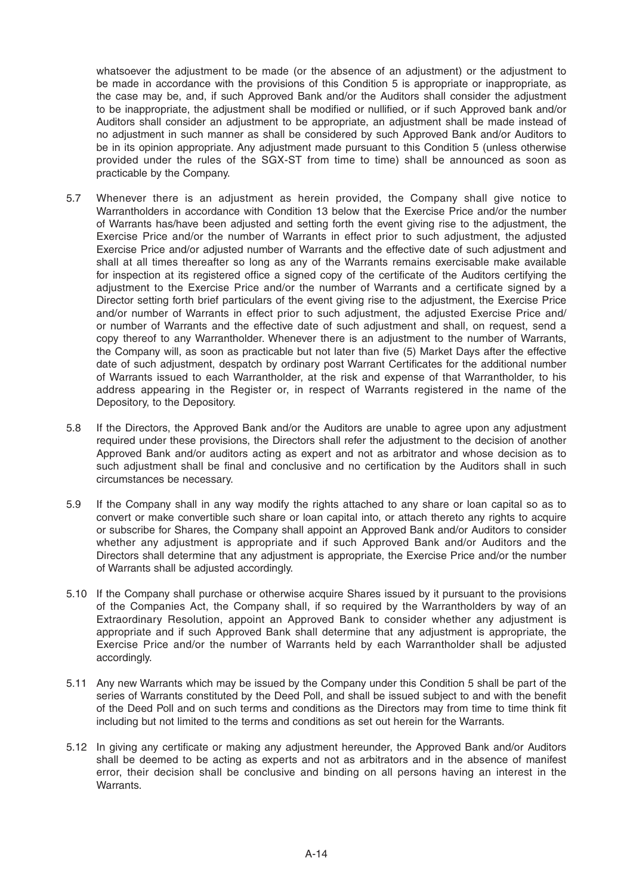whatsoever the adjustment to be made (or the absence of an adjustment) or the adjustment to be made in accordance with the provisions of this Condition 5 is appropriate or inappropriate, as the case may be, and, if such Approved Bank and/or the Auditors shall consider the adjustment to be inappropriate, the adjustment shall be modified or nullified, or if such Approved bank and/or Auditors shall consider an adjustment to be appropriate, an adjustment shall be made instead of no adjustment in such manner as shall be considered by such Approved Bank and/or Auditors to be in its opinion appropriate. Any adjustment made pursuant to this Condition 5 (unless otherwise provided under the rules of the SGX-ST from time to time) shall be announced as soon as practicable by the Company.

5.7 Whenever there is an adjustment as herein provided, the Company shall give notice to Warrantholders in accordance with Condition 13 below that the Exercise Price and/or the number of Warrants has/have been adjusted and setting forth the event giving rise to the adjustment, the Exercise Price and/or the number of Warrants in effect prior to such adjustment, the adjusted Exercise Price and/or adjusted number of Warrants and the effective date of such adjustment and shall at all times thereafter so long as any of the Warrants remains exercisable make available for inspection at its registered office a signed copy of the certificate of the Auditors certifying the adjustment to the Exercise Price and/or the number of Warrants and a certificate signed by a Director setting forth brief particulars of the event giving rise to the adjustment, the Exercise Price and/or number of Warrants in effect prior to such adjustment, the adjusted Exercise Price and/or number of Warrants and the effective date of such adjustment and shall, on request, send a copy thereof to any Warrantholder. Whenever there is an adjustment to the number of Warrants, the Company will, as soon as practicable but not later than five (5) Market Days after the effective date of such adjustment, despatch by ordinary post Warrant Certificates for the additional number of Warrants issued to each Warrantholder, at the risk and expense of that Warrantholder, to his address appearing in the Register or, in respect of Warrants registered in the name of the Depository, to the Depository.

5.8 If the Directors, the Approved Bank and/or the Auditors are unable to agree upon any adjustment required under these provisions, the Directors shall refer the adjustment to the decision of another Approved Bank and/or auditors acting as expert and not as arbitrator and whose decision as to such adjustment shall be final and conclusive and no certification by the Auditors shall in such circumstances be necessary.

5.9 If the Company shall in any way modify the rights attached to any share or loan capital so as to convert or make convertible such share or loan capital into, or attach thereto any rights to acquire or subscribe for Shares, the Company shall appoint an Approved Bank and/or Auditors to consider whether any adjustment is appropriate and if such Approved Bank and/or Auditors and the Directors shall determine that any adjustment is appropriate, the Exercise Price and/or the number of Warrants shall be adjusted accordingly.

5.10 If the Company shall purchase or otherwise acquire Shares issued by it pursuant to the provisions of the Companies Act, the Company shall, if so required by the Warrantholders by way of an Extraordinary Resolution, appoint an Approved Bank to consider whether any adjustment is appropriate and if such Approved Bank shall determine that any adjustment is appropriate, the Exercise Price and/or the number of Warrants held by each Warrantholder shall be adjusted accordingly.

5.11 Any new Warrants which may be issued by the Company under this Condition 5 shall be part of the series of Warrants constituted by the Deed Poll, and shall be issued subject to and with the benefit of the Deed Poll and on such terms and conditions as the Directors may from time to time think fit including but not limited to the terms and conditions as set out herein for the Warrants.

5.12 In giving any certificate or making any adjustment hereunder, the Approved Bank and/or Auditors shall be deemed to be acting as experts and not as arbitrators and in the absence of manifest error, their decision shall be conclusive and binding on all persons having an interest in the Warrants.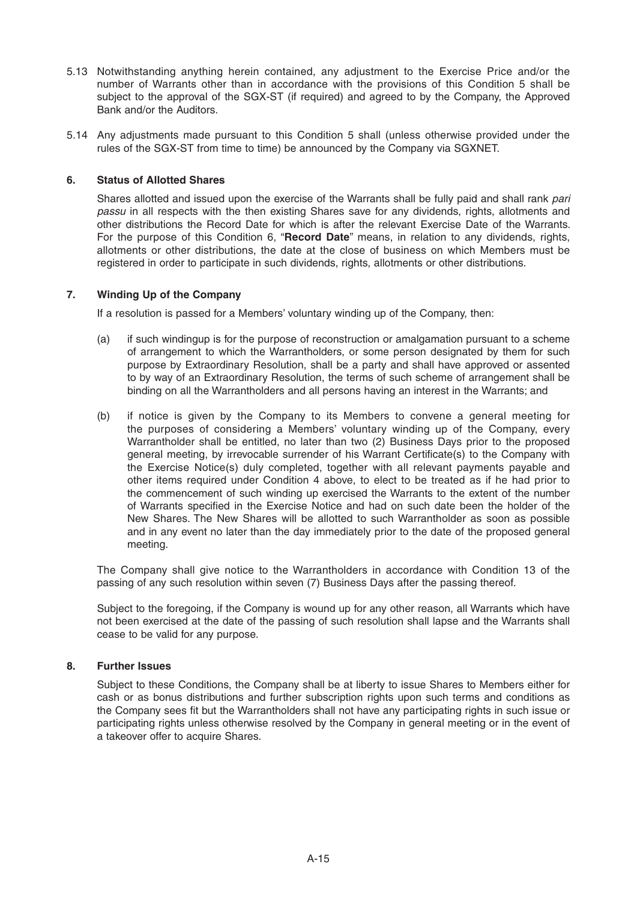5.13 Notwithstanding anything herein contained, any adjustment to the Exercise Price and/or the number of Warrants other than in accordance with the provisions of this Condition 5 shall be subject to the approval of the SGX-ST (if required) and agreed to by the Company, the Approved Bank and/or the Auditors.

5.14 Any adjustments made pursuant to this Condition 5 shall (unless otherwise provided under the rules of the SGX-ST from time to time) be announced by the Company via SGXNET.

### 6. Status of Allotted Shares

Shares allotted and issued upon the exercise of the Warrants shall be fully paid and shall rank *pari passu* in all respects with the then existing Shares save for any dividends, rights, allotments and other distributions the Record Date for which is after the relevant Exercise Date of the Warrants. For the purpose of this Condition 6, "**Record Date**" means, in relation to any dividends, rights, allotments or other distributions, the date at the close of business on which Members must be registered in order to participate in such dividends, rights, allotments or other distributions.

### 7. Winding Up of the Company

If a resolution is passed for a Members' voluntary winding up of the Company, then:

(a) if such windingup is for the purpose of reconstruction or amalgamation pursuant to a scheme of arrangement to which the Warrantholders, or some person designated by them for such purpose by Extraordinary Resolution, shall be a party and shall have approved or assented to by way of an Extraordinary Resolution, the terms of such scheme of arrangement shall be binding on all the Warrantholders and all persons having an interest in the Warrants; and

(b) if notice is given by the Company to its Members to convene a general meeting for the purposes of considering a Members' voluntary winding up of the Company, every Warrantholder shall be entitled, no later than two (2) Business Days prior to the proposed general meeting, by irrevocable surrender of his Warrant Certificate(s) to the Company with the Exercise Notice(s) duly completed, together with all relevant payments payable and other items required under Condition 4 above, to elect to be treated as if he had prior to the commencement of such winding up exercised the Warrants to the extent of the number of Warrants specified in the Exercise Notice and had on such date been the holder of the New Shares. The New Shares will be allotted to such Warrantholder as soon as possible and in any event no later than the day immediately prior to the date of the proposed general meeting.

The Company shall give notice to the Warrantholders in accordance with Condition 13 of the passing of any such resolution within seven (7) Business Days after the passing thereof.

Subject to the foregoing, if the Company is wound up for any other reason, all Warrants which have not been exercised at the date of the passing of such resolution shall lapse and the Warrants shall cease to be valid for any purpose.

### 8. Further Issues

Subject to these Conditions, the Company shall be at liberty to issue Shares to Members either for cash or as bonus distributions and further subscription rights upon such terms and conditions as the Company sees fit but the Warrantholders shall not have any participating rights in such issue or participating rights unless otherwise resolved by the Company in general meeting or in the event of a takeover offer to acquire Shares.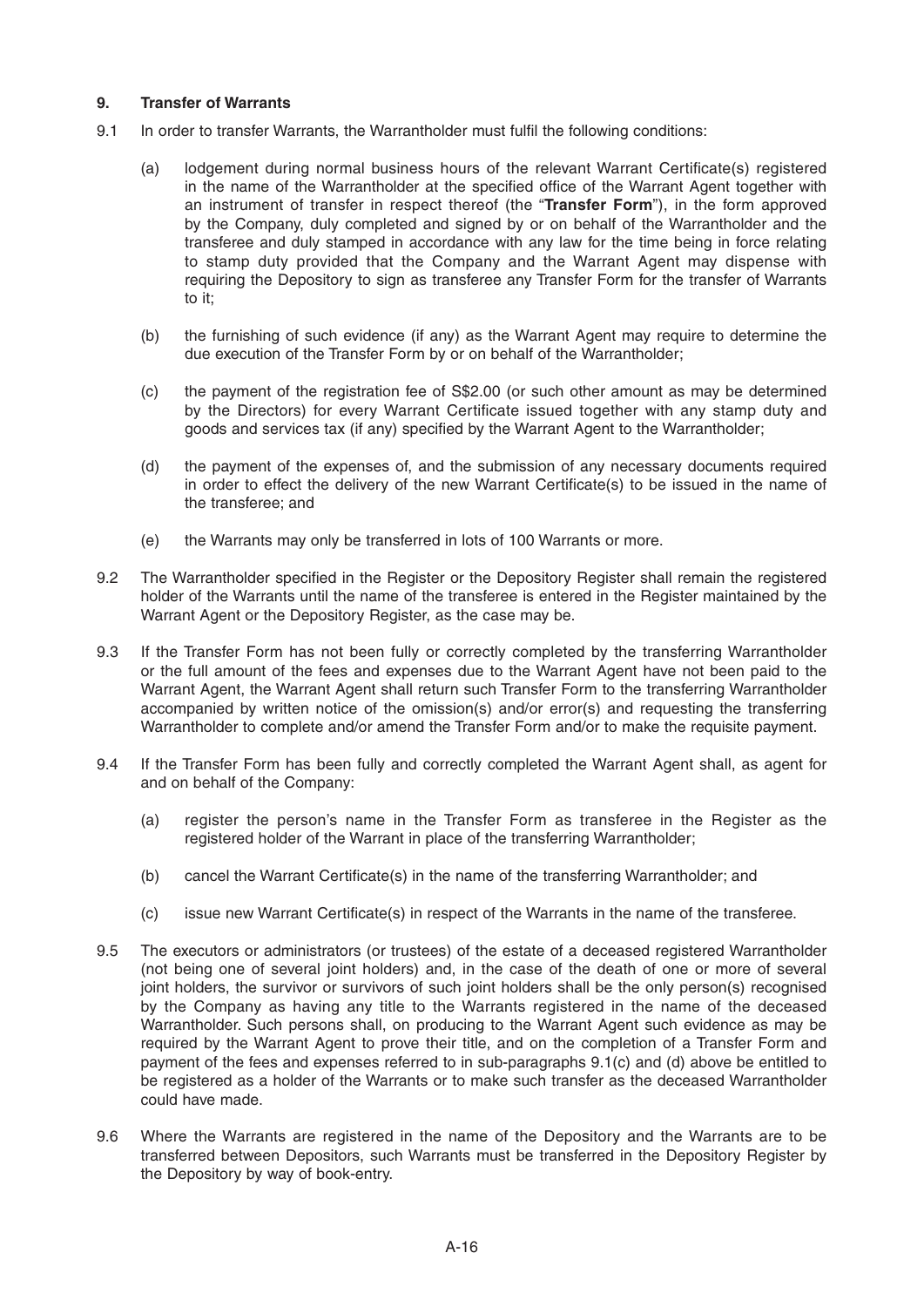### 9. Transfer of Warrants

9.1 In order to transfer Warrants, the Warrantholder must fulfil the following conditions:

(a) lodgement during normal business hours of the relevant Warrant Certificate(s) registered in the name of the Warrantholder at the specified office of the Warrant Agent together with an instrument of transfer in respect thereof (the "**Transfer Form**"), in the form approved by the Company, duly completed and signed by or on behalf of the Warrantholder and the transferee and duly stamped in accordance with any law for the time being in force relating to stamp duty provided that the Company and the Warrant Agent may dispense with requiring the Depository to sign as transferee any Transfer Form for the transfer of Warrants to it;

(b) the furnishing of such evidence (if any) as the Warrant Agent may require to determine the due execution of the Transfer Form by or on behalf of the Warrantholder;

(c) the payment of the registration fee of S$2.00 (or such other amount as may be determined by the Directors) for every Warrant Certificate issued together with any stamp duty and goods and services tax (if any) specified by the Warrant Agent to the Warrantholder;

(d) the payment of the expenses of, and the submission of any necessary documents required in order to effect the delivery of the new Warrant Certificate(s) to be issued in the name of the transferee; and

(e) the Warrants may only be transferred in lots of 100 Warrants or more.

9.2 The Warrantholder specified in the Register or the Depository Register shall remain the registered holder of the Warrants until the name of the transferee is entered in the Register maintained by the Warrant Agent or the Depository Register, as the case may be.

9.3 If the Transfer Form has not been fully or correctly completed by the transferring Warrantholder or the full amount of the fees and expenses due to the Warrant Agent have not been paid to the Warrant Agent, the Warrant Agent shall return such Transfer Form to the transferring Warrantholder accompanied by written notice of the omission(s) and/or error(s) and requesting the transferring Warrantholder to complete and/or amend the Transfer Form and/or to make the requisite payment.

9.4 If the Transfer Form has been fully and correctly completed the Warrant Agent shall, as agent for and on behalf of the Company:

(a) register the person's name in the Transfer Form as transferee in the Register as the registered holder of the Warrant in place of the transferring Warrantholder;

(b) cancel the Warrant Certificate(s) in the name of the transferring Warrantholder; and

(c) issue new Warrant Certificate(s) in respect of the Warrants in the name of the transferee.

9.5 The executors or administrators (or trustees) of the estate of a deceased registered Warrantholder (not being one of several joint holders) and, in the case of the death of one or more of several joint holders, the survivor or survivors of such joint holders shall be the only person(s) recognised by the Company as having any title to the Warrants registered in the name of the deceased Warrantholder. Such persons shall, on producing to the Warrant Agent such evidence as may be required by the Warrant Agent to prove their title, and on the completion of a Transfer Form and payment of the fees and expenses referred to in sub-paragraphs 9.1(c) and (d) above be entitled to be registered as a holder of the Warrants or to make such transfer as the deceased Warrantholder could have made.

9.6 Where the Warrants are registered in the name of the Depository and the Warrants are to be transferred between Depositors, such Warrants must be transferred in the Depository Register by the Depository by way of book-entry.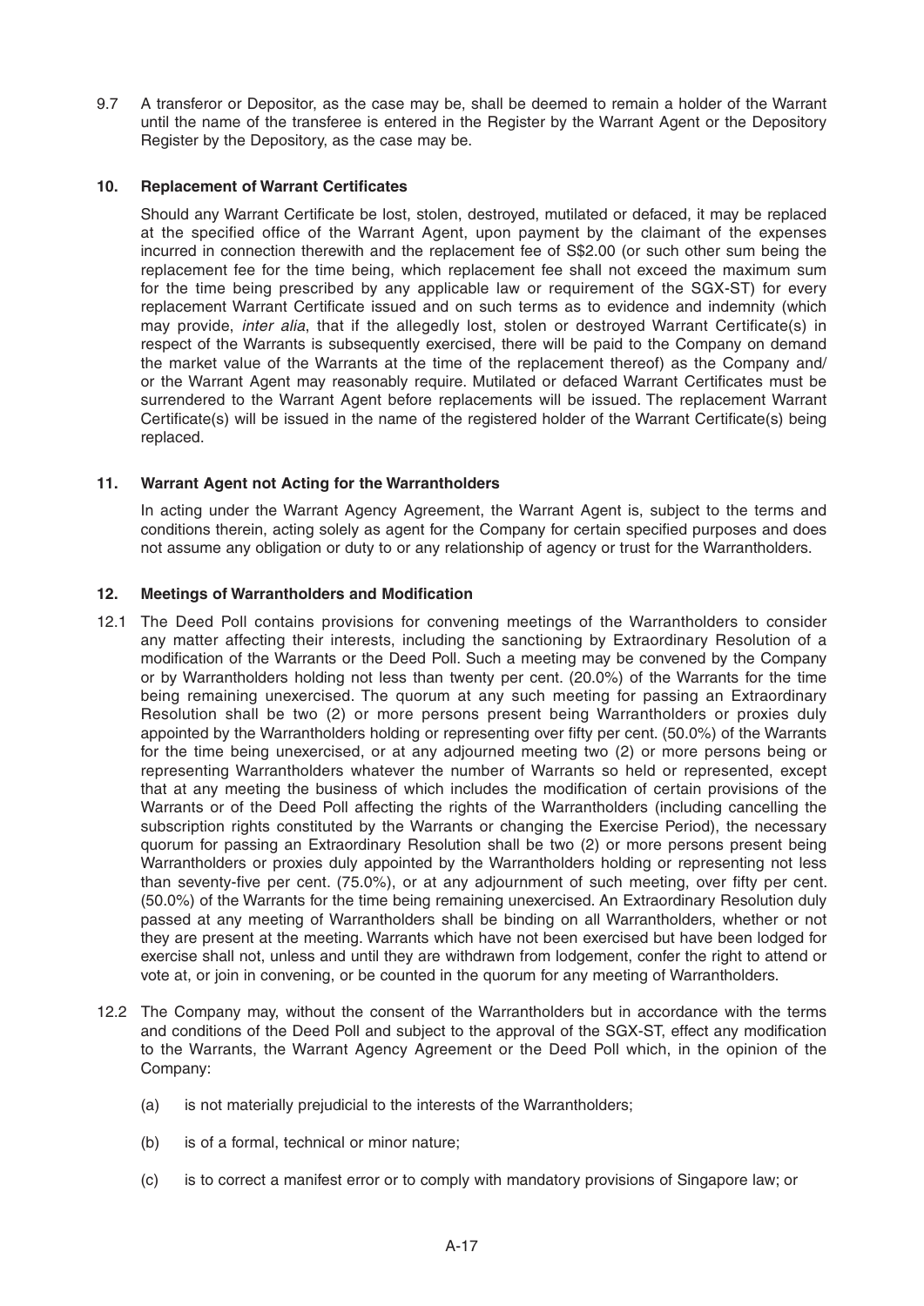9.7 A transferor or Depositor, as the case may be, shall be deemed to remain a holder of the Warrant until the name of the transferee is entered in the Register by the Warrant Agent or the Depository Register by the Depository, as the case may be.

### 10. Replacement of Warrant Certificates

Should any Warrant Certificate be lost, stolen, destroyed, mutilated or defaced, it may be replaced at the specified office of the Warrant Agent, upon payment by the claimant of the expenses incurred in connection therewith and the replacement fee of S$2.00 (or such other sum being the replacement fee for the time being, which replacement fee shall not exceed the maximum sum for the time being prescribed by any applicable law or requirement of the SGX-ST) for every replacement Warrant Certificate issued and on such terms as to evidence and indemnity (which may provide, *inter alia*, that if the allegedly lost, stolen or destroyed Warrant Certificate(s) in respect of the Warrants is subsequently exercised, there will be paid to the Company on demand the market value of the Warrants at the time of the replacement thereof) as the Company and/or the Warrant Agent may reasonably require. Mutilated or defaced Warrant Certificates must be surrendered to the Warrant Agent before replacements will be issued. The replacement Warrant Certificate(s) will be issued in the name of the registered holder of the Warrant Certificate(s) being replaced.

### 11. Warrant Agent not Acting for the Warrantholders

In acting under the Warrant Agency Agreement, the Warrant Agent is, subject to the terms and conditions therein, acting solely as agent for the Company for certain specified purposes and does not assume any obligation or duty to or any relationship of agency or trust for the Warrantholders.

### 12. Meetings of Warrantholders and Modification

12.1 The Deed Poll contains provisions for convening meetings of the Warrantholders to consider any matter affecting their interests, including the sanctioning by Extraordinary Resolution of a modification of the Warrants or the Deed Poll. Such a meeting may be convened by the Company or by Warrantholders holding not less than twenty per cent. (20.0%) of the Warrants for the time being remaining unexercised. The quorum at any such meeting for passing an Extraordinary Resolution shall be two (2) or more persons present being Warrantholders or proxies duly appointed by the Warrantholders holding or representing over fifty per cent. (50.0%) of the Warrants for the time being unexercised, or at any adjourned meeting two (2) or more persons being or representing Warrantholders whatever the number of Warrants so held or represented, except that at any meeting the business of which includes the modification of certain provisions of the Warrants or of the Deed Poll affecting the rights of the Warrantholders (including cancelling the subscription rights constituted by the Warrants or changing the Exercise Period), the necessary quorum for passing an Extraordinary Resolution shall be two (2) or more persons present being Warrantholders or proxies duly appointed by the Warrantholders holding or representing not less than seventy-five per cent. (75.0%), or at any adjournment of such meeting, over fifty per cent. (50.0%) of the Warrants for the time being remaining unexercised. An Extraordinary Resolution duly passed at any meeting of Warrantholders shall be binding on all Warrantholders, whether or not they are present at the meeting. Warrants which have not been exercised but have been lodged for exercise shall not, unless and until they are withdrawn from lodgement, confer the right to attend or vote at, or join in convening, or be counted in the quorum for any meeting of Warrantholders.

12.2 The Company may, without the consent of the Warrantholders but in accordance with the terms and conditions of the Deed Poll and subject to the approval of the SGX-ST, effect any modification to the Warrants, the Warrant Agency Agreement or the Deed Poll which, in the opinion of the Company:

(a) is not materially prejudicial to the interests of the Warrantholders;

(b) is of a formal, technical or minor nature;

(c) is to correct a manifest error or to comply with mandatory provisions of Singapore law; or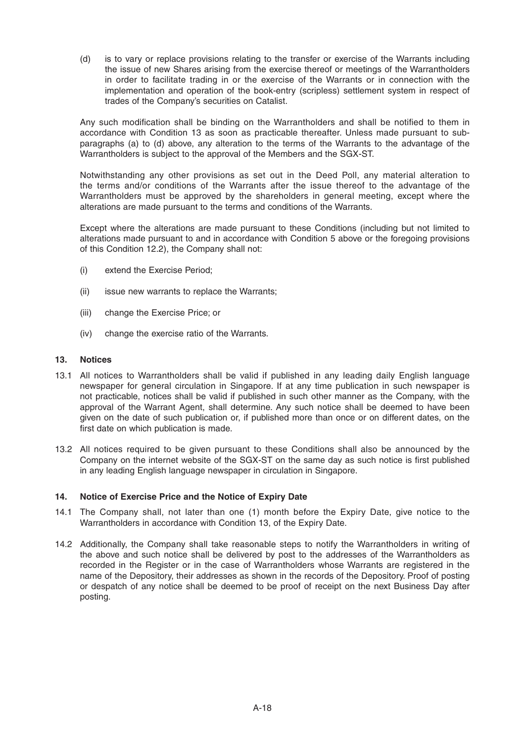(d) is to vary or replace provisions relating to the transfer or exercise of the Warrants including the issue of new Shares arising from the exercise thereof or meetings of the Warrantholders in order to facilitate trading in or the exercise of the Warrants or in connection with the implementation and operation of the book-entry (scripless) settlement system in respect of trades of the Company's securities on Catalist.

Any such modification shall be binding on the Warrantholders and shall be notified to them in accordance with Condition 13 as soon as practicable thereafter. Unless made pursuant to sub-paragraphs (a) to (d) above, any alteration to the terms of the Warrants to the advantage of the Warrantholders is subject to the approval of the Members and the SGX-ST.

Notwithstanding any other provisions as set out in the Deed Poll, any material alteration to the terms and/or conditions of the Warrants after the issue thereof to the advantage of the Warrantholders must be approved by the shareholders in general meeting, except where the alterations are made pursuant to the terms and conditions of the Warrants.

Except where the alterations are made pursuant to these Conditions (including but not limited to alterations made pursuant to and in accordance with Condition 5 above or the foregoing provisions of this Condition 12.2), the Company shall not:

(i) extend the Exercise Period;

(ii) issue new warrants to replace the Warrants;

(iii) change the Exercise Price; or

(iv) change the exercise ratio of the Warrants.

## 13. Notices

13.1 All notices to Warrantholders shall be valid if published in any leading daily English language newspaper for general circulation in Singapore. If at any time publication in such newspaper is not practicable, notices shall be valid if published in such other manner as the Company, with the approval of the Warrant Agent, shall determine. Any such notice shall be deemed to have been given on the date of such publication or, if published more than once or on different dates, on the first date on which publication is made.

13.2 All notices required to be given pursuant to these Conditions shall also be announced by the Company on the internet website of the SGX-ST on the same day as such notice is first published in any leading English language newspaper in circulation in Singapore.

## 14. Notice of Exercise Price and the Notice of Expiry Date

14.1 The Company shall, not later than one (1) month before the Expiry Date, give notice to the Warrantholders in accordance with Condition 13, of the Expiry Date.

14.2 Additionally, the Company shall take reasonable steps to notify the Warrantholders in writing of the above and such notice shall be delivered by post to the addresses of the Warrantholders as recorded in the Register or in the case of Warrantholders whose Warrants are registered in the name of the Depository, their addresses as shown in the records of the Depository. Proof of posting or despatch of any notice shall be deemed to be proof of receipt on the next Business Day after posting.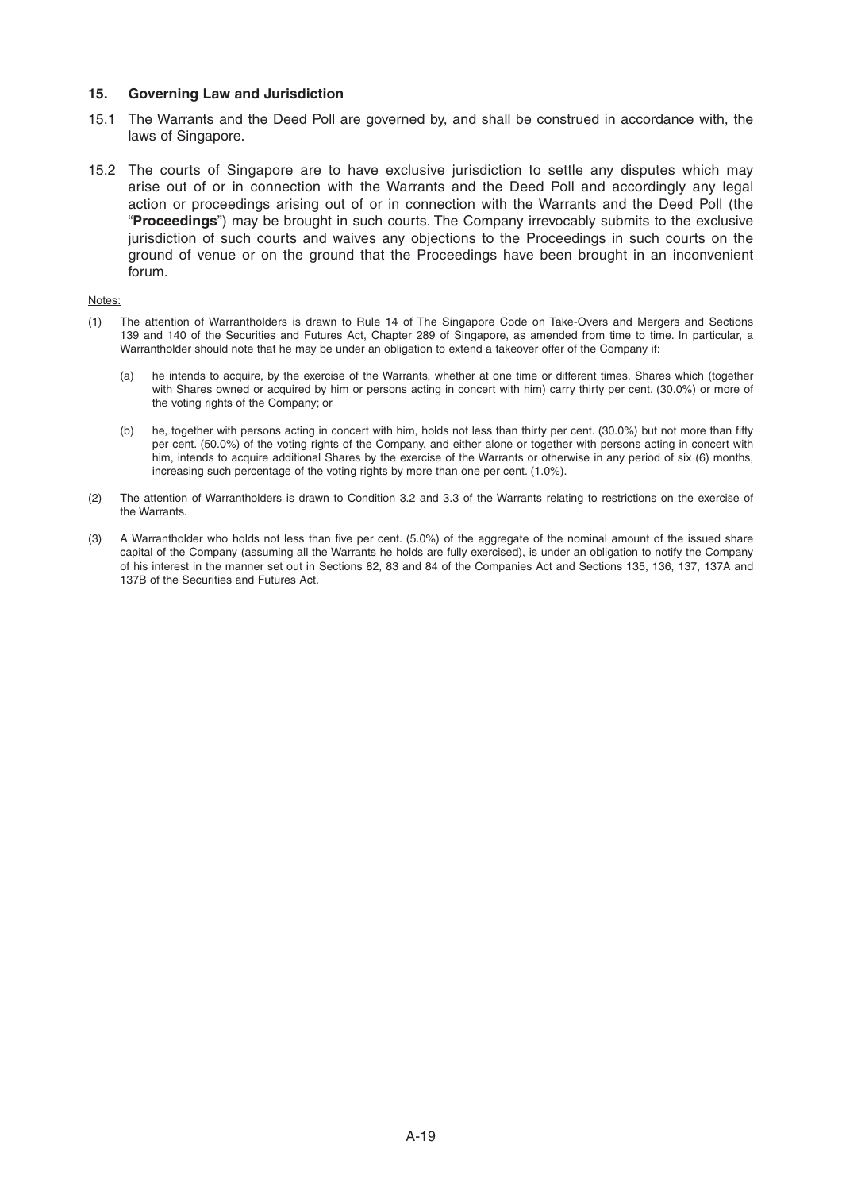## 15. Governing Law and Jurisdiction

15.1 The Warrants and the Deed Poll are governed by, and shall be construed in accordance with, the laws of Singapore.

15.2 The courts of Singapore are to have exclusive jurisdiction to settle any disputes which may arise out of or in connection with the Warrants and the Deed Poll and accordingly any legal action or proceedings arising out of or in connection with the Warrants and the Deed Poll (the "**Proceedings**") may be brought in such courts. The Company irrevocably submits to the exclusive jurisdiction of such courts and waives any objections to the Proceedings in such courts on the ground of venue or on the ground that the Proceedings have been brought in an inconvenient forum.

Notes:

(1) The attention of Warrantholders is drawn to Rule 14 of The Singapore Code on Take-Overs and Mergers and Sections 139 and 140 of the Securities and Futures Act, Chapter 289 of Singapore, as amended from time to time. In particular, a Warrantholder should note that he may be under an obligation to extend a takeover offer of the Company if:

(a) he intends to acquire, by the exercise of the Warrants, whether at one time or different times, Shares which (together with Shares owned or acquired by him or persons acting in concert with him) carry thirty per cent. (30.0%) or more of the voting rights of the Company; or

(b) he, together with persons acting in concert with him, holds not less than thirty per cent. (30.0%) but not more than fifty per cent. (50.0%) of the voting rights of the Company, and either alone or together with persons acting in concert with him, intends to acquire additional Shares by the exercise of the Warrants or otherwise in any period of six (6) months, increasing such percentage of the voting rights by more than one per cent. (1.0%).

(2) The attention of Warrantholders is drawn to Condition 3.2 and 3.3 of the Warrants relating to restrictions on the exercise of the Warrants.

(3) A Warrantholder who holds not less than five per cent. (5.0%) of the aggregate of the nominal amount of the issued share capital of the Company (assuming all the Warrants he holds are fully exercised), is under an obligation to notify the Company of his interest in the manner set out in Sections 82, 83 and 84 of the Companies Act and Sections 135, 136, 137, 137A and 137B of the Securities and Futures Act.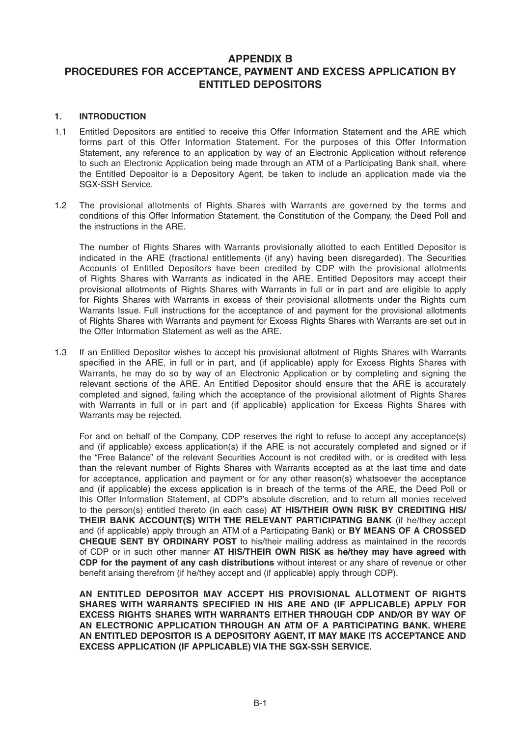# APPENDIX B
# PROCEDURES FOR ACCEPTANCE, PAYMENT AND EXCESS APPLICATION BY ENTITLED DEPOSITORS

## 1. INTRODUCTION

1.1 Entitled Depositors are entitled to receive this Offer Information Statement and the ARE which forms part of this Offer Information Statement. For the purposes of this Offer Information Statement, any reference to an application by way of an Electronic Application without reference to such an Electronic Application being made through an ATM of a Participating Bank shall, where the Entitled Depositor is a Depository Agent, be taken to include an application made via the SGX-SSH Service.

1.2 The provisional allotments of Rights Shares with Warrants are governed by the terms and conditions of this Offer Information Statement, the Constitution of the Company, the Deed Poll and the instructions in the ARE.

The number of Rights Shares with Warrants provisionally allotted to each Entitled Depositor is indicated in the ARE (fractional entitlements (if any) having been disregarded). The Securities Accounts of Entitled Depositors have been credited by CDP with the provisional allotments of Rights Shares with Warrants as indicated in the ARE. Entitled Depositors may accept their provisional allotments of Rights Shares with Warrants in full or in part and are eligible to apply for Rights Shares with Warrants in excess of their provisional allotments under the Rights cum Warrants Issue. Full instructions for the acceptance of and payment for the provisional allotments of Rights Shares with Warrants and payment for Excess Rights Shares with Warrants are set out in the Offer Information Statement as well as the ARE.

1.3 If an Entitled Depositor wishes to accept his provisional allotment of Rights Shares with Warrants specified in the ARE, in full or in part, and (if applicable) apply for Excess Rights Shares with Warrants, he may do so by way of an Electronic Application or by completing and signing the relevant sections of the ARE. An Entitled Depositor should ensure that the ARE is accurately completed and signed, failing which the acceptance of the provisional allotment of Rights Shares with Warrants in full or in part and (if applicable) application for Excess Rights Shares with Warrants may be rejected.

For and on behalf of the Company, CDP reserves the right to refuse to accept any acceptance(s) and (if applicable) excess application(s) if the ARE is not accurately completed and signed or if the "Free Balance" of the relevant Securities Account is not credited with, or is credited with less than the relevant number of Rights Shares with Warrants accepted as at the last time and date for acceptance, application and payment or for any other reason(s) whatsoever the acceptance and (if applicable) the excess application is in breach of the terms of the ARE, the Deed Poll or this Offer Information Statement, at CDP's absolute discretion, and to return all monies received to the person(s) entitled thereto (in each case) **AT HIS/THEIR OWN RISK BY CREDITING HIS/THEIR BANK ACCOUNT(S) WITH THE RELEVANT PARTICIPATING BANK** (if he/they accept and (if applicable) apply through an ATM of a Participating Bank) or **BY MEANS OF A CROSSED CHEQUE SENT BY ORDINARY POST** to his/their mailing address as maintained in the records of CDP or in such other manner **AT HIS/THEIR OWN RISK as he/they may have agreed with CDP for the payment of any cash distributions** without interest or any share of revenue or other benefit arising therefrom (if he/they accept and (if applicable) apply through CDP).

**AN ENTITLED DEPOSITOR MAY ACCEPT HIS PROVISIONAL ALLOTMENT OF RIGHTS SHARES WITH WARRANTS SPECIFIED IN HIS ARE AND (IF APPLICABLE) APPLY FOR EXCESS RIGHTS SHARES WITH WARRANTS EITHER THROUGH CDP AND/OR BY WAY OF AN ELECTRONIC APPLICATION THROUGH AN ATM OF A PARTICIPATING BANK. WHERE AN ENTITLED DEPOSITOR IS A DEPOSITORY AGENT, IT MAY MAKE ITS ACCEPTANCE AND EXCESS APPLICATION (IF APPLICABLE) VIA THE SGX-SSH SERVICE.**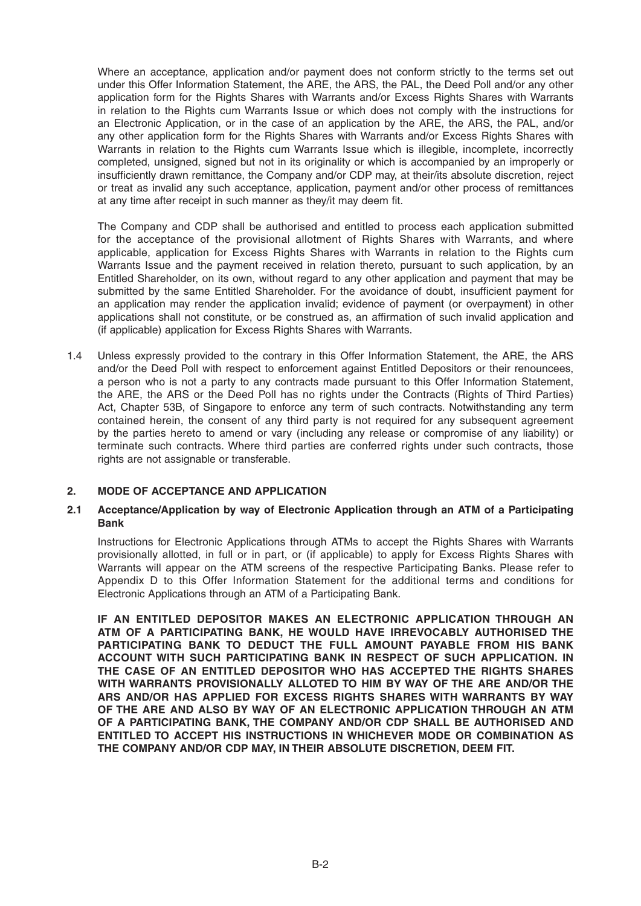Where an acceptance, application and/or payment does not conform strictly to the terms set out under this Offer Information Statement, the ARE, the ARS, the PAL, the Deed Poll and/or any other application form for the Rights Shares with Warrants and/or Excess Rights Shares with Warrants in relation to the Rights cum Warrants Issue or which does not comply with the instructions for an Electronic Application, or in the case of an application by the ARE, the ARS, the PAL, and/or any other application form for the Rights Shares with Warrants and/or Excess Rights Shares with Warrants in relation to the Rights cum Warrants Issue which is illegible, incomplete, incorrectly completed, unsigned, signed but not in its originality or which is accompanied by an improperly or insufficiently drawn remittance, the Company and/or CDP may, at their/its absolute discretion, reject or treat as invalid any such acceptance, application, payment and/or other process of remittances at any time after receipt in such manner as they/it may deem fit.

The Company and CDP shall be authorised and entitled to process each application submitted for the acceptance of the provisional allotment of Rights Shares with Warrants, and where applicable, application for Excess Rights Shares with Warrants in relation to the Rights cum Warrants Issue and the payment received in relation thereto, pursuant to such application, by an Entitled Shareholder, on its own, without regard to any other application and payment that may be submitted by the same Entitled Shareholder. For the avoidance of doubt, insufficient payment for an application may render the application invalid; evidence of payment (or overpayment) in other applications shall not constitute, or be construed as, an affirmation of such invalid application and (if applicable) application for Excess Rights Shares with Warrants.

1.4 Unless expressly provided to the contrary in this Offer Information Statement, the ARE, the ARS and/or the Deed Poll with respect to enforcement against Entitled Depositors or their renouncees, a person who is not a party to any contracts made pursuant to this Offer Information Statement, the ARE, the ARS or the Deed Poll has no rights under the Contracts (Rights of Third Parties) Act, Chapter 53B, of Singapore to enforce any term of such contracts. Notwithstanding any term contained herein, the consent of any third party is not required for any subsequent agreement by the parties hereto to amend or vary (including any release or compromise of any liability) or terminate such contracts. Where third parties are conferred rights under such contracts, those rights are not assignable or transferable.

## 2. MODE OF ACCEPTANCE AND APPLICATION

### 2.1 Acceptance/Application by way of Electronic Application through an ATM of a Participating Bank

Instructions for Electronic Applications through ATMs to accept the Rights Shares with Warrants provisionally allotted, in full or in part, or (if applicable) to apply for Excess Rights Shares with Warrants will appear on the ATM screens of the respective Participating Banks. Please refer to Appendix D to this Offer Information Statement for the additional terms and conditions for Electronic Applications through an ATM of a Participating Bank.

**IF AN ENTITLED DEPOSITOR MAKES AN ELECTRONIC APPLICATION THROUGH AN ATM OF A PARTICIPATING BANK, HE WOULD HAVE IRREVOCABLY AUTHORISED THE PARTICIPATING BANK TO DEDUCT THE FULL AMOUNT PAYABLE FROM HIS BANK ACCOUNT WITH SUCH PARTICIPATING BANK IN RESPECT OF SUCH APPLICATION. IN THE CASE OF AN ENTITLED DEPOSITOR WHO HAS ACCEPTED THE RIGHTS SHARES WITH WARRANTS PROVISIONALLY ALLOTED TO HIM BY WAY OF THE ARE AND/OR THE ARS AND/OR HAS APPLIED FOR EXCESS RIGHTS SHARES WITH WARRANTS BY WAY OF THE ARE AND ALSO BY WAY OF AN ELECTRONIC APPLICATION THROUGH AN ATM OF A PARTICIPATING BANK, THE COMPANY AND/OR CDP SHALL BE AUTHORISED AND ENTITLED TO ACCEPT HIS INSTRUCTIONS IN WHICHEVER MODE OR COMBINATION AS THE COMPANY AND/OR CDP MAY, IN THEIR ABSOLUTE DISCRETION, DEEM FIT.**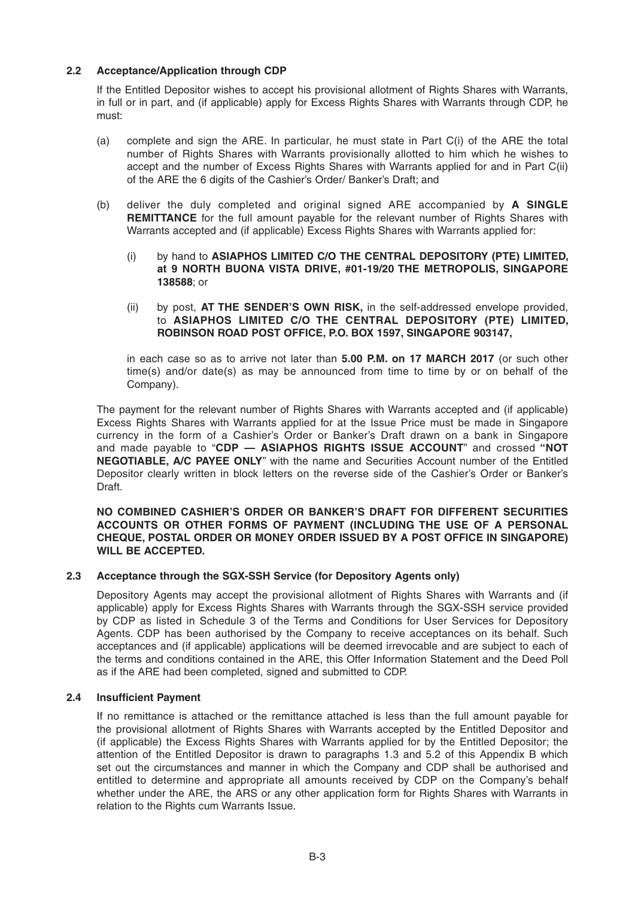### 2.2 Acceptance/Application through CDP

If the Entitled Depositor wishes to accept his provisional allotment of Rights Shares with Warrants, in full or in part, and (if applicable) apply for Excess Rights Shares with Warrants through CDP, he must:

(a) complete and sign the ARE. In particular, he must state in Part C(i) of the ARE the total number of Rights Shares with Warrants provisionally allotted to him which he wishes to accept and the number of Excess Rights Shares with Warrants applied for and in Part C(ii) of the ARE the 6 digits of the Cashier's Order/ Banker's Draft; and

(b) deliver the duly completed and original signed ARE accompanied by **A SINGLE REMITTANCE** for the full amount payable for the relevant number of Rights Shares with Warrants accepted and (if applicable) Excess Rights Shares with Warrants applied for:

   (i) by hand to **ASIAPHOS LIMITED C/O THE CENTRAL DEPOSITORY (PTE) LIMITED, at 9 NORTH BUONA VISTA DRIVE, #01-19/20 THE METROPOLIS, SINGAPORE 138588**; or

   (ii) by post, **AT THE SENDER'S OWN RISK,** in the self-addressed envelope provided, to **ASIAPHOS LIMITED C/O THE CENTRAL DEPOSITORY (PTE) LIMITED, ROBINSON ROAD POST OFFICE, P.O. BOX 1597, SINGAPORE 903147,**

   in each case so as to arrive not later than **5.00 P.M. on 17 MARCH 2017** (or such other time(s) and/or date(s) as may be announced from time to time by or on behalf of the Company).

The payment for the relevant number of Rights Shares with Warrants accepted and (if applicable) Excess Rights Shares with Warrants applied for at the Issue Price must be made in Singapore currency in the form of a Cashier's Order or Banker's Draft drawn on a bank in Singapore and made payable to "**CDP — ASIAPHOS RIGHTS ISSUE ACCOUNT**" and crossed **"NOT NEGOTIABLE, A/C PAYEE ONLY**" with the name and Securities Account number of the Entitled Depositor clearly written in block letters on the reverse side of the Cashier's Order or Banker's Draft.

**NO COMBINED CASHIER'S ORDER OR BANKER'S DRAFT FOR DIFFERENT SECURITIES ACCOUNTS OR OTHER FORMS OF PAYMENT (INCLUDING THE USE OF A PERSONAL CHEQUE, POSTAL ORDER OR MONEY ORDER ISSUED BY A POST OFFICE IN SINGAPORE) WILL BE ACCEPTED.**

### 2.3 Acceptance through the SGX-SSH Service (for Depository Agents only)

Depository Agents may accept the provisional allotment of Rights Shares with Warrants and (if applicable) apply for Excess Rights Shares with Warrants through the SGX-SSH service provided by CDP as listed in Schedule 3 of the Terms and Conditions for User Services for Depository Agents. CDP has been authorised by the Company to receive acceptances on its behalf. Such acceptances and (if applicable) applications will be deemed irrevocable and are subject to each of the terms and conditions contained in the ARE, this Offer Information Statement and the Deed Poll as if the ARE had been completed, signed and submitted to CDP.

### 2.4 Insufficient Payment

If no remittance is attached or the remittance attached is less than the full amount payable for the provisional allotment of Rights Shares with Warrants accepted by the Entitled Depositor and (if applicable) the Excess Rights Shares with Warrants applied for by the Entitled Depositor; the attention of the Entitled Depositor is drawn to paragraphs 1.3 and 5.2 of this Appendix B which set out the circumstances and manner in which the Company and CDP shall be authorised and entitled to determine and appropriate all amounts received by CDP on the Company's behalf whether under the ARE, the ARS or any other application form for Rights Shares with Warrants in relation to the Rights cum Warrants Issue.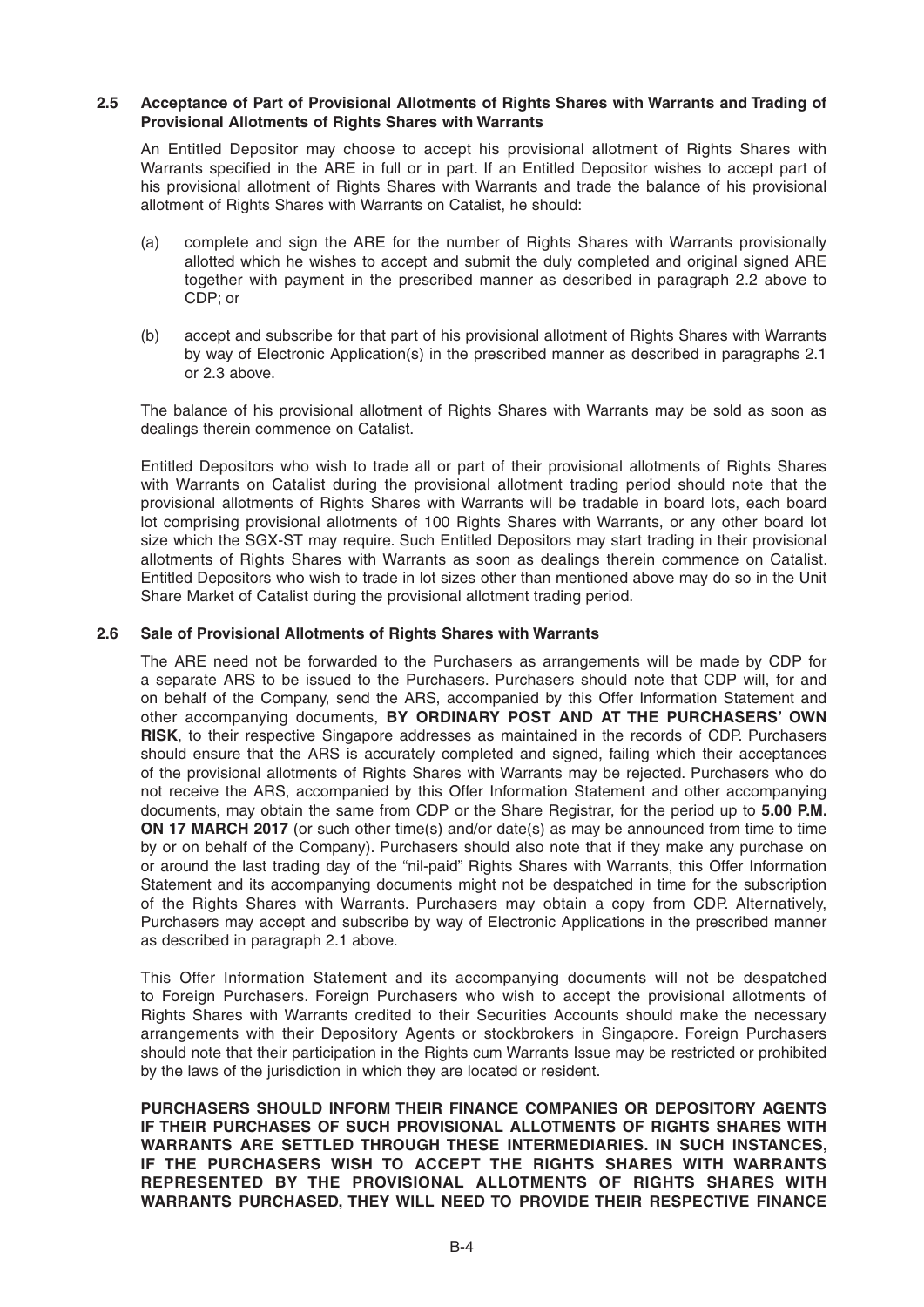### 2.5 Acceptance of Part of Provisional Allotments of Rights Shares with Warrants and Trading of Provisional Allotments of Rights Shares with Warrants

An Entitled Depositor may choose to accept his provisional allotment of Rights Shares with Warrants specified in the ARE in full or in part. If an Entitled Depositor wishes to accept part of his provisional allotment of Rights Shares with Warrants and trade the balance of his provisional allotment of Rights Shares with Warrants on Catalist, he should:

(a) complete and sign the ARE for the number of Rights Shares with Warrants provisionally allotted which he wishes to accept and submit the duly completed and original signed ARE together with payment in the prescribed manner as described in paragraph 2.2 above to CDP; or

(b) accept and subscribe for that part of his provisional allotment of Rights Shares with Warrants by way of Electronic Application(s) in the prescribed manner as described in paragraphs 2.1 or 2.3 above.

The balance of his provisional allotment of Rights Shares with Warrants may be sold as soon as dealings therein commence on Catalist.

Entitled Depositors who wish to trade all or part of their provisional allotments of Rights Shares with Warrants on Catalist during the provisional allotment trading period should note that the provisional allotments of Rights Shares with Warrants will be tradable in board lots, each board lot comprising provisional allotments of 100 Rights Shares with Warrants, or any other board lot size which the SGX-ST may require. Such Entitled Depositors may start trading in their provisional allotments of Rights Shares with Warrants as soon as dealings therein commence on Catalist. Entitled Depositors who wish to trade in lot sizes other than mentioned above may do so in the Unit Share Market of Catalist during the provisional allotment trading period.

### 2.6 Sale of Provisional Allotments of Rights Shares with Warrants

The ARE need not be forwarded to the Purchasers as arrangements will be made by CDP for a separate ARS to be issued to the Purchasers. Purchasers should note that CDP will, for and on behalf of the Company, send the ARS, accompanied by this Offer Information Statement and other accompanying documents, **BY ORDINARY POST AND AT THE PURCHASERS' OWN RISK**, to their respective Singapore addresses as maintained in the records of CDP. Purchasers should ensure that the ARS is accurately completed and signed, failing which their acceptances of the provisional allotments of Rights Shares with Warrants may be rejected. Purchasers who do not receive the ARS, accompanied by this Offer Information Statement and other accompanying documents, may obtain the same from CDP or the Share Registrar, for the period up to **5.00 P.M. ON 17 MARCH 2017** (or such other time(s) and/or date(s) as may be announced from time to time by or on behalf of the Company). Purchasers should also note that if they make any purchase on or around the last trading day of the "nil-paid" Rights Shares with Warrants, this Offer Information Statement and its accompanying documents might not be despatched in time for the subscription of the Rights Shares with Warrants. Purchasers may obtain a copy from CDP. Alternatively, Purchasers may accept and subscribe by way of Electronic Applications in the prescribed manner as described in paragraph 2.1 above.

This Offer Information Statement and its accompanying documents will not be despatched to Foreign Purchasers. Foreign Purchasers who wish to accept the provisional allotments of Rights Shares with Warrants credited to their Securities Accounts should make the necessary arrangements with their Depository Agents or stockbrokers in Singapore. Foreign Purchasers should note that their participation in the Rights cum Warrants Issue may be restricted or prohibited by the laws of the jurisdiction in which they are located or resident.

**PURCHASERS SHOULD INFORM THEIR FINANCE COMPANIES OR DEPOSITORY AGENTS IF THEIR PURCHASES OF SUCH PROVISIONAL ALLOTMENTS OF RIGHTS SHARES WITH WARRANTS ARE SETTLED THROUGH THESE INTERMEDIARIES. IN SUCH INSTANCES, IF THE PURCHASERS WISH TO ACCEPT THE RIGHTS SHARES WITH WARRANTS REPRESENTED BY THE PROVISIONAL ALLOTMENTS OF RIGHTS SHARES WITH WARRANTS PURCHASED, THEY WILL NEED TO PROVIDE THEIR RESPECTIVE FINANCE**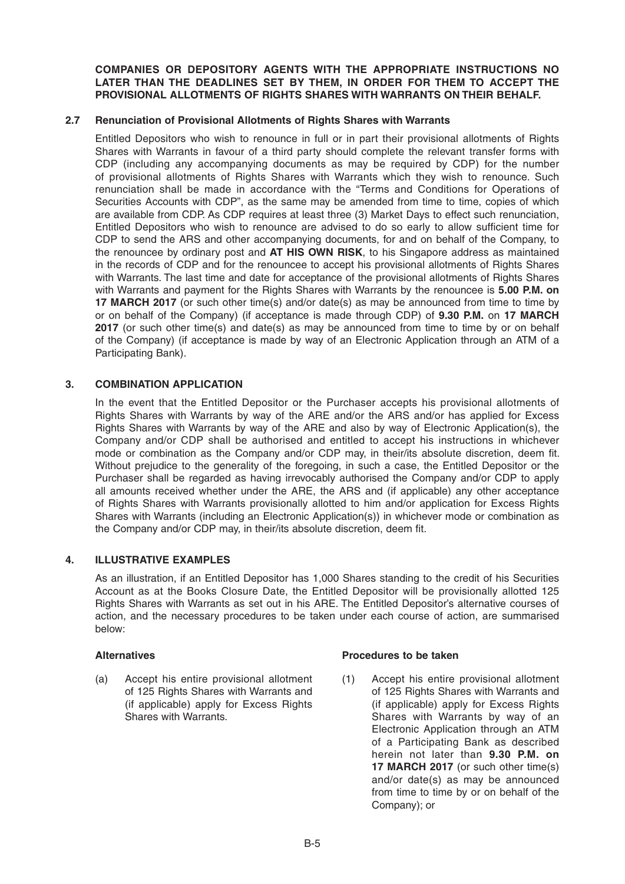**COMPANIES OR DEPOSITORY AGENTS WITH THE APPROPRIATE INSTRUCTIONS NO LATER THAN THE DEADLINES SET BY THEM, IN ORDER FOR THEM TO ACCEPT THE PROVISIONAL ALLOTMENTS OF RIGHTS SHARES WITH WARRANTS ON THEIR BEHALF.**

### 2.7 Renunciation of Provisional Allotments of Rights Shares with Warrants

Entitled Depositors who wish to renounce in full or in part their provisional allotments of Rights Shares with Warrants in favour of a third party should complete the relevant transfer forms with CDP (including any accompanying documents as may be required by CDP) for the number of provisional allotments of Rights Shares with Warrants which they wish to renounce. Such renunciation shall be made in accordance with the "Terms and Conditions for Operations of Securities Accounts with CDP", as the same may be amended from time to time, copies of which are available from CDP. As CDP requires at least three (3) Market Days to effect such renunciation, Entitled Depositors who wish to renounce are advised to do so early to allow sufficient time for CDP to send the ARS and other accompanying documents, for and on behalf of the Company, to the renouncee by ordinary post and **AT HIS OWN RISK**, to his Singapore address as maintained in the records of CDP and for the renouncee to accept his provisional allotments of Rights Shares with Warrants. The last time and date for acceptance of the provisional allotments of Rights Shares with Warrants and payment for the Rights Shares with Warrants by the renouncee is **5.00 P.M. on 17 MARCH 2017** (or such other time(s) and/or date(s) as may be announced from time to time by or on behalf of the Company) (if acceptance is made through CDP) of **9.30 P.M.** on **17 MARCH 2017** (or such other time(s) and date(s) as may be announced from time to time by or on behalf of the Company) (if acceptance is made by way of an Electronic Application through an ATM of a Participating Bank).

## 3. COMBINATION APPLICATION

In the event that the Entitled Depositor or the Purchaser accepts his provisional allotments of Rights Shares with Warrants by way of the ARE and/or the ARS and/or has applied for Excess Rights Shares with Warrants by way of the ARE and also by way of Electronic Application(s), the Company and/or CDP shall be authorised and entitled to accept his instructions in whichever mode or combination as the Company and/or CDP may, in their/its absolute discretion, deem fit. Without prejudice to the generality of the foregoing, in such a case, the Entitled Depositor or the Purchaser shall be regarded as having irrevocably authorised the Company and/or CDP to apply all amounts received whether under the ARE, the ARS and (if applicable) any other acceptance of Rights Shares with Warrants provisionally allotted to him and/or application for Excess Rights Shares with Warrants (including an Electronic Application(s)) in whichever mode or combination as the Company and/or CDP may, in their/its absolute discretion, deem fit.

## 4. ILLUSTRATIVE EXAMPLES

As an illustration, if an Entitled Depositor has 1,000 Shares standing to the credit of his Securities Account as at the Books Closure Date, the Entitled Depositor will be provisionally allotted 125 Rights Shares with Warrants as set out in his ARE. The Entitled Depositor's alternative courses of action, and the necessary procedures to be taken under each course of action, are summarised below:

| **Alternatives** | **Procedures to be taken** |
|---|---|
| (a) Accept his entire provisional allotment of 125 Rights Shares with Warrants and (if applicable) apply for Excess Rights Shares with Warrants. | (1) Accept his entire provisional allotment of 125 Rights Shares with Warrants and (if applicable) apply for Excess Rights Shares with Warrants by way of an Electronic Application through an ATM of a Participating Bank as described herein not later than **9.30 P.M. on 17 MARCH 2017** (or such other time(s) and/or date(s) as may be announced from time to time by or on behalf of the Company); or |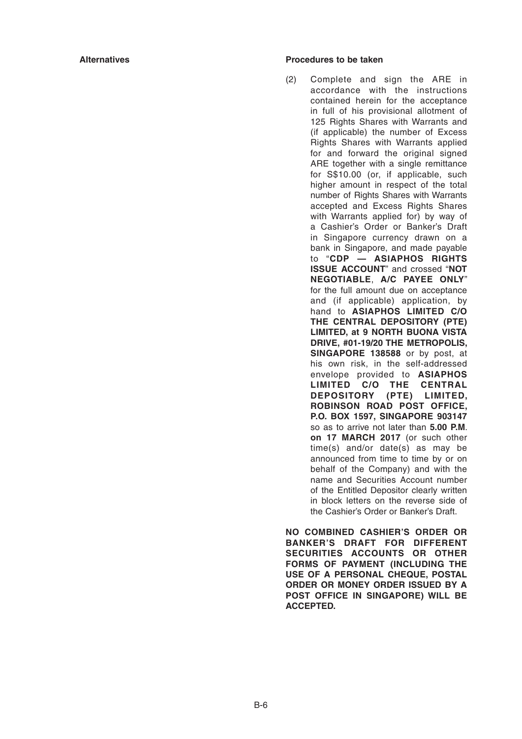| Alternatives | Procedures to be taken |
|---|---|
| | (2) Complete and sign the ARE in accordance with the instructions contained herein for the acceptance in full of his provisional allotment of 125 Rights Shares with Warrants and (if applicable) the number of Excess Rights Shares with Warrants applied for and forward the original signed ARE together with a single remittance for S$10.00 (or, if applicable, such higher amount in respect of the total number of Rights Shares with Warrants accepted and Excess Rights Shares with Warrants applied for) by way of a Cashier's Order or Banker's Draft in Singapore currency drawn on a bank in Singapore, and made payable to "**CDP — ASIAPHOS RIGHTS ISSUE ACCOUNT**" and crossed "**NOT NEGOTIABLE**, **A/C PAYEE ONLY**" for the full amount due on acceptance and (if applicable) application, by hand to **ASIAPHOS LIMITED C/O THE CENTRAL DEPOSITORY (PTE) LIMITED, at 9 NORTH BUONA VISTA DRIVE, #01-19/20 THE METROPOLIS, SINGAPORE 138588** or by post, at his own risk, in the self-addressed envelope provided to **ASIAPHOS LIMITED C/O THE CENTRAL DEPOSITORY (PTE) LIMITED, ROBINSON ROAD POST OFFICE, P.O. BOX 1597, SINGAPORE 903147** so as to arrive not later than **5.00 P.M. on 17 MARCH 2017** (or such other time(s) and/or date(s) as may be announced from time to time by or on behalf of the Company) and with the name and Securities Account number of the Entitled Depositor clearly written in block letters on the reverse side of the Cashier's Order or Banker's Draft. |
| | **NO COMBINED CASHIER'S ORDER OR BANKER'S DRAFT FOR DIFFERENT SECURITIES ACCOUNTS OR OTHER FORMS OF PAYMENT (INCLUDING THE USE OF A PERSONAL CHEQUE, POSTAL ORDER OR MONEY ORDER ISSUED BY A POST OFFICE IN SINGAPORE) WILL BE ACCEPTED.** |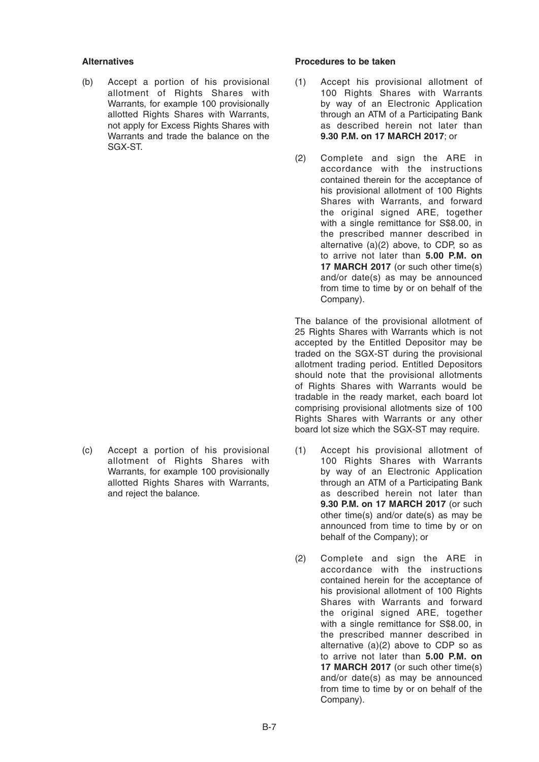| Alternatives | Procedures to be taken |
| --- | --- |
| (b) Accept a portion of his provisional allotment of Rights Shares with Warrants, for example 100 provisionally allotted Rights Shares with Warrants, not apply for Excess Rights Shares with Warrants and trade the balance on the SGX-ST. | (1) Accept his provisional allotment of 100 Rights Shares with Warrants by way of an Electronic Application through an ATM of a Participating Bank as described herein not later than **9.30 P.M. on 17 MARCH 2017**; or<br><br>(2) Complete and sign the ARE in accordance with the instructions contained therein for the acceptance of his provisional allotment of 100 Rights Shares with Warrants, and forward the original signed ARE, together with a single remittance for S$8.00, in the prescribed manner described in alternative (a)(2) above, to CDP, so as to arrive not later than **5.00 P.M. on 17 MARCH 2017** (or such other time(s) and/or date(s) as may be announced from time to time by or on behalf of the Company).<br><br>The balance of the provisional allotment of 25 Rights Shares with Warrants which is not accepted by the Entitled Depositor may be traded on the SGX-ST during the provisional allotment trading period. Entitled Depositors should note that the provisional allotments of Rights Shares with Warrants would be tradable in the ready market, each board lot comprising provisional allotments size of 100 Rights Shares with Warrants or any other board lot size which the SGX-ST may require. |
| (c) Accept a portion of his provisional allotment of Rights Shares with Warrants, for example 100 provisionally allotted Rights Shares with Warrants, and reject the balance. | (1) Accept his provisional allotment of 100 Rights Shares with Warrants by way of an Electronic Application through an ATM of a Participating Bank as described herein not later than **9.30 P.M. on 17 MARCH 2017** (or such other time(s) and/or date(s) as may be announced from time to time by or on behalf of the Company); or<br><br>(2) Complete and sign the ARE in accordance with the instructions contained herein for the acceptance of his provisional allotment of 100 Rights Shares with Warrants and forward the original signed ARE, together with a single remittance for S$8.00, in the prescribed manner described in alternative (a)(2) above to CDP so as to arrive not later than **5.00 P.M. on 17 MARCH 2017** (or such other time(s) and/or date(s) as may be announced from time to time by or on behalf of the Company). |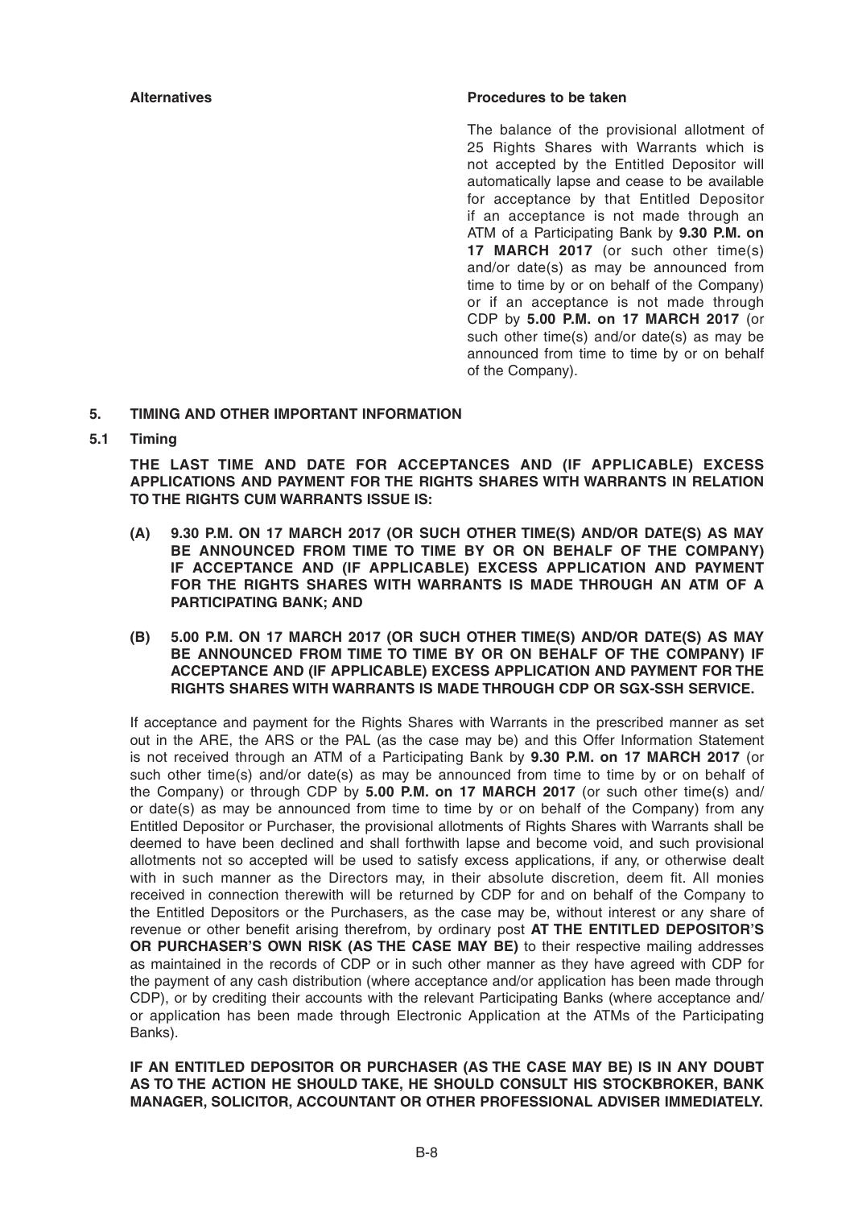| Alternatives | Procedures to be taken |
| --- | --- |
| | The balance of the provisional allotment of 25 Rights Shares with Warrants which is not accepted by the Entitled Depositor will automatically lapse and cease to be available for acceptance by that Entitled Depositor if an acceptance is not made through an ATM of a Participating Bank by **9.30 P.M. on 17 MARCH 2017** (or such other time(s) and/or date(s) as may be announced from time to time by or on behalf of the Company) or if an acceptance is not made through CDP by **5.00 P.M. on 17 MARCH 2017** (or such other time(s) and/or date(s) as may be announced from time to time by or on behalf of the Company). |

## 5. TIMING AND OTHER IMPORTANT INFORMATION

### 5.1 Timing

**THE LAST TIME AND DATE FOR ACCEPTANCES AND (IF APPLICABLE) EXCESS APPLICATIONS AND PAYMENT FOR THE RIGHTS SHARES WITH WARRANTS IN RELATION TO THE RIGHTS CUM WARRANTS ISSUE IS:**

**(A) 9.30 P.M. ON 17 MARCH 2017 (OR SUCH OTHER TIME(S) AND/OR DATE(S) AS MAY BE ANNOUNCED FROM TIME TO TIME BY OR ON BEHALF OF THE COMPANY) IF ACCEPTANCE AND (IF APPLICABLE) EXCESS APPLICATION AND PAYMENT FOR THE RIGHTS SHARES WITH WARRANTS IS MADE THROUGH AN ATM OF A PARTICIPATING BANK; AND**

**(B) 5.00 P.M. ON 17 MARCH 2017 (OR SUCH OTHER TIME(S) AND/OR DATE(S) AS MAY BE ANNOUNCED FROM TIME TO TIME BY OR ON BEHALF OF THE COMPANY) IF ACCEPTANCE AND (IF APPLICABLE) EXCESS APPLICATION AND PAYMENT FOR THE RIGHTS SHARES WITH WARRANTS IS MADE THROUGH CDP OR SGX-SSH SERVICE.**

If acceptance and payment for the Rights Shares with Warrants in the prescribed manner as set out in the ARE, the ARS or the PAL (as the case may be) and this Offer Information Statement is not received through an ATM of a Participating Bank by **9.30 P.M. on 17 MARCH 2017** (or such other time(s) and/or date(s) as may be announced from time to time by or on behalf of the Company) or through CDP by **5.00 P.M. on 17 MARCH 2017** (or such other time(s) and/or date(s) as may be announced from time to time by or on behalf of the Company) from any Entitled Depositor or Purchaser, the provisional allotments of Rights Shares with Warrants shall be deemed to have been declined and shall forthwith lapse and become void, and such provisional allotments not so accepted will be used to satisfy excess applications, if any, or otherwise dealt with in such manner as the Directors may, in their absolute discretion, deem fit. All monies received in connection therewith will be returned by CDP for and on behalf of the Company to the Entitled Depositors or the Purchasers, as the case may be, without interest or any share of revenue or other benefit arising therefrom, by ordinary post **AT THE ENTITLED DEPOSITOR'S OR PURCHASER'S OWN RISK (AS THE CASE MAY BE)** to their respective mailing addresses as maintained in the records of CDP or in such other manner as they have agreed with CDP for the payment of any cash distribution (where acceptance and/or application has been made through CDP), or by crediting their accounts with the relevant Participating Banks (where acceptance and/or application has been made through Electronic Application at the ATMs of the Participating Banks).

**IF AN ENTITLED DEPOSITOR OR PURCHASER (AS THE CASE MAY BE) IS IN ANY DOUBT AS TO THE ACTION HE SHOULD TAKE, HE SHOULD CONSULT HIS STOCKBROKER, BANK MANAGER, SOLICITOR, ACCOUNTANT OR OTHER PROFESSIONAL ADVISER IMMEDIATELY.**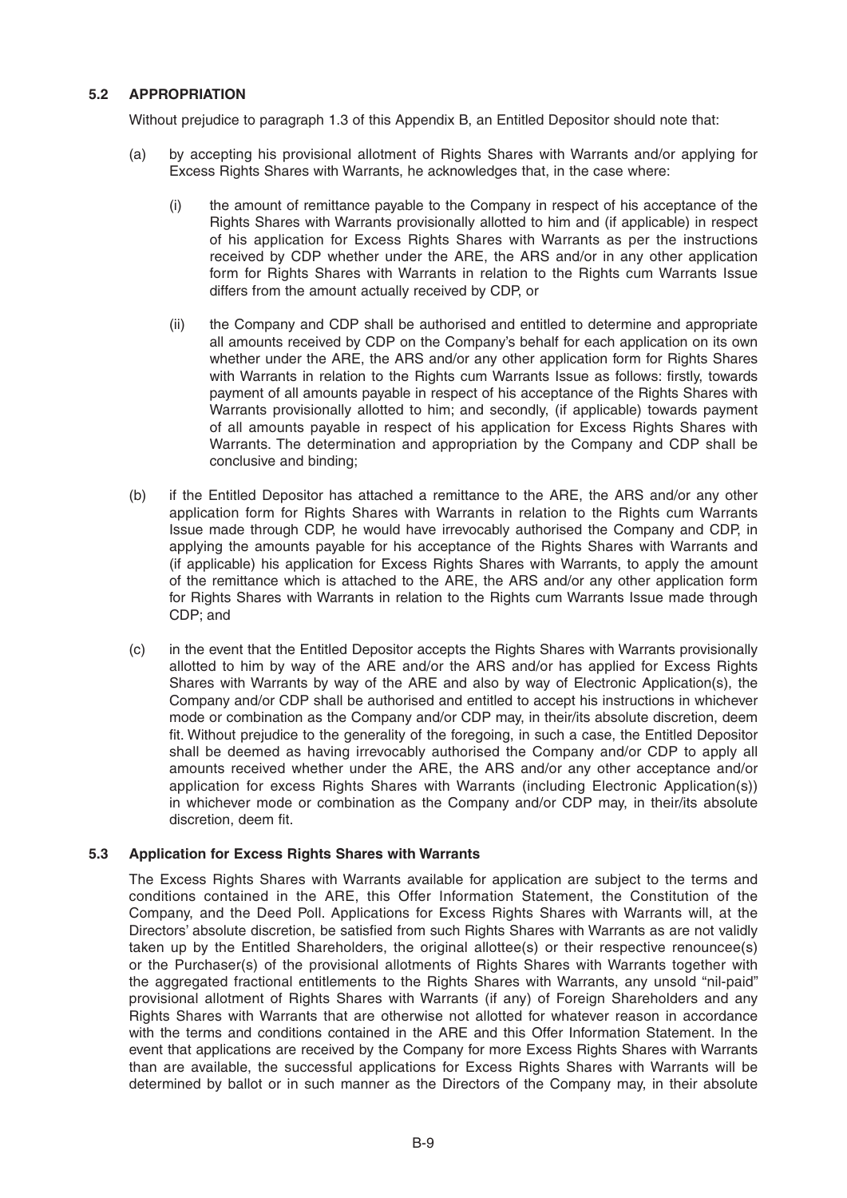### 5.2 APPROPRIATION

Without prejudice to paragraph 1.3 of this Appendix B, an Entitled Depositor should note that:

(a) by accepting his provisional allotment of Rights Shares with Warrants and/or applying for Excess Rights Shares with Warrants, he acknowledges that, in the case where:

  (i) the amount of remittance payable to the Company in respect of his acceptance of the Rights Shares with Warrants provisionally allotted to him and (if applicable) in respect of his application for Excess Rights Shares with Warrants as per the instructions received by CDP whether under the ARE, the ARS and/or in any other application form for Rights Shares with Warrants in relation to the Rights cum Warrants Issue differs from the amount actually received by CDP, or

  (ii) the Company and CDP shall be authorised and entitled to determine and appropriate all amounts received by CDP on the Company's behalf for each application on its own whether under the ARE, the ARS and/or any other application form for Rights Shares with Warrants in relation to the Rights cum Warrants Issue as follows: firstly, towards payment of all amounts payable in respect of his acceptance of the Rights Shares with Warrants provisionally allotted to him; and secondly, (if applicable) towards payment of all amounts payable in respect of his application for Excess Rights Shares with Warrants. The determination and appropriation by the Company and CDP shall be conclusive and binding;

(b) if the Entitled Depositor has attached a remittance to the ARE, the ARS and/or any other application form for Rights Shares with Warrants in relation to the Rights cum Warrants Issue made through CDP, he would have irrevocably authorised the Company and CDP, in applying the amounts payable for his acceptance of the Rights Shares with Warrants and (if applicable) his application for Excess Rights Shares with Warrants, to apply the amount of the remittance which is attached to the ARE, the ARS and/or any other application form for Rights Shares with Warrants in relation to the Rights cum Warrants Issue made through CDP; and

(c) in the event that the Entitled Depositor accepts the Rights Shares with Warrants provisionally allotted to him by way of the ARE and/or the ARS and/or has applied for Excess Rights Shares with Warrants by way of the ARE and also by way of Electronic Application(s), the Company and/or CDP shall be authorised and entitled to accept his instructions in whichever mode or combination as the Company and/or CDP may, in their/its absolute discretion, deem fit. Without prejudice to the generality of the foregoing, in such a case, the Entitled Depositor shall be deemed as having irrevocably authorised the Company and/or CDP to apply all amounts received whether under the ARE, the ARS and/or any other acceptance and/or application for excess Rights Shares with Warrants (including Electronic Application(s)) in whichever mode or combination as the Company and/or CDP may, in their/its absolute discretion, deem fit.

### 5.3 Application for Excess Rights Shares with Warrants

The Excess Rights Shares with Warrants available for application are subject to the terms and conditions contained in the ARE, this Offer Information Statement, the Constitution of the Company, and the Deed Poll. Applications for Excess Rights Shares with Warrants will, at the Directors' absolute discretion, be satisfied from such Rights Shares with Warrants as are not validly taken up by the Entitled Shareholders, the original allottee(s) or their respective renouncee(s) or the Purchaser(s) of the provisional allotments of Rights Shares with Warrants together with the aggregated fractional entitlements to the Rights Shares with Warrants, any unsold "nil-paid" provisional allotment of Rights Shares with Warrants (if any) of Foreign Shareholders and any Rights Shares with Warrants that are otherwise not allotted for whatever reason in accordance with the terms and conditions contained in the ARE and this Offer Information Statement. In the event that applications are received by the Company for more Excess Rights Shares with Warrants than are available, the successful applications for Excess Rights Shares with Warrants will be determined by ballot or in such manner as the Directors of the Company may, in their absolute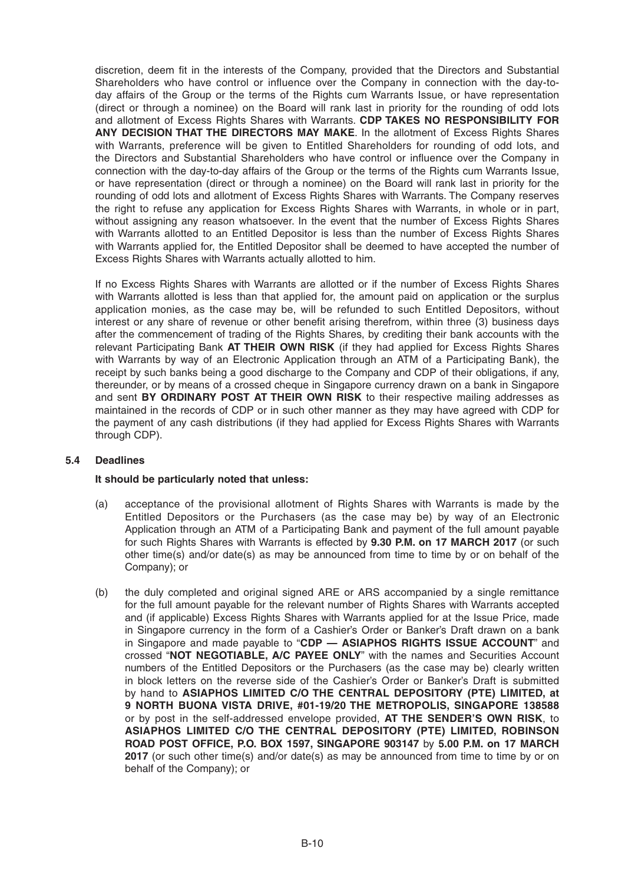discretion, deem fit in the interests of the Company, provided that the Directors and Substantial Shareholders who have control or influence over the Company in connection with the day-to-day affairs of the Group or the terms of the Rights cum Warrants Issue, or have representation (direct or through a nominee) on the Board will rank last in priority for the rounding of odd lots and allotment of Excess Rights Shares with Warrants. **CDP TAKES NO RESPONSIBILITY FOR ANY DECISION THAT THE DIRECTORS MAY MAKE**. In the allotment of Excess Rights Shares with Warrants, preference will be given to Entitled Shareholders for rounding of odd lots, and the Directors and Substantial Shareholders who have control or influence over the Company in connection with the day-to-day affairs of the Group or the terms of the Rights cum Warrants Issue, or have representation (direct or through a nominee) on the Board will rank last in priority for the rounding of odd lots and allotment of Excess Rights Shares with Warrants. The Company reserves the right to refuse any application for Excess Rights Shares with Warrants, in whole or in part, without assigning any reason whatsoever. In the event that the number of Excess Rights Shares with Warrants allotted to an Entitled Depositor is less than the number of Excess Rights Shares with Warrants applied for, the Entitled Depositor shall be deemed to have accepted the number of Excess Rights Shares with Warrants actually allotted to him.

If no Excess Rights Shares with Warrants are allotted or if the number of Excess Rights Shares with Warrants allotted is less than that applied for, the amount paid on application or the surplus application monies, as the case may be, will be refunded to such Entitled Depositors, without interest or any share of revenue or other benefit arising therefrom, within three (3) business days after the commencement of trading of the Rights Shares, by crediting their bank accounts with the relevant Participating Bank **AT THEIR OWN RISK** (if they had applied for Excess Rights Shares with Warrants by way of an Electronic Application through an ATM of a Participating Bank), the receipt by such banks being a good discharge to the Company and CDP of their obligations, if any, thereunder, or by means of a crossed cheque in Singapore currency drawn on a bank in Singapore and sent **BY ORDINARY POST AT THEIR OWN RISK** to their respective mailing addresses as maintained in the records of CDP or in such other manner as they may have agreed with CDP for the payment of any cash distributions (if they had applied for Excess Rights Shares with Warrants through CDP).

### 5.4 Deadlines

**It should be particularly noted that unless:**

(a) acceptance of the provisional allotment of Rights Shares with Warrants is made by the Entitled Depositors or the Purchasers (as the case may be) by way of an Electronic Application through an ATM of a Participating Bank and payment of the full amount payable for such Rights Shares with Warrants is effected by **9.30 P.M. on 17 MARCH 2017** (or such other time(s) and/or date(s) as may be announced from time to time by or on behalf of the Company); or

(b) the duly completed and original signed ARE or ARS accompanied by a single remittance for the full amount payable for the relevant number of Rights Shares with Warrants accepted and (if applicable) Excess Rights Shares with Warrants applied for at the Issue Price, made in Singapore currency in the form of a Cashier's Order or Banker's Draft drawn on a bank in Singapore and made payable to "**CDP — ASIAPHOS RIGHTS ISSUE ACCOUNT**" and crossed "**NOT NEGOTIABLE, A/C PAYEE ONLY**" with the names and Securities Account numbers of the Entitled Depositors or the Purchasers (as the case may be) clearly written in block letters on the reverse side of the Cashier's Order or Banker's Draft is submitted by hand to **ASIAPHOS LIMITED C/O THE CENTRAL DEPOSITORY (PTE) LIMITED, at 9 NORTH BUONA VISTA DRIVE, #01-19/20 THE METROPOLIS, SINGAPORE 138588** or by post in the self-addressed envelope provided, **AT THE SENDER'S OWN RISK**, to **ASIAPHOS LIMITED C/O THE CENTRAL DEPOSITORY (PTE) LIMITED, ROBINSON ROAD POST OFFICE, P.O. BOX 1597, SINGAPORE 903147** by **5.00 P.M. on 17 MARCH 2017** (or such other time(s) and/or date(s) as may be announced from time to time by or on behalf of the Company); or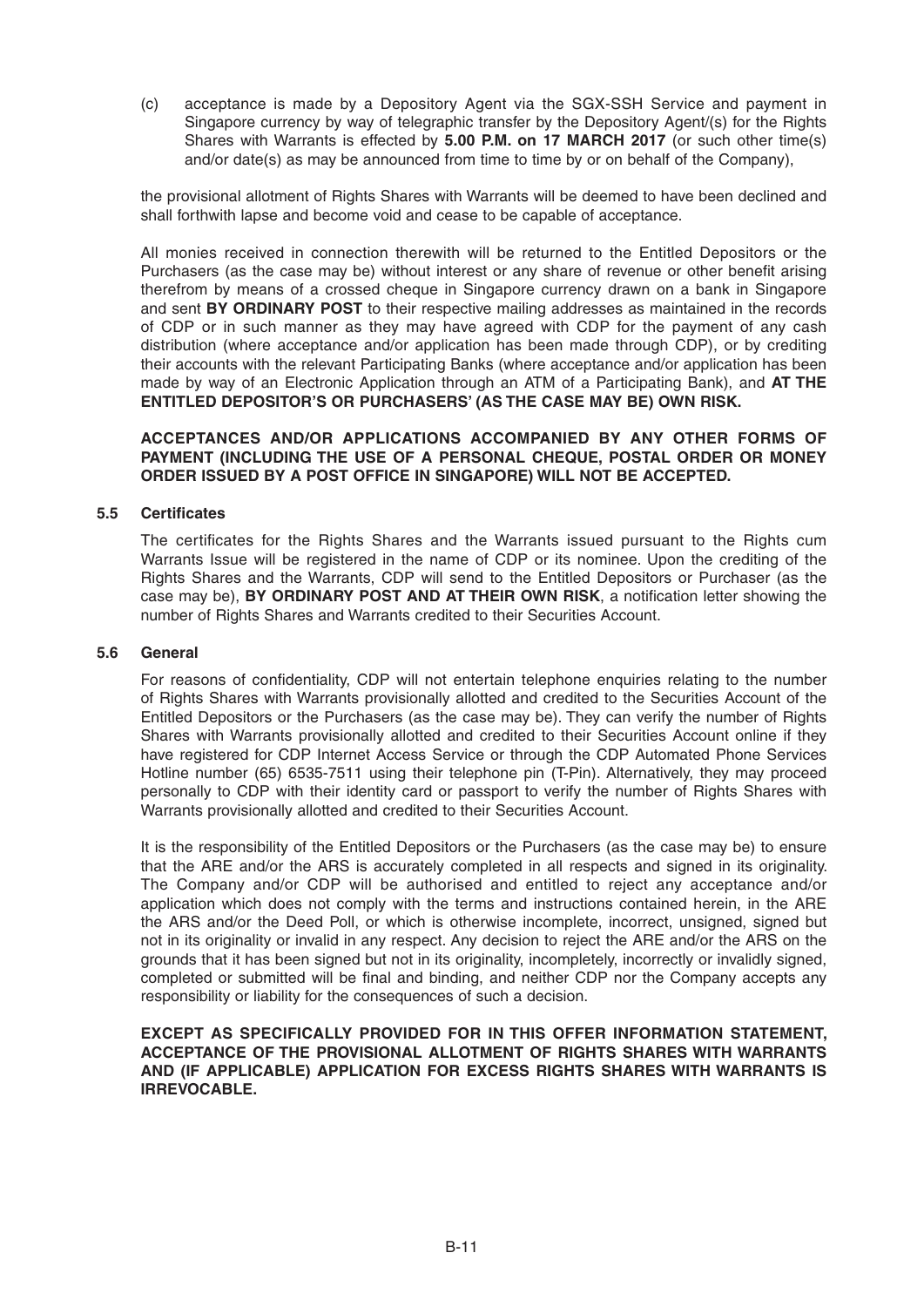(c) acceptance is made by a Depository Agent via the SGX-SSH Service and payment in Singapore currency by way of telegraphic transfer by the Depository Agent/(s) for the Rights Shares with Warrants is effected by **5.00 P.M. on 17 MARCH 2017** (or such other time(s) and/or date(s) as may be announced from time to time by or on behalf of the Company),

the provisional allotment of Rights Shares with Warrants will be deemed to have been declined and shall forthwith lapse and become void and cease to be capable of acceptance.

All monies received in connection therewith will be returned to the Entitled Depositors or the Purchasers (as the case may be) without interest or any share of revenue or other benefit arising therefrom by means of a crossed cheque in Singapore currency drawn on a bank in Singapore and sent **BY ORDINARY POST** to their respective mailing addresses as maintained in the records of CDP or in such manner as they may have agreed with CDP for the payment of any cash distribution (where acceptance and/or application has been made through CDP), or by crediting their accounts with the relevant Participating Banks (where acceptance and/or application has been made by way of an Electronic Application through an ATM of a Participating Bank), and **AT THE ENTITLED DEPOSITOR'S OR PURCHASERS' (AS THE CASE MAY BE) OWN RISK.**

**ACCEPTANCES AND/OR APPLICATIONS ACCOMPANIED BY ANY OTHER FORMS OF PAYMENT (INCLUDING THE USE OF A PERSONAL CHEQUE, POSTAL ORDER OR MONEY ORDER ISSUED BY A POST OFFICE IN SINGAPORE) WILL NOT BE ACCEPTED.**

### 5.5 Certificates

The certificates for the Rights Shares and the Warrants issued pursuant to the Rights cum Warrants Issue will be registered in the name of CDP or its nominee. Upon the crediting of the Rights Shares and the Warrants, CDP will send to the Entitled Depositors or Purchaser (as the case may be), **BY ORDINARY POST AND AT THEIR OWN RISK**, a notification letter showing the number of Rights Shares and Warrants credited to their Securities Account.

### 5.6 General

For reasons of confidentiality, CDP will not entertain telephone enquiries relating to the number of Rights Shares with Warrants provisionally allotted and credited to the Securities Account of the Entitled Depositors or the Purchasers (as the case may be). They can verify the number of Rights Shares with Warrants provisionally allotted and credited to their Securities Account online if they have registered for CDP Internet Access Service or through the CDP Automated Phone Services Hotline number (65) 6535-7511 using their telephone pin (T-Pin). Alternatively, they may proceed personally to CDP with their identity card or passport to verify the number of Rights Shares with Warrants provisionally allotted and credited to their Securities Account.

It is the responsibility of the Entitled Depositors or the Purchasers (as the case may be) to ensure that the ARE and/or the ARS is accurately completed in all respects and signed in its originality. The Company and/or CDP will be authorised and entitled to reject any acceptance and/or application which does not comply with the terms and instructions contained herein, in the ARE the ARS and/or the Deed Poll, or which is otherwise incomplete, incorrect, unsigned, signed but not in its originality or invalid in any respect. Any decision to reject the ARE and/or the ARS on the grounds that it has been signed but not in its originality, incompletely, incorrectly or invalidly signed, completed or submitted will be final and binding, and neither CDP nor the Company accepts any responsibility or liability for the consequences of such a decision.

**EXCEPT AS SPECIFICALLY PROVIDED FOR IN THIS OFFER INFORMATION STATEMENT, ACCEPTANCE OF THE PROVISIONAL ALLOTMENT OF RIGHTS SHARES WITH WARRANTS AND (IF APPLICABLE) APPLICATION FOR EXCESS RIGHTS SHARES WITH WARRANTS IS IRREVOCABLE.**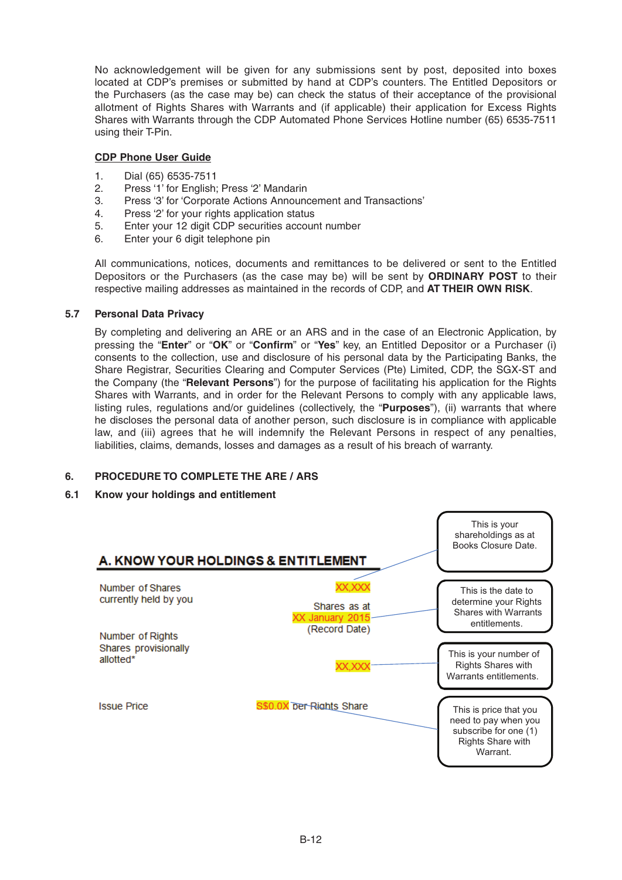No acknowledgement will be given for any submissions sent by post, deposited into boxes located at CDP's premises or submitted by hand at CDP's counters. The Entitled Depositors or the Purchasers (as the case may be) can check the status of their acceptance of the provisional allotment of Rights Shares with Warrants and (if applicable) their application for Excess Rights Shares with Warrants through the CDP Automated Phone Services Hotline number (65) 6535-7511 using their T-Pin.

**CDP Phone User Guide**

1. Dial (65) 6535-7511
2. Press '1' for English; Press '2' Mandarin
3. Press '3' for 'Corporate Actions Announcement and Transactions'
4. Press '2' for your rights application status
5. Enter your 12 digit CDP securities account number
6. Enter your 6 digit telephone pin

All communications, notices, documents and remittances to be delivered or sent to the Entitled Depositors or the Purchasers (as the case may be) will be sent by **ORDINARY POST** to their respective mailing addresses as maintained in the records of CDP, and **AT THEIR OWN RISK**.

### 5.7 Personal Data Privacy

By completing and delivering an ARE or an ARS and in the case of an Electronic Application, by pressing the "**Enter**" or "**OK**" or "**Confirm**" or "**Yes**" key, an Entitled Depositor or a Purchaser (i) consents to the collection, use and disclosure of his personal data by the Participating Banks, the Share Registrar, Securities Clearing and Computer Services (Pte) Limited, CDP, the SGX-ST and the Company (the "**Relevant Persons**") for the purpose of facilitating his application for the Rights Shares with Warrants, and in order for the Relevant Persons to comply with any applicable laws, listing rules, regulations and/or guidelines (collectively, the "**Purposes**"), (ii) warrants that where he discloses the personal data of another person, such disclosure is in compliance with applicable law, and (iii) agrees that he will indemnify the Relevant Persons in respect of any penalties, liabilities, claims, demands, losses and damages as a result of his breach of warranty.

## 6. PROCEDURE TO COMPLETE THE ARE / ARS

### 6.1 Know your holdings and entitlement

**A. KNOW YOUR HOLDINGS & ENTITLEMENT**

| | | |
|---|---|---|
| Number of Shares currently held by you | XX,XXX | This is your shareholdings as at Books Closure Date. |
| | Shares as at XX January 2015 (Record Date) | This is the date to determine your Rights Shares with Warrants entitlements. |
| Number of Rights Shares provisionally allotted* | XX,XXX | This is your number of Rights Shares with Warrants entitlements. |
| Issue Price | S$0.0X per Rights Share | This is price that you need to pay when you subscribe for one (1) Rights Share with Warrant. |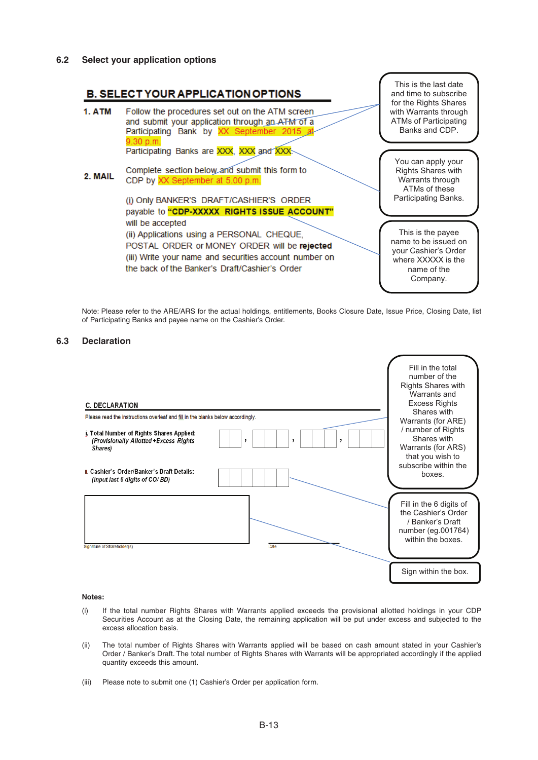### 6.2 Select your application options

**B. SELECT YOUR APPLICATION OPTIONS**

**1. ATM** Follow the procedures set out on the ATM screen and submit your application through an ATM of a Participating Bank by XX September 2015 at 9.30 p.m.
Participating Banks are XXX, XXX and XXX.

**2. MAIL** Complete section below and submit this form to CDP by XX September at 5.00 p.m.

(i) Only BANKER'S DRAFT/CASHIER'S ORDER payable to **"CDP-XXXXX RIGHTS ISSUE ACCOUNT"** will be accepted
(ii) Applications using a PERSONAL CHEQUE, POSTAL ORDER or MONEY ORDER will be **rejected**
(iii) Write your name and securities account number on the back of the Banker's Draft/Cashier's Order

This is the last date and time to subscribe for the Rights Shares with Warrants through ATMs of Participating Banks and CDP.

You can apply your Rights Shares with Warrants through ATMs of these Participating Banks.

This is the payee name to be issued on your Cashier's Order where XXXXX is the name of the Company.

Note: Please refer to the ARE/ARS for the actual holdings, entitlements, Books Closure Date, Issue Price, Closing Date, list of Participating Banks and payee name on the Cashier's Order.

### 6.3 Declaration

**C. DECLARATION**

Please read the instructions overleaf and fill in the blanks below accordingly.

**i. Total Number of Rights Shares Applied:**
*(Provisionally Allotted +Excess Rights Shares)*

**ii. Cashier's Order/Banker's Draft Details:**
*(Input last 6 digits of CO/ BD)*

Signature of Shareholder(s) Date

Fill in the total number of the Rights Shares with Warrants and Excess Rights Shares with Warrants (for ARE) / number of Rights Shares with Warrants (for ARS) that you wish to subscribe within the boxes.

Fill in the 6 digits of the Cashier's Order / Banker's Draft number (eg.001764) within the boxes.

Sign within the box.

**Notes:**

(i) If the total number Rights Shares with Warrants applied exceeds the provisional allotted holdings in your CDP Securities Account as at the Closing Date, the remaining application will be put under excess and subjected to the excess allocation basis.

(ii) The total number of Rights Shares with Warrants applied will be based on cash amount stated in your Cashier's Order / Banker's Draft. The total number of Rights Shares with Warrants will be appropriated accordingly if the applied quantity exceeds this amount.

(iii) Please note to submit one (1) Cashier's Order per application form.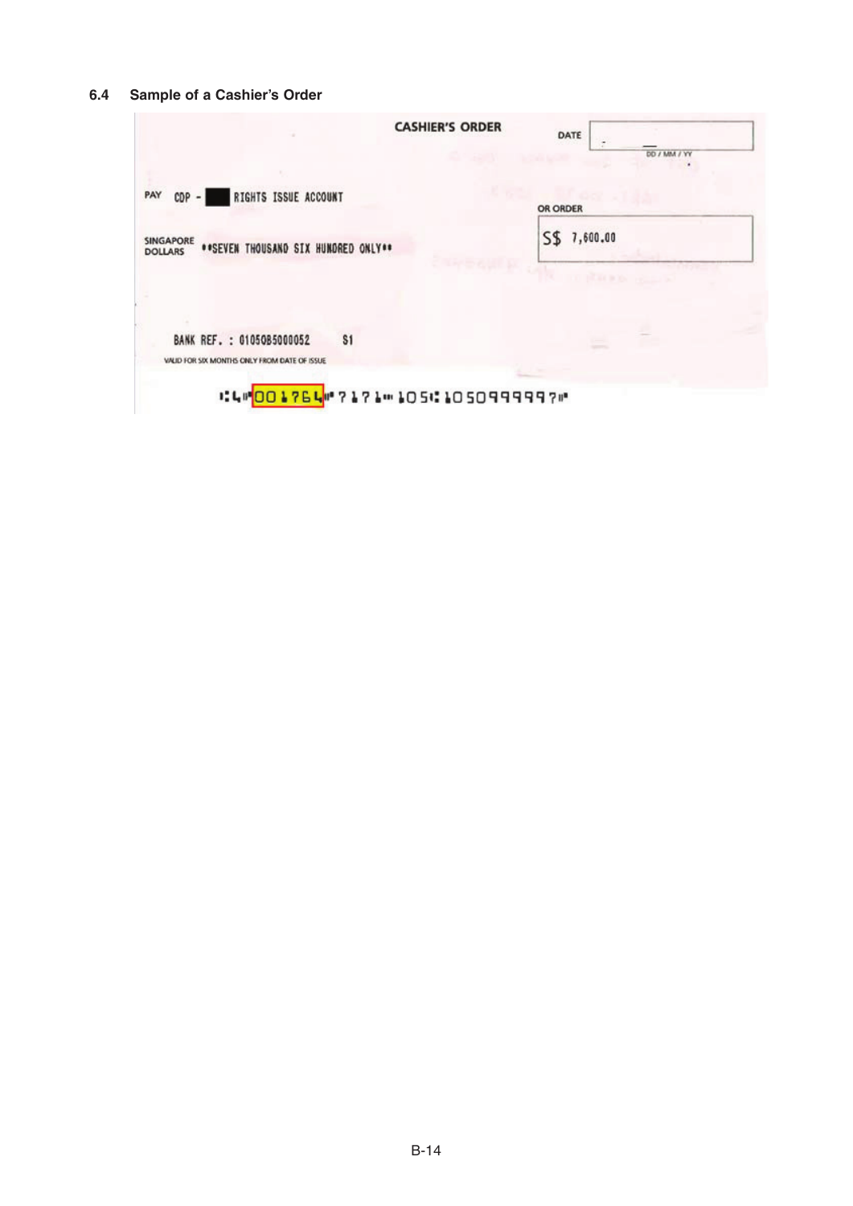### 6.4 Sample of a Cashier's Order

CASHIER'S ORDER

DATE

DD / MM / YY

PAY CDP - ███ RIGHTS ISSUE ACCOUNT

OR ORDER

SINGAPORE DOLLARS **SEVEN THOUSAND SIX HUNDRED ONLY**

S$ 7,600.00

BANK REF. : 01050B5000052 S1

VALID FOR SIX MONTHS ONLY FROM DATE OF ISSUE

⑆4⑈001764⑈7171⑉105⑆1050999997⑈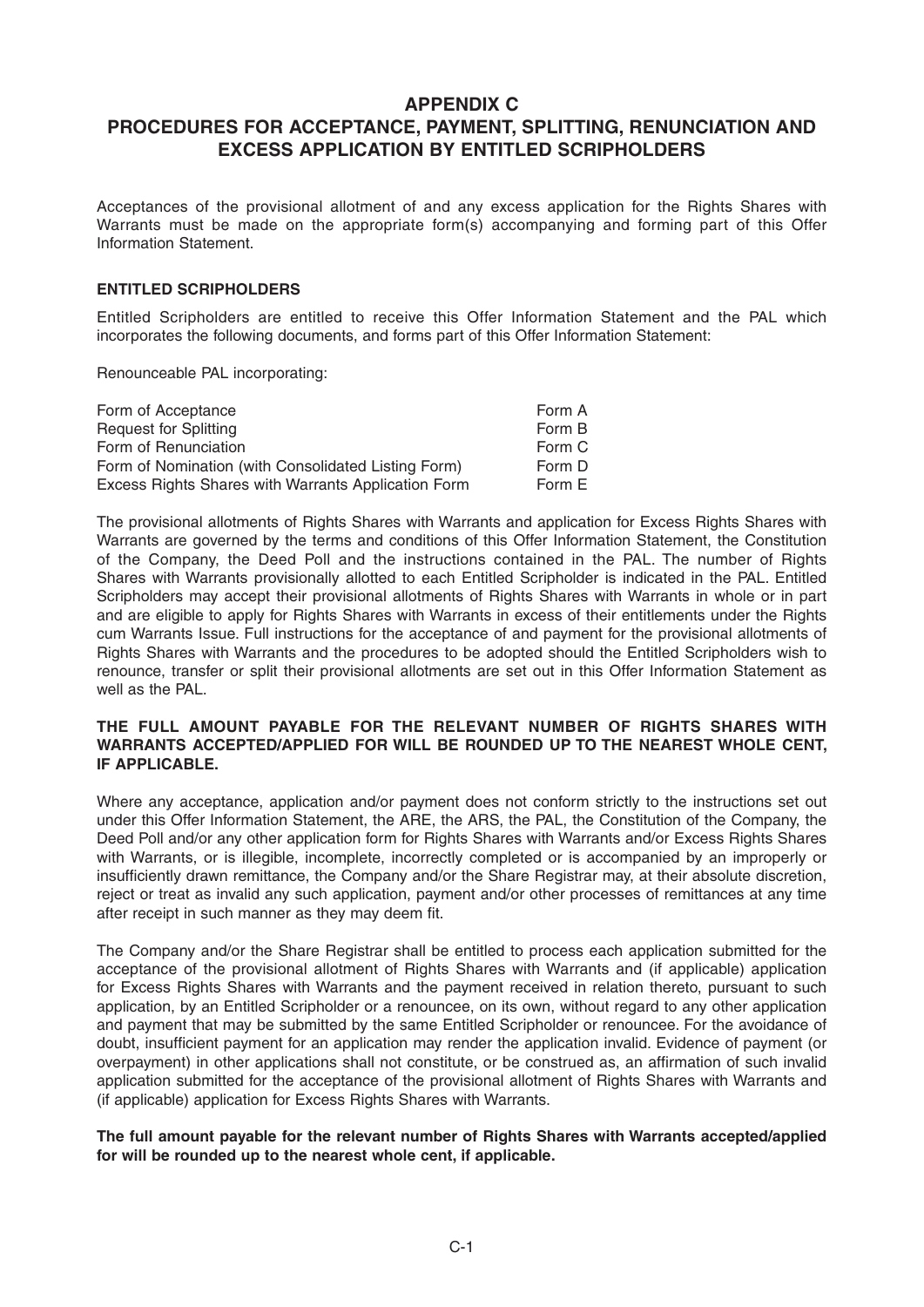# APPENDIX C
# PROCEDURES FOR ACCEPTANCE, PAYMENT, SPLITTING, RENUNCIATION AND EXCESS APPLICATION BY ENTITLED SCRIPHOLDERS

Acceptances of the provisional allotment of and any excess application for the Rights Shares with Warrants must be made on the appropriate form(s) accompanying and forming part of this Offer Information Statement.

**ENTITLED SCRIPHOLDERS**

Entitled Scripholders are entitled to receive this Offer Information Statement and the PAL which incorporates the following documents, and forms part of this Offer Information Statement:

Renounceable PAL incorporating:

| | |
|---|---|
| Form of Acceptance | Form A |
| Request for Splitting | Form B |
| Form of Renunciation | Form C |
| Form of Nomination (with Consolidated Listing Form) | Form D |
| Excess Rights Shares with Warrants Application Form | Form E |

The provisional allotments of Rights Shares with Warrants and application for Excess Rights Shares with Warrants are governed by the terms and conditions of this Offer Information Statement, the Constitution of the Company, the Deed Poll and the instructions contained in the PAL. The number of Rights Shares with Warrants provisionally allotted to each Entitled Scripholder is indicated in the PAL. Entitled Scripholders may accept their provisional allotments of Rights Shares with Warrants in whole or in part and are eligible to apply for Rights Shares with Warrants in excess of their entitlements under the Rights cum Warrants Issue. Full instructions for the acceptance of and payment for the provisional allotments of Rights Shares with Warrants and the procedures to be adopted should the Entitled Scripholders wish to renounce, transfer or split their provisional allotments are set out in this Offer Information Statement as well as the PAL.

**THE FULL AMOUNT PAYABLE FOR THE RELEVANT NUMBER OF RIGHTS SHARES WITH WARRANTS ACCEPTED/APPLIED FOR WILL BE ROUNDED UP TO THE NEAREST WHOLE CENT, IF APPLICABLE.**

Where any acceptance, application and/or payment does not conform strictly to the instructions set out under this Offer Information Statement, the ARE, the ARS, the PAL, the Constitution of the Company, the Deed Poll and/or any other application form for Rights Shares with Warrants and/or Excess Rights Shares with Warrants, or is illegible, incomplete, incorrectly completed or is accompanied by an improperly or insufficiently drawn remittance, the Company and/or the Share Registrar may, at their absolute discretion, reject or treat as invalid any such application, payment and/or other processes of remittances at any time after receipt in such manner as they may deem fit.

The Company and/or the Share Registrar shall be entitled to process each application submitted for the acceptance of the provisional allotment of Rights Shares with Warrants and (if applicable) application for Excess Rights Shares with Warrants and the payment received in relation thereto, pursuant to such application, by an Entitled Scripholder or a renouncee, on its own, without regard to any other application and payment that may be submitted by the same Entitled Scripholder or renouncee. For the avoidance of doubt, insufficient payment for an application may render the application invalid. Evidence of payment (or overpayment) in other applications shall not constitute, or be construed as, an affirmation of such invalid application submitted for the acceptance of the provisional allotment of Rights Shares with Warrants and (if applicable) application for Excess Rights Shares with Warrants.

**The full amount payable for the relevant number of Rights Shares with Warrants accepted/applied for will be rounded up to the nearest whole cent, if applicable.**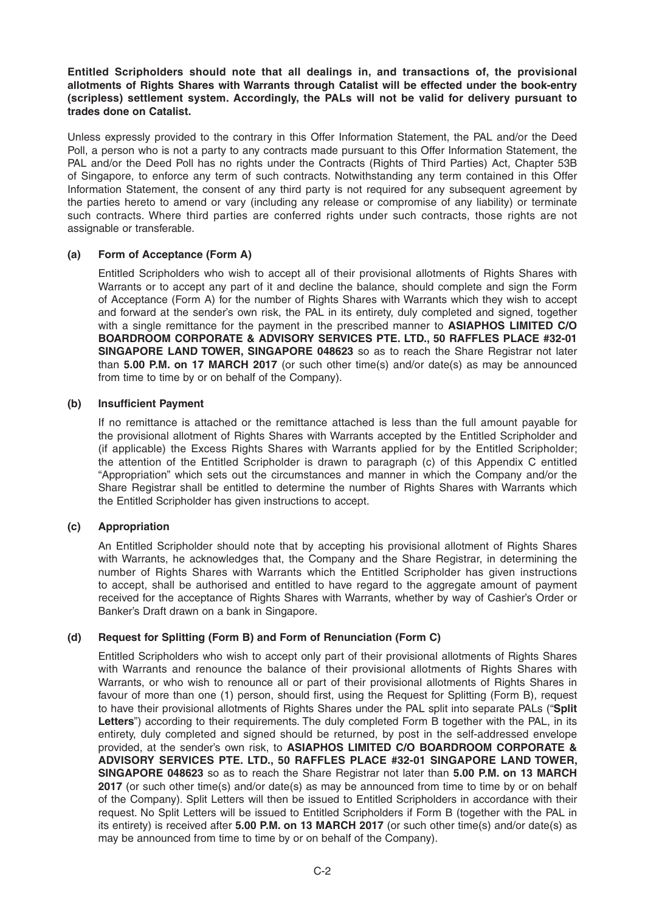**Entitled Scripholders should note that all dealings in, and transactions of, the provisional allotments of Rights Shares with Warrants through Catalist will be effected under the book-entry (scripless) settlement system. Accordingly, the PALs will not be valid for delivery pursuant to trades done on Catalist.**

Unless expressly provided to the contrary in this Offer Information Statement, the PAL and/or the Deed Poll, a person who is not a party to any contracts made pursuant to this Offer Information Statement, the PAL and/or the Deed Poll has no rights under the Contracts (Rights of Third Parties) Act, Chapter 53B of Singapore, to enforce any term of such contracts. Notwithstanding any term contained in this Offer Information Statement, the consent of any third party is not required for any subsequent agreement by the parties hereto to amend or vary (including any release or compromise of any liability) or terminate such contracts. Where third parties are conferred rights under such contracts, those rights are not assignable or transferable.

**(a) Form of Acceptance (Form A)**

Entitled Scripholders who wish to accept all of their provisional allotments of Rights Shares with Warrants or to accept any part of it and decline the balance, should complete and sign the Form of Acceptance (Form A) for the number of Rights Shares with Warrants which they wish to accept and forward at the sender's own risk, the PAL in its entirety, duly completed and signed, together with a single remittance for the payment in the prescribed manner to **ASIAPHOS LIMITED C/O BOARDROOM CORPORATE & ADVISORY SERVICES PTE. LTD., 50 RAFFLES PLACE #32-01 SINGAPORE LAND TOWER, SINGAPORE 048623** so as to reach the Share Registrar not later than **5.00 P.M. on 17 MARCH 2017** (or such other time(s) and/or date(s) as may be announced from time to time by or on behalf of the Company).

**(b) Insufficient Payment**

If no remittance is attached or the remittance attached is less than the full amount payable for the provisional allotment of Rights Shares with Warrants accepted by the Entitled Scripholder and (if applicable) the Excess Rights Shares with Warrants applied for by the Entitled Scripholder; the attention of the Entitled Scripholder is drawn to paragraph (c) of this Appendix C entitled "Appropriation" which sets out the circumstances and manner in which the Company and/or the Share Registrar shall be entitled to determine the number of Rights Shares with Warrants which the Entitled Scripholder has given instructions to accept.

**(c) Appropriation**

An Entitled Scripholder should note that by accepting his provisional allotment of Rights Shares with Warrants, he acknowledges that, the Company and the Share Registrar, in determining the number of Rights Shares with Warrants which the Entitled Scripholder has given instructions to accept, shall be authorised and entitled to have regard to the aggregate amount of payment received for the acceptance of Rights Shares with Warrants, whether by way of Cashier's Order or Banker's Draft drawn on a bank in Singapore.

**(d) Request for Splitting (Form B) and Form of Renunciation (Form C)**

Entitled Scripholders who wish to accept only part of their provisional allotments of Rights Shares with Warrants and renounce the balance of their provisional allotments of Rights Shares with Warrants, or who wish to renounce all or part of their provisional allotments of Rights Shares in favour of more than one (1) person, should first, using the Request for Splitting (Form B), request to have their provisional allotments of Rights Shares under the PAL split into separate PALs ("**Split Letters**") according to their requirements. The duly completed Form B together with the PAL, in its entirety, duly completed and signed should be returned, by post in the self-addressed envelope provided, at the sender's own risk, to **ASIAPHOS LIMITED C/O BOARDROOM CORPORATE & ADVISORY SERVICES PTE. LTD., 50 RAFFLES PLACE #32-01 SINGAPORE LAND TOWER, SINGAPORE 048623** so as to reach the Share Registrar not later than **5.00 P.M. on 13 MARCH 2017** (or such other time(s) and/or date(s) as may be announced from time to time by or on behalf of the Company). Split Letters will then be issued to Entitled Scripholders in accordance with their request. No Split Letters will be issued to Entitled Scripholders if Form B (together with the PAL in its entirety) is received after **5.00 P.M. on 13 MARCH 2017** (or such other time(s) and/or date(s) as may be announced from time to time by or on behalf of the Company).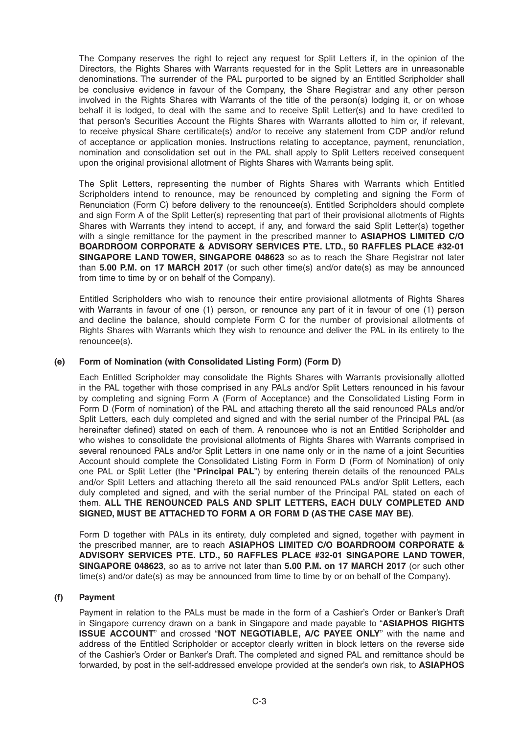The Company reserves the right to reject any request for Split Letters if, in the opinion of the Directors, the Rights Shares with Warrants requested for in the Split Letters are in unreasonable denominations. The surrender of the PAL purported to be signed by an Entitled Scripholder shall be conclusive evidence in favour of the Company, the Share Registrar and any other person involved in the Rights Shares with Warrants of the title of the person(s) lodging it, or on whose behalf it is lodged, to deal with the same and to receive Split Letter(s) and to have credited to that person's Securities Account the Rights Shares with Warrants allotted to him or, if relevant, to receive physical Share certificate(s) and/or to receive any statement from CDP and/or refund of acceptance or application monies. Instructions relating to acceptance, payment, renunciation, nomination and consolidation set out in the PAL shall apply to Split Letters received consequent upon the original provisional allotment of Rights Shares with Warrants being split.

The Split Letters, representing the number of Rights Shares with Warrants which Entitled Scripholders intend to renounce, may be renounced by completing and signing the Form of Renunciation (Form C) before delivery to the renouncee(s). Entitled Scripholders should complete and sign Form A of the Split Letter(s) representing that part of their provisional allotments of Rights Shares with Warrants they intend to accept, if any, and forward the said Split Letter(s) together with a single remittance for the payment in the prescribed manner to **ASIAPHOS LIMITED C/O BOARDROOM CORPORATE & ADVISORY SERVICES PTE. LTD., 50 RAFFLES PLACE #32-01 SINGAPORE LAND TOWER, SINGAPORE 048623** so as to reach the Share Registrar not later than **5.00 P.M. on 17 MARCH 2017** (or such other time(s) and/or date(s) as may be announced from time to time by or on behalf of the Company).

Entitled Scripholders who wish to renounce their entire provisional allotments of Rights Shares with Warrants in favour of one (1) person, or renounce any part of it in favour of one (1) person and decline the balance, should complete Form C for the number of provisional allotments of Rights Shares with Warrants which they wish to renounce and deliver the PAL in its entirety to the renouncee(s).

**(e) Form of Nomination (with Consolidated Listing Form) (Form D)**

Each Entitled Scripholder may consolidate the Rights Shares with Warrants provisionally allotted in the PAL together with those comprised in any PALs and/or Split Letters renounced in his favour by completing and signing Form A (Form of Acceptance) and the Consolidated Listing Form in Form D (Form of nomination) of the PAL and attaching thereto all the said renounced PALs and/or Split Letters, each duly completed and signed and with the serial number of the Principal PAL (as hereinafter defined) stated on each of them. A renouncee who is not an Entitled Scripholder and who wishes to consolidate the provisional allotments of Rights Shares with Warrants comprised in several renounced PALs and/or Split Letters in one name only or in the name of a joint Securities Account should complete the Consolidated Listing Form in Form D (Form of Nomination) of only one PAL or Split Letter (the "**Principal PAL**") by entering therein details of the renounced PALs and/or Split Letters and attaching thereto all the said renounced PALs and/or Split Letters, each duly completed and signed, and with the serial number of the Principal PAL stated on each of them. **ALL THE RENOUNCED PALS AND SPLIT LETTERS, EACH DULY COMPLETED AND SIGNED, MUST BE ATTACHED TO FORM A OR FORM D (AS THE CASE MAY BE)**.

Form D together with PALs in its entirety, duly completed and signed, together with payment in the prescribed manner, are to reach **ASIAPHOS LIMITED C/O BOARDROOM CORPORATE & ADVISORY SERVICES PTE. LTD., 50 RAFFLES PLACE #32-01 SINGAPORE LAND TOWER, SINGAPORE 048623**, so as to arrive not later than **5.00 P.M. on 17 MARCH 2017** (or such other time(s) and/or date(s) as may be announced from time to time by or on behalf of the Company).

**(f) Payment**

Payment in relation to the PALs must be made in the form of a Cashier's Order or Banker's Draft in Singapore currency drawn on a bank in Singapore and made payable to "**ASIAPHOS RIGHTS ISSUE ACCOUNT**" and crossed "**NOT NEGOTIABLE, A/C PAYEE ONLY**" with the name and address of the Entitled Scripholder or acceptor clearly written in block letters on the reverse side of the Cashier's Order or Banker's Draft. The completed and signed PAL and remittance should be forwarded, by post in the self-addressed envelope provided at the sender's own risk, to **ASIAPHOS**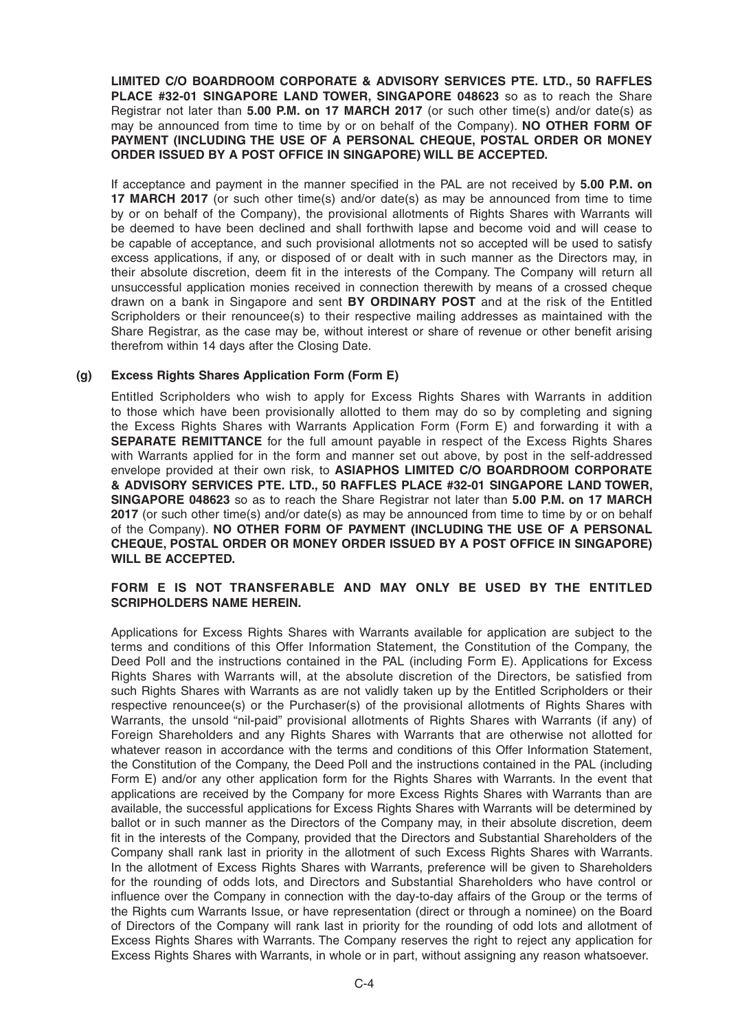**LIMITED C/O BOARDROOM CORPORATE & ADVISORY SERVICES PTE. LTD., 50 RAFFLES PLACE #32-01 SINGAPORE LAND TOWER, SINGAPORE 048623** so as to reach the Share Registrar not later than **5.00 P.M. on 17 MARCH 2017** (or such other time(s) and/or date(s) as may be announced from time to time by or on behalf of the Company). **NO OTHER FORM OF PAYMENT (INCLUDING THE USE OF A PERSONAL CHEQUE, POSTAL ORDER OR MONEY ORDER ISSUED BY A POST OFFICE IN SINGAPORE) WILL BE ACCEPTED.**

If acceptance and payment in the manner specified in the PAL are not received by **5.00 P.M. on 17 MARCH 2017** (or such other time(s) and/or date(s) as may be announced from time to time by or on behalf of the Company), the provisional allotments of Rights Shares with Warrants will be deemed to have been declined and shall forthwith lapse and become void and will cease to be capable of acceptance, and such provisional allotments not so accepted will be used to satisfy excess applications, if any, or disposed of or dealt with in such manner as the Directors may, in their absolute discretion, deem fit in the interests of the Company. The Company will return all unsuccessful application monies received in connection therewith by means of a crossed cheque drawn on a bank in Singapore and sent **BY ORDINARY POST** and at the risk of the Entitled Scripholders or their renouncee(s) to their respective mailing addresses as maintained with the Share Registrar, as the case may be, without interest or share of revenue or other benefit arising therefrom within 14 days after the Closing Date.

**(g) Excess Rights Shares Application Form (Form E)**

Entitled Scripholders who wish to apply for Excess Rights Shares with Warrants in addition to those which have been provisionally allotted to them may do so by completing and signing the Excess Rights Shares with Warrants Application Form (Form E) and forwarding it with a **SEPARATE REMITTANCE** for the full amount payable in respect of the Excess Rights Shares with Warrants applied for in the form and manner set out above, by post in the self-addressed envelope provided at their own risk, to **ASIAPHOS LIMITED C/O BOARDROOM CORPORATE & ADVISORY SERVICES PTE. LTD., 50 RAFFLES PLACE #32-01 SINGAPORE LAND TOWER, SINGAPORE 048623** so as to reach the Share Registrar not later than **5.00 P.M. on 17 MARCH 2017** (or such other time(s) and/or date(s) as may be announced from time to time by or on behalf of the Company). **NO OTHER FORM OF PAYMENT (INCLUDING THE USE OF A PERSONAL CHEQUE, POSTAL ORDER OR MONEY ORDER ISSUED BY A POST OFFICE IN SINGAPORE) WILL BE ACCEPTED.**

**FORM E IS NOT TRANSFERABLE AND MAY ONLY BE USED BY THE ENTITLED SCRIPHOLDERS NAME HEREIN.**

Applications for Excess Rights Shares with Warrants available for application are subject to the terms and conditions of this Offer Information Statement, the Constitution of the Company, the Deed Poll and the instructions contained in the PAL (including Form E). Applications for Excess Rights Shares with Warrants will, at the absolute discretion of the Directors, be satisfied from such Rights Shares with Warrants as are not validly taken up by the Entitled Scripholders or their respective renouncee(s) or the Purchaser(s) of the provisional allotments of Rights Shares with Warrants, the unsold "nil-paid" provisional allotments of Rights Shares with Warrants (if any) of Foreign Shareholders and any Rights Shares with Warrants that are otherwise not allotted for whatever reason in accordance with the terms and conditions of this Offer Information Statement, the Constitution of the Company, the Deed Poll and the instructions contained in the PAL (including Form E) and/or any other application form for the Rights Shares with Warrants. In the event that applications are received by the Company for more Excess Rights Shares with Warrants than are available, the successful applications for Excess Rights Shares with Warrants will be determined by ballot or in such manner as the Directors of the Company may, in their absolute discretion, deem fit in the interests of the Company, provided that the Directors and Substantial Shareholders of the Company shall rank last in priority in the allotment of such Excess Rights Shares with Warrants. In the allotment of Excess Rights Shares with Warrants, preference will be given to Shareholders for the rounding of odds lots, and Directors and Substantial Shareholders who have control or influence over the Company in connection with the day-to-day affairs of the Group or the terms of the Rights cum Warrants Issue, or have representation (direct or through a nominee) on the Board of Directors of the Company will rank last in priority for the rounding of odd lots and allotment of Excess Rights Shares with Warrants. The Company reserves the right to reject any application for Excess Rights Shares with Warrants, in whole or in part, without assigning any reason whatsoever.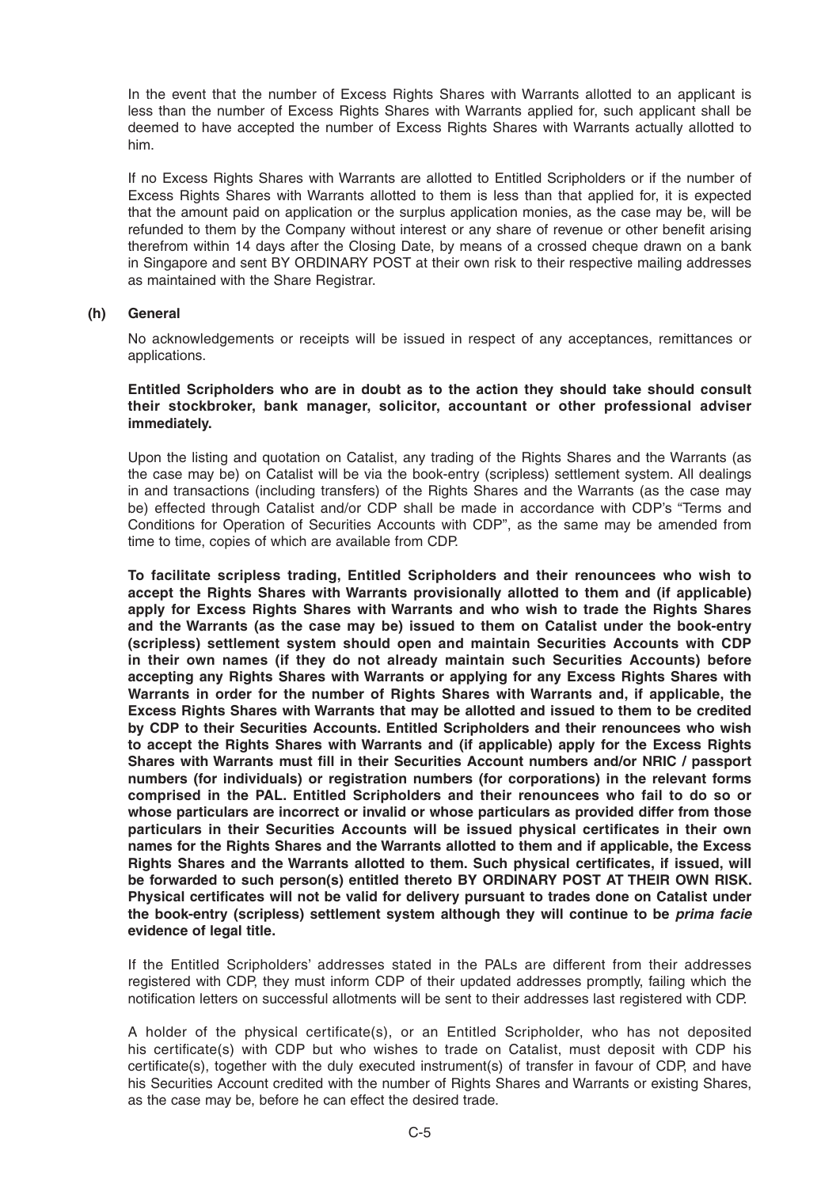In the event that the number of Excess Rights Shares with Warrants allotted to an applicant is less than the number of Excess Rights Shares with Warrants applied for, such applicant shall be deemed to have accepted the number of Excess Rights Shares with Warrants actually allotted to him.

If no Excess Rights Shares with Warrants are allotted to Entitled Scripholders or if the number of Excess Rights Shares with Warrants allotted to them is less than that applied for, it is expected that the amount paid on application or the surplus application monies, as the case may be, will be refunded to them by the Company without interest or any share of revenue or other benefit arising therefrom within 14 days after the Closing Date, by means of a crossed cheque drawn on a bank in Singapore and sent BY ORDINARY POST at their own risk to their respective mailing addresses as maintained with the Share Registrar.

**(h) General**

No acknowledgements or receipts will be issued in respect of any acceptances, remittances or applications.

**Entitled Scripholders who are in doubt as to the action they should take should consult their stockbroker, bank manager, solicitor, accountant or other professional adviser immediately.**

Upon the listing and quotation on Catalist, any trading of the Rights Shares and the Warrants (as the case may be) on Catalist will be via the book-entry (scripless) settlement system. All dealings in and transactions (including transfers) of the Rights Shares and the Warrants (as the case may be) effected through Catalist and/or CDP shall be made in accordance with CDP's "Terms and Conditions for Operation of Securities Accounts with CDP", as the same may be amended from time to time, copies of which are available from CDP.

**To facilitate scripless trading, Entitled Scripholders and their renouncees who wish to accept the Rights Shares with Warrants provisionally allotted to them and (if applicable) apply for Excess Rights Shares with Warrants and who wish to trade the Rights Shares and the Warrants (as the case may be) issued to them on Catalist under the book-entry (scripless) settlement system should open and maintain Securities Accounts with CDP in their own names (if they do not already maintain such Securities Accounts) before accepting any Rights Shares with Warrants or applying for any Excess Rights Shares with Warrants in order for the number of Rights Shares with Warrants and, if applicable, the Excess Rights Shares with Warrants that may be allotted and issued to them to be credited by CDP to their Securities Accounts. Entitled Scripholders and their renouncees who wish to accept the Rights Shares with Warrants and (if applicable) apply for the Excess Rights Shares with Warrants must fill in their Securities Account numbers and/or NRIC / passport numbers (for individuals) or registration numbers (for corporations) in the relevant forms comprised in the PAL. Entitled Scripholders and their renouncees who fail to do so or whose particulars are incorrect or invalid or whose particulars as provided differ from those particulars in their Securities Accounts will be issued physical certificates in their own names for the Rights Shares and the Warrants allotted to them and if applicable, the Excess Rights Shares and the Warrants allotted to them. Such physical certificates, if issued, will be forwarded to such person(s) entitled thereto BY ORDINARY POST AT THEIR OWN RISK. Physical certificates will not be valid for delivery pursuant to trades done on Catalist under the book-entry (scripless) settlement system although they will continue to be *prima facie* evidence of legal title.**

If the Entitled Scripholders' addresses stated in the PALs are different from their addresses registered with CDP, they must inform CDP of their updated addresses promptly, failing which the notification letters on successful allotments will be sent to their addresses last registered with CDP.

A holder of the physical certificate(s), or an Entitled Scripholder, who has not deposited his certificate(s) with CDP but who wishes to trade on Catalist, must deposit with CDP his certificate(s), together with the duly executed instrument(s) of transfer in favour of CDP, and have his Securities Account credited with the number of Rights Shares and Warrants or existing Shares, as the case may be, before he can effect the desired trade.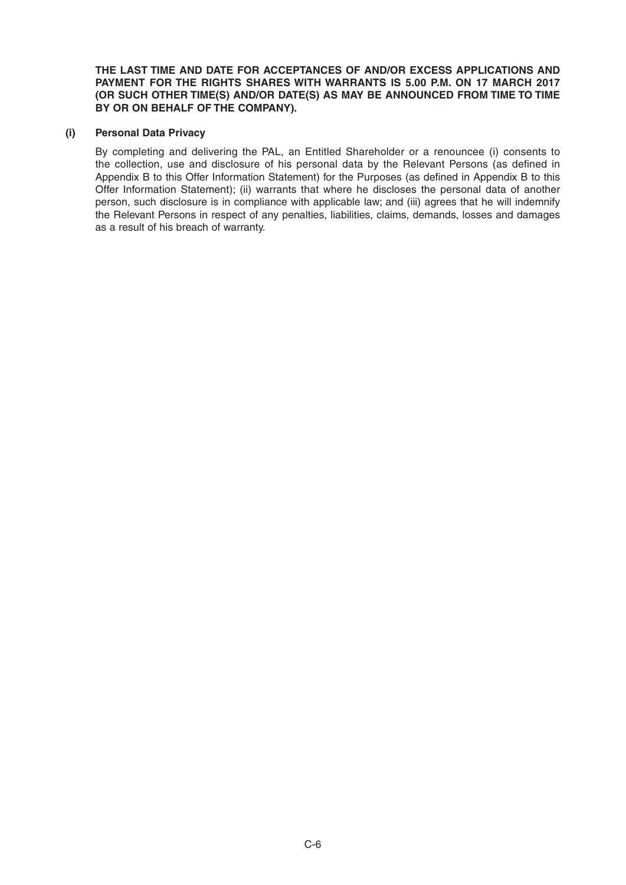**THE LAST TIME AND DATE FOR ACCEPTANCES OF AND/OR EXCESS APPLICATIONS AND PAYMENT FOR THE RIGHTS SHARES WITH WARRANTS IS 5.00 P.M. ON 17 MARCH 2017 (OR SUCH OTHER TIME(S) AND/OR DATE(S) AS MAY BE ANNOUNCED FROM TIME TO TIME BY OR ON BEHALF OF THE COMPANY).**

**(i) Personal Data Privacy**

By completing and delivering the PAL, an Entitled Shareholder or a renouncee (i) consents to the collection, use and disclosure of his personal data by the Relevant Persons (as defined in Appendix B to this Offer Information Statement) for the Purposes (as defined in Appendix B to this Offer Information Statement); (ii) warrants that where he discloses the personal data of another person, such disclosure is in compliance with applicable law; and (iii) agrees that he will indemnify the Relevant Persons in respect of any penalties, liabilities, claims, demands, losses and damages as a result of his breach of warranty.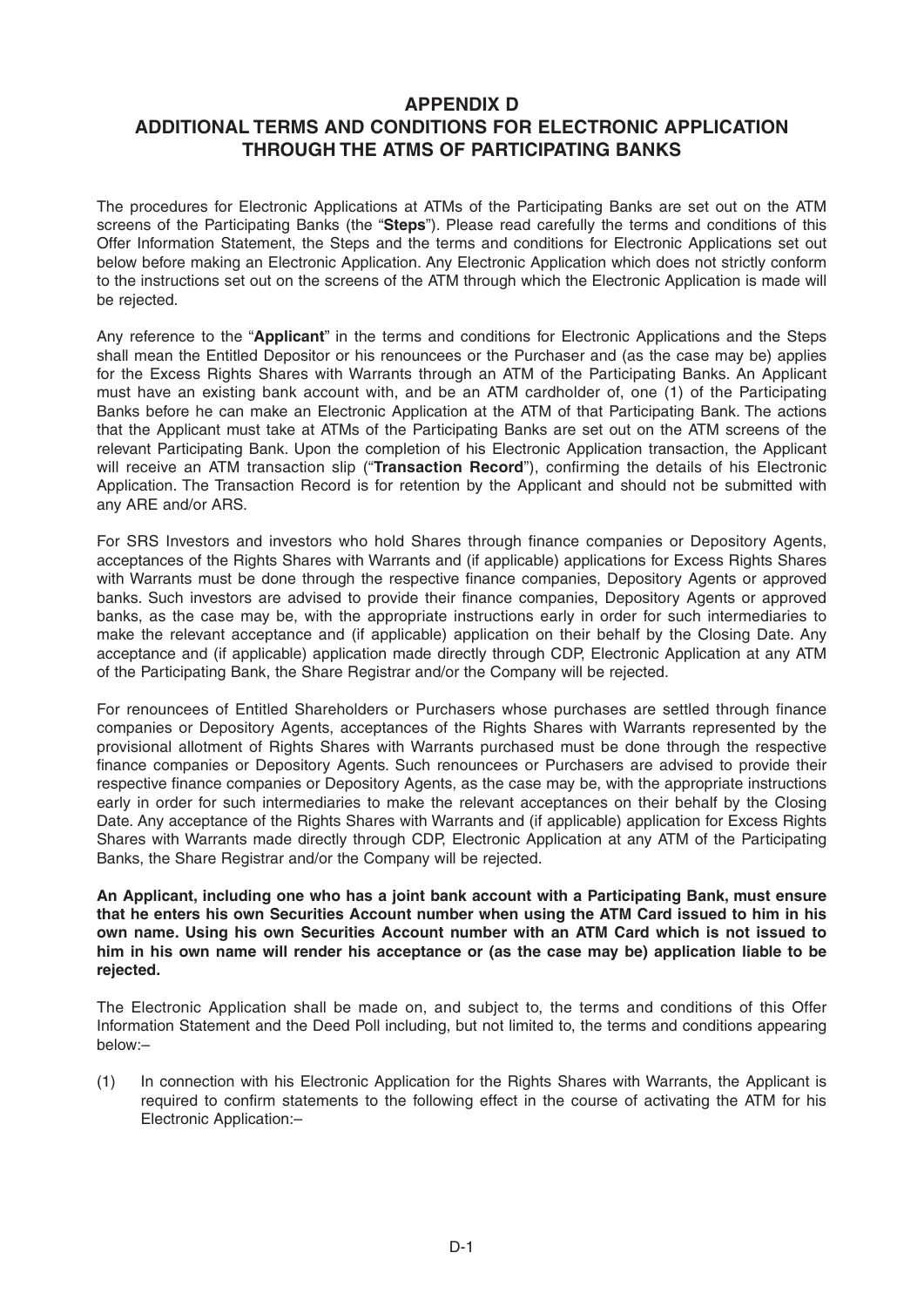# APPENDIX D
# ADDITIONAL TERMS AND CONDITIONS FOR ELECTRONIC APPLICATION THROUGH THE ATMS OF PARTICIPATING BANKS

The procedures for Electronic Applications at ATMs of the Participating Banks are set out on the ATM screens of the Participating Banks (the "**Steps**"). Please read carefully the terms and conditions of this Offer Information Statement, the Steps and the terms and conditions for Electronic Applications set out below before making an Electronic Application. Any Electronic Application which does not strictly conform to the instructions set out on the screens of the ATM through which the Electronic Application is made will be rejected.

Any reference to the "**Applicant**" in the terms and conditions for Electronic Applications and the Steps shall mean the Entitled Depositor or his renouncees or the Purchaser and (as the case may be) applies for the Excess Rights Shares with Warrants through an ATM of the Participating Banks. An Applicant must have an existing bank account with, and be an ATM cardholder of, one (1) of the Participating Banks before he can make an Electronic Application at the ATM of that Participating Bank. The actions that the Applicant must take at ATMs of the Participating Banks are set out on the ATM screens of the relevant Participating Bank. Upon the completion of his Electronic Application transaction, the Applicant will receive an ATM transaction slip ("**Transaction Record**"), confirming the details of his Electronic Application. The Transaction Record is for retention by the Applicant and should not be submitted with any ARE and/or ARS.

For SRS Investors and investors who hold Shares through finance companies or Depository Agents, acceptances of the Rights Shares with Warrants and (if applicable) applications for Excess Rights Shares with Warrants must be done through the respective finance companies, Depository Agents or approved banks. Such investors are advised to provide their finance companies, Depository Agents or approved banks, as the case may be, with the appropriate instructions early in order for such intermediaries to make the relevant acceptance and (if applicable) application on their behalf by the Closing Date. Any acceptance and (if applicable) application made directly through CDP, Electronic Application at any ATM of the Participating Bank, the Share Registrar and/or the Company will be rejected.

For renouncees of Entitled Shareholders or Purchasers whose purchases are settled through finance companies or Depository Agents, acceptances of the Rights Shares with Warrants represented by the provisional allotment of Rights Shares with Warrants purchased must be done through the respective finance companies or Depository Agents. Such renouncees or Purchasers are advised to provide their respective finance companies or Depository Agents, as the case may be, with the appropriate instructions early in order for such intermediaries to make the relevant acceptances on their behalf by the Closing Date. Any acceptance of the Rights Shares with Warrants and (if applicable) application for Excess Rights Shares with Warrants made directly through CDP, Electronic Application at any ATM of the Participating Banks, the Share Registrar and/or the Company will be rejected.

**An Applicant, including one who has a joint bank account with a Participating Bank, must ensure that he enters his own Securities Account number when using the ATM Card issued to him in his own name. Using his own Securities Account number with an ATM Card which is not issued to him in his own name will render his acceptance or (as the case may be) application liable to be rejected.**

The Electronic Application shall be made on, and subject to, the terms and conditions of this Offer Information Statement and the Deed Poll including, but not limited to, the terms and conditions appearing below:–

(1) In connection with his Electronic Application for the Rights Shares with Warrants, the Applicant is required to confirm statements to the following effect in the course of activating the ATM for his Electronic Application:–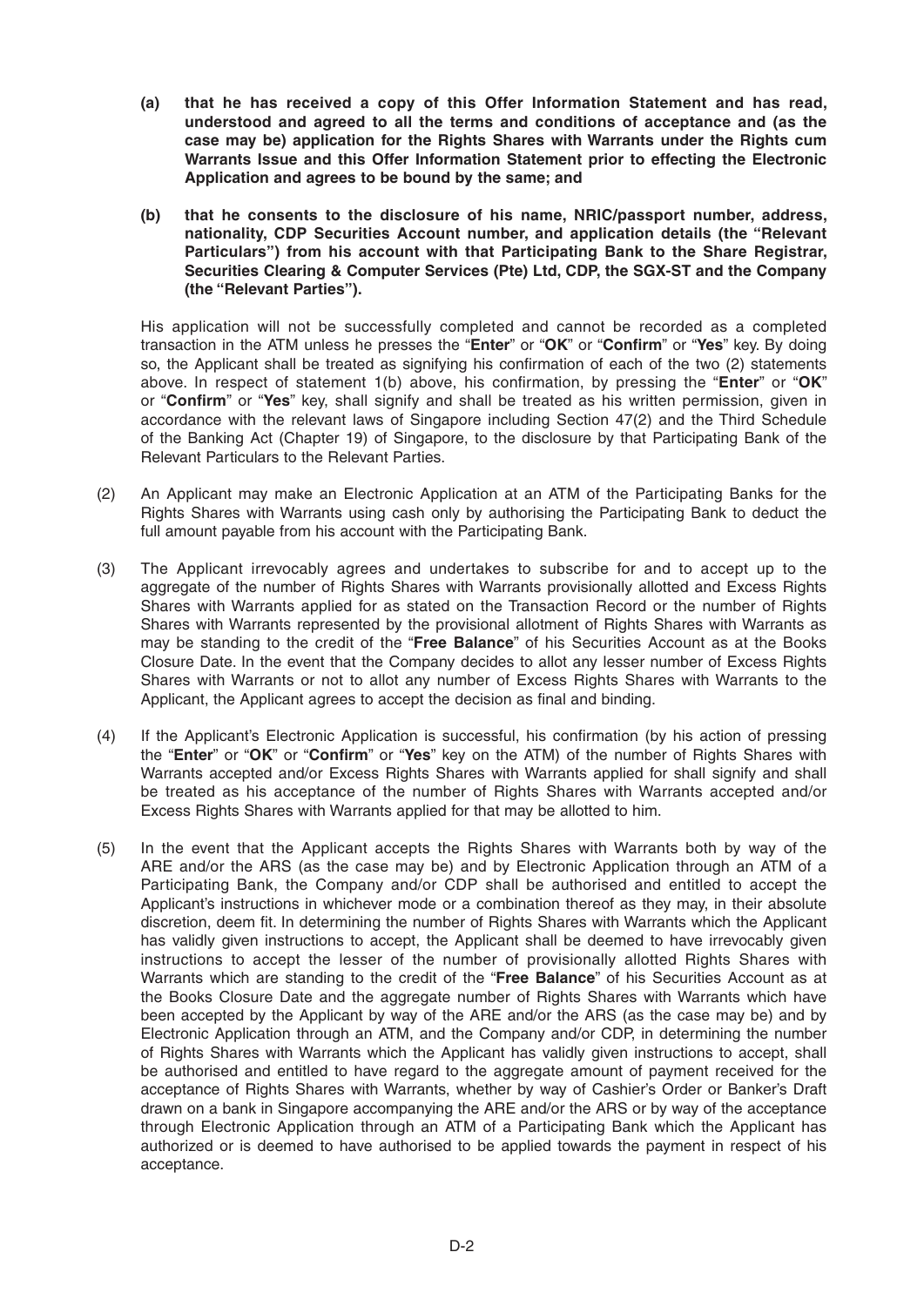**(a) that he has received a copy of this Offer Information Statement and has read, understood and agreed to all the terms and conditions of acceptance and (as the case may be) application for the Rights Shares with Warrants under the Rights cum Warrants Issue and this Offer Information Statement prior to effecting the Electronic Application and agrees to be bound by the same; and**

**(b) that he consents to the disclosure of his name, NRIC/passport number, address, nationality, CDP Securities Account number, and application details (the "Relevant Particulars") from his account with that Participating Bank to the Share Registrar, Securities Clearing & Computer Services (Pte) Ltd, CDP, the SGX-ST and the Company (the "Relevant Parties").**

His application will not be successfully completed and cannot be recorded as a completed transaction in the ATM unless he presses the "**Enter**" or "**OK**" or "**Confirm**" or "**Yes**" key. By doing so, the Applicant shall be treated as signifying his confirmation of each of the two (2) statements above. In respect of statement 1(b) above, his confirmation, by pressing the "**Enter**" or "**OK**" or "**Confirm**" or "**Yes**" key, shall signify and shall be treated as his written permission, given in accordance with the relevant laws of Singapore including Section 47(2) and the Third Schedule of the Banking Act (Chapter 19) of Singapore, to the disclosure by that Participating Bank of the Relevant Particulars to the Relevant Parties.

(2) An Applicant may make an Electronic Application at an ATM of the Participating Banks for the Rights Shares with Warrants using cash only by authorising the Participating Bank to deduct the full amount payable from his account with the Participating Bank.

(3) The Applicant irrevocably agrees and undertakes to subscribe for and to accept up to the aggregate of the number of Rights Shares with Warrants provisionally allotted and Excess Rights Shares with Warrants applied for as stated on the Transaction Record or the number of Rights Shares with Warrants represented by the provisional allotment of Rights Shares with Warrants as may be standing to the credit of the "**Free Balance**" of his Securities Account as at the Books Closure Date. In the event that the Company decides to allot any lesser number of Excess Rights Shares with Warrants or not to allot any number of Excess Rights Shares with Warrants to the Applicant, the Applicant agrees to accept the decision as final and binding.

(4) If the Applicant's Electronic Application is successful, his confirmation (by his action of pressing the "**Enter**" or "**OK**" or "**Confirm**" or "**Yes**" key on the ATM) of the number of Rights Shares with Warrants accepted and/or Excess Rights Shares with Warrants applied for shall signify and shall be treated as his acceptance of the number of Rights Shares with Warrants accepted and/or Excess Rights Shares with Warrants applied for that may be allotted to him.

(5) In the event that the Applicant accepts the Rights Shares with Warrants both by way of the ARE and/or the ARS (as the case may be) and by Electronic Application through an ATM of a Participating Bank, the Company and/or CDP shall be authorised and entitled to accept the Applicant's instructions in whichever mode or a combination thereof as they may, in their absolute discretion, deem fit. In determining the number of Rights Shares with Warrants which the Applicant has validly given instructions to accept, the Applicant shall be deemed to have irrevocably given instructions to accept the lesser of the number of provisionally allotted Rights Shares with Warrants which are standing to the credit of the "**Free Balance**" of his Securities Account as at the Books Closure Date and the aggregate number of Rights Shares with Warrants which have been accepted by the Applicant by way of the ARE and/or the ARS (as the case may be) and by Electronic Application through an ATM, and the Company and/or CDP, in determining the number of Rights Shares with Warrants which the Applicant has validly given instructions to accept, shall be authorised and entitled to have regard to the aggregate amount of payment received for the acceptance of Rights Shares with Warrants, whether by way of Cashier's Order or Banker's Draft drawn on a bank in Singapore accompanying the ARE and/or the ARS or by way of the acceptance through Electronic Application through an ATM of a Participating Bank which the Applicant has authorized or is deemed to have authorised to be applied towards the payment in respect of his acceptance.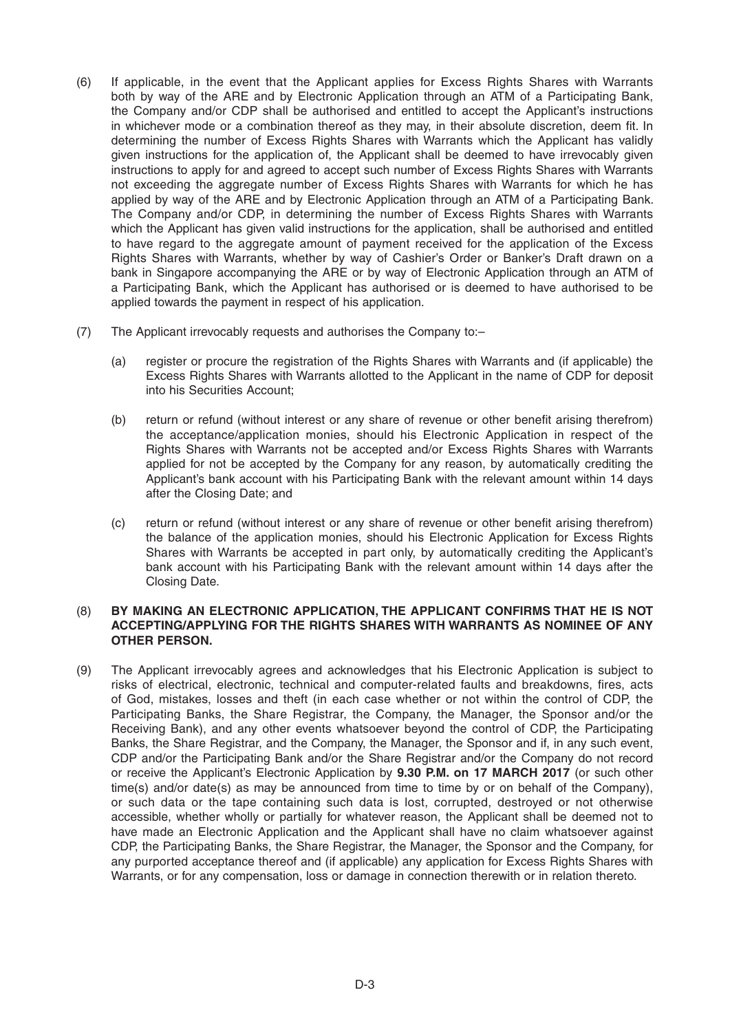(6) If applicable, in the event that the Applicant applies for Excess Rights Shares with Warrants both by way of the ARE and by Electronic Application through an ATM of a Participating Bank, the Company and/or CDP shall be authorised and entitled to accept the Applicant's instructions in whichever mode or a combination thereof as they may, in their absolute discretion, deem fit. In determining the number of Excess Rights Shares with Warrants which the Applicant has validly given instructions for the application of, the Applicant shall be deemed to have irrevocably given instructions to apply for and agreed to accept such number of Excess Rights Shares with Warrants not exceeding the aggregate number of Excess Rights Shares with Warrants for which he has applied by way of the ARE and by Electronic Application through an ATM of a Participating Bank. The Company and/or CDP, in determining the number of Excess Rights Shares with Warrants which the Applicant has given valid instructions for the application, shall be authorised and entitled to have regard to the aggregate amount of payment received for the application of the Excess Rights Shares with Warrants, whether by way of Cashier's Order or Banker's Draft drawn on a bank in Singapore accompanying the ARE or by way of Electronic Application through an ATM of a Participating Bank, which the Applicant has authorised or is deemed to have authorised to be applied towards the payment in respect of his application.

(7) The Applicant irrevocably requests and authorises the Company to:–

   (a) register or procure the registration of the Rights Shares with Warrants and (if applicable) the Excess Rights Shares with Warrants allotted to the Applicant in the name of CDP for deposit into his Securities Account;

   (b) return or refund (without interest or any share of revenue or other benefit arising therefrom) the acceptance/application monies, should his Electronic Application in respect of the Rights Shares with Warrants not be accepted and/or Excess Rights Shares with Warrants applied for not be accepted by the Company for any reason, by automatically crediting the Applicant's bank account with his Participating Bank with the relevant amount within 14 days after the Closing Date; and

   (c) return or refund (without interest or any share of revenue or other benefit arising therefrom) the balance of the application monies, should his Electronic Application for Excess Rights Shares with Warrants be accepted in part only, by automatically crediting the Applicant's bank account with his Participating Bank with the relevant amount within 14 days after the Closing Date.

(8) **BY MAKING AN ELECTRONIC APPLICATION, THE APPLICANT CONFIRMS THAT HE IS NOT ACCEPTING/APPLYING FOR THE RIGHTS SHARES WITH WARRANTS AS NOMINEE OF ANY OTHER PERSON.**

(9) The Applicant irrevocably agrees and acknowledges that his Electronic Application is subject to risks of electrical, electronic, technical and computer-related faults and breakdowns, fires, acts of God, mistakes, losses and theft (in each case whether or not within the control of CDP, the Participating Banks, the Share Registrar, the Company, the Manager, the Sponsor and/or the Receiving Bank), and any other events whatsoever beyond the control of CDP, the Participating Banks, the Share Registrar, and the Company, the Manager, the Sponsor and if, in any such event, CDP and/or the Participating Bank and/or the Share Registrar and/or the Company do not record or receive the Applicant's Electronic Application by **9.30 P.M. on 17 MARCH 2017** (or such other time(s) and/or date(s) as may be announced from time to time by or on behalf of the Company), or such data or the tape containing such data is lost, corrupted, destroyed or not otherwise accessible, whether wholly or partially for whatever reason, the Applicant shall be deemed not to have made an Electronic Application and the Applicant shall have no claim whatsoever against CDP, the Participating Banks, the Share Registrar, the Manager, the Sponsor and the Company, for any purported acceptance thereof and (if applicable) any application for Excess Rights Shares with Warrants, or for any compensation, loss or damage in connection therewith or in relation thereto.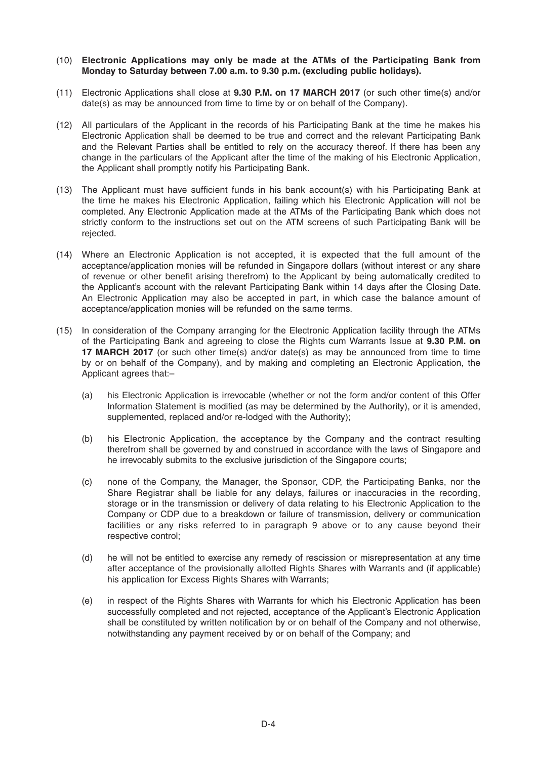(10) **Electronic Applications may only be made at the ATMs of the Participating Bank from Monday to Saturday between 7.00 a.m. to 9.30 p.m. (excluding public holidays).**

(11) Electronic Applications shall close at **9.30 P.M. on 17 MARCH 2017** (or such other time(s) and/or date(s) as may be announced from time to time by or on behalf of the Company).

(12) All particulars of the Applicant in the records of his Participating Bank at the time he makes his Electronic Application shall be deemed to be true and correct and the relevant Participating Bank and the Relevant Parties shall be entitled to rely on the accuracy thereof. If there has been any change in the particulars of the Applicant after the time of the making of his Electronic Application, the Applicant shall promptly notify his Participating Bank.

(13) The Applicant must have sufficient funds in his bank account(s) with his Participating Bank at the time he makes his Electronic Application, failing which his Electronic Application will not be completed. Any Electronic Application made at the ATMs of the Participating Bank which does not strictly conform to the instructions set out on the ATM screens of such Participating Bank will be rejected.

(14) Where an Electronic Application is not accepted, it is expected that the full amount of the acceptance/application monies will be refunded in Singapore dollars (without interest or any share of revenue or other benefit arising therefrom) to the Applicant by being automatically credited to the Applicant's account with the relevant Participating Bank within 14 days after the Closing Date. An Electronic Application may also be accepted in part, in which case the balance amount of acceptance/application monies will be refunded on the same terms.

(15) In consideration of the Company arranging for the Electronic Application facility through the ATMs of the Participating Bank and agreeing to close the Rights cum Warrants Issue at **9.30 P.M. on 17 MARCH 2017** (or such other time(s) and/or date(s) as may be announced from time to time by or on behalf of the Company), and by making and completing an Electronic Application, the Applicant agrees that:–

   (a) his Electronic Application is irrevocable (whether or not the form and/or content of this Offer Information Statement is modified (as may be determined by the Authority), or it is amended, supplemented, replaced and/or re-lodged with the Authority);

   (b) his Electronic Application, the acceptance by the Company and the contract resulting therefrom shall be governed by and construed in accordance with the laws of Singapore and he irrevocably submits to the exclusive jurisdiction of the Singapore courts;

   (c) none of the Company, the Manager, the Sponsor, CDP, the Participating Banks, nor the Share Registrar shall be liable for any delays, failures or inaccuracies in the recording, storage or in the transmission or delivery of data relating to his Electronic Application to the Company or CDP due to a breakdown or failure of transmission, delivery or communication facilities or any risks referred to in paragraph 9 above or to any cause beyond their respective control;

   (d) he will not be entitled to exercise any remedy of rescission or misrepresentation at any time after acceptance of the provisionally allotted Rights Shares with Warrants and (if applicable) his application for Excess Rights Shares with Warrants;

   (e) in respect of the Rights Shares with Warrants for which his Electronic Application has been successfully completed and not rejected, acceptance of the Applicant's Electronic Application shall be constituted by written notification by or on behalf of the Company and not otherwise, notwithstanding any payment received by or on behalf of the Company; and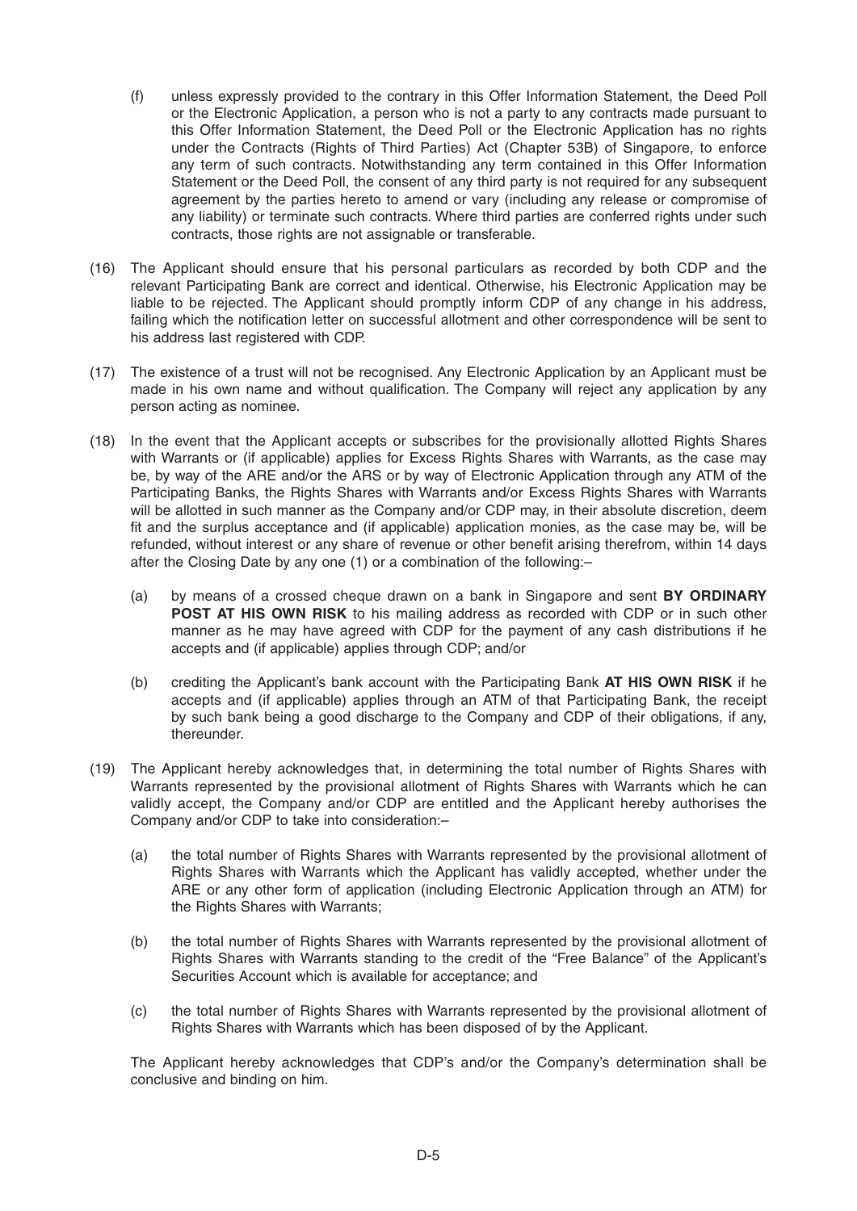(f) unless expressly provided to the contrary in this Offer Information Statement, the Deed Poll or the Electronic Application, a person who is not a party to any contracts made pursuant to this Offer Information Statement, the Deed Poll or the Electronic Application has no rights under the Contracts (Rights of Third Parties) Act (Chapter 53B) of Singapore, to enforce any term of such contracts. Notwithstanding any term contained in this Offer Information Statement or the Deed Poll, the consent of any third party is not required for any subsequent agreement by the parties hereto to amend or vary (including any release or compromise of any liability) or terminate such contracts. Where third parties are conferred rights under such contracts, those rights are not assignable or transferable.

(16) The Applicant should ensure that his personal particulars as recorded by both CDP and the relevant Participating Bank are correct and identical. Otherwise, his Electronic Application may be liable to be rejected. The Applicant should promptly inform CDP of any change in his address, failing which the notification letter on successful allotment and other correspondence will be sent to his address last registered with CDP.

(17) The existence of a trust will not be recognised. Any Electronic Application by an Applicant must be made in his own name and without qualification. The Company will reject any application by any person acting as nominee.

(18) In the event that the Applicant accepts or subscribes for the provisionally allotted Rights Shares with Warrants or (if applicable) applies for Excess Rights Shares with Warrants, as the case may be, by way of the ARE and/or the ARS or by way of Electronic Application through any ATM of the Participating Banks, the Rights Shares with Warrants and/or Excess Rights Shares with Warrants will be allotted in such manner as the Company and/or CDP may, in their absolute discretion, deem fit and the surplus acceptance and (if applicable) application monies, as the case may be, will be refunded, without interest or any share of revenue or other benefit arising therefrom, within 14 days after the Closing Date by any one (1) or a combination of the following:–

(a) by means of a crossed cheque drawn on a bank in Singapore and sent **BY ORDINARY POST AT HIS OWN RISK** to his mailing address as recorded with CDP or in such other manner as he may have agreed with CDP for the payment of any cash distributions if he accepts and (if applicable) applies through CDP; and/or

(b) crediting the Applicant's bank account with the Participating Bank **AT HIS OWN RISK** if he accepts and (if applicable) applies through an ATM of that Participating Bank, the receipt by such bank being a good discharge to the Company and CDP of their obligations, if any, thereunder.

(19) The Applicant hereby acknowledges that, in determining the total number of Rights Shares with Warrants represented by the provisional allotment of Rights Shares with Warrants which he can validly accept, the Company and/or CDP are entitled and the Applicant hereby authorises the Company and/or CDP to take into consideration:–

(a) the total number of Rights Shares with Warrants represented by the provisional allotment of Rights Shares with Warrants which the Applicant has validly accepted, whether under the ARE or any other form of application (including Electronic Application through an ATM) for the Rights Shares with Warrants;

(b) the total number of Rights Shares with Warrants represented by the provisional allotment of Rights Shares with Warrants standing to the credit of the "Free Balance" of the Applicant's Securities Account which is available for acceptance; and

(c) the total number of Rights Shares with Warrants represented by the provisional allotment of Rights Shares with Warrants which has been disposed of by the Applicant.

The Applicant hereby acknowledges that CDP's and/or the Company's determination shall be conclusive and binding on him.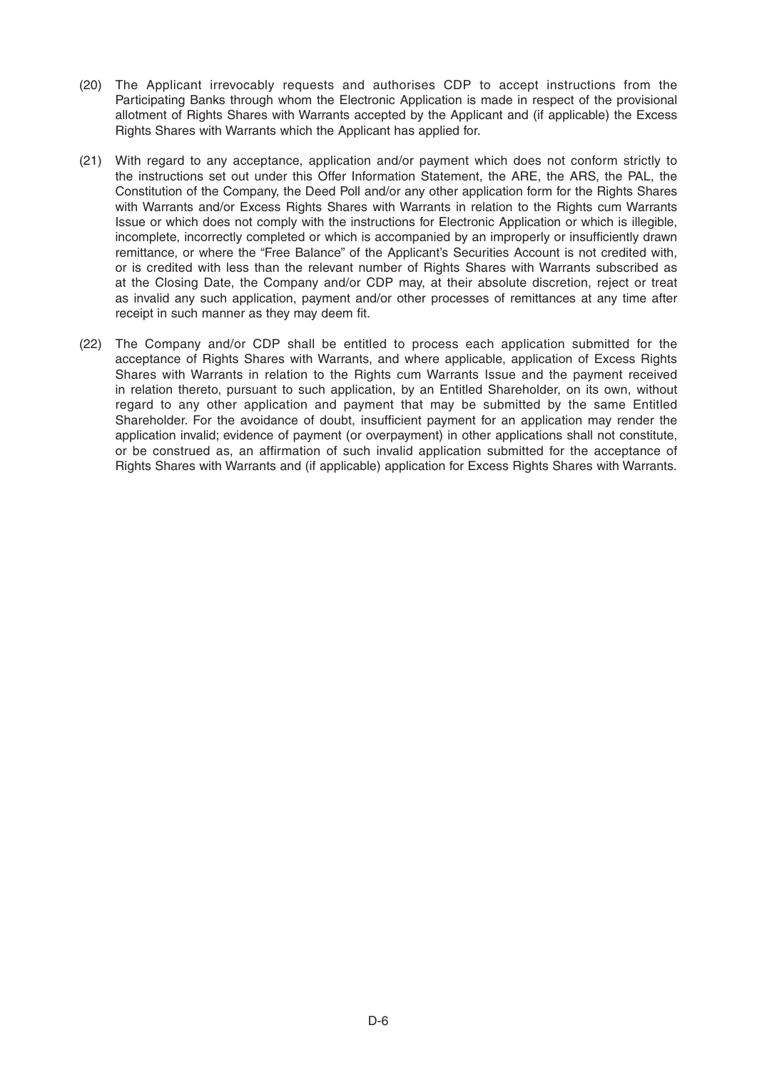(20) The Applicant irrevocably requests and authorises CDP to accept instructions from the Participating Banks through whom the Electronic Application is made in respect of the provisional allotment of Rights Shares with Warrants accepted by the Applicant and (if applicable) the Excess Rights Shares with Warrants which the Applicant has applied for.

(21) With regard to any acceptance, application and/or payment which does not conform strictly to the instructions set out under this Offer Information Statement, the ARE, the ARS, the PAL, the Constitution of the Company, the Deed Poll and/or any other application form for the Rights Shares with Warrants and/or Excess Rights Shares with Warrants in relation to the Rights cum Warrants Issue or which does not comply with the instructions for Electronic Application or which is illegible, incomplete, incorrectly completed or which is accompanied by an improperly or insufficiently drawn remittance, or where the "Free Balance" of the Applicant's Securities Account is not credited with, or is credited with less than the relevant number of Rights Shares with Warrants subscribed as at the Closing Date, the Company and/or CDP may, at their absolute discretion, reject or treat as invalid any such application, payment and/or other processes of remittances at any time after receipt in such manner as they may deem fit.

(22) The Company and/or CDP shall be entitled to process each application submitted for the acceptance of Rights Shares with Warrants, and where applicable, application of Excess Rights Shares with Warrants in relation to the Rights cum Warrants Issue and the payment received in relation thereto, pursuant to such application, by an Entitled Shareholder, on its own, without regard to any other application and payment that may be submitted by the same Entitled Shareholder. For the avoidance of doubt, insufficient payment for an application may render the application invalid; evidence of payment (or overpayment) in other applications shall not constitute, or be construed as, an affirmation of such invalid application submitted for the acceptance of Rights Shares with Warrants and (if applicable) application for Excess Rights Shares with Warrants.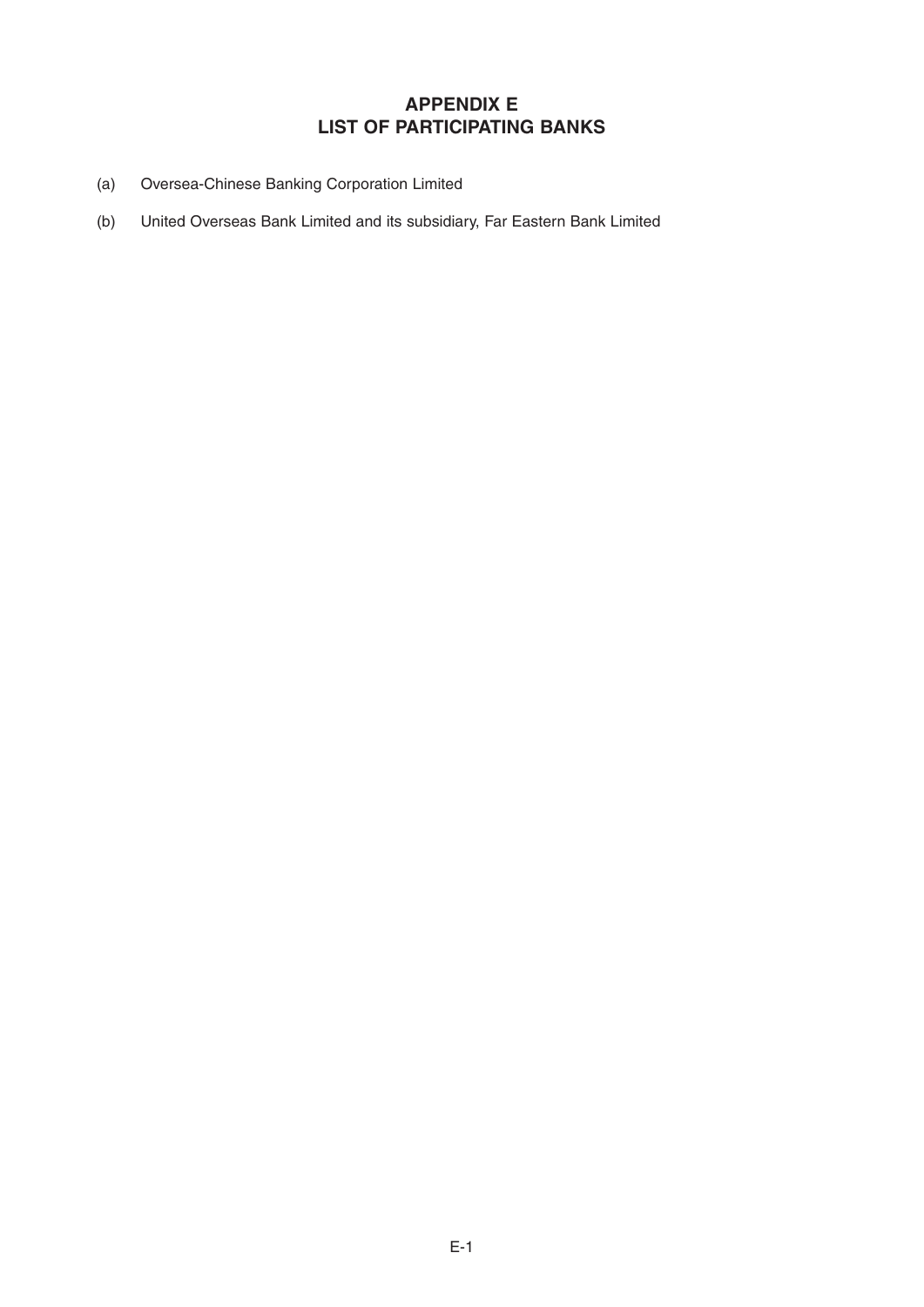# APPENDIX E
# LIST OF PARTICIPATING BANKS

(a) Oversea-Chinese Banking Corporation Limited

(b) United Overseas Bank Limited and its subsidiary, Far Eastern Bank Limited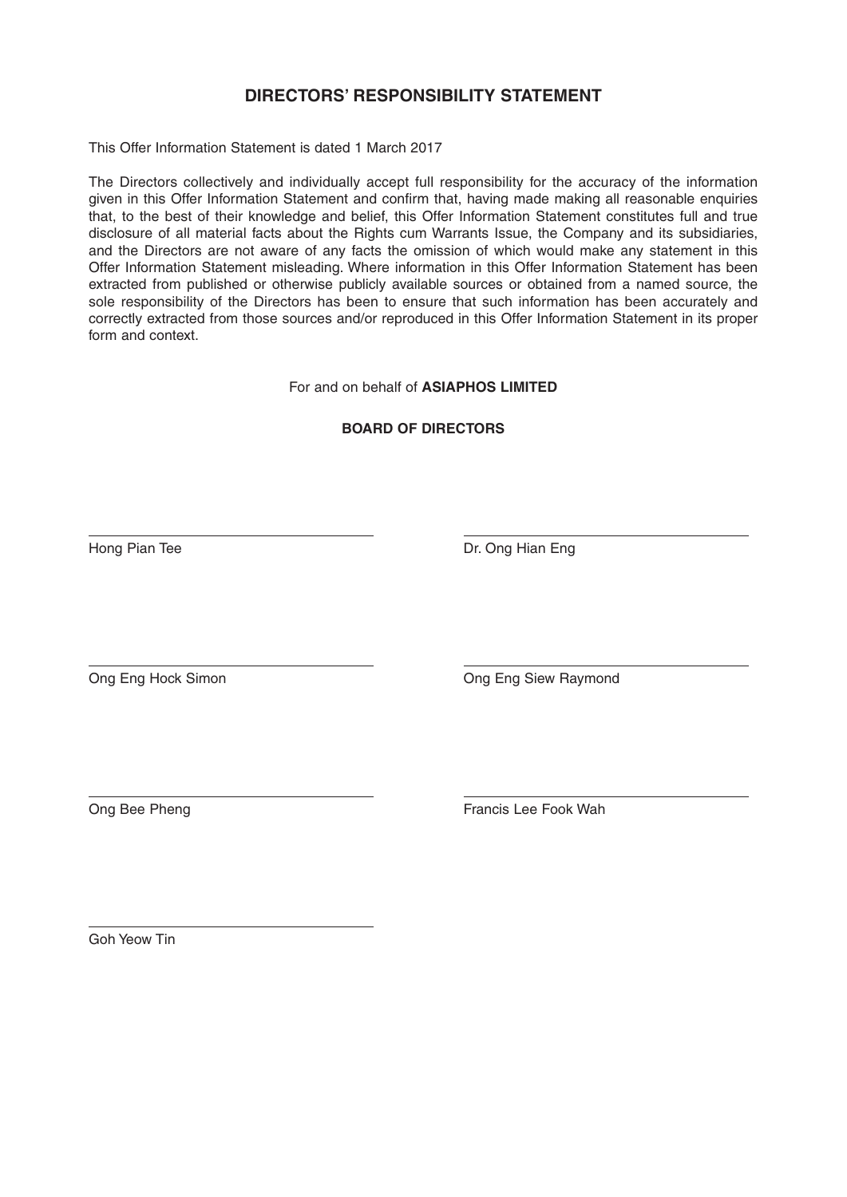# DIRECTORS' RESPONSIBILITY STATEMENT

This Offer Information Statement is dated 1 March 2017

The Directors collectively and individually accept full responsibility for the accuracy of the information given in this Offer Information Statement and confirm that, having made making all reasonable enquiries that, to the best of their knowledge and belief, this Offer Information Statement constitutes full and true disclosure of all material facts about the Rights cum Warrants Issue, the Company and its subsidiaries, and the Directors are not aware of any facts the omission of which would make any statement in this Offer Information Statement misleading. Where information in this Offer Information Statement has been extracted from published or otherwise publicly available sources or obtained from a named source, the sole responsibility of the Directors has been to ensure that such information has been accurately and correctly extracted from those sources and/or reproduced in this Offer Information Statement in its proper form and context.

For and on behalf of **ASIAPHOS LIMITED**

**BOARD OF DIRECTORS**

Hong Pian Tee

Dr. Ong Hian Eng

Ong Eng Hock Simon

Ong Eng Siew Raymond

Ong Bee Pheng

Francis Lee Fook Wah

Goh Yeow Tin